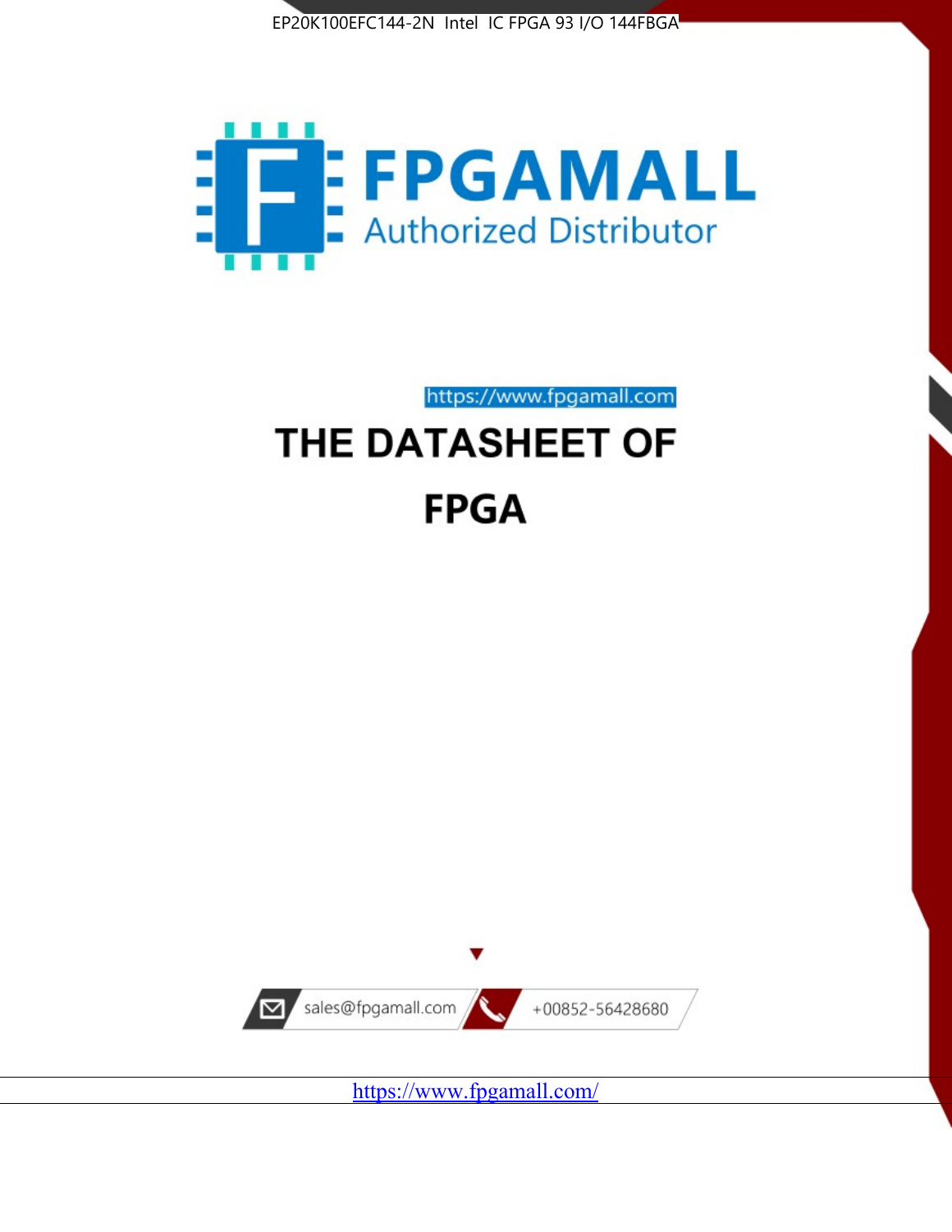EP20K100EFC144-2N Intel IC FPGA 93 I/O 144FBGA

FPGAMALL

Authorized Distributor

https://www.fpgamall.com

# THE DATASHEET OF

# FPGA

sales@fpgamall.com

+00852-56428680

https://www.fpgamall.com/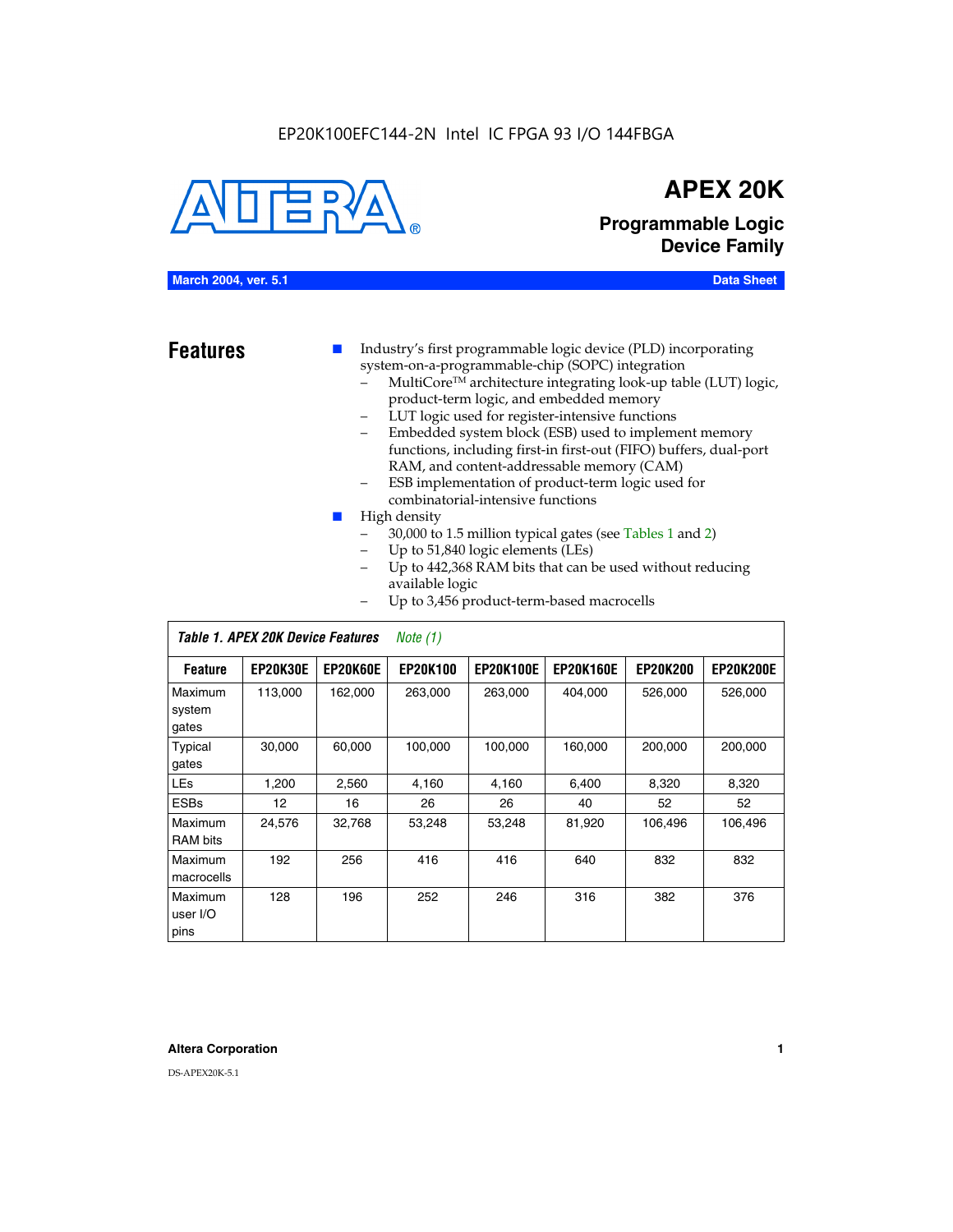EP20K100EFC144-2N Intel IC FPGA 93 I/O 144FBGA

# APEX 20K

## Programmable Logic Device Family

**March 2004, ver. 5.1** **Data Sheet**

## Features

- Industry's first programmable logic device (PLD) incorporating system-on-a-programmable-chip (SOPC) integration
  - MultiCore™ architecture integrating look-up table (LUT) logic, product-term logic, and embedded memory
  - LUT logic used for register-intensive functions
  - Embedded system block (ESB) used to implement memory functions, including first-in first-out (FIFO) buffers, dual-port RAM, and content-addressable memory (CAM)
  - ESB implementation of product-term logic used for combinatorial-intensive functions
- High density
  - 30,000 to 1.5 million typical gates (see Tables 1 and 2)
  - Up to 51,840 logic elements (LEs)
  - Up to 442,368 RAM bits that can be used without reducing available logic
  - Up to 3,456 product-term-based macrocells

*Table 1. APEX 20K Device Features* *Note (1)*

| Feature | EP20K30E | EP20K60E | EP20K100 | EP20K100E | EP20K160E | EP20K200 | EP20K200E |
|---|---|---|---|---|---|---|---|
| Maximum system gates | 113,000 | 162,000 | 263,000 | 263,000 | 404,000 | 526,000 | 526,000 |
| Typical gates | 30,000 | 60,000 | 100,000 | 100,000 | 160,000 | 200,000 | 200,000 |
| LEs | 1,200 | 2,560 | 4,160 | 4,160 | 6,400 | 8,320 | 8,320 |
| ESBs | 12 | 16 | 26 | 26 | 40 | 52 | 52 |
| Maximum RAM bits | 24,576 | 32,768 | 53,248 | 53,248 | 81,920 | 106,496 | 106,496 |
| Maximum macrocells | 192 | 256 | 416 | 416 | 640 | 832 | 832 |
| Maximum user I/O pins | 128 | 196 | 252 | 246 | 316 | 382 | 376 |

**Altera Corporation**

DS-APEX20K-5.1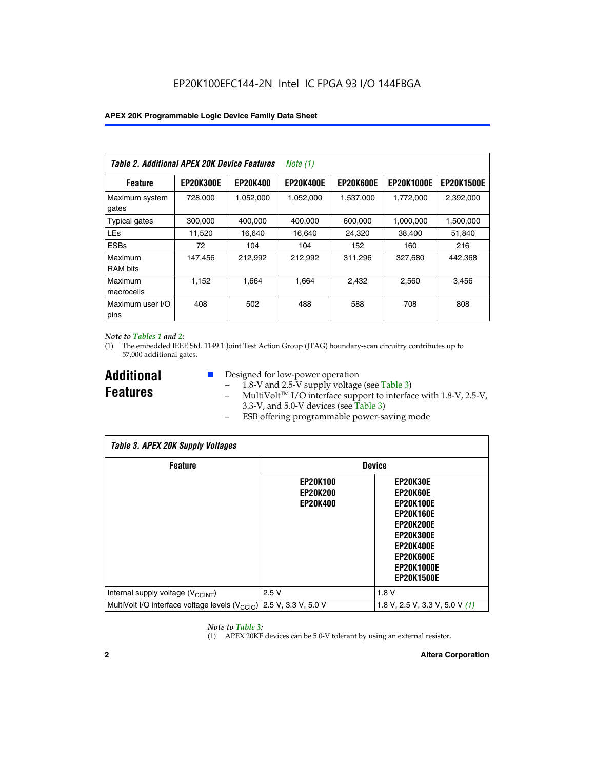EP20K100EFC144-2N Intel IC FPGA 93 I/O 144FBGA

*Table 2. Additional APEX 20K Device Features Note (1)*

| Feature | EP20K300E | EP20K400 | EP20K400E | EP20K600E | EP20K1000E | EP20K1500E |
|---|---|---|---|---|---|---|
| Maximum system gates | 728,000 | 1,052,000 | 1,052,000 | 1,537,000 | 1,772,000 | 2,392,000 |
| Typical gates | 300,000 | 400,000 | 400,000 | 600,000 | 1,000,000 | 1,500,000 |
| LEs | 11,520 | 16,640 | 16,640 | 24,320 | 38,400 | 51,840 |
| ESBs | 72 | 104 | 104 | 152 | 160 | 216 |
| Maximum RAM bits | 147,456 | 212,992 | 212,992 | 311,296 | 327,680 | 442,368 |
| Maximum macrocells | 1,152 | 1,664 | 1,664 | 2,432 | 2,560 | 3,456 |
| Maximum user I/O pins | 408 | 502 | 488 | 588 | 708 | 808 |

*Note to Tables 1 and 2:*

(1) The embedded IEEE Std. 1149.1 Joint Test Action Group (JTAG) boundary-scan circuitry contributes up to 57,000 additional gates.

## Additional Features

- Designed for low-power operation
  - 1.8-V and 2.5-V supply voltage (see Table 3)
  - MultiVolt™ I/O interface support to interface with 1.8-V, 2.5-V, 3.3-V, and 5.0-V devices (see Table 3)
  - ESB offering programmable power-saving mode

*Table 3. APEX 20K Supply Voltages*

| Feature | Device | |
|---|---|---|
| | EP20K100<br>EP20K200<br>EP20K400 | EP20K30E<br>EP20K60E<br>EP20K100E<br>EP20K160E<br>EP20K200E<br>EP20K300E<br>EP20K400E<br>EP20K600E<br>EP20K1000E<br>EP20K1500E |
| Internal supply voltage ($V_{CCINT}$) | 2.5 V | 1.8 V |
| MultiVolt I/O interface voltage levels ($V_{CCIO}$) | 2.5 V, 3.3 V, 5.0 V | 1.8 V, 2.5 V, 3.3 V, 5.0 V (1) |

*Note to Table 3:*

(1) APEX 20KE devices can be 5.0-V tolerant by using an external resistor.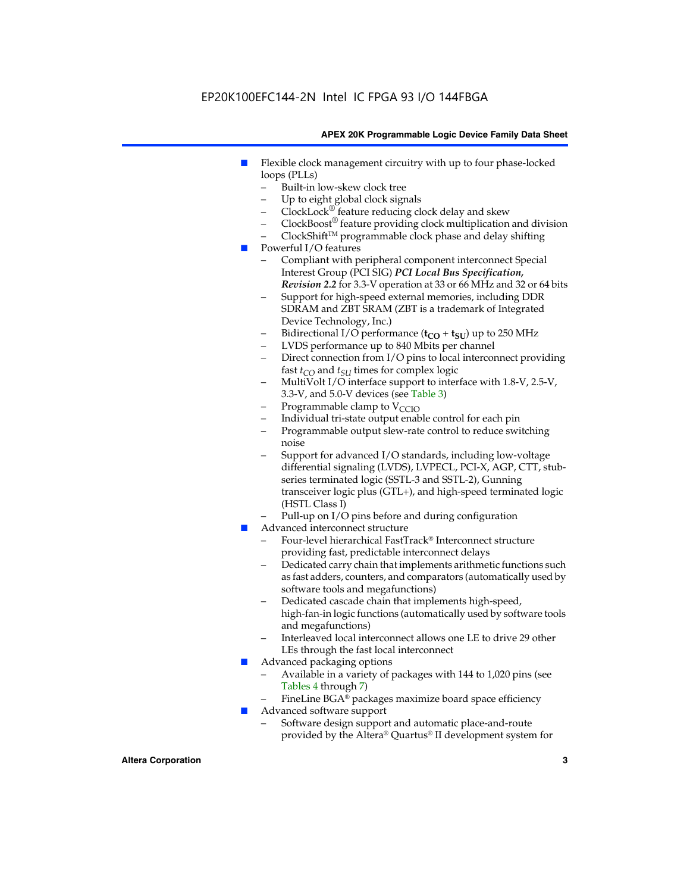- Flexible clock management circuitry with up to four phase-locked loops (PLLs)
  - Built-in low-skew clock tree
  - Up to eight global clock signals
  - ClockLock® feature reducing clock delay and skew
  - ClockBoost® feature providing clock multiplication and division
  - ClockShift™ programmable clock phase and delay shifting
- Powerful I/O features
  - Compliant with peripheral component interconnect Special Interest Group (PCI SIG) ***PCI Local Bus Specification, Revision 2.2*** for 3.3-V operation at 33 or 66 MHz and 32 or 64 bits
  - Support for high-speed external memories, including DDR SDRAM and ZBT SRAM (ZBT is a trademark of Integrated Device Technology, Inc.)
  - Bidirectional I/O performance ($\mathbf{t_{CO} + t_{SU}}$) up to 250 MHz
  - LVDS performance up to 840 Mbits per channel
  - Direct connection from I/O pins to local interconnect providing fast $t_{CO}$ and $t_{SU}$ times for complex logic
  - MultiVolt I/O interface support to interface with 1.8-V, 2.5-V, 3.3-V, and 5.0-V devices (see Table 3)
  - Programmable clamp to $V_{CCIO}$
  - Individual tri-state output enable control for each pin
  - Programmable output slew-rate control to reduce switching noise
  - Support for advanced I/O standards, including low-voltage differential signaling (LVDS), LVPECL, PCI-X, AGP, CTT, stub-series terminated logic (SSTL-3 and SSTL-2), Gunning transceiver logic plus (GTL+), and high-speed terminated logic (HSTL Class I)
  - Pull-up on I/O pins before and during configuration
- Advanced interconnect structure
  - Four-level hierarchical FastTrack® Interconnect structure providing fast, predictable interconnect delays
  - Dedicated carry chain that implements arithmetic functions such as fast adders, counters, and comparators (automatically used by software tools and megafunctions)
  - Dedicated cascade chain that implements high-speed, high-fan-in logic functions (automatically used by software tools and megafunctions)
  - Interleaved local interconnect allows one LE to drive 29 other LEs through the fast local interconnect
- Advanced packaging options
  - Available in a variety of packages with 144 to 1,020 pins (see Tables 4 through 7)
  - FineLine BGA® packages maximize board space efficiency
- Advanced software support
  - Software design support and automatic place-and-route provided by the Altera® Quartus® II development system for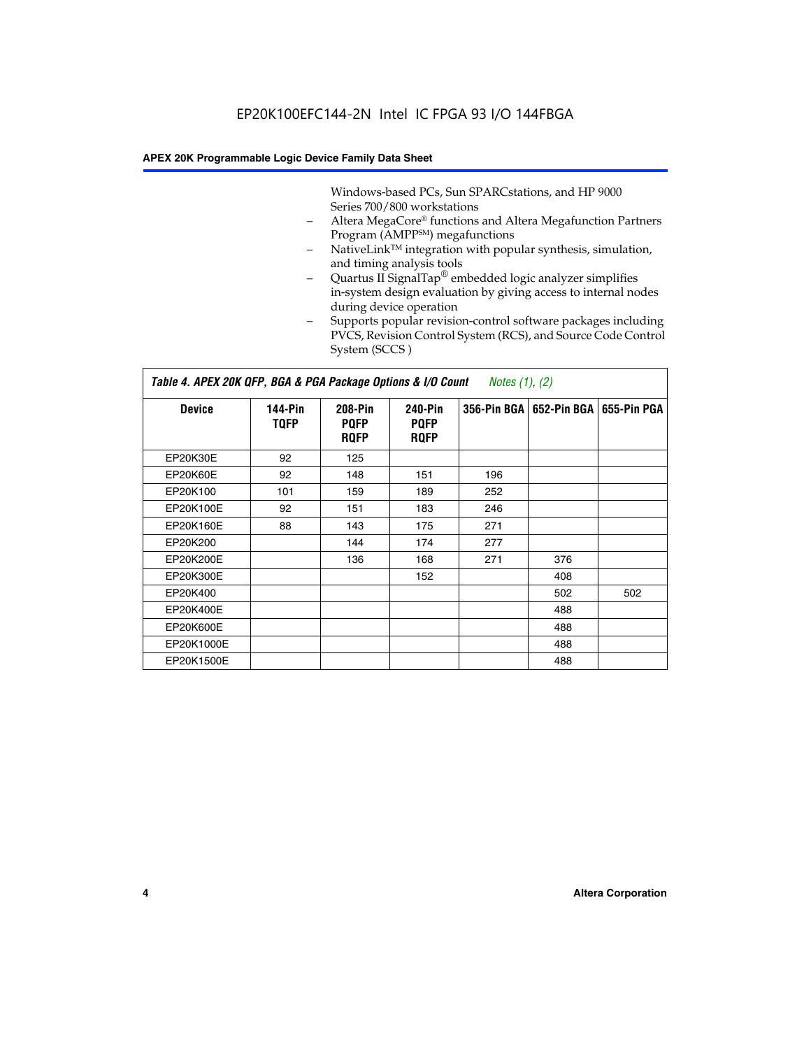EP20K100EFC144-2N Intel IC FPGA 93 I/O 144FBGA

Windows-based PCs, Sun SPARCstations, and HP 9000 Series 700/800 workstations

- Altera MegaCore® functions and Altera Megafunction Partners Program (AMPP℠) megafunctions
- NativeLink™ integration with popular synthesis, simulation, and timing analysis tools
- Quartus II SignalTap® embedded logic analyzer simplifies in-system design evaluation by giving access to internal nodes during device operation
- Supports popular revision-control software packages including PVCS, Revision Control System (RCS), and Source Code Control System (SCCS )

**Table 4. APEX 20K QFP, BGA & PGA Package Options & I/O Count** *Notes (1), (2)*

| Device | 144-Pin TQFP | 208-Pin PQFP RQFP | 240-Pin PQFP RQFP | 356-Pin BGA | 652-Pin BGA | 655-Pin PGA |
|---|---|---|---|---|---|---|
| EP20K30E | 92 | 125 | | | | |
| EP20K60E | 92 | 148 | 151 | 196 | | |
| EP20K100 | 101 | 159 | 189 | 252 | | |
| EP20K100E | 92 | 151 | 183 | 246 | | |
| EP20K160E | 88 | 143 | 175 | 271 | | |
| EP20K200 | | 144 | 174 | 277 | | |
| EP20K200E | | 136 | 168 | 271 | 376 | |
| EP20K300E | | | 152 | | 408 | |
| EP20K400 | | | | | 502 | 502 |
| EP20K400E | | | | | 488 | |
| EP20K600E | | | | | 488 | |
| EP20K1000E | | | | | 488 | |
| EP20K1500E | | | | | 488 | |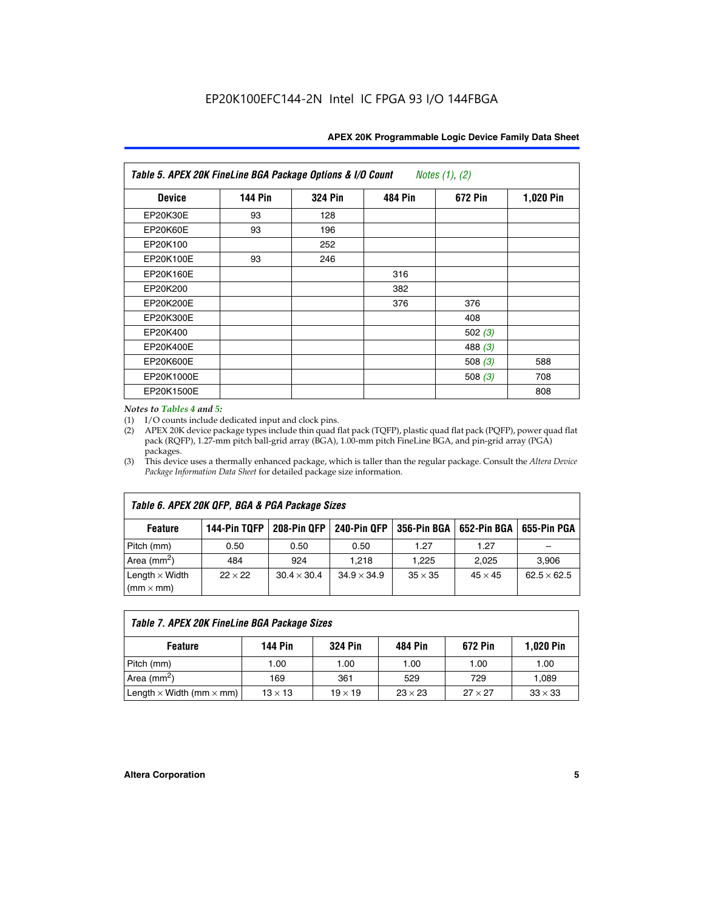EP20K100EFC144-2N Intel IC FPGA 93 I/O 144FBGA

| Table 5. APEX 20K FineLine BGA Package Options & I/O Count *Notes (1), (2)* | | | | | |
|---|---|---|---|---|---|
| **Device** | **144 Pin** | **324 Pin** | **484 Pin** | **672 Pin** | **1,020 Pin** |
| EP20K30E | 93 | 128 | | | |
| EP20K60E | 93 | 196 | | | |
| EP20K100 | | 252 | | | |
| EP20K100E | 93 | 246 | | | |
| EP20K160E | | | 316 | | |
| EP20K200 | | | 382 | | |
| EP20K200E | | | 376 | 376 | |
| EP20K300E | | | | 408 | |
| EP20K400 | | | | 502 *(3)* | |
| EP20K400E | | | | 488 *(3)* | |
| EP20K600E | | | | 508 *(3)* | 588 |
| EP20K1000E | | | | 508 *(3)* | 708 |
| EP20K1500E | | | | | 808 |

*Notes to Tables 4 and 5:*

(1) I/O counts include dedicated input and clock pins.

(2) APEX 20K device package types include thin quad flat pack (TQFP), plastic quad flat pack (PQFP), power quad flat pack (RQFP), 1.27-mm pitch ball-grid array (BGA), 1.00-mm pitch FineLine BGA, and pin-grid array (PGA) packages.

(3) This device uses a thermally enhanced package, which is taller than the regular package. Consult the *Altera Device Package Information Data Sheet* for detailed package size information.

| Table 6. APEX 20K QFP, BGA & PGA Package Sizes | | | | | | |
|---|---|---|---|---|---|---|
| **Feature** | **144-Pin TQFP** | **208-Pin QFP** | **240-Pin QFP** | **356-Pin BGA** | **652-Pin BGA** | **655-Pin PGA** |
| Pitch (mm) | 0.50 | 0.50 | 0.50 | 1.27 | 1.27 | – |
| Area (mm$^2$) | 484 | 924 | 1,218 | 1,225 | 2,025 | 3,906 |
| Length × Width (mm × mm) | 22 × 22 | 30.4 × 30.4 | 34.9 × 34.9 | 35 × 35 | 45 × 45 | 62.5 × 62.5 |

| Table 7. APEX 20K FineLine BGA Package Sizes | | | | | |
|---|---|---|---|---|---|
| **Feature** | **144 Pin** | **324 Pin** | **484 Pin** | **672 Pin** | **1,020 Pin** |
| Pitch (mm) | 1.00 | 1.00 | 1.00 | 1.00 | 1.00 |
| Area (mm$^2$) | 169 | 361 | 529 | 729 | 1,089 |
| Length × Width (mm × mm) | 13 × 13 | 19 × 19 | 23 × 23 | 27 × 27 | 33 × 33 |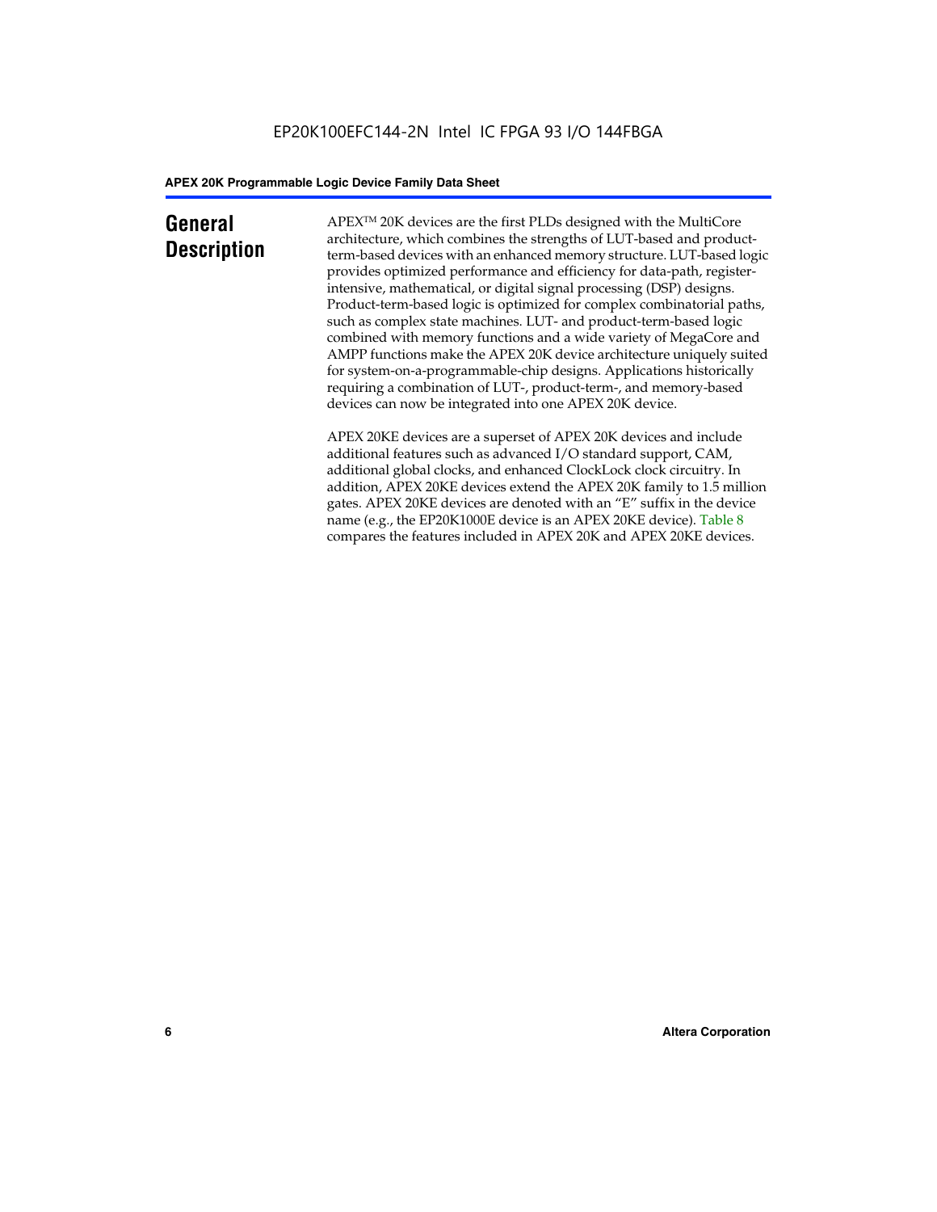## General Description

APEX™ 20K devices are the first PLDs designed with the MultiCore architecture, which combines the strengths of LUT-based and product-term-based devices with an enhanced memory structure. LUT-based logic provides optimized performance and efficiency for data-path, register-intensive, mathematical, or digital signal processing (DSP) designs. Product-term-based logic is optimized for complex combinatorial paths, such as complex state machines. LUT- and product-term-based logic combined with memory functions and a wide variety of MegaCore and AMPP functions make the APEX 20K device architecture uniquely suited for system-on-a-programmable-chip designs. Applications historically requiring a combination of LUT-, product-term-, and memory-based devices can now be integrated into one APEX 20K device.

APEX 20KE devices are a superset of APEX 20K devices and include additional features such as advanced I/O standard support, CAM, additional global clocks, and enhanced ClockLock clock circuitry. In addition, APEX 20KE devices extend the APEX 20K family to 1.5 million gates. APEX 20KE devices are denoted with an "E" suffix in the device name (e.g., the EP20K1000E device is an APEX 20KE device). Table 8 compares the features included in APEX 20K and APEX 20KE devices.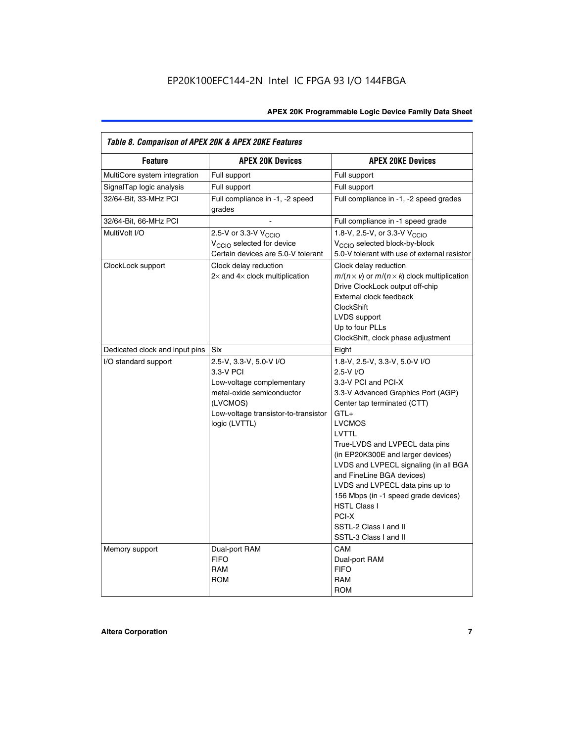*Table 8. Comparison of APEX 20K & APEX 20KE Features*

| Feature | APEX 20K Devices | APEX 20KE Devices |
|---|---|---|
| MultiCore system integration | Full support | Full support |
| SignalTap logic analysis | Full support | Full support |
| 32/64-Bit, 33-MHz PCI | Full compliance in -1, -2 speed grades | Full compliance in -1, -2 speed grades |
| 32/64-Bit, 66-MHz PCI | - | Full compliance in -1 speed grade |
| MultiVolt I/O | 2.5-V or 3.3-V $V_{CCIO}$<br>$V_{CCIO}$ selected for device<br>Certain devices are 5.0-V tolerant | 1.8-V, 2.5-V, or 3.3-V $V_{CCIO}$<br>$V_{CCIO}$ selected block-by-block<br>5.0-V tolerant with use of external resistor |
| ClockLock support | Clock delay reduction<br>2× and 4× clock multiplication | Clock delay reduction<br>$m/(n \times v)$ or $m/(n \times k)$ clock multiplication<br>Drive ClockLock output off-chip<br>External clock feedback<br>ClockShift<br>LVDS support<br>Up to four PLLs<br>ClockShift, clock phase adjustment |
| Dedicated clock and input pins | Six | Eight |
| I/O standard support | 2.5-V, 3.3-V, 5.0-V I/O<br>3.3-V PCI<br>Low-voltage complementary metal-oxide semiconductor (LVCMOS)<br>Low-voltage transistor-to-transistor logic (LVTTL) | 1.8-V, 2.5-V, 3.3-V, 5.0-V I/O<br>2.5-V I/O<br>3.3-V PCI and PCI-X<br>3.3-V Advanced Graphics Port (AGP)<br>Center tap terminated (CTT)<br>GTL+<br>LVCMOS<br>LVTTL<br>True-LVDS and LVPECL data pins (in EP20K300E and larger devices)<br>LVDS and LVPECL signaling (in all BGA and FineLine BGA devices)<br>LVDS and LVPECL data pins up to 156 Mbps (in -1 speed grade devices)<br>HSTL Class I<br>PCI-X<br>SSTL-2 Class I and II<br>SSTL-3 Class I and II |
| Memory support | Dual-port RAM<br>FIFO<br>RAM<br>ROM | CAM<br>Dual-port RAM<br>FIFO<br>RAM<br>ROM |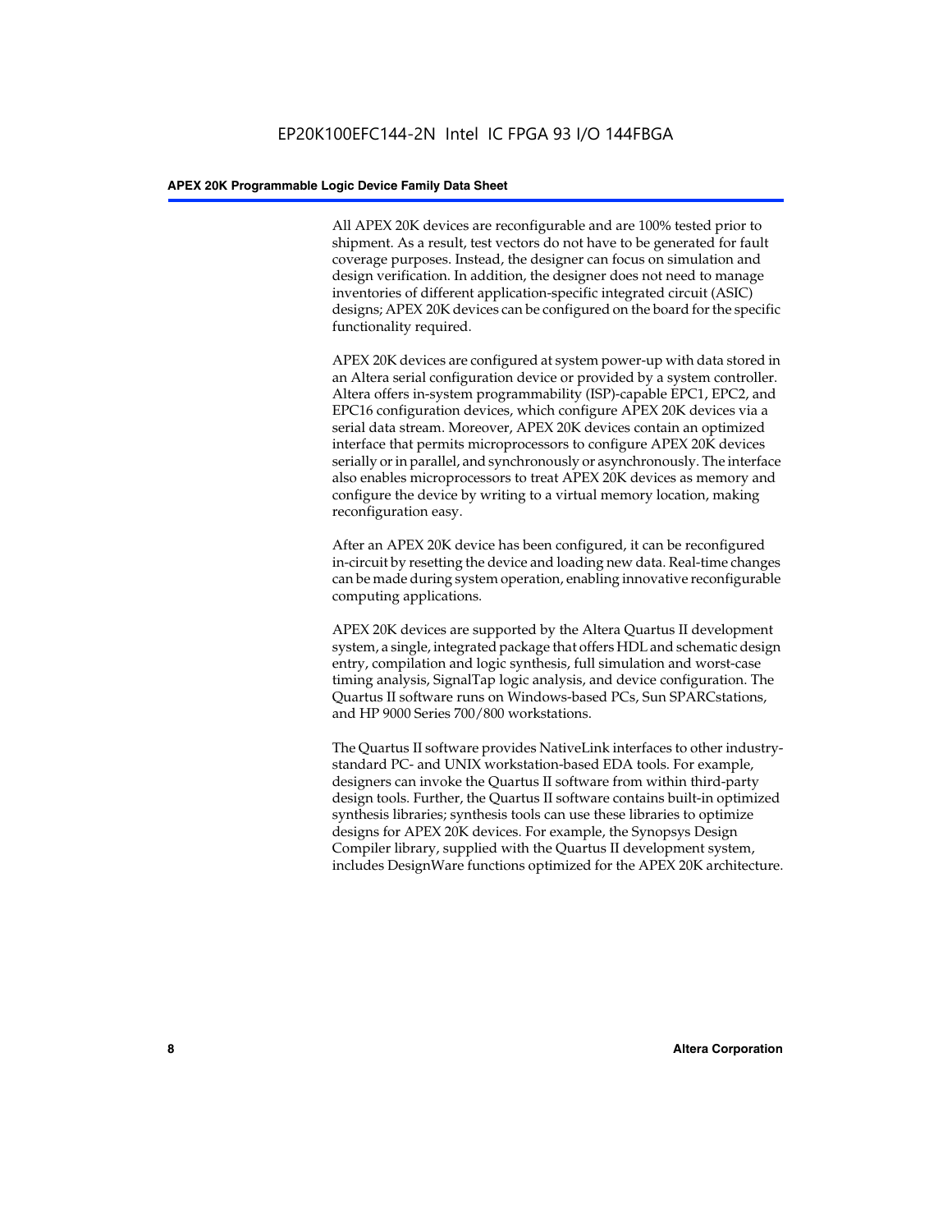All APEX 20K devices are reconfigurable and are 100% tested prior to shipment. As a result, test vectors do not have to be generated for fault coverage purposes. Instead, the designer can focus on simulation and design verification. In addition, the designer does not need to manage inventories of different application-specific integrated circuit (ASIC) designs; APEX 20K devices can be configured on the board for the specific functionality required.

APEX 20K devices are configured at system power-up with data stored in an Altera serial configuration device or provided by a system controller. Altera offers in-system programmability (ISP)-capable EPC1, EPC2, and EPC16 configuration devices, which configure APEX 20K devices via a serial data stream. Moreover, APEX 20K devices contain an optimized interface that permits microprocessors to configure APEX 20K devices serially or in parallel, and synchronously or asynchronously. The interface also enables microprocessors to treat APEX 20K devices as memory and configure the device by writing to a virtual memory location, making reconfiguration easy.

After an APEX 20K device has been configured, it can be reconfigured in-circuit by resetting the device and loading new data. Real-time changes can be made during system operation, enabling innovative reconfigurable computing applications.

APEX 20K devices are supported by the Altera Quartus II development system, a single, integrated package that offers HDL and schematic design entry, compilation and logic synthesis, full simulation and worst-case timing analysis, SignalTap logic analysis, and device configuration. The Quartus II software runs on Windows-based PCs, Sun SPARCstations, and HP 9000 Series 700/800 workstations.

The Quartus II software provides NativeLink interfaces to other industry-standard PC- and UNIX workstation-based EDA tools. For example, designers can invoke the Quartus II software from within third-party design tools. Further, the Quartus II software contains built-in optimized synthesis libraries; synthesis tools can use these libraries to optimize designs for APEX 20K devices. For example, the Synopsys Design Compiler library, supplied with the Quartus II development system, includes DesignWare functions optimized for the APEX 20K architecture.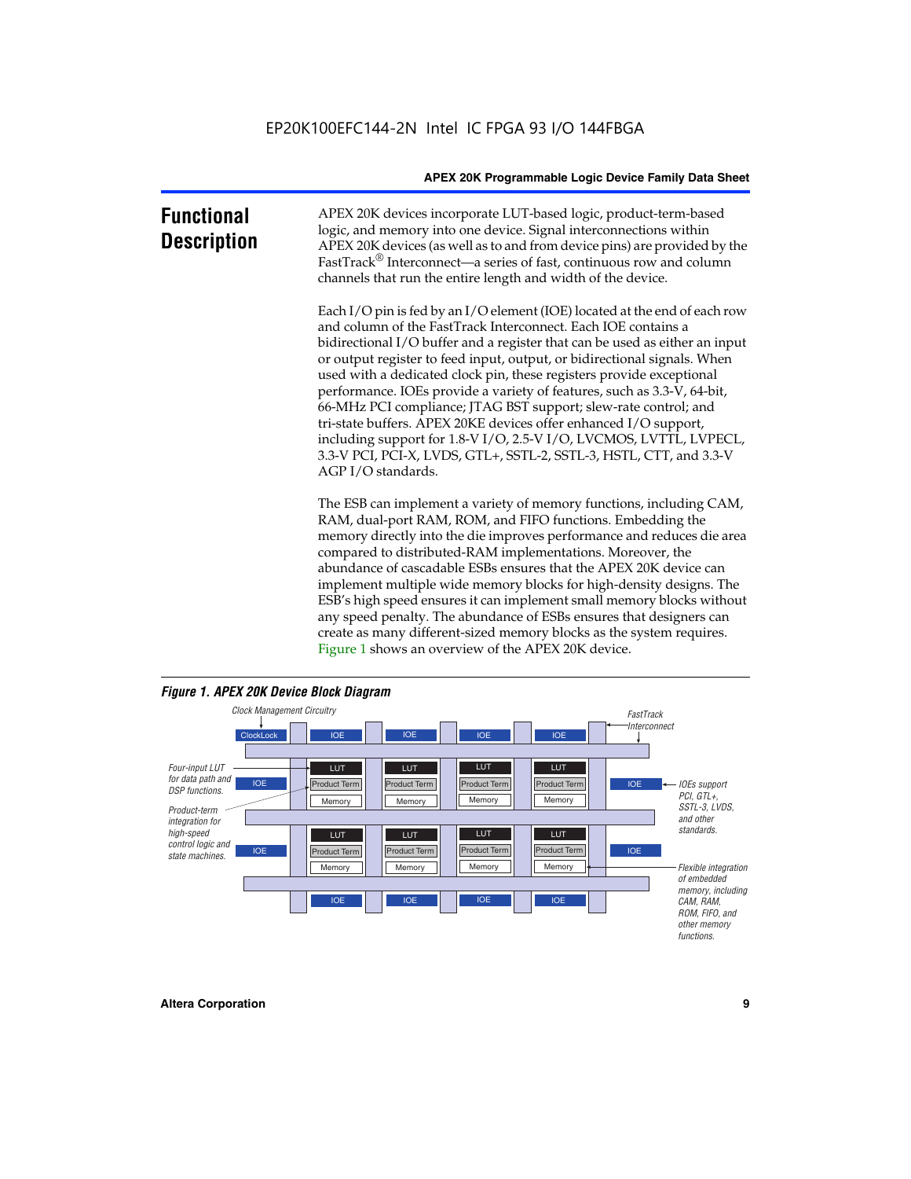## Functional Description

APEX 20K devices incorporate LUT-based logic, product-term-based logic, and memory into one device. Signal interconnections within APEX 20K devices (as well as to and from device pins) are provided by the FastTrack® Interconnect—a series of fast, continuous row and column channels that run the entire length and width of the device.

Each I/O pin is fed by an I/O element (IOE) located at the end of each row and column of the FastTrack Interconnect. Each IOE contains a bidirectional I/O buffer and a register that can be used as either an input or output register to feed input, output, or bidirectional signals. When used with a dedicated clock pin, these registers provide exceptional performance. IOEs provide a variety of features, such as 3.3-V, 64-bit, 66-MHz PCI compliance; JTAG BST support; slew-rate control; and tri-state buffers. APEX 20KE devices offer enhanced I/O support, including support for 1.8-V I/O, 2.5-V I/O, LVCMOS, LVTTL, LVPECL, 3.3-V PCI, PCI-X, LVDS, GTL+, SSTL-2, SSTL-3, HSTL, CTT, and 3.3-V AGP I/O standards.

The ESB can implement a variety of memory functions, including CAM, RAM, dual-port RAM, ROM, and FIFO functions. Embedding the memory directly into the die improves performance and reduces die area compared to distributed-RAM implementations. Moreover, the abundance of cascadable ESBs ensures that the APEX 20K device can implement multiple wide memory blocks for high-density designs. The ESB's high speed ensures it can implement small memory blocks without any speed penalty. The abundance of ESBs ensures that designers can create as many different-sized memory blocks as the system requires. Figure 1 shows an overview of the APEX 20K device.

*Figure 1. APEX 20K Device Block Diagram*

Clock Management Circuitry — ClockLock | FastTrack Interconnect | Four-input LUT for data path and DSP functions. | Product-term integration for high-speed control logic and state machines. | IOEs support PCI, GTL+, SSTL-3, LVDS, and other standards. | Flexible integration of embedded memory, including CAM, RAM, ROM, FIFO, and other memory functions.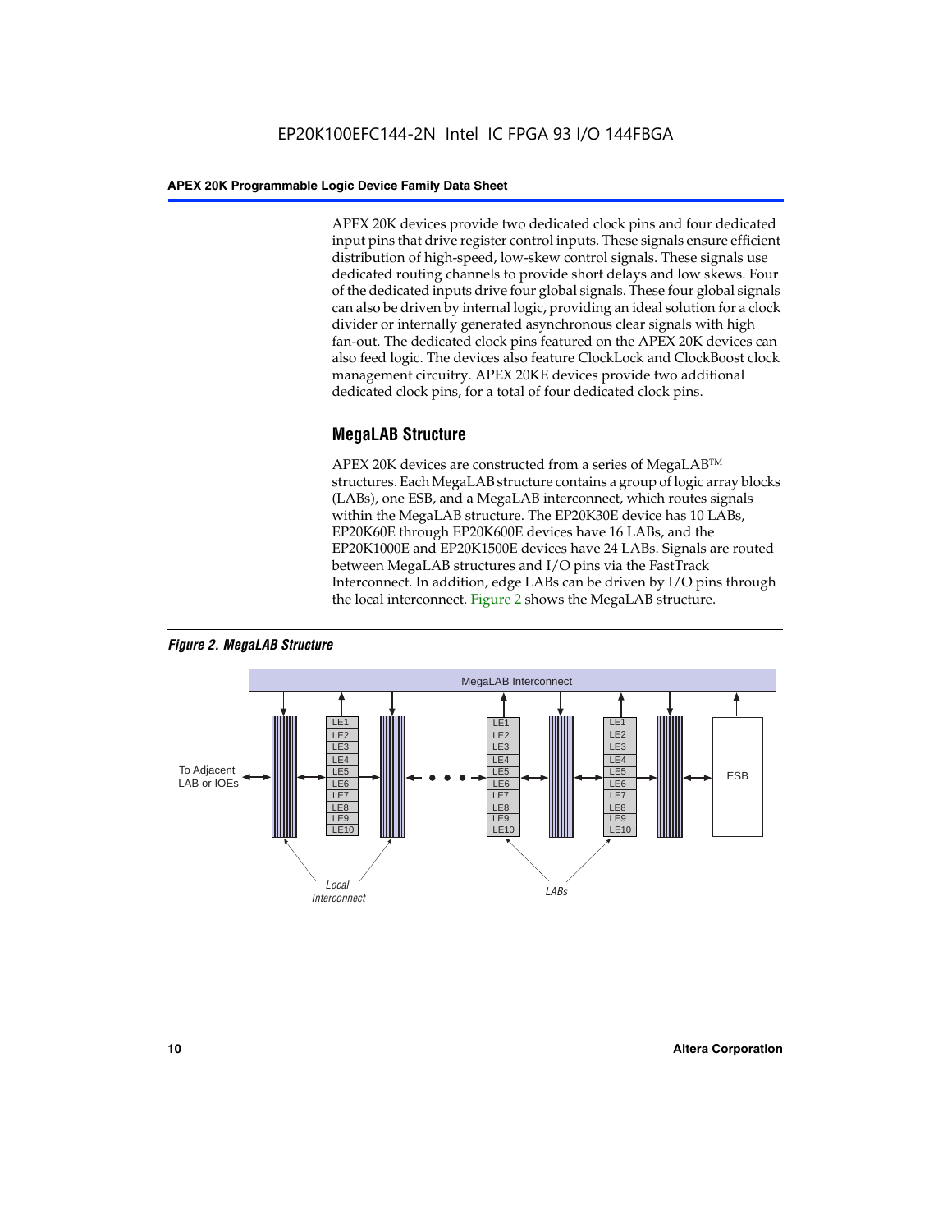APEX 20K devices provide two dedicated clock pins and four dedicated input pins that drive register control inputs. These signals ensure efficient distribution of high-speed, low-skew control signals. These signals use dedicated routing channels to provide short delays and low skews. Four of the dedicated inputs drive four global signals. These four global signals can also be driven by internal logic, providing an ideal solution for a clock divider or internally generated asynchronous clear signals with high fan-out. The dedicated clock pins featured on the APEX 20K devices can also feed logic. The devices also feature ClockLock and ClockBoost clock management circuitry. APEX 20KE devices provide two additional dedicated clock pins, for a total of four dedicated clock pins.

## MegaLAB Structure

APEX 20K devices are constructed from a series of MegaLAB™ structures. Each MegaLAB structure contains a group of logic array blocks (LABs), one ESB, and a MegaLAB interconnect, which routes signals within the MegaLAB structure. The EP20K30E device has 10 LABs, EP20K60E through EP20K600E devices have 16 LABs, and the EP20K1000E and EP20K1500E devices have 24 LABs. Signals are routed between MegaLAB structures and I/O pins via the FastTrack Interconnect. In addition, edge LABs can be driven by I/O pins through the local interconnect. Figure 2 shows the MegaLAB structure.

*Figure 2. MegaLAB Structure*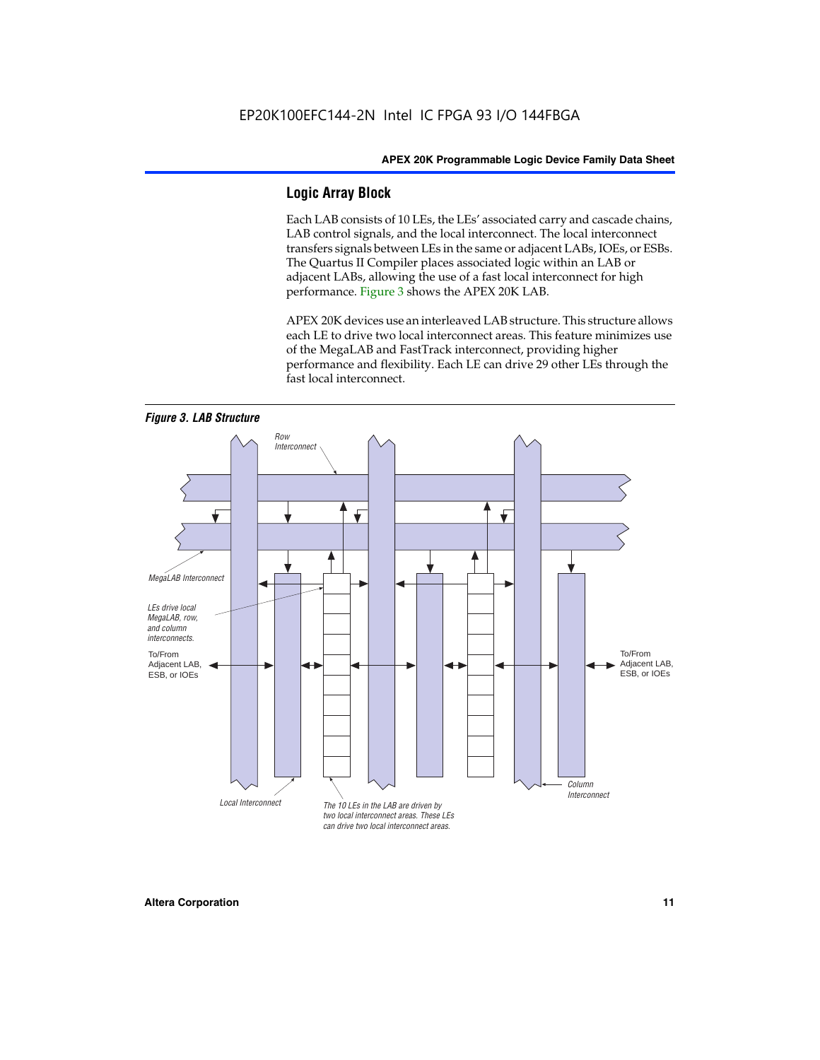## Logic Array Block

Each LAB consists of 10 LEs, the LEs' associated carry and cascade chains, LAB control signals, and the local interconnect. The local interconnect transfers signals between LEs in the same or adjacent LABs, IOEs, or ESBs. The Quartus II Compiler places associated logic within an LAB or adjacent LABs, allowing the use of a fast local interconnect for high performance. Figure 3 shows the APEX 20K LAB.

APEX 20K devices use an interleaved LAB structure. This structure allows each LE to drive two local interconnect areas. This feature minimizes use of the MegaLAB and FastTrack interconnect, providing higher performance and flexibility. Each LE can drive 29 other LEs through the fast local interconnect.

*Figure 3. LAB Structure*

Row Interconnect

MegaLAB Interconnect

LEs drive local MegaLAB, row, and column interconnects.

To/From Adjacent LAB, ESB, or IOEs

To/From Adjacent LAB, ESB, or IOEs

Column Interconnect

Local Interconnect

The 10 LEs in the LAB are driven by two local interconnect areas. These LEs can drive two local interconnect areas.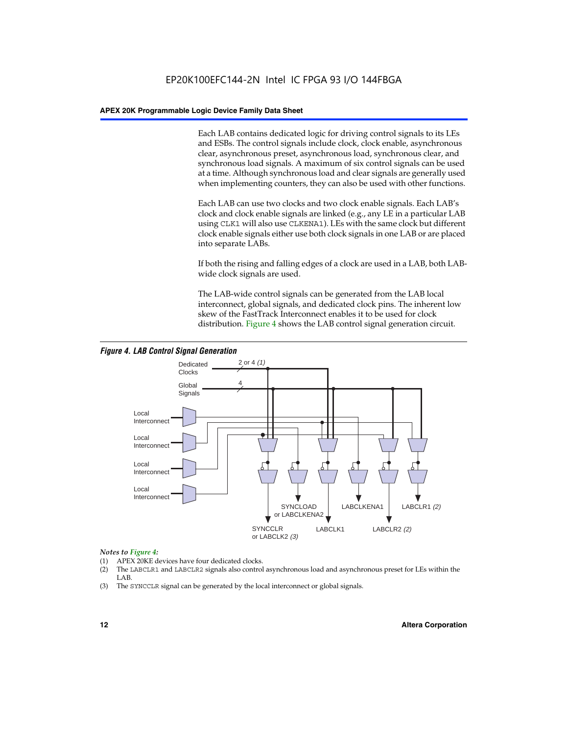Each LAB contains dedicated logic for driving control signals to its LEs and ESBs. The control signals include clock, clock enable, asynchronous clear, asynchronous preset, asynchronous load, synchronous clear, and synchronous load signals. A maximum of six control signals can be used at a time. Although synchronous load and clear signals are generally used when implementing counters, they can also be used with other functions.

Each LAB can use two clocks and two clock enable signals. Each LAB's clock and clock enable signals are linked (e.g., any LE in a particular LAB using CLK1 will also use CLKENA1). LEs with the same clock but different clock enable signals either use both clock signals in one LAB or are placed into separate LABs.

If both the rising and falling edges of a clock are used in a LAB, both LAB-wide clock signals are used.

The LAB-wide control signals can be generated from the LAB local interconnect, global signals, and dedicated clock pins. The inherent low skew of the FastTrack Interconnect enables it to be used for clock distribution. Figure 4 shows the LAB control signal generation circuit.

*Figure 4. LAB Control Signal Generation*

Dedicated Clocks: 2 or 4 *(1)*
Global Signals: 4
Local Interconnect (×4)

Outputs: SYNCCLR or LABCLK2 *(3)*, SYNCLOAD or LABCLKENA2, LABCLK1, LABCLKENA1, LABCLR2 *(2)*, LABCLR1 *(2)*

*Notes to Figure 4:*

(1) APEX 20KE devices have four dedicated clocks.
(2) The LABCLR1 and LABCLR2 signals also control asynchronous load and asynchronous preset for LEs within the LAB.
(3) The SYNCCLR signal can be generated by the local interconnect or global signals.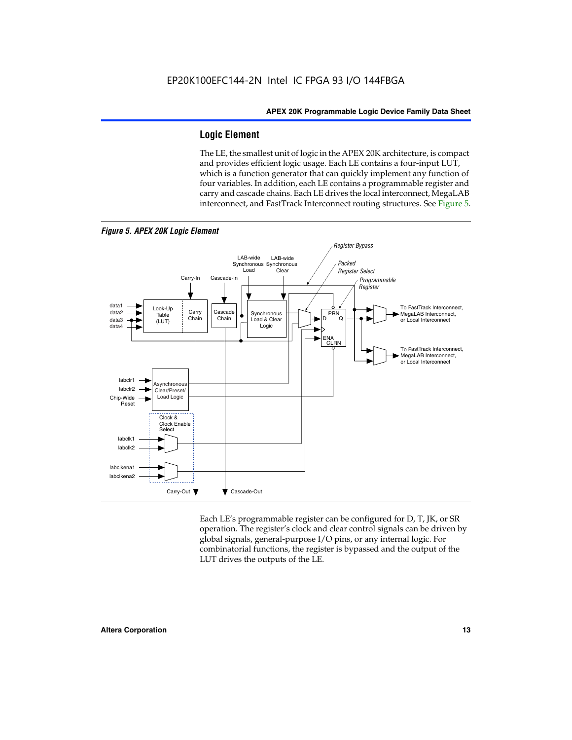## Logic Element

The LE, the smallest unit of logic in the APEX 20K architecture, is compact and provides efficient logic usage. Each LE contains a four-input LUT, which is a function generator that can quickly implement any function of four variables. In addition, each LE contains a programmable register and carry and cascade chains. Each LE drives the local interconnect, MegaLAB interconnect, and FastTrack Interconnect routing structures. See Figure 5.

*Figure 5. APEX 20K Logic Element*

Each LE's programmable register can be configured for D, T, JK, or SR operation. The register's clock and clear control signals can be driven by global signals, general-purpose I/O pins, or any internal logic. For combinatorial functions, the register is bypassed and the output of the LUT drives the outputs of the LE.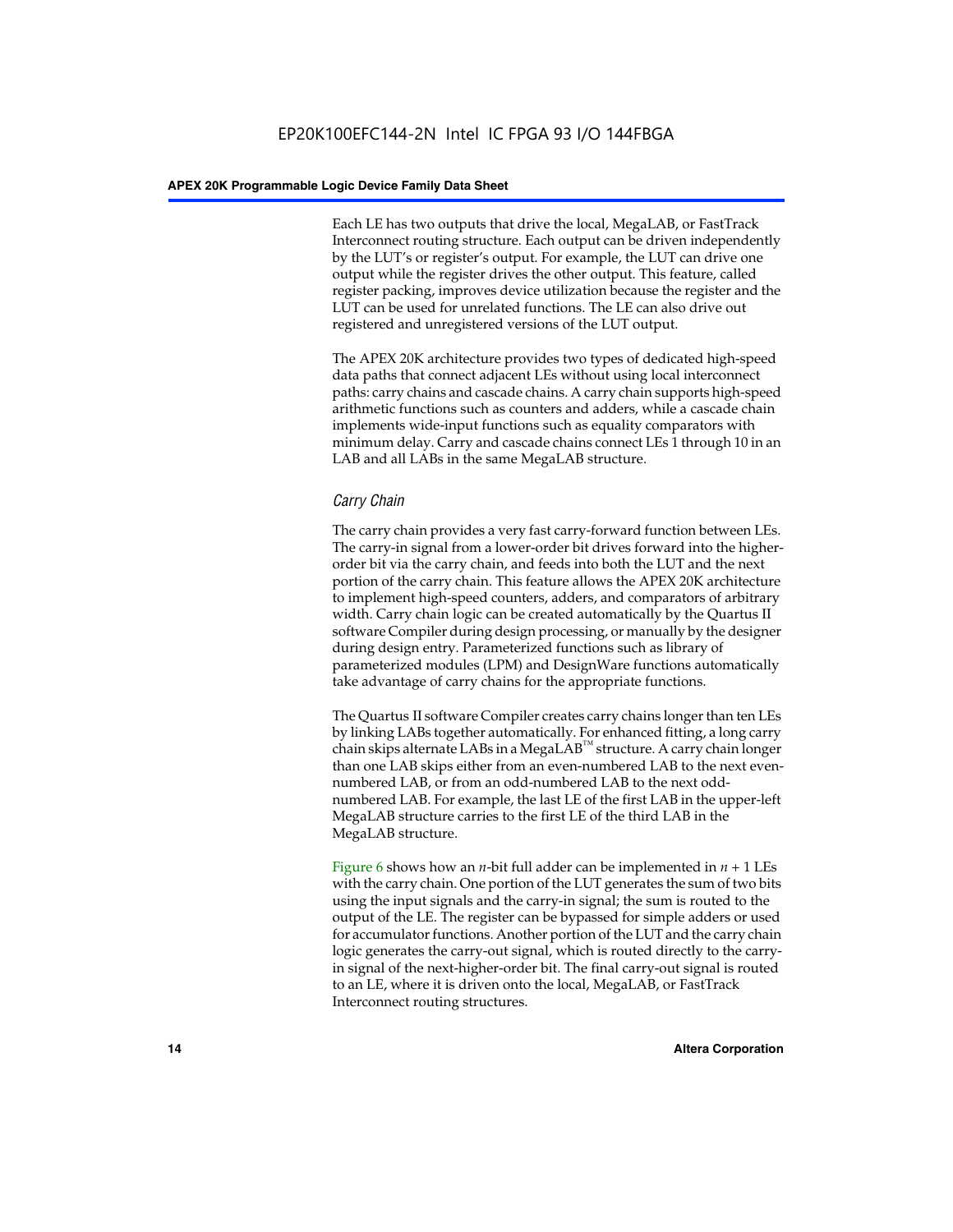Each LE has two outputs that drive the local, MegaLAB, or FastTrack Interconnect routing structure. Each output can be driven independently by the LUT's or register's output. For example, the LUT can drive one output while the register drives the other output. This feature, called register packing, improves device utilization because the register and the LUT can be used for unrelated functions. The LE can also drive out registered and unregistered versions of the LUT output.

The APEX 20K architecture provides two types of dedicated high-speed data paths that connect adjacent LEs without using local interconnect paths: carry chains and cascade chains. A carry chain supports high-speed arithmetic functions such as counters and adders, while a cascade chain implements wide-input functions such as equality comparators with minimum delay. Carry and cascade chains connect LEs 1 through 10 in an LAB and all LABs in the same MegaLAB structure.

### *Carry Chain*

The carry chain provides a very fast carry-forward function between LEs. The carry-in signal from a lower-order bit drives forward into the higher-order bit via the carry chain, and feeds into both the LUT and the next portion of the carry chain. This feature allows the APEX 20K architecture to implement high-speed counters, adders, and comparators of arbitrary width. Carry chain logic can be created automatically by the Quartus II software Compiler during design processing, or manually by the designer during design entry. Parameterized functions such as library of parameterized modules (LPM) and DesignWare functions automatically take advantage of carry chains for the appropriate functions.

The Quartus II software Compiler creates carry chains longer than ten LEs by linking LABs together automatically. For enhanced fitting, a long carry chain skips alternate LABs in a MegaLAB™ structure. A carry chain longer than one LAB skips either from an even-numbered LAB to the next even-numbered LAB, or from an odd-numbered LAB to the next odd-numbered LAB. For example, the last LE of the first LAB in the upper-left MegaLAB structure carries to the first LE of the third LAB in the MegaLAB structure.

Figure 6 shows how an $n$-bit full adder can be implemented in $n + 1$ LEs with the carry chain. One portion of the LUT generates the sum of two bits using the input signals and the carry-in signal; the sum is routed to the output of the LE. The register can be bypassed for simple adders or used for accumulator functions. Another portion of the LUT and the carry chain logic generates the carry-out signal, which is routed directly to the carry-in signal of the next-higher-order bit. The final carry-out signal is routed to an LE, where it is driven onto the local, MegaLAB, or FastTrack Interconnect routing structures.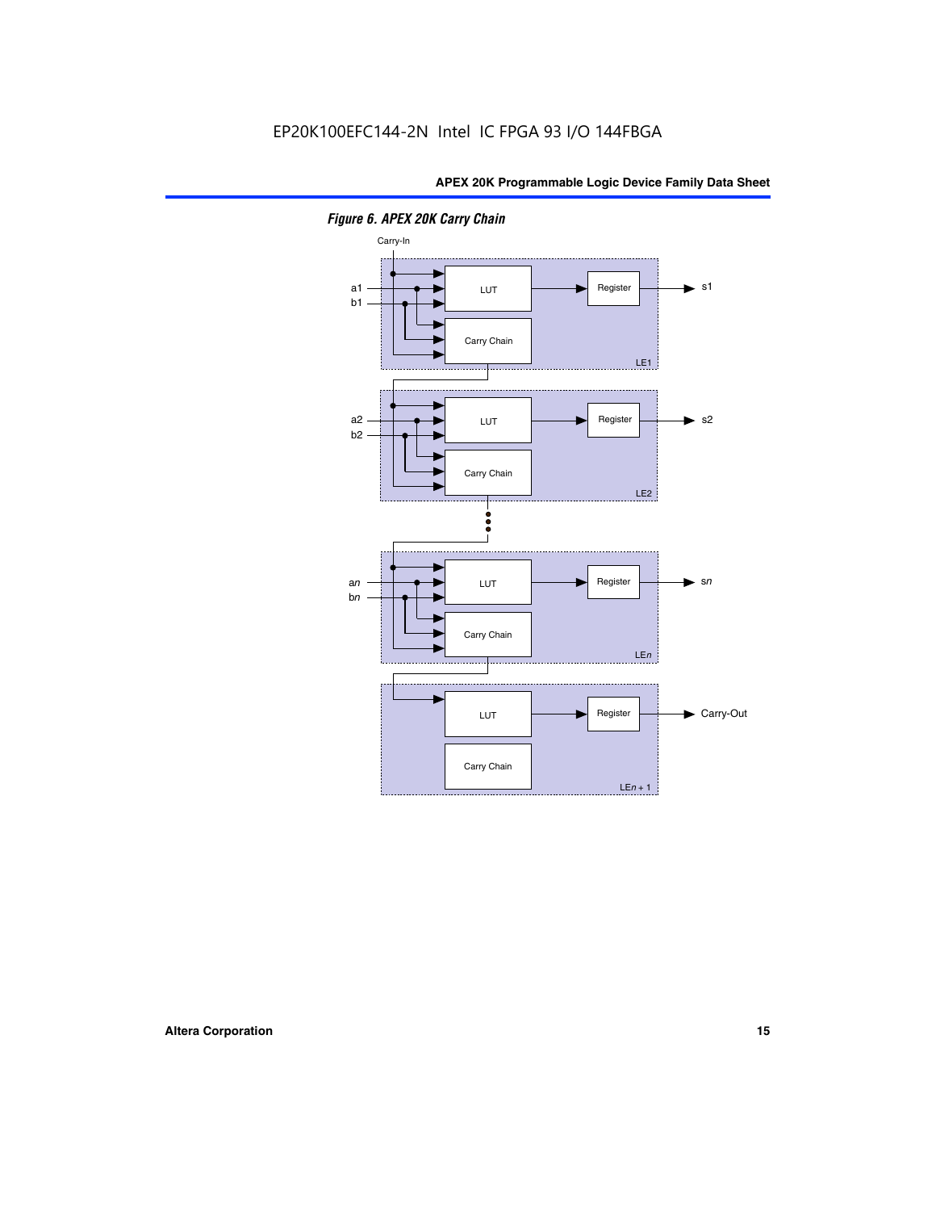*Figure 6. APEX 20K Carry Chain*

Carry-In

a1
b1

LUT

Register

s1

Carry Chain

LE1

a2
b2

LUT

Register

s2

Carry Chain

LE2

a*n*
b*n*

LUT

Register

s*n*

Carry Chain

LE*n*

LUT

Register

Carry-Out

Carry Chain

LE*n* + 1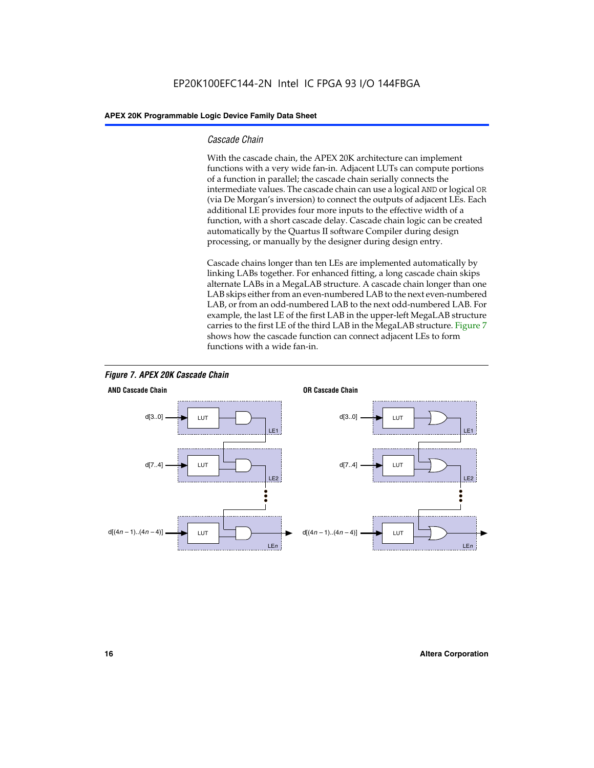### *Cascade Chain*

With the cascade chain, the APEX 20K architecture can implement functions with a very wide fan-in. Adjacent LUTs can compute portions of a function in parallel; the cascade chain serially connects the intermediate values. The cascade chain can use a logical AND or logical OR (via De Morgan's inversion) to connect the outputs of adjacent LEs. Each additional LE provides four more inputs to the effective width of a function, with a short cascade delay. Cascade chain logic can be created automatically by the Quartus II software Compiler during design processing, or manually by the designer during design entry.

Cascade chains longer than ten LEs are implemented automatically by linking LABs together. For enhanced fitting, a long cascade chain skips alternate LABs in a MegaLAB structure. A cascade chain longer than one LAB skips either from an even-numbered LAB to the next even-numbered LAB, or from an odd-numbered LAB to the next odd-numbered LAB. For example, the last LE of the first LAB in the upper-left MegaLAB structure carries to the first LE of the third LAB in the MegaLAB structure. Figure 7 shows how the cascade function can connect adjacent LEs to form functions with a wide fan-in.

***Figure 7. APEX 20K Cascade Chain***

**AND Cascade Chain**

d[3..0] → LUT → LE1
d[7..4] → LUT → LE2
d[(4*n* – 1)..(4*n* – 4)] → LUT → LE*n*

**OR Cascade Chain**

d[3..0] → LUT → LE1
d[7..4] → LUT → LE2
d[(4*n* – 1)..(4*n* – 4)] → LUT → LE*n*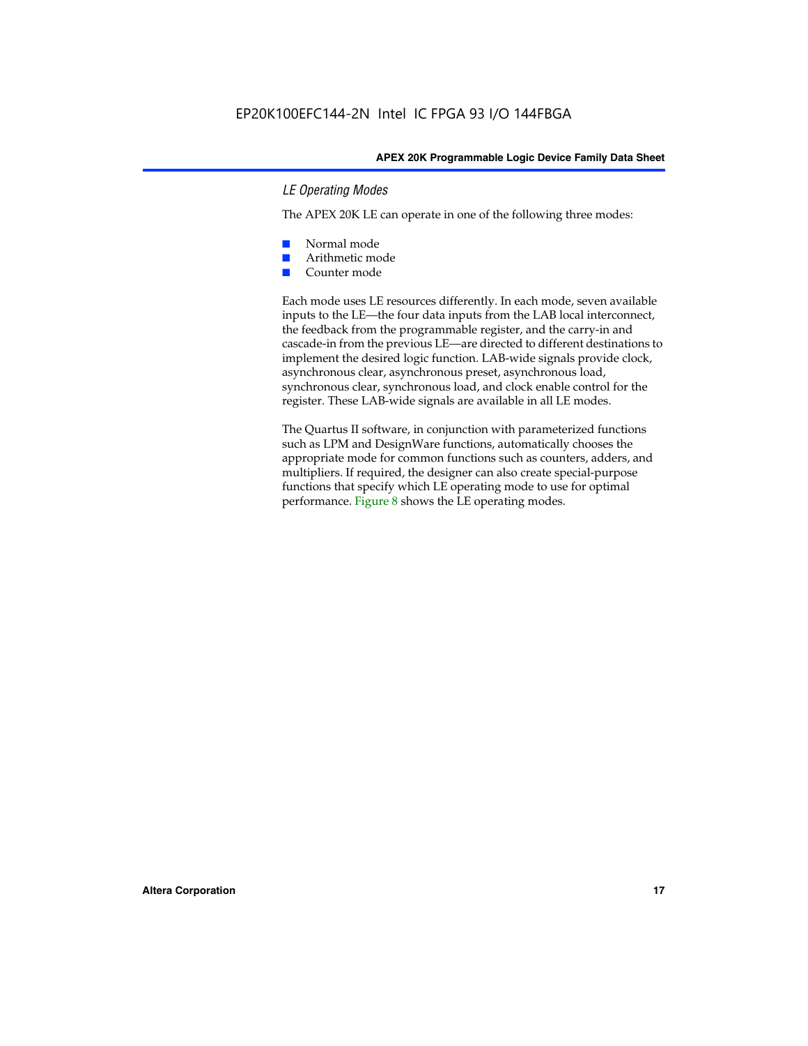### *LE Operating Modes*

The APEX 20K LE can operate in one of the following three modes:

- Normal mode
- Arithmetic mode
- Counter mode

Each mode uses LE resources differently. In each mode, seven available inputs to the LE—the four data inputs from the LAB local interconnect, the feedback from the programmable register, and the carry-in and cascade-in from the previous LE—are directed to different destinations to implement the desired logic function. LAB-wide signals provide clock, asynchronous clear, asynchronous preset, asynchronous load, synchronous clear, synchronous load, and clock enable control for the register. These LAB-wide signals are available in all LE modes.

The Quartus II software, in conjunction with parameterized functions such as LPM and DesignWare functions, automatically chooses the appropriate mode for common functions such as counters, adders, and multipliers. If required, the designer can also create special-purpose functions that specify which LE operating mode to use for optimal performance. Figure 8 shows the LE operating modes.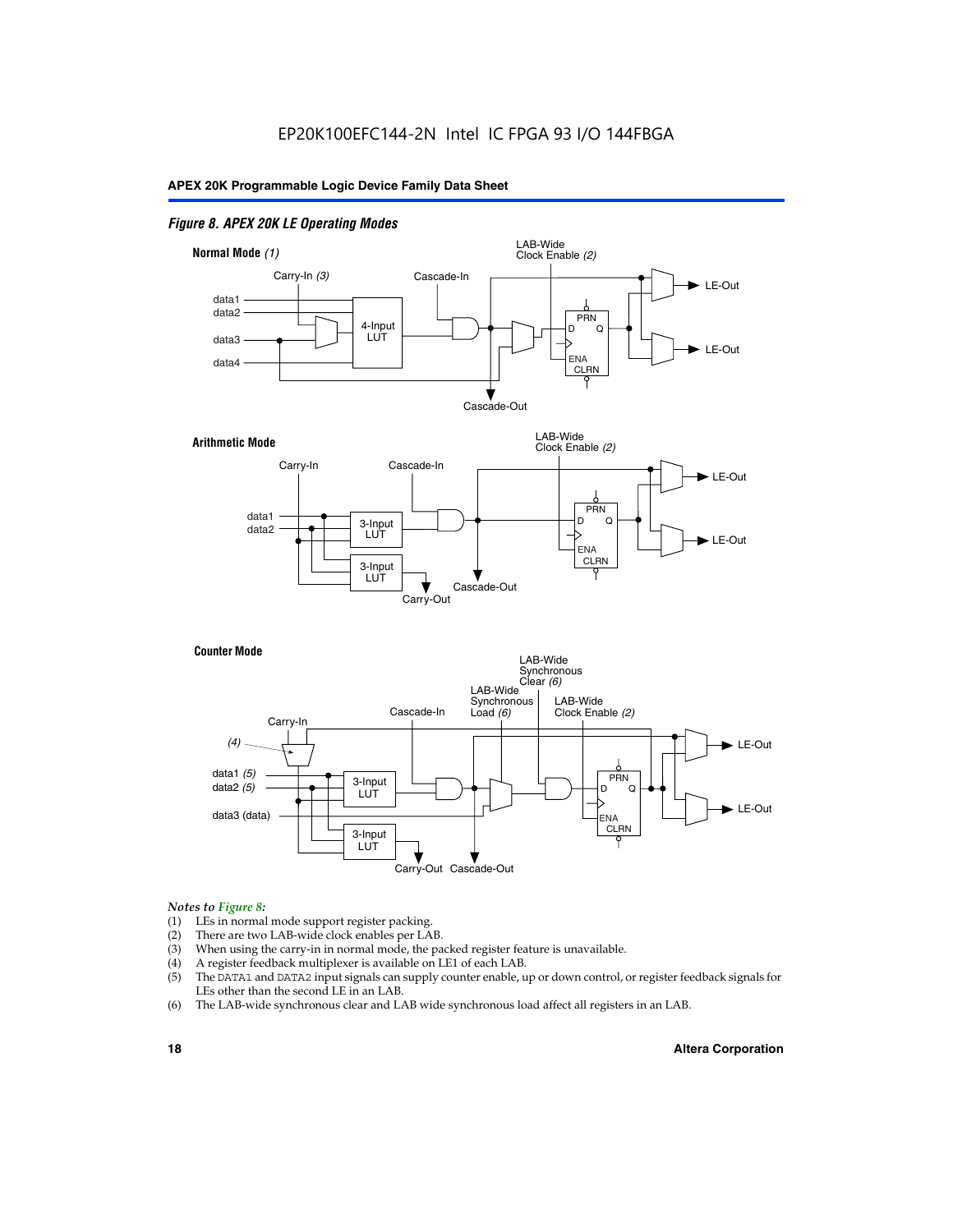EP20K100EFC144-2N Intel IC FPGA 93 I/O 144FBGA

*Figure 8. APEX 20K LE Operating Modes*

**Normal Mode** *(1)*

Carry-In *(3)*, Cascade-In, LAB-Wide Clock Enable *(2)*, data1, data2, data3, data4, 4-Input LUT, PRN, D, Q, ENA, CLRN, LE-Out, LE-Out, Cascade-Out

**Arithmetic Mode**

Carry-In, Cascade-In, LAB-Wide Clock Enable *(2)*, data1, data2, 3-Input LUT, 3-Input LUT, PRN, D, Q, ENA, CLRN, LE-Out, LE-Out, Carry-Out, Cascade-Out

**Counter Mode**

Carry-In, *(4)*, Cascade-In, LAB-Wide Synchronous Load *(6)*, LAB-Wide Synchronous Clear *(6)*, LAB-Wide Clock Enable *(2)*, data1 *(5)*, data2 *(5)*, data3 (data), 3-Input LUT, 3-Input LUT, PRN, D, Q, ENA, CLRN, LE-Out, LE-Out, Carry-Out, Cascade-Out

*Notes to Figure 8:*

(1) LEs in normal mode support register packing.
(2) There are two LAB-wide clock enables per LAB.
(3) When using the carry-in in normal mode, the packed register feature is unavailable.
(4) A register feedback multiplexer is available on LE1 of each LAB.
(5) The DATA1 and DATA2 input signals can supply counter enable, up or down control, or register feedback signals for LEs other than the second LE in an LAB.
(6) The LAB-wide synchronous clear and LAB wide synchronous load affect all registers in an LAB.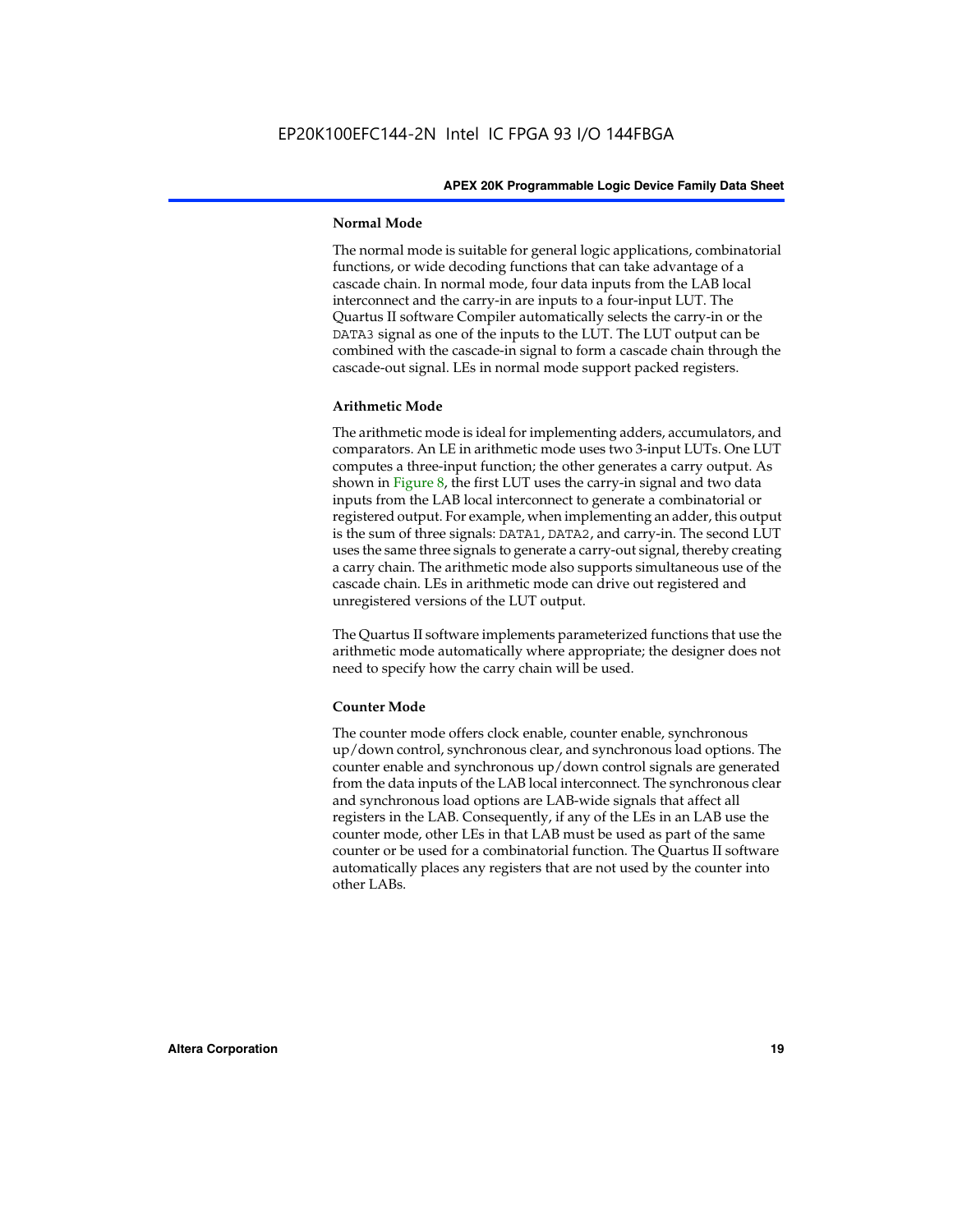#### Normal Mode

The normal mode is suitable for general logic applications, combinatorial functions, or wide decoding functions that can take advantage of a cascade chain. In normal mode, four data inputs from the LAB local interconnect and the carry-in are inputs to a four-input LUT. The Quartus II software Compiler automatically selects the carry-in or the DATA3 signal as one of the inputs to the LUT. The LUT output can be combined with the cascade-in signal to form a cascade chain through the cascade-out signal. LEs in normal mode support packed registers.

#### Arithmetic Mode

The arithmetic mode is ideal for implementing adders, accumulators, and comparators. An LE in arithmetic mode uses two 3-input LUTs. One LUT computes a three-input function; the other generates a carry output. As shown in Figure 8, the first LUT uses the carry-in signal and two data inputs from the LAB local interconnect to generate a combinatorial or registered output. For example, when implementing an adder, this output is the sum of three signals: DATA1, DATA2, and carry-in. The second LUT uses the same three signals to generate a carry-out signal, thereby creating a carry chain. The arithmetic mode also supports simultaneous use of the cascade chain. LEs in arithmetic mode can drive out registered and unregistered versions of the LUT output.

The Quartus II software implements parameterized functions that use the arithmetic mode automatically where appropriate; the designer does not need to specify how the carry chain will be used.

#### Counter Mode

The counter mode offers clock enable, counter enable, synchronous up/down control, synchronous clear, and synchronous load options. The counter enable and synchronous up/down control signals are generated from the data inputs of the LAB local interconnect. The synchronous clear and synchronous load options are LAB-wide signals that affect all registers in the LAB. Consequently, if any of the LEs in an LAB use the counter mode, other LEs in that LAB must be used as part of the same counter or be used for a combinatorial function. The Quartus II software automatically places any registers that are not used by the counter into other LABs.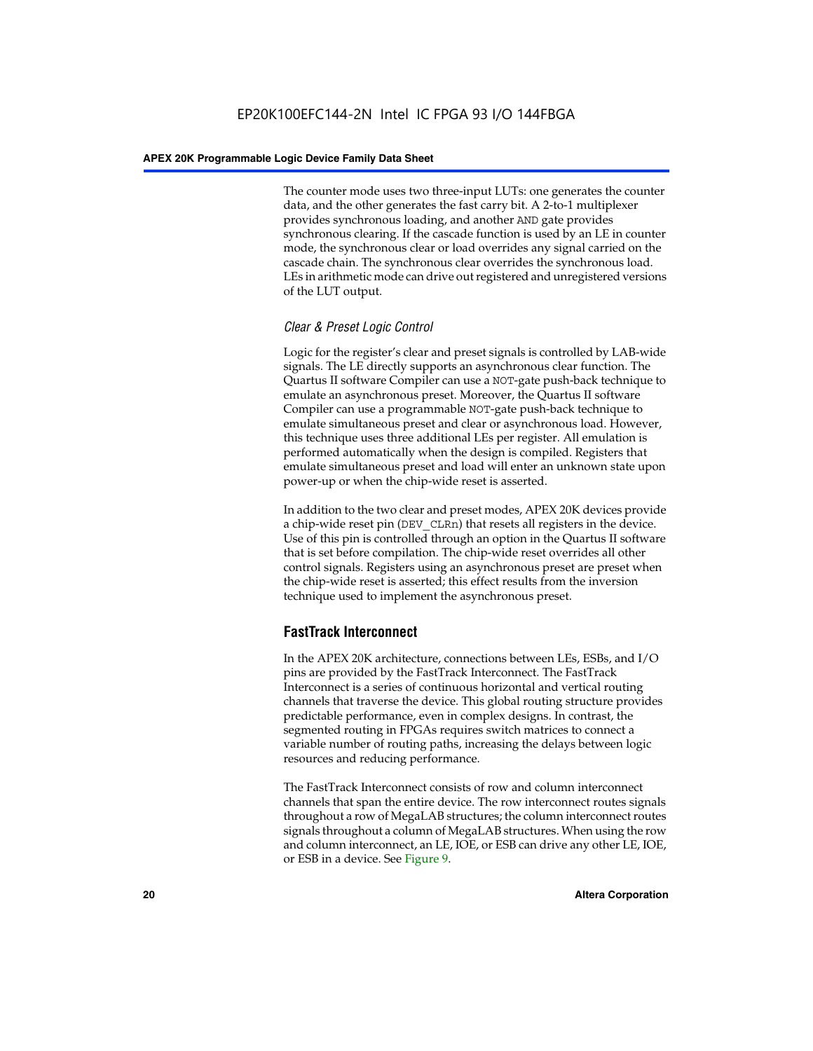The counter mode uses two three-input LUTs: one generates the counter data, and the other generates the fast carry bit. A 2-to-1 multiplexer provides synchronous loading, and another AND gate provides synchronous clearing. If the cascade function is used by an LE in counter mode, the synchronous clear or load overrides any signal carried on the cascade chain. The synchronous clear overrides the synchronous load. LEs in arithmetic mode can drive out registered and unregistered versions of the LUT output.

### *Clear & Preset Logic Control*

Logic for the register's clear and preset signals is controlled by LAB-wide signals. The LE directly supports an asynchronous clear function. The Quartus II software Compiler can use a NOT-gate push-back technique to emulate an asynchronous preset. Moreover, the Quartus II software Compiler can use a programmable NOT-gate push-back technique to emulate simultaneous preset and clear or asynchronous load. However, this technique uses three additional LEs per register. All emulation is performed automatically when the design is compiled. Registers that emulate simultaneous preset and load will enter an unknown state upon power-up or when the chip-wide reset is asserted.

In addition to the two clear and preset modes, APEX 20K devices provide a chip-wide reset pin (DEV_CLRn) that resets all registers in the device. Use of this pin is controlled through an option in the Quartus II software that is set before compilation. The chip-wide reset overrides all other control signals. Registers using an asynchronous preset are preset when the chip-wide reset is asserted; this effect results from the inversion technique used to implement the asynchronous preset.

## FastTrack Interconnect

In the APEX 20K architecture, connections between LEs, ESBs, and I/O pins are provided by the FastTrack Interconnect. The FastTrack Interconnect is a series of continuous horizontal and vertical routing channels that traverse the device. This global routing structure provides predictable performance, even in complex designs. In contrast, the segmented routing in FPGAs requires switch matrices to connect a variable number of routing paths, increasing the delays between logic resources and reducing performance.

The FastTrack Interconnect consists of row and column interconnect channels that span the entire device. The row interconnect routes signals throughout a row of MegaLAB structures; the column interconnect routes signals throughout a column of MegaLAB structures. When using the row and column interconnect, an LE, IOE, or ESB can drive any other LE, IOE, or ESB in a device. See Figure 9.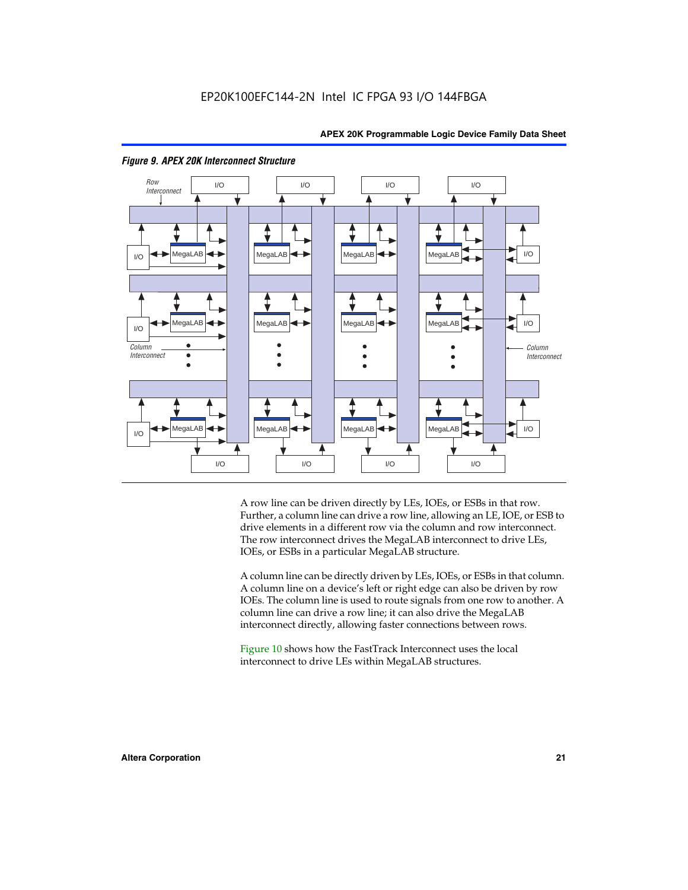*Figure 9. APEX 20K Interconnect Structure*

A row line can be driven directly by LEs, IOEs, or ESBs in that row. Further, a column line can drive a row line, allowing an LE, IOE, or ESB to drive elements in a different row via the column and row interconnect. The row interconnect drives the MegaLAB interconnect to drive LEs, IOEs, or ESBs in a particular MegaLAB structure.

A column line can be directly driven by LEs, IOEs, or ESBs in that column. A column line on a device's left or right edge can also be driven by row IOEs. The column line is used to route signals from one row to another. A column line can drive a row line; it can also drive the MegaLAB interconnect directly, allowing faster connections between rows.

Figure 10 shows how the FastTrack Interconnect uses the local interconnect to drive LEs within MegaLAB structures.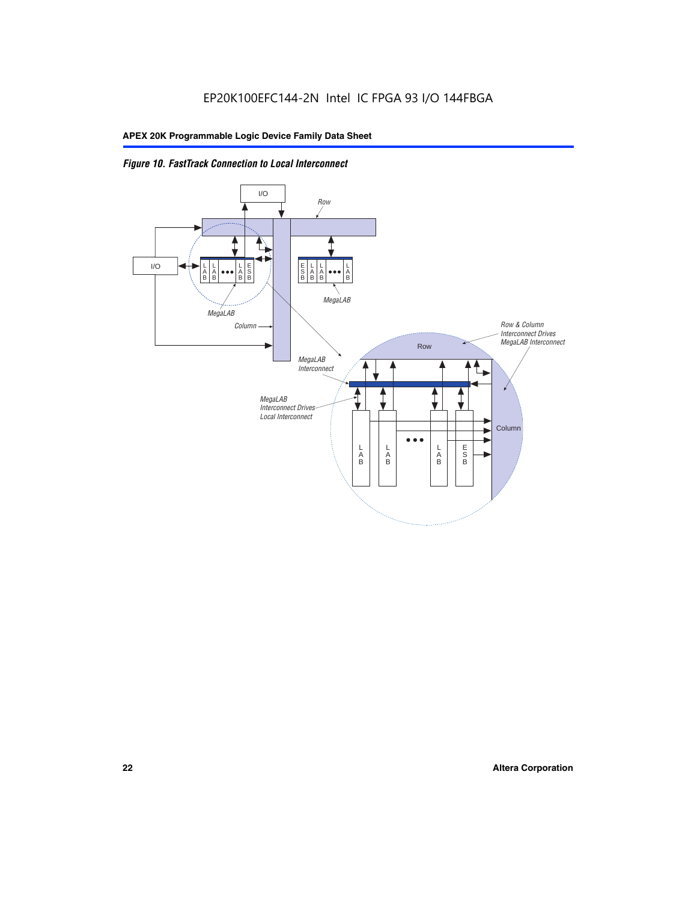EP20K100EFC144-2N Intel IC FPGA 93 I/O 144FBGA

*Figure 10. FastTrack Connection to Local Interconnect*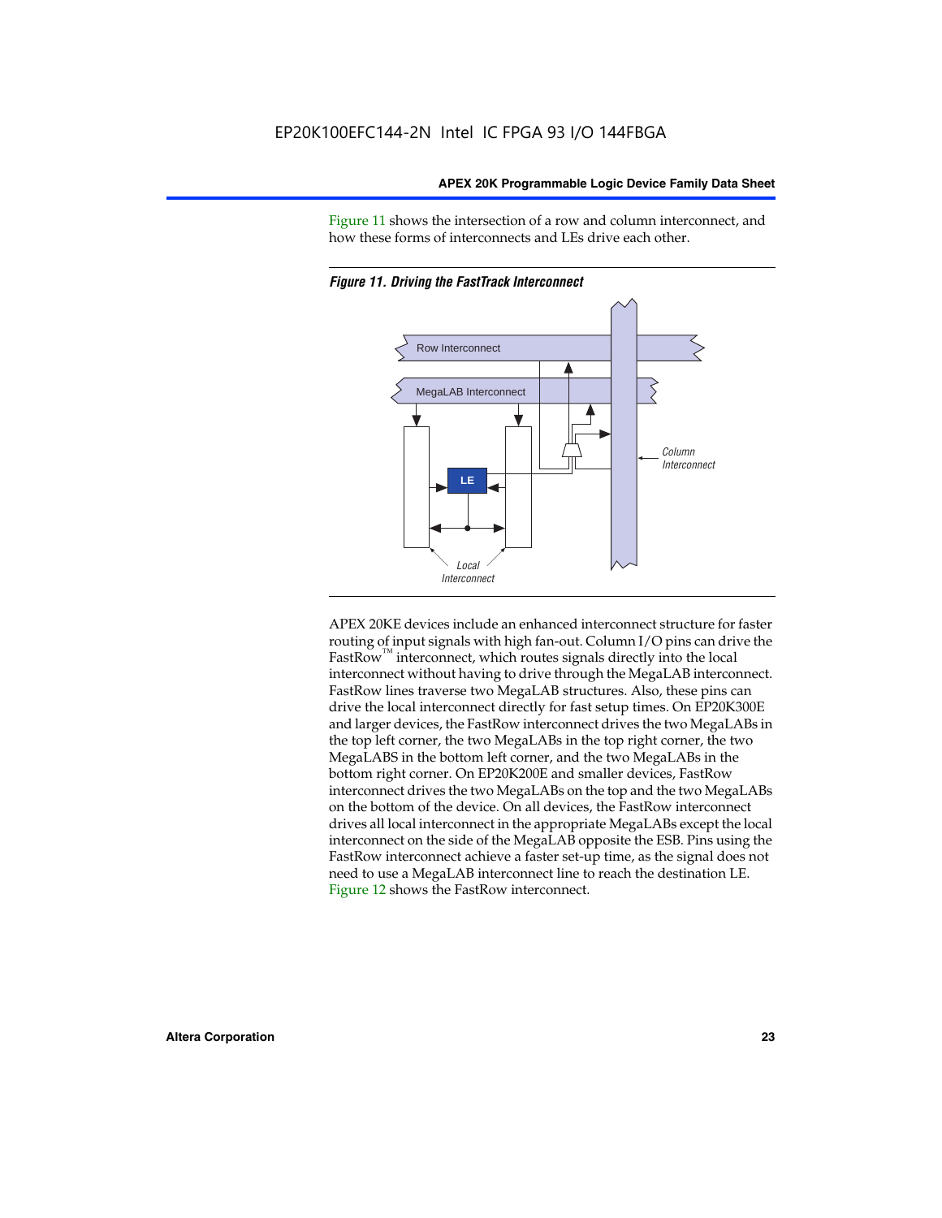Figure 11 shows the intersection of a row and column interconnect, and how these forms of interconnects and LEs drive each other.

*Figure 11. Driving the FastTrack Interconnect*

APEX 20KE devices include an enhanced interconnect structure for faster routing of input signals with high fan-out. Column I/O pins can drive the FastRow™ interconnect, which routes signals directly into the local interconnect without having to drive through the MegaLAB interconnect. FastRow lines traverse two MegaLAB structures. Also, these pins can drive the local interconnect directly for fast setup times. On EP20K300E and larger devices, the FastRow interconnect drives the two MegaLABs in the top left corner, the two MegaLABs in the top right corner, the two MegaLABS in the bottom left corner, and the two MegaLABs in the bottom right corner. On EP20K200E and smaller devices, FastRow interconnect drives the two MegaLABs on the top and the two MegaLABs on the bottom of the device. On all devices, the FastRow interconnect drives all local interconnect in the appropriate MegaLABs except the local interconnect on the side of the MegaLAB opposite the ESB. Pins using the FastRow interconnect achieve a faster set-up time, as the signal does not need to use a MegaLAB interconnect line to reach the destination LE. Figure 12 shows the FastRow interconnect.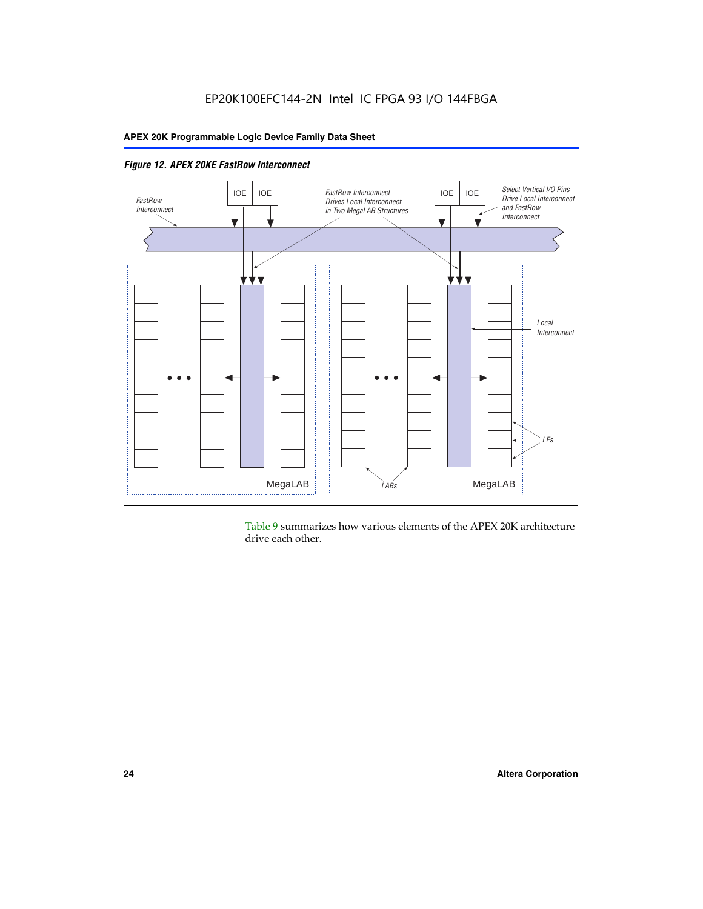*Figure 12. APEX 20KE FastRow Interconnect*

Table 9 summarizes how various elements of the APEX 20K architecture drive each other.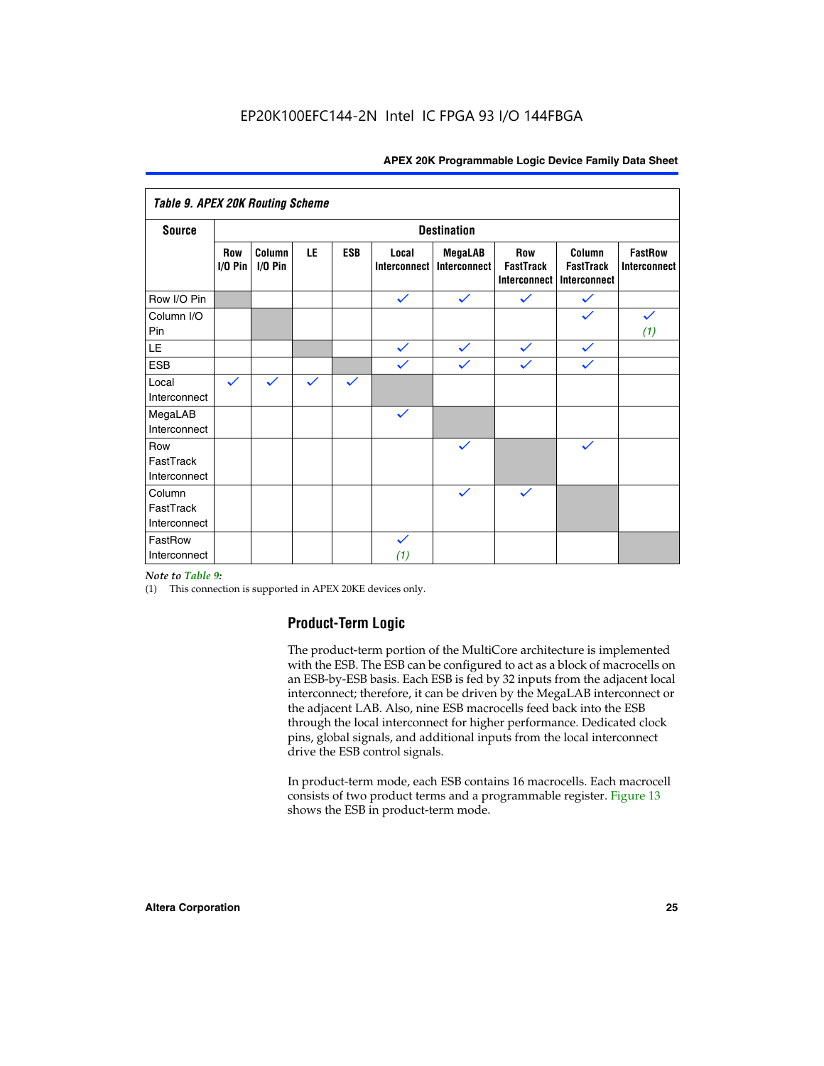Table 9. APEX 20K Routing Scheme

| Source | Destination | | | | | | | | |
|---|---|---|---|---|---|---|---|---|---|
| | Row I/O Pin | Column I/O Pin | LE | ESB | Local Interconnect | MegaLAB Interconnect | Row FastTrack Interconnect | Column FastTrack Interconnect | FastRow Interconnect |
| Row I/O Pin | | | | | ✓ | ✓ | ✓ | ✓ | |
| Column I/O Pin | | | | | | | | ✓ | ✓ (1) |
| LE | | | | | ✓ | ✓ | ✓ | ✓ | |
| ESB | | | | | ✓ | ✓ | ✓ | ✓ | |
| Local Interconnect | ✓ | ✓ | ✓ | ✓ | | | | | |
| MegaLAB Interconnect | | | | | ✓ | | | | |
| Row FastTrack Interconnect | | | | | | ✓ | | ✓ | |
| Column FastTrack Interconnect | | | | | | ✓ | ✓ | | |
| FastRow Interconnect | | | | | ✓ (1) | | | | |

*Note to Table 9:*

(1) This connection is supported in APEX 20KE devices only.

## Product-Term Logic

The product-term portion of the MultiCore architecture is implemented with the ESB. The ESB can be configured to act as a block of macrocells on an ESB-by-ESB basis. Each ESB is fed by 32 inputs from the adjacent local interconnect; therefore, it can be driven by the MegaLAB interconnect or the adjacent LAB. Also, nine ESB macrocells feed back into the ESB through the local interconnect for higher performance. Dedicated clock pins, global signals, and additional inputs from the local interconnect drive the ESB control signals.

In product-term mode, each ESB contains 16 macrocells. Each macrocell consists of two product terms and a programmable register. Figure 13 shows the ESB in product-term mode.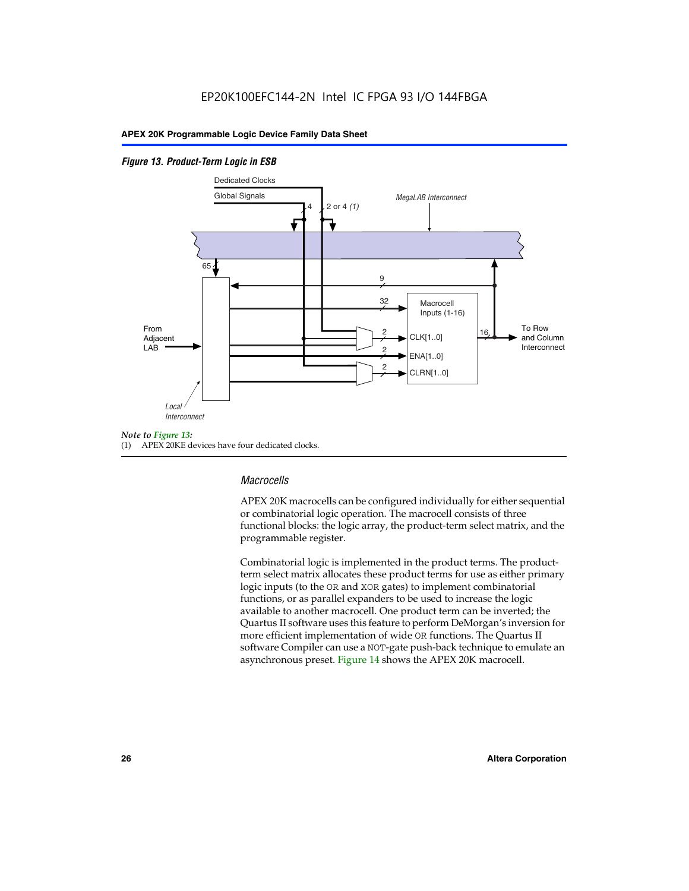*Figure 13. Product-Term Logic in ESB*

*Note to Figure 13:*
(1) APEX 20KE devices have four dedicated clocks.

### *Macrocells*

APEX 20K macrocells can be configured individually for either sequential or combinatorial logic operation. The macrocell consists of three functional blocks: the logic array, the product-term select matrix, and the programmable register.

Combinatorial logic is implemented in the product terms. The product-term select matrix allocates these product terms for use as either primary logic inputs (to the OR and XOR gates) to implement combinatorial functions, or as parallel expanders to be used to increase the logic available to another macrocell. One product term can be inverted; the Quartus II software uses this feature to perform DeMorgan's inversion for more efficient implementation of wide OR functions. The Quartus II software Compiler can use a NOT-gate push-back technique to emulate an asynchronous preset. Figure 14 shows the APEX 20K macrocell.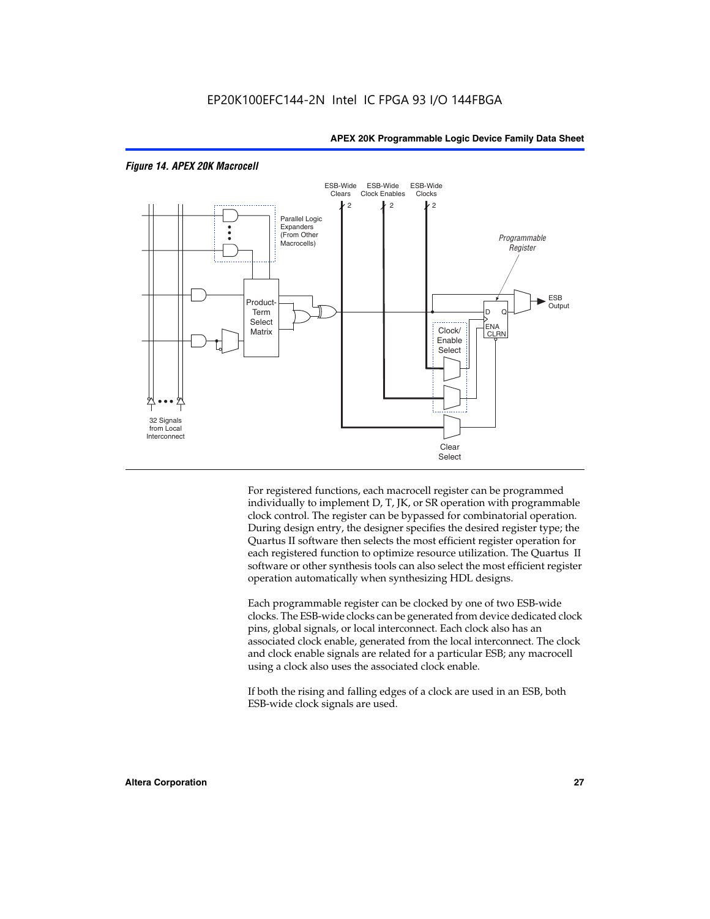*Figure 14. APEX 20K Macrocell*

For registered functions, each macrocell register can be programmed individually to implement D, T, JK, or SR operation with programmable clock control. The register can be bypassed for combinatorial operation. During design entry, the designer specifies the desired register type; the Quartus II software then selects the most efficient register operation for each registered function to optimize resource utilization. The Quartus II software or other synthesis tools can also select the most efficient register operation automatically when synthesizing HDL designs.

Each programmable register can be clocked by one of two ESB-wide clocks. The ESB-wide clocks can be generated from device dedicated clock pins, global signals, or local interconnect. Each clock also has an associated clock enable, generated from the local interconnect. The clock and clock enable signals are related for a particular ESB; any macrocell using a clock also uses the associated clock enable.

If both the rising and falling edges of a clock are used in an ESB, both ESB-wide clock signals are used.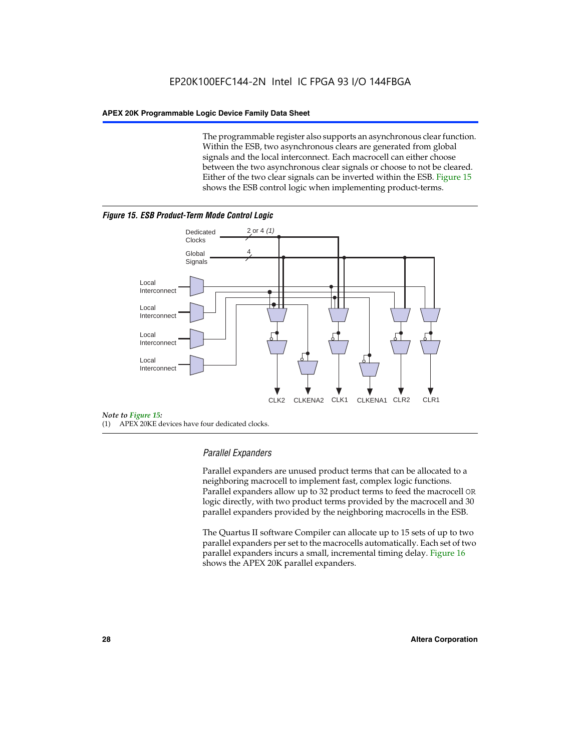The programmable register also supports an asynchronous clear function. Within the ESB, two asynchronous clears are generated from global signals and the local interconnect. Each macrocell can either choose between the two asynchronous clear signals or choose to not be cleared. Either of the two clear signals can be inverted within the ESB. Figure 15 shows the ESB control logic when implementing product-terms.

***Figure 15. ESB Product-Term Mode Control Logic***

*Note to Figure 15:*

(1) APEX 20KE devices have four dedicated clocks.

### *Parallel Expanders*

Parallel expanders are unused product terms that can be allocated to a neighboring macrocell to implement fast, complex logic functions. Parallel expanders allow up to 32 product terms to feed the macrocell OR logic directly, with two product terms provided by the macrocell and 30 parallel expanders provided by the neighboring macrocells in the ESB.

The Quartus II software Compiler can allocate up to 15 sets of up to two parallel expanders per set to the macrocells automatically. Each set of two parallel expanders incurs a small, incremental timing delay. Figure 16 shows the APEX 20K parallel expanders.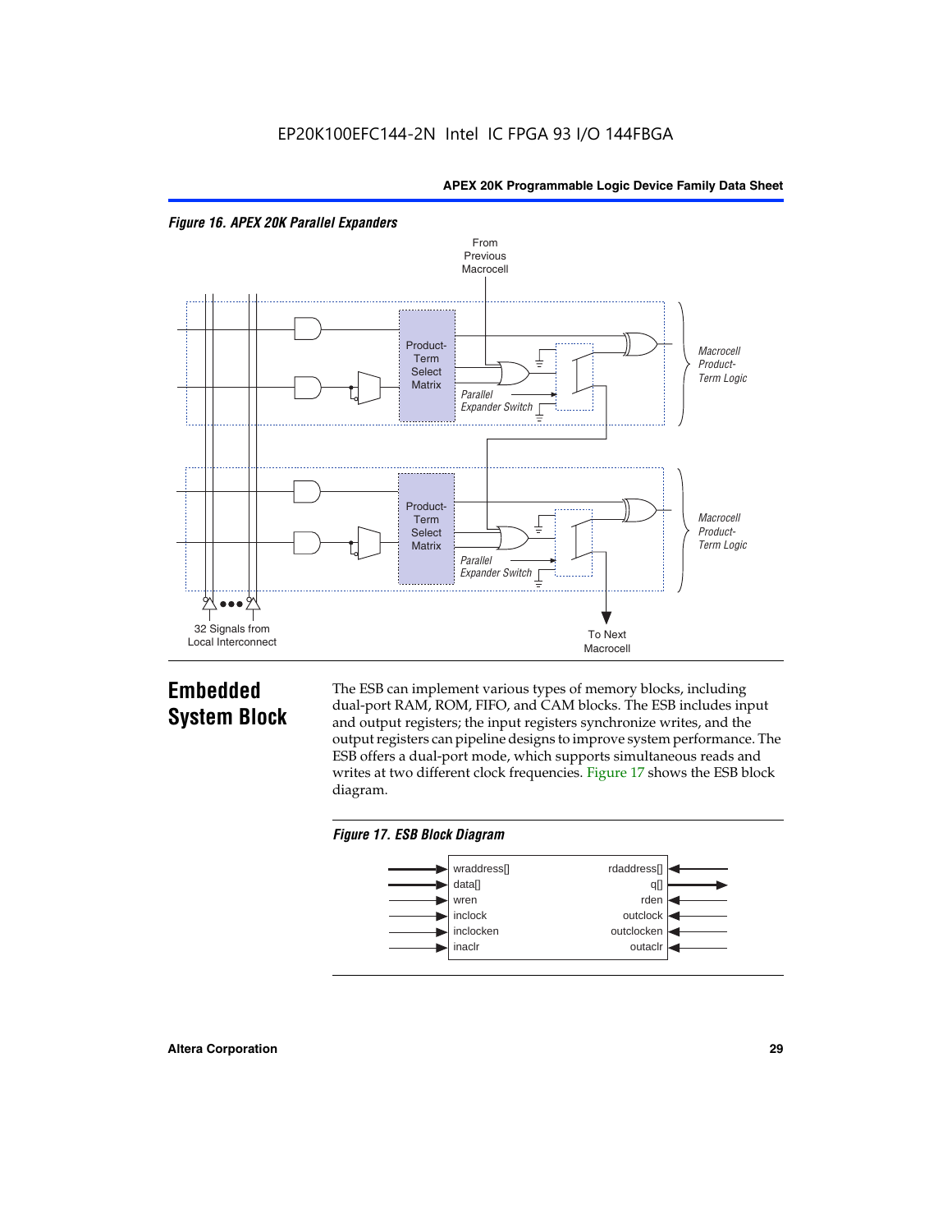*Figure 16. APEX 20K Parallel Expanders*

## Embedded System Block

The ESB can implement various types of memory blocks, including dual-port RAM, ROM, FIFO, and CAM blocks. The ESB includes input and output registers; the input registers synchronize writes, and the output registers can pipeline designs to improve system performance. The ESB offers a dual-port mode, which supports simultaneous reads and writes at two different clock frequencies. Figure 17 shows the ESB block diagram.

*Figure 17. ESB Block Diagram*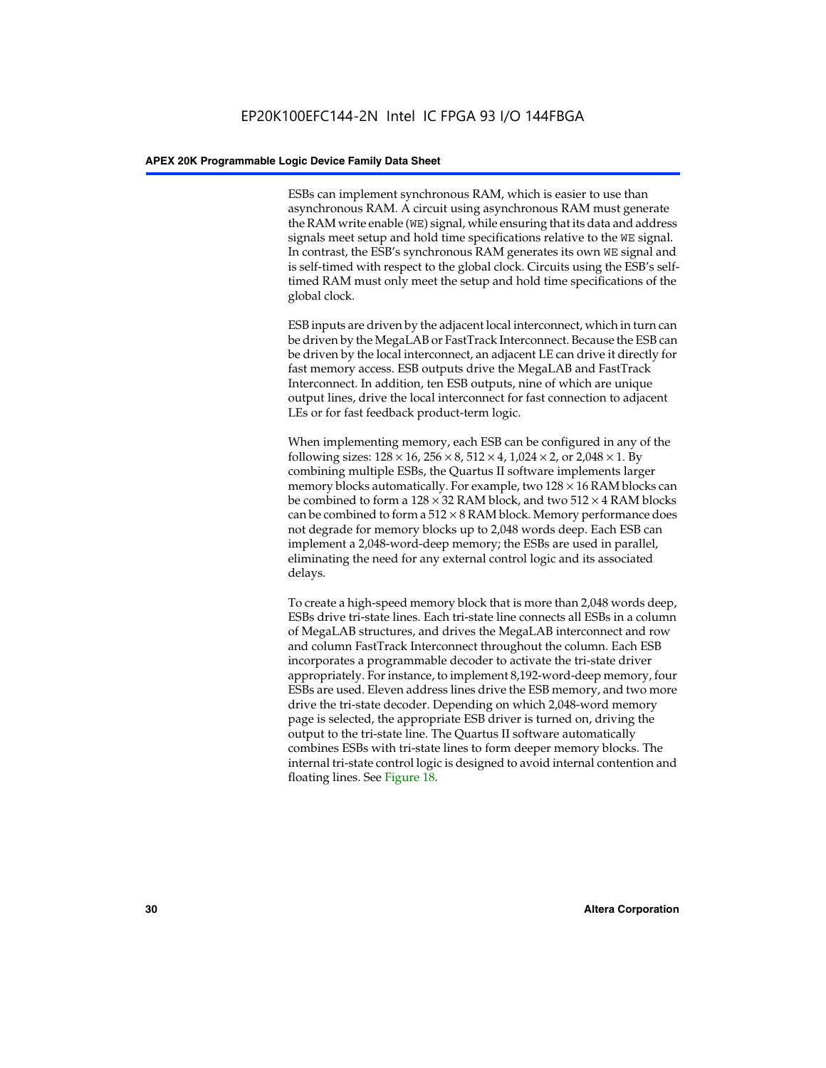ESBs can implement synchronous RAM, which is easier to use than asynchronous RAM. A circuit using asynchronous RAM must generate the RAM write enable (`WE`) signal, while ensuring that its data and address signals meet setup and hold time specifications relative to the `WE` signal. In contrast, the ESB's synchronous RAM generates its own `WE` signal and is self-timed with respect to the global clock. Circuits using the ESB's self-timed RAM must only meet the setup and hold time specifications of the global clock.

ESB inputs are driven by the adjacent local interconnect, which in turn can be driven by the MegaLAB or FastTrack Interconnect. Because the ESB can be driven by the local interconnect, an adjacent LE can drive it directly for fast memory access. ESB outputs drive the MegaLAB and FastTrack Interconnect. In addition, ten ESB outputs, nine of which are unique output lines, drive the local interconnect for fast connection to adjacent LEs or for fast feedback product-term logic.

When implementing memory, each ESB can be configured in any of the following sizes: $128 \times 16$, $256 \times 8$, $512 \times 4$, $1{,}024 \times 2$, or $2{,}048 \times 1$. By combining multiple ESBs, the Quartus II software implements larger memory blocks automatically. For example, two $128 \times 16$ RAM blocks can be combined to form a $128 \times 32$ RAM block, and two $512 \times 4$ RAM blocks can be combined to form a $512 \times 8$ RAM block. Memory performance does not degrade for memory blocks up to 2,048 words deep. Each ESB can implement a 2,048-word-deep memory; the ESBs are used in parallel, eliminating the need for any external control logic and its associated delays.

To create a high-speed memory block that is more than 2,048 words deep, ESBs drive tri-state lines. Each tri-state line connects all ESBs in a column of MegaLAB structures, and drives the MegaLAB interconnect and row and column FastTrack Interconnect throughout the column. Each ESB incorporates a programmable decoder to activate the tri-state driver appropriately. For instance, to implement 8,192-word-deep memory, four ESBs are used. Eleven address lines drive the ESB memory, and two more drive the tri-state decoder. Depending on which 2,048-word memory page is selected, the appropriate ESB driver is turned on, driving the output to the tri-state line. The Quartus II software automatically combines ESBs with tri-state lines to form deeper memory blocks. The internal tri-state control logic is designed to avoid internal contention and floating lines. See Figure 18.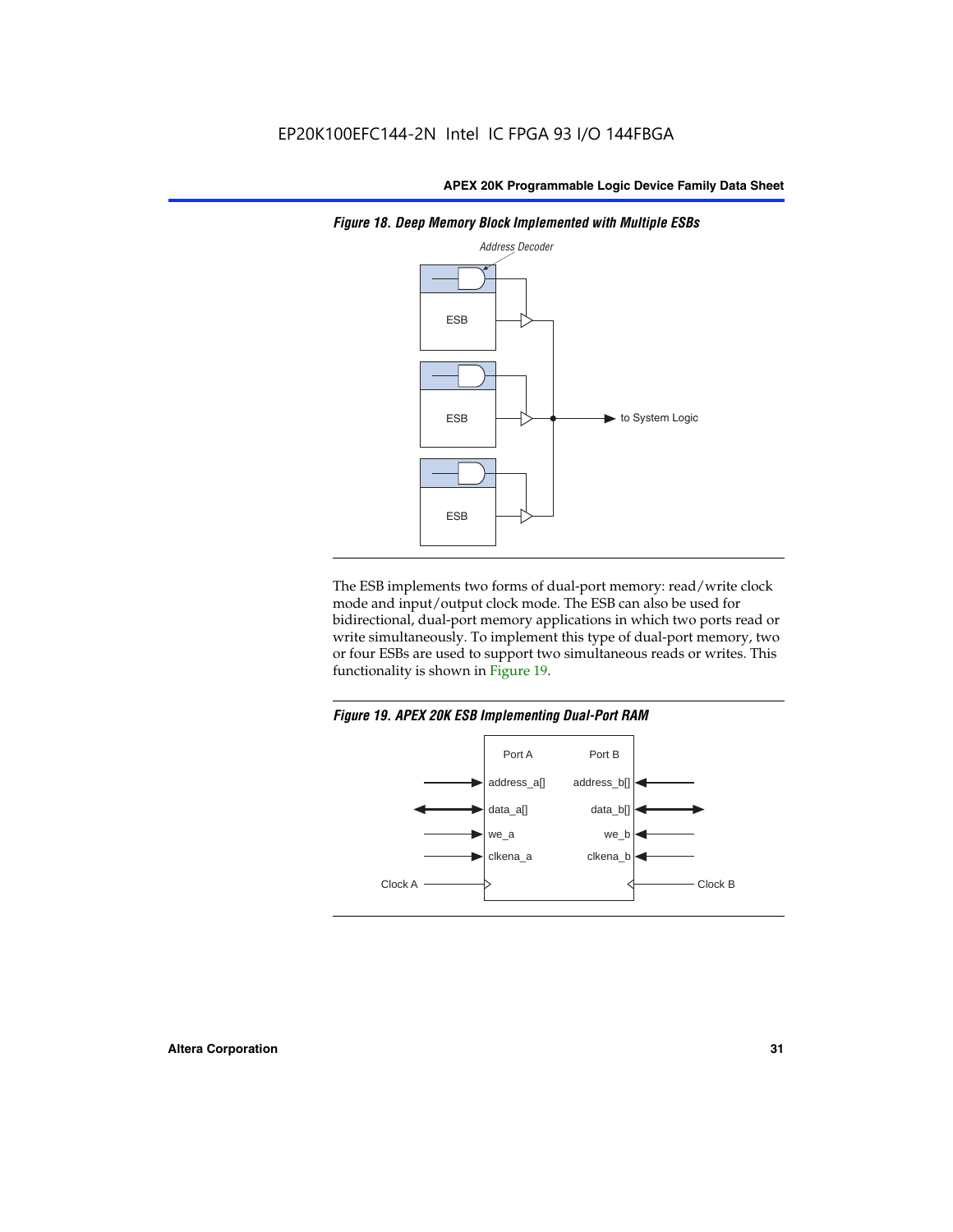*Figure 18. Deep Memory Block Implemented with Multiple ESBs*

The ESB implements two forms of dual-port memory: read/write clock mode and input/output clock mode. The ESB can also be used for bidirectional, dual-port memory applications in which two ports read or write simultaneously. To implement this type of dual-port memory, two or four ESBs are used to support two simultaneous reads or writes. This functionality is shown in Figure 19.

*Figure 19. APEX 20K ESB Implementing Dual-Port RAM*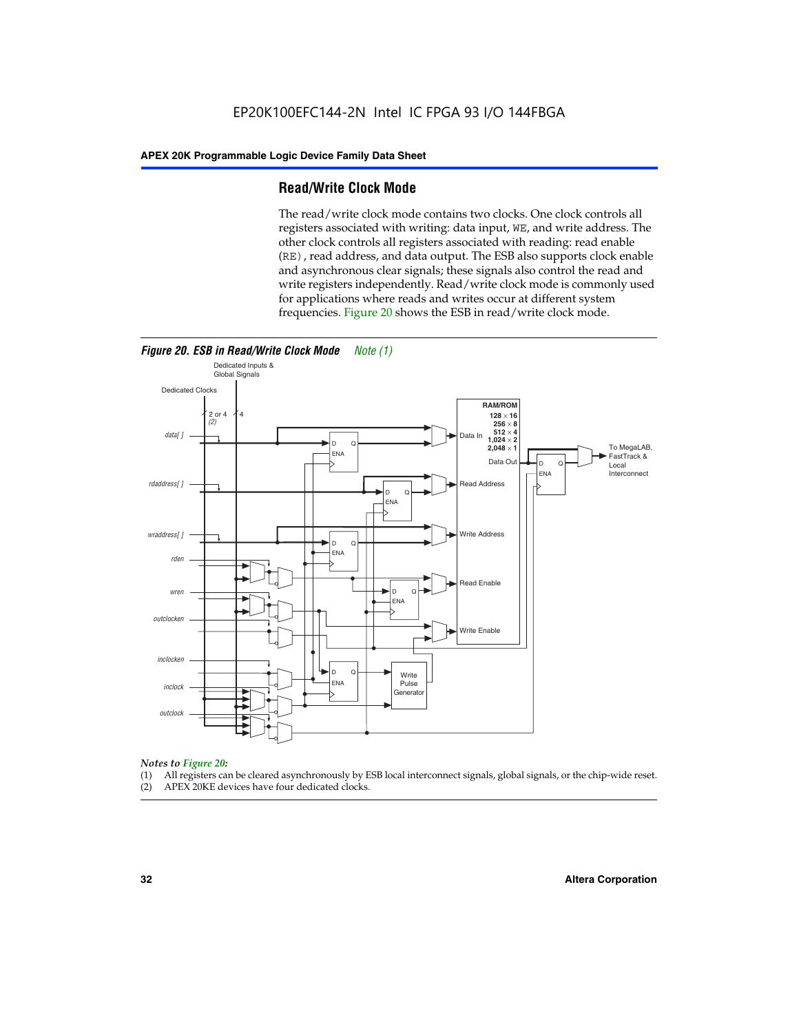## Read/Write Clock Mode

The read/write clock mode contains two clocks. One clock controls all registers associated with writing: data input, `WE`, and write address. The other clock controls all registers associated with reading: read enable (`RE`), read address, and data output. The ESB also supports clock enable and asynchronous clear signals; these signals also control the read and write registers independently. Read/write clock mode is commonly used for applications where reads and writes occur at different system frequencies. Figure 20 shows the ESB in read/write clock mode.

***Figure 20. ESB in Read/Write Clock Mode*** *Note (1)*

*Notes to Figure 20:*

(1) All registers can be cleared asynchronously by ESB local interconnect signals, global signals, or the chip-wide reset.

(2) APEX 20KE devices have four dedicated clocks.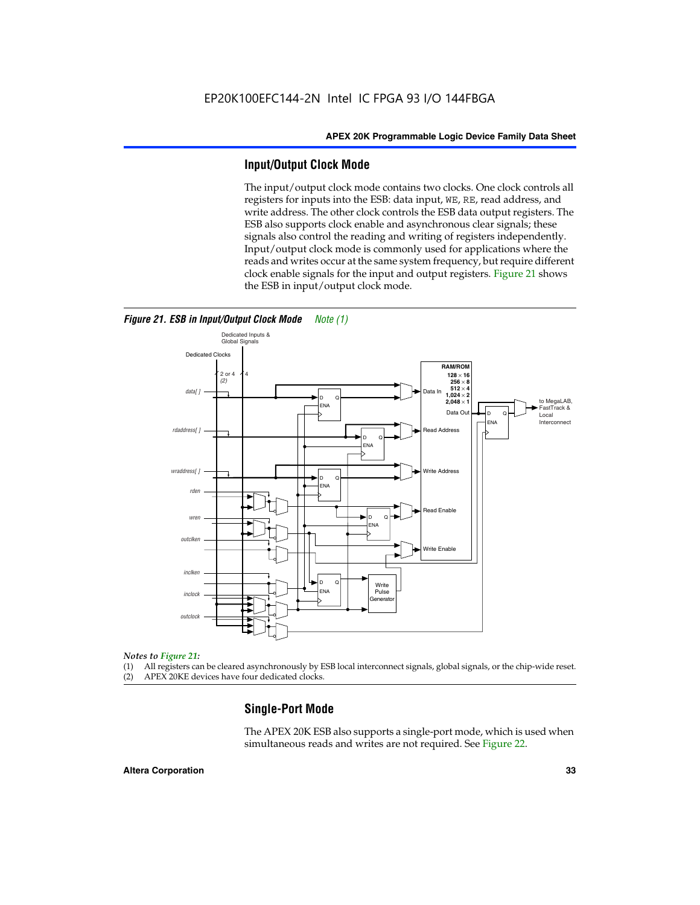## Input/Output Clock Mode

The input/output clock mode contains two clocks. One clock controls all registers for inputs into the ESB: data input, WE, RE, read address, and write address. The other clock controls the ESB data output registers. The ESB also supports clock enable and asynchronous clear signals; these signals also control the reading and writing of registers independently. Input/output clock mode is commonly used for applications where the reads and writes occur at the same system frequency, but require different clock enable signals for the input and output registers. Figure 21 shows the ESB in input/output clock mode.

***Figure 21. ESB in Input/Output Clock Mode*** *Note (1)*

*Notes to Figure 21:*

(1) All registers can be cleared asynchronously by ESB local interconnect signals, global signals, or the chip-wide reset.
(2) APEX 20KE devices have four dedicated clocks.

## Single-Port Mode

The APEX 20K ESB also supports a single-port mode, which is used when simultaneous reads and writes are not required. See Figure 22.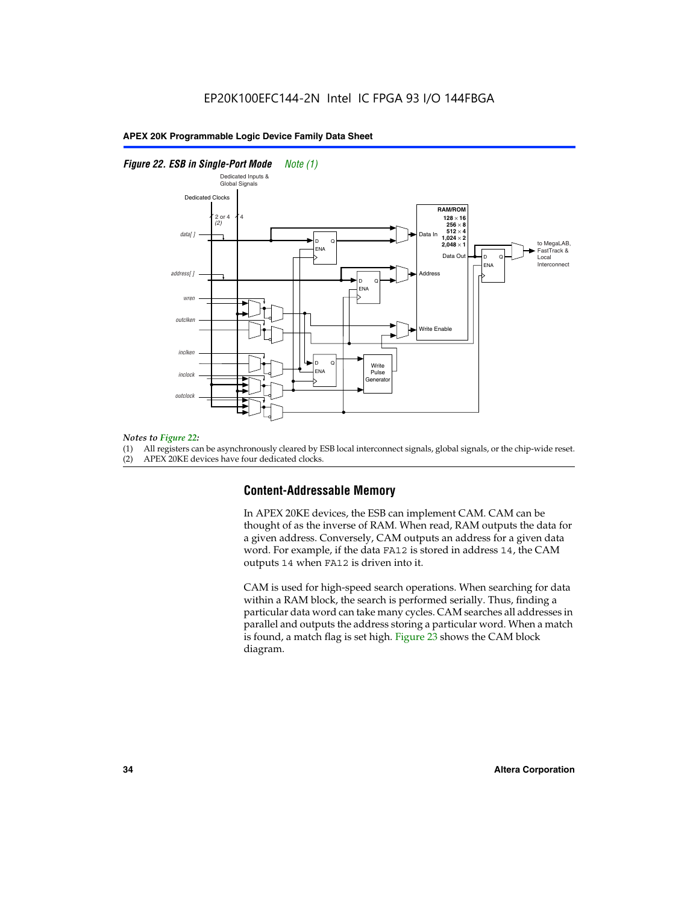EP20K100EFC144-2N Intel IC FPGA 93 I/O 144FBGA

*Figure 22. ESB in Single-Port Mode* *Note (1)*

*Notes to Figure 22:*

(1) All registers can be asynchronously cleared by ESB local interconnect signals, global signals, or the chip-wide reset.
(2) APEX 20KE devices have four dedicated clocks.

## Content-Addressable Memory

In APEX 20KE devices, the ESB can implement CAM. CAM can be thought of as the inverse of RAM. When read, RAM outputs the data for a given address. Conversely, CAM outputs an address for a given data word. For example, if the data `FA12` is stored in address `14`, the CAM outputs `14` when `FA12` is driven into it.

CAM is used for high-speed search operations. When searching for data within a RAM block, the search is performed serially. Thus, finding a particular data word can take many cycles. CAM searches all addresses in parallel and outputs the address storing a particular word. When a match is found, a match flag is set high. Figure 23 shows the CAM block diagram.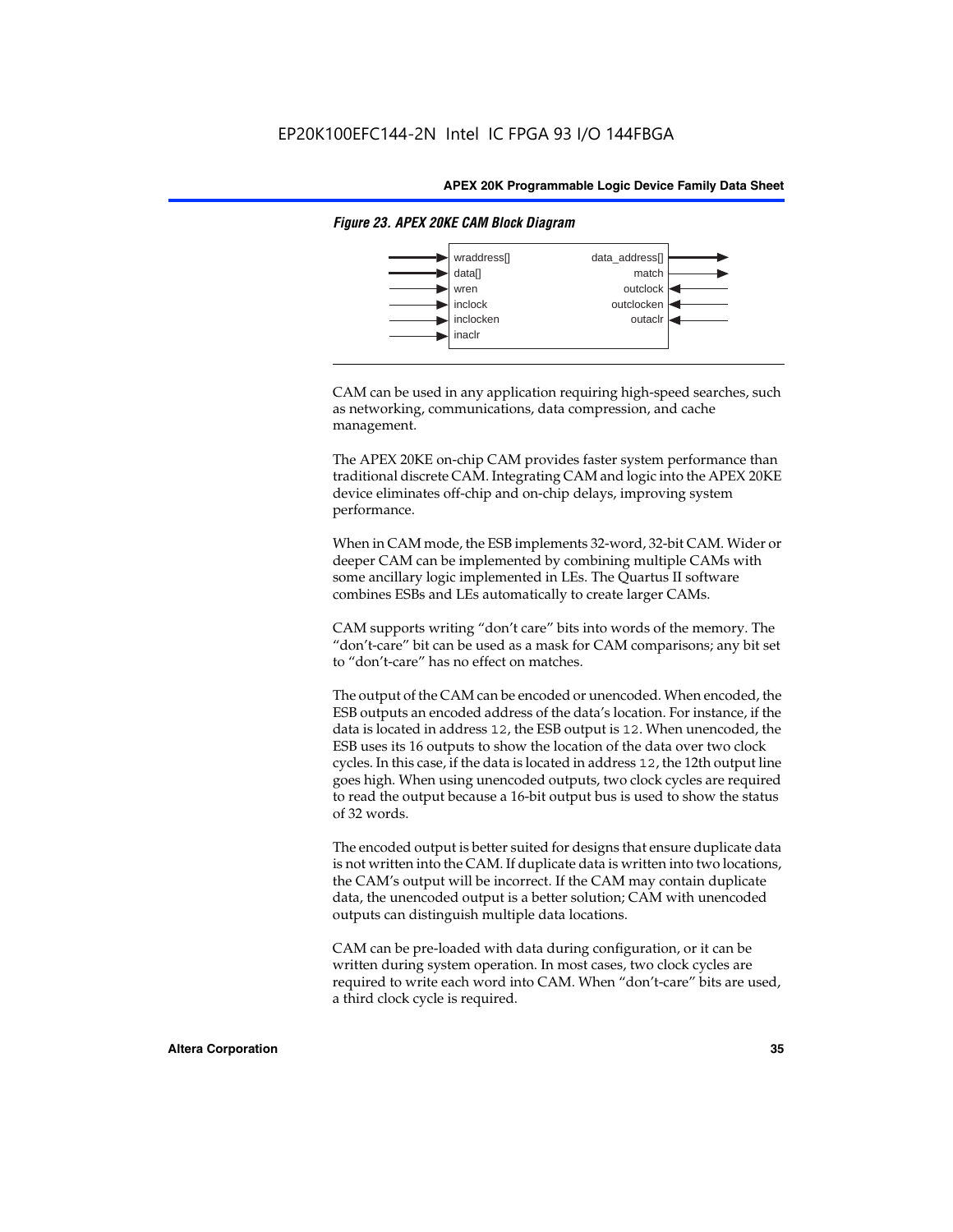*Figure 23. APEX 20KE CAM Block Diagram*

| Inputs | Outputs |
| --- | --- |
| wraddress[] | data_address[] |
| data[] | match |
| wren | outclock |
| inclock | outclocken |
| inclocken | outaclr |
| inaclr | |

CAM can be used in any application requiring high-speed searches, such as networking, communications, data compression, and cache management.

The APEX 20KE on-chip CAM provides faster system performance than traditional discrete CAM. Integrating CAM and logic into the APEX 20KE device eliminates off-chip and on-chip delays, improving system performance.

When in CAM mode, the ESB implements 32-word, 32-bit CAM. Wider or deeper CAM can be implemented by combining multiple CAMs with some ancillary logic implemented in LEs. The Quartus II software combines ESBs and LEs automatically to create larger CAMs.

CAM supports writing "don't care" bits into words of the memory. The "don't-care" bit can be used as a mask for CAM comparisons; any bit set to "don't-care" has no effect on matches.

The output of the CAM can be encoded or unencoded. When encoded, the ESB outputs an encoded address of the data's location. For instance, if the data is located in address `12`, the ESB output is `12`. When unencoded, the ESB uses its 16 outputs to show the location of the data over two clock cycles. In this case, if the data is located in address `12`, the 12th output line goes high. When using unencoded outputs, two clock cycles are required to read the output because a 16-bit output bus is used to show the status of 32 words.

The encoded output is better suited for designs that ensure duplicate data is not written into the CAM. If duplicate data is written into two locations, the CAM's output will be incorrect. If the CAM may contain duplicate data, the unencoded output is a better solution; CAM with unencoded outputs can distinguish multiple data locations.

CAM can be pre-loaded with data during configuration, or it can be written during system operation. In most cases, two clock cycles are required to write each word into CAM. When "don't-care" bits are used, a third clock cycle is required.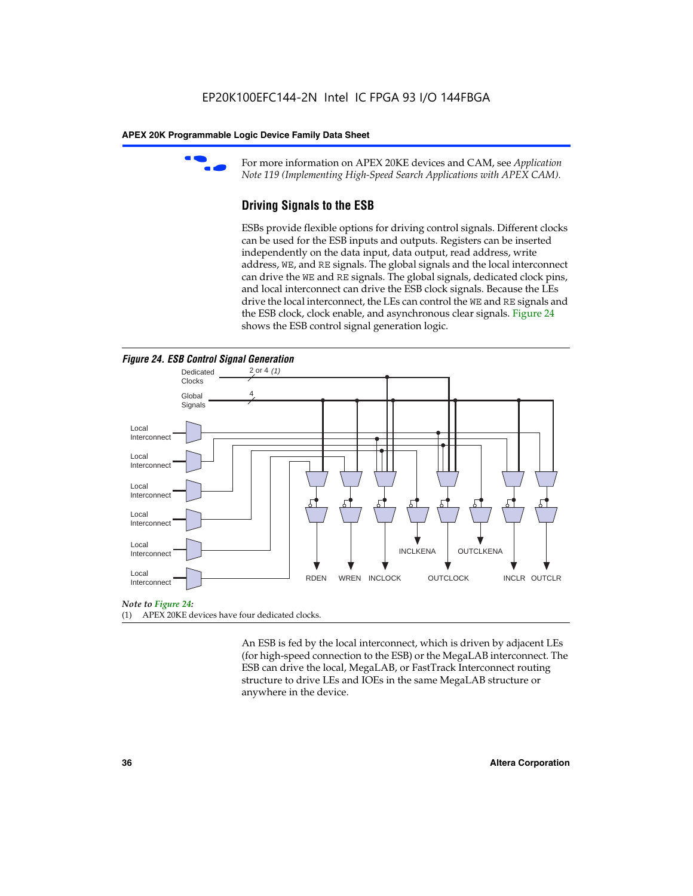For more information on APEX 20KE devices and CAM, see *Application Note 119 (Implementing High-Speed Search Applications with APEX CAM).*

### Driving Signals to the ESB

ESBs provide flexible options for driving control signals. Different clocks can be used for the ESB inputs and outputs. Registers can be inserted independently on the data input, data output, read address, write address, WE, and RE signals. The global signals and the local interconnect can drive the WE and RE signals. The global signals, dedicated clock pins, and local interconnect can drive the ESB clock signals. Because the LEs drive the local interconnect, the LEs can control the WE and RE signals and the ESB clock, clock enable, and asynchronous clear signals. Figure 24 shows the ESB control signal generation logic.

**Figure 24. ESB Control Signal Generation**

Dedicated Clocks — 2 or 4 *(1)*
Global Signals — 4
Local Interconnect
Local Interconnect
Local Interconnect
Local Interconnect
Local Interconnect
Local Interconnect
RDEN WREN INCLOCK INCLKENA OUTCLOCK OUTCLKENA INCLR OUTCLR

*Note to Figure 24:*
(1) APEX 20KE devices have four dedicated clocks.

An ESB is fed by the local interconnect, which is driven by adjacent LEs (for high-speed connection to the ESB) or the MegaLAB interconnect. The ESB can drive the local, MegaLAB, or FastTrack Interconnect routing structure to drive LEs and IOEs in the same MegaLAB structure or anywhere in the device.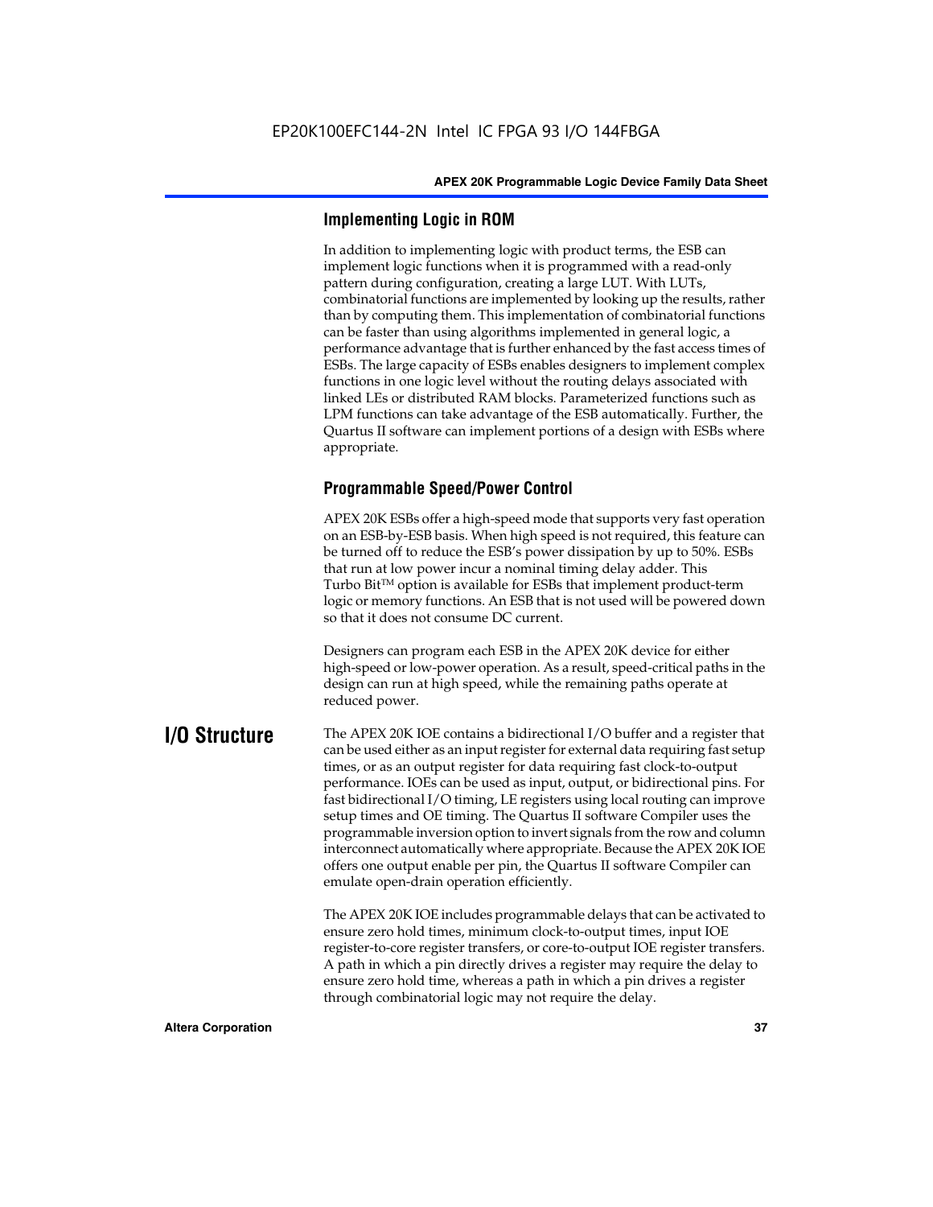### Implementing Logic in ROM

In addition to implementing logic with product terms, the ESB can implement logic functions when it is programmed with a read-only pattern during configuration, creating a large LUT. With LUTs, combinatorial functions are implemented by looking up the results, rather than by computing them. This implementation of combinatorial functions can be faster than using algorithms implemented in general logic, a performance advantage that is further enhanced by the fast access times of ESBs. The large capacity of ESBs enables designers to implement complex functions in one logic level without the routing delays associated with linked LEs or distributed RAM blocks. Parameterized functions such as LPM functions can take advantage of the ESB automatically. Further, the Quartus II software can implement portions of a design with ESBs where appropriate.

### Programmable Speed/Power Control

APEX 20K ESBs offer a high-speed mode that supports very fast operation on an ESB-by-ESB basis. When high speed is not required, this feature can be turned off to reduce the ESB's power dissipation by up to 50%. ESBs that run at low power incur a nominal timing delay adder. This Turbo Bit™ option is available for ESBs that implement product-term logic or memory functions. An ESB that is not used will be powered down so that it does not consume DC current.

Designers can program each ESB in the APEX 20K device for either high-speed or low-power operation. As a result, speed-critical paths in the design can run at high speed, while the remaining paths operate at reduced power.

## I/O Structure

The APEX 20K IOE contains a bidirectional I/O buffer and a register that can be used either as an input register for external data requiring fast setup times, or as an output register for data requiring fast clock-to-output performance. IOEs can be used as input, output, or bidirectional pins. For fast bidirectional I/O timing, LE registers using local routing can improve setup times and OE timing. The Quartus II software Compiler uses the programmable inversion option to invert signals from the row and column interconnect automatically where appropriate. Because the APEX 20K IOE offers one output enable per pin, the Quartus II software Compiler can emulate open-drain operation efficiently.

The APEX 20K IOE includes programmable delays that can be activated to ensure zero hold times, minimum clock-to-output times, input IOE register-to-core register transfers, or core-to-output IOE register transfers. A path in which a pin directly drives a register may require the delay to ensure zero hold time, whereas a path in which a pin drives a register through combinatorial logic may not require the delay.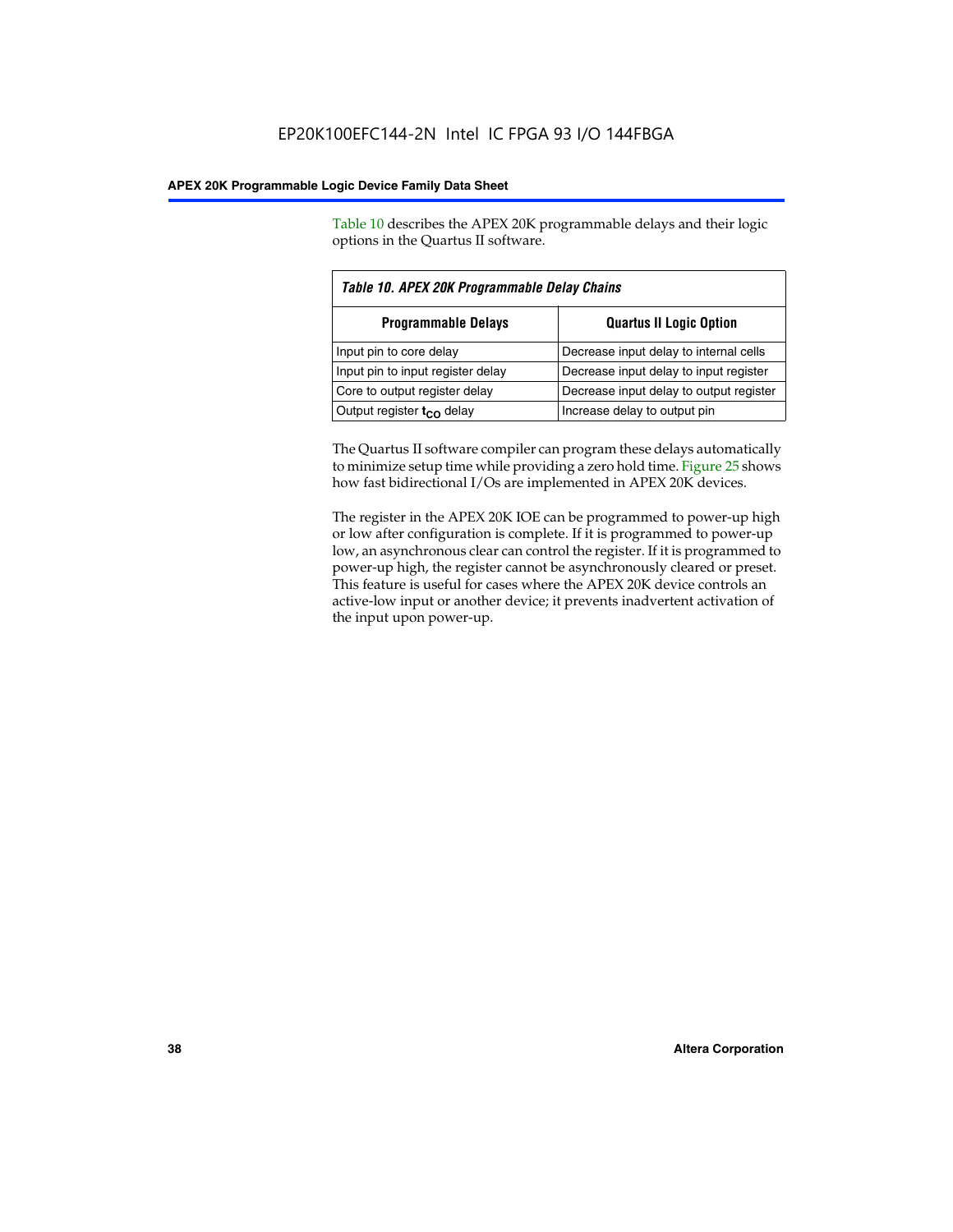Table 10 describes the APEX 20K programmable delays and their logic options in the Quartus II software.

*Table 10. APEX 20K Programmable Delay Chains*

| Programmable Delays | Quartus II Logic Option |
|---|---|
| Input pin to core delay | Decrease input delay to internal cells |
| Input pin to input register delay | Decrease input delay to input register |
| Core to output register delay | Decrease input delay to output register |
| Output register $t_{CO}$ delay | Increase delay to output pin |

The Quartus II software compiler can program these delays automatically to minimize setup time while providing a zero hold time. Figure 25 shows how fast bidirectional I/Os are implemented in APEX 20K devices.

The register in the APEX 20K IOE can be programmed to power-up high or low after configuration is complete. If it is programmed to power-up low, an asynchronous clear can control the register. If it is programmed to power-up high, the register cannot be asynchronously cleared or preset. This feature is useful for cases where the APEX 20K device controls an active-low input or another device; it prevents inadvertent activation of the input upon power-up.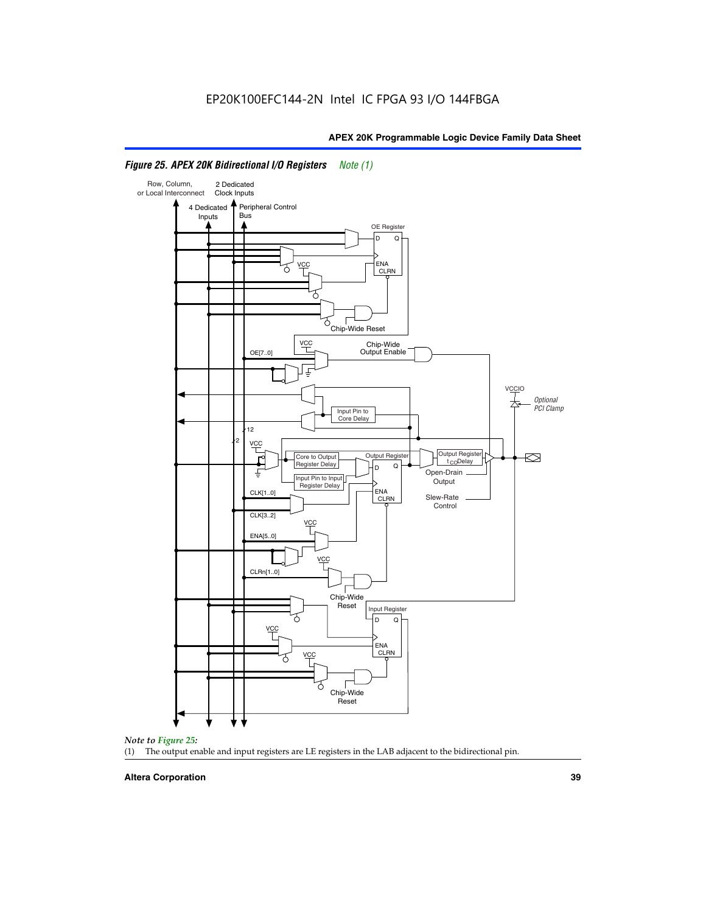### Figure 25. APEX 20K Bidirectional I/O Registers *Note (1)*

Row, Column, or Local Interconnect

2 Dedicated Clock Inputs

4 Dedicated Inputs

Peripheral Control Bus

OE Register

D Q

ENA CLRN

VCC

Chip-Wide Reset

VCC

Chip-Wide Output Enable

OE[7..0]

VCCIO

*Optional PCI Clamp*

Input Pin to Core Delay

12

2

VCC

Core to Output Register Delay

Output Register

Output Register $t_{CO}$Delay

Input Pin to Input Register Delay

Open-Drain Output

CLK[1..0]

Slew-Rate Control

CLK[3..2]

VCC

ENA[5..0]

VCC

CLRn[1..0]

Chip-Wide Reset

Input Register

VCC

VCC

Chip-Wide Reset

*Note to Figure 25:*

(1) The output enable and input registers are LE registers in the LAB adjacent to the bidirectional pin.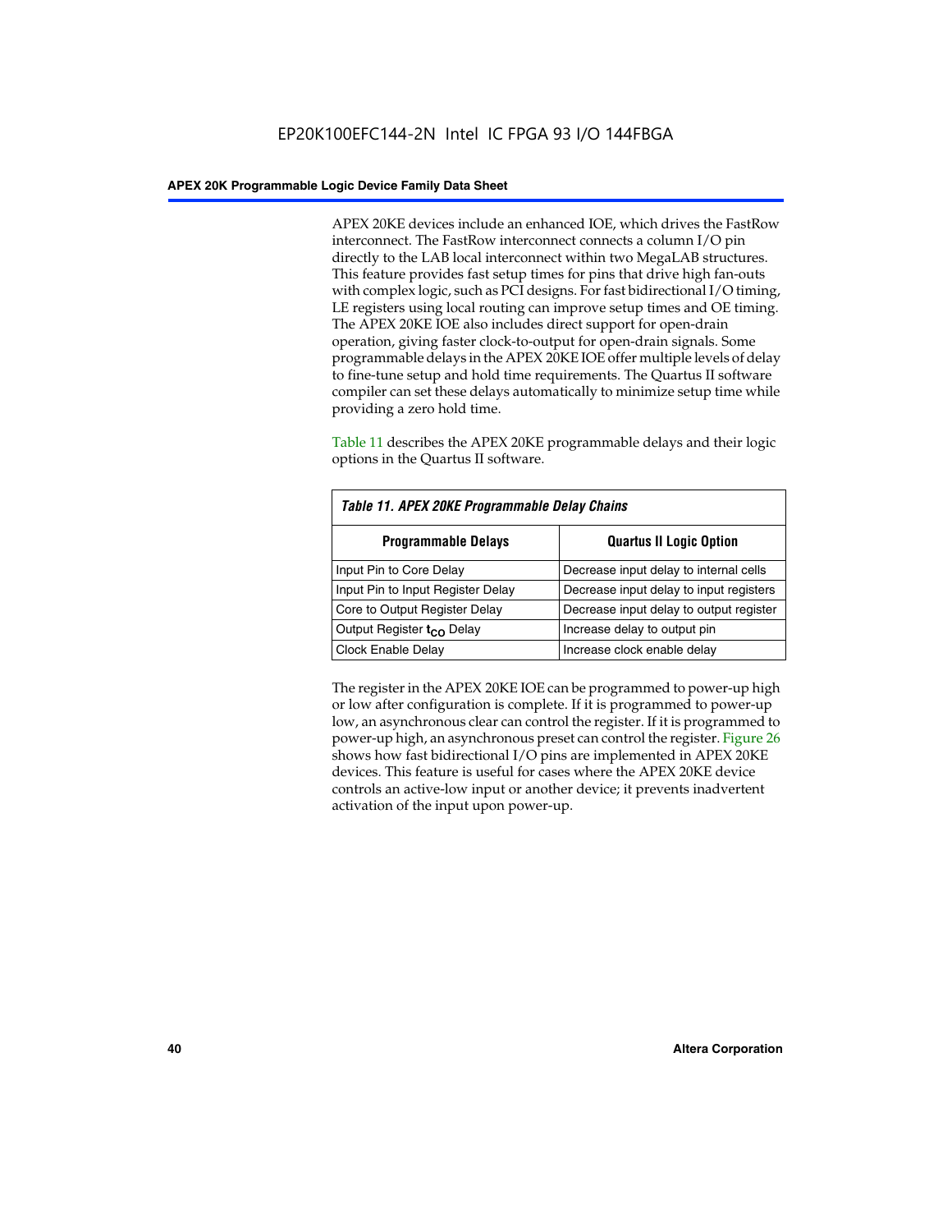APEX 20KE devices include an enhanced IOE, which drives the FastRow interconnect. The FastRow interconnect connects a column I/O pin directly to the LAB local interconnect within two MegaLAB structures. This feature provides fast setup times for pins that drive high fan-outs with complex logic, such as PCI designs. For fast bidirectional I/O timing, LE registers using local routing can improve setup times and OE timing. The APEX 20KE IOE also includes direct support for open-drain operation, giving faster clock-to-output for open-drain signals. Some programmable delays in the APEX 20KE IOE offer multiple levels of delay to fine-tune setup and hold time requirements. The Quartus II software compiler can set these delays automatically to minimize setup time while providing a zero hold time.

Table 11 describes the APEX 20KE programmable delays and their logic options in the Quartus II software.

*Table 11. APEX 20KE Programmable Delay Chains*

| Programmable Delays | Quartus II Logic Option |
|---|---|
| Input Pin to Core Delay | Decrease input delay to internal cells |
| Input Pin to Input Register Delay | Decrease input delay to input registers |
| Core to Output Register Delay | Decrease input delay to output register |
| Output Register $t_{CO}$ Delay | Increase delay to output pin |
| Clock Enable Delay | Increase clock enable delay |

The register in the APEX 20KE IOE can be programmed to power-up high or low after configuration is complete. If it is programmed to power-up low, an asynchronous clear can control the register. If it is programmed to power-up high, an asynchronous preset can control the register. Figure 26 shows how fast bidirectional I/O pins are implemented in APEX 20KE devices. This feature is useful for cases where the APEX 20KE device controls an active-low input or another device; it prevents inadvertent activation of the input upon power-up.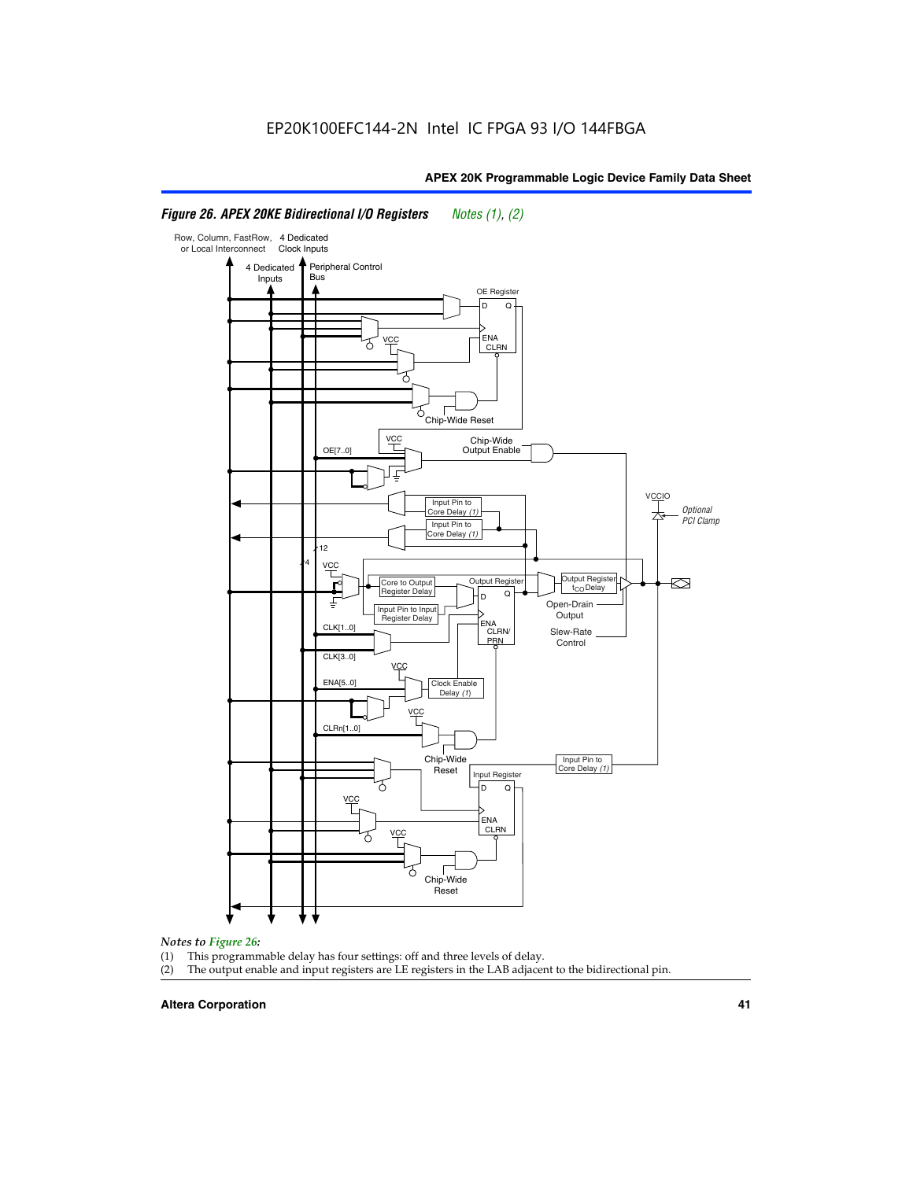*Figure 26. APEX 20KE Bidirectional I/O Registers* *Notes (1), (2)*

*Notes to Figure 26:*

(1) This programmable delay has four settings: off and three levels of delay.

(2) The output enable and input registers are LE registers in the LAB adjacent to the bidirectional pin.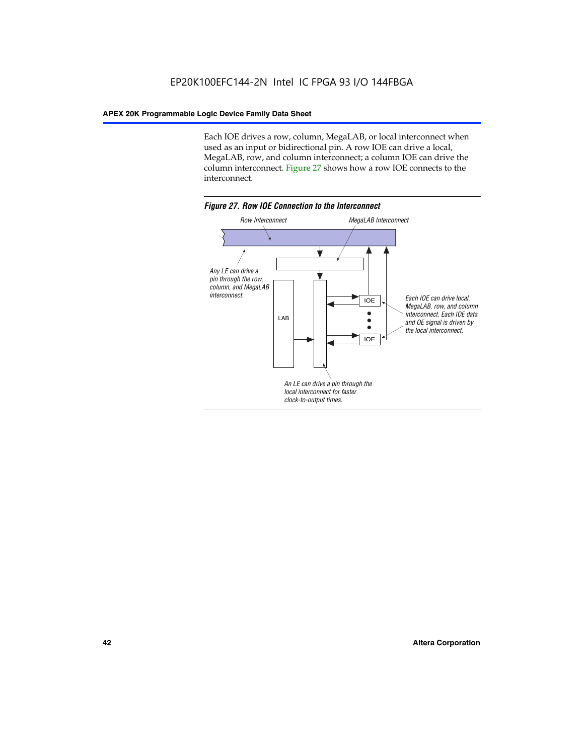Each IOE drives a row, column, MegaLAB, or local interconnect when used as an input or bidirectional pin. A row IOE can drive a local, MegaLAB, row, and column interconnect; a column IOE can drive the column interconnect. Figure 27 shows how a row IOE connects to the interconnect.

*Figure 27. Row IOE Connection to the Interconnect*

Row Interconnect

MegaLAB Interconnect

Any LE can drive a pin through the row, column, and MegaLAB interconnect.

LAB

IOE

IOE

Each IOE can drive local, MegaLAB, row, and column interconnect. Each IOE data and OE signal is driven by the local interconnect.

An LE can drive a pin through the local interconnect for faster clock-to-output times.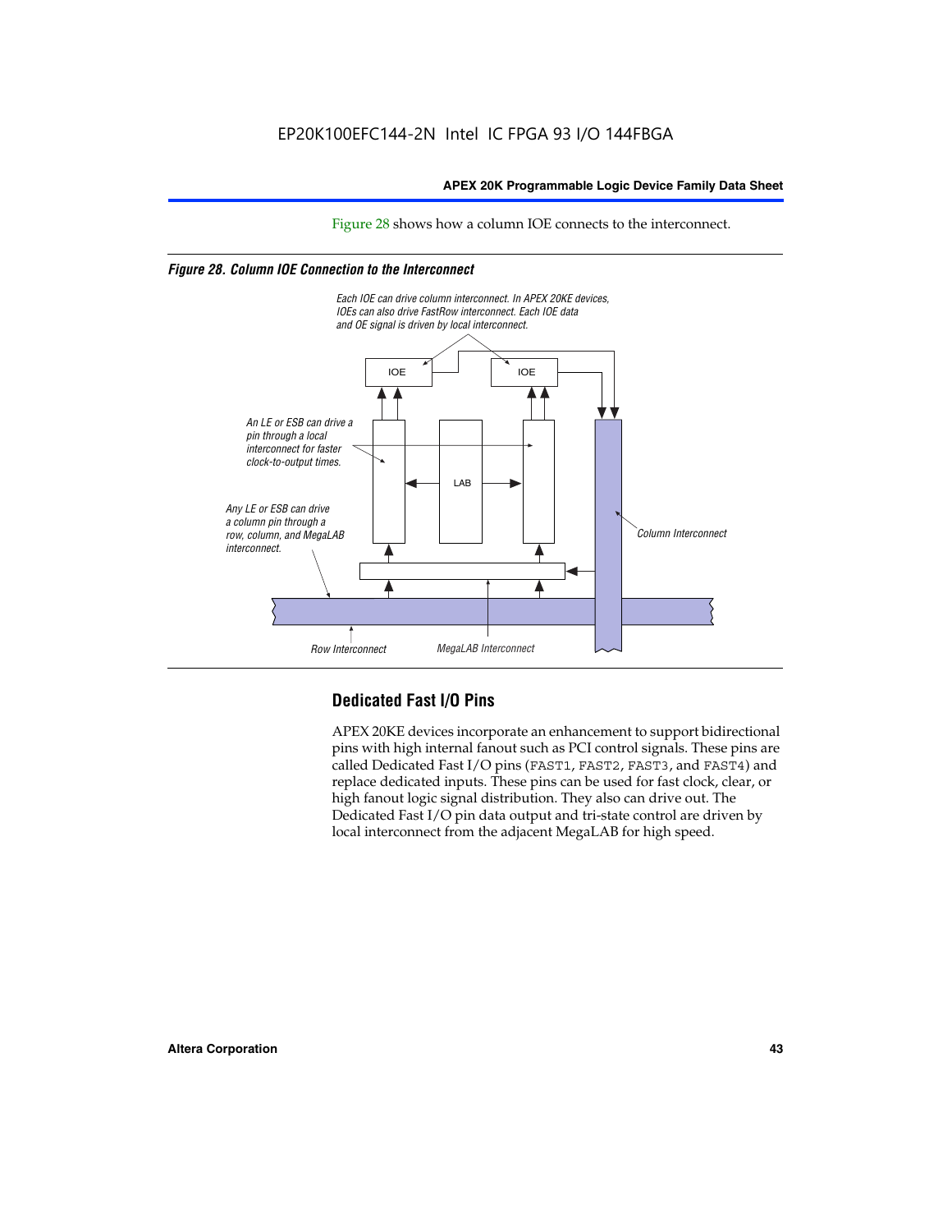Figure 28 shows how a column IOE connects to the interconnect.

*Figure 28. Column IOE Connection to the Interconnect*

*Each IOE can drive column interconnect. In APEX 20KE devices, IOEs can also drive FastRow interconnect. Each IOE data and OE signal is driven by local interconnect.*

*An LE or ESB can drive a pin through a local interconnect for faster clock-to-output times.*

*Any LE or ESB can drive a column pin through a row, column, and MegaLAB interconnect.*

*Column Interconnect*

*Row Interconnect*

*MegaLAB Interconnect*

## Dedicated Fast I/O Pins

APEX 20KE devices incorporate an enhancement to support bidirectional pins with high internal fanout such as PCI control signals. These pins are called Dedicated Fast I/O pins (FAST1, FAST2, FAST3, and FAST4) and replace dedicated inputs. These pins can be used for fast clock, clear, or high fanout logic signal distribution. They also can drive out. The Dedicated Fast I/O pin data output and tri-state control are driven by local interconnect from the adjacent MegaLAB for high speed.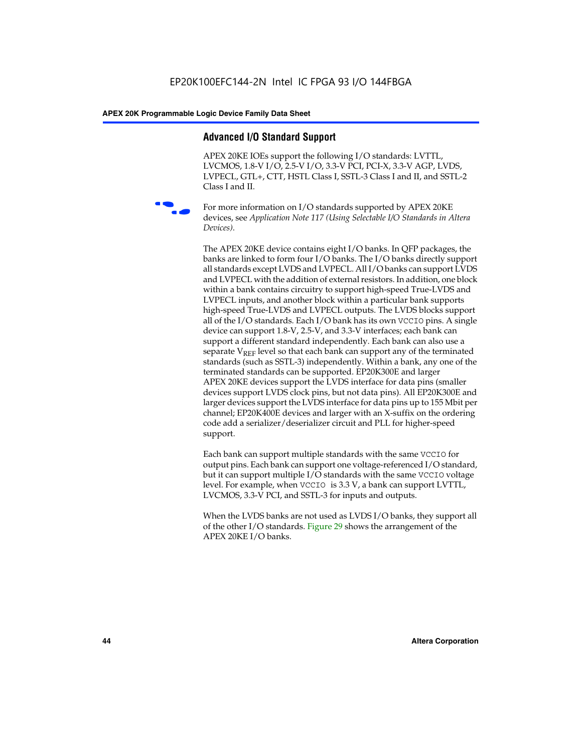## Advanced I/O Standard Support

APEX 20KE IOEs support the following I/O standards: LVTTL, LVCMOS, 1.8-V I/O, 2.5-V I/O, 3.3-V PCI, PCI-X, 3.3-V AGP, LVDS, LVPECL, GTL+, CTT, HSTL Class I, SSTL-3 Class I and II, and SSTL-2 Class I and II.

For more information on I/O standards supported by APEX 20KE devices, see *Application Note 117 (Using Selectable I/O Standards in Altera Devices)*.

The APEX 20KE device contains eight I/O banks. In QFP packages, the banks are linked to form four I/O banks. The I/O banks directly support all standards except LVDS and LVPECL. All I/O banks can support LVDS and LVPECL with the addition of external resistors. In addition, one block within a bank contains circuitry to support high-speed True-LVDS and LVPECL inputs, and another block within a particular bank supports high-speed True-LVDS and LVPECL outputs. The LVDS blocks support all of the I/O standards. Each I/O bank has its own `VCCIO` pins. A single device can support 1.8-V, 2.5-V, and 3.3-V interfaces; each bank can support a different standard independently. Each bank can also use a separate $V_{REF}$ level so that each bank can support any of the terminated standards (such as SSTL-3) independently. Within a bank, any one of the terminated standards can be supported. EP20K300E and larger APEX 20KE devices support the LVDS interface for data pins (smaller devices support LVDS clock pins, but not data pins). All EP20K300E and larger devices support the LVDS interface for data pins up to 155 Mbit per channel; EP20K400E devices and larger with an X-suffix on the ordering code add a serializer/deserializer circuit and PLL for higher-speed support.

Each bank can support multiple standards with the same `VCCIO` for output pins. Each bank can support one voltage-referenced I/O standard, but it can support multiple I/O standards with the same `VCCIO` voltage level. For example, when `VCCIO` is 3.3 V, a bank can support LVTTL, LVCMOS, 3.3-V PCI, and SSTL-3 for inputs and outputs.

When the LVDS banks are not used as LVDS I/O banks, they support all of the other I/O standards. Figure 29 shows the arrangement of the APEX 20KE I/O banks.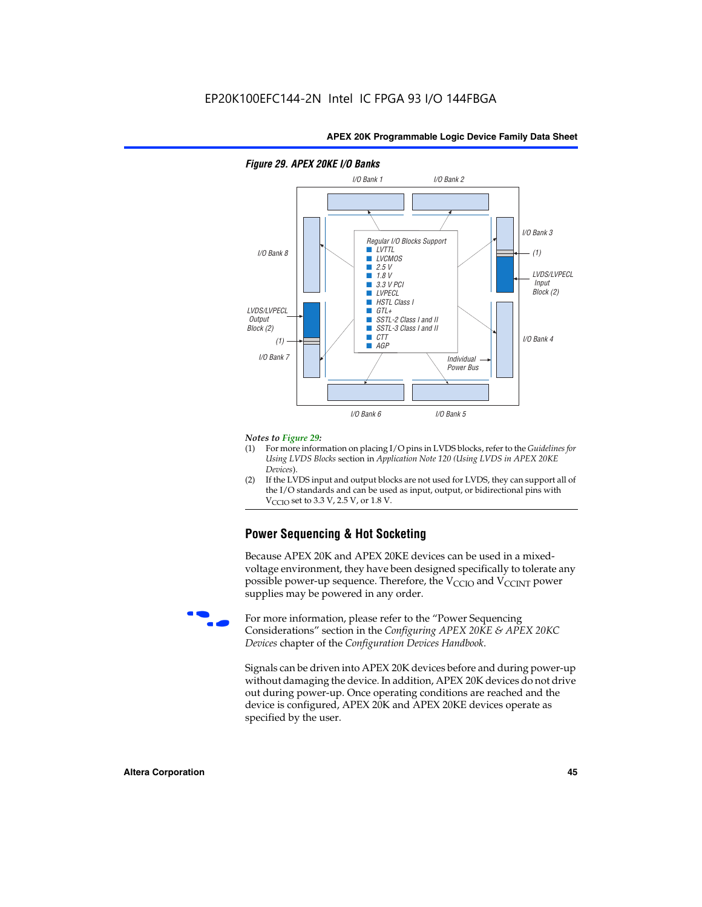EP20K100EFC144-2N Intel IC FPGA 93 I/O 144FBGA

**Figure 29. APEX 20KE I/O Banks**

I/O Bank 1, I/O Bank 2, I/O Bank 3, I/O Bank 4, I/O Bank 5, I/O Bank 6, I/O Bank 7, I/O Bank 8

Regular I/O Blocks Support
- LVTTL
- LVCMOS
- 2.5 V
- 1.8 V
- 3.3 V PCI
- LVPECL
- HSTL Class I
- GTL+
- SSTL-2 Class I and II
- SSTL-3 Class I and II
- CTT
- AGP

LVDS/LVPECL Input Block (2)

LVDS/LVPECL Output Block (2)

(1)

Individual Power Bus

*Notes to Figure 29:*

(1) For more information on placing I/O pins in LVDS blocks, refer to the *Guidelines for Using LVDS Blocks* section in *Application Note 120 (Using LVDS in APEX 20KE Devices)*.

(2) If the LVDS input and output blocks are not used for LVDS, they can support all of the I/O standards and can be used as input, output, or bidirectional pins with $V_{CCIO}$ set to 3.3 V, 2.5 V, or 1.8 V.

## Power Sequencing & Hot Socketing

Because APEX 20K and APEX 20KE devices can be used in a mixed-voltage environment, they have been designed specifically to tolerate any possible power-up sequence. Therefore, the $V_{CCIO}$ and $V_{CCINT}$ power supplies may be powered in any order.

For more information, please refer to the "Power Sequencing Considerations" section in the *Configuring APEX 20KE & APEX 20KC Devices* chapter of the *Configuration Devices Handbook*.

Signals can be driven into APEX 20K devices before and during power-up without damaging the device. In addition, APEX 20K devices do not drive out during power-up. Once operating conditions are reached and the device is configured, APEX 20K and APEX 20KE devices operate as specified by the user.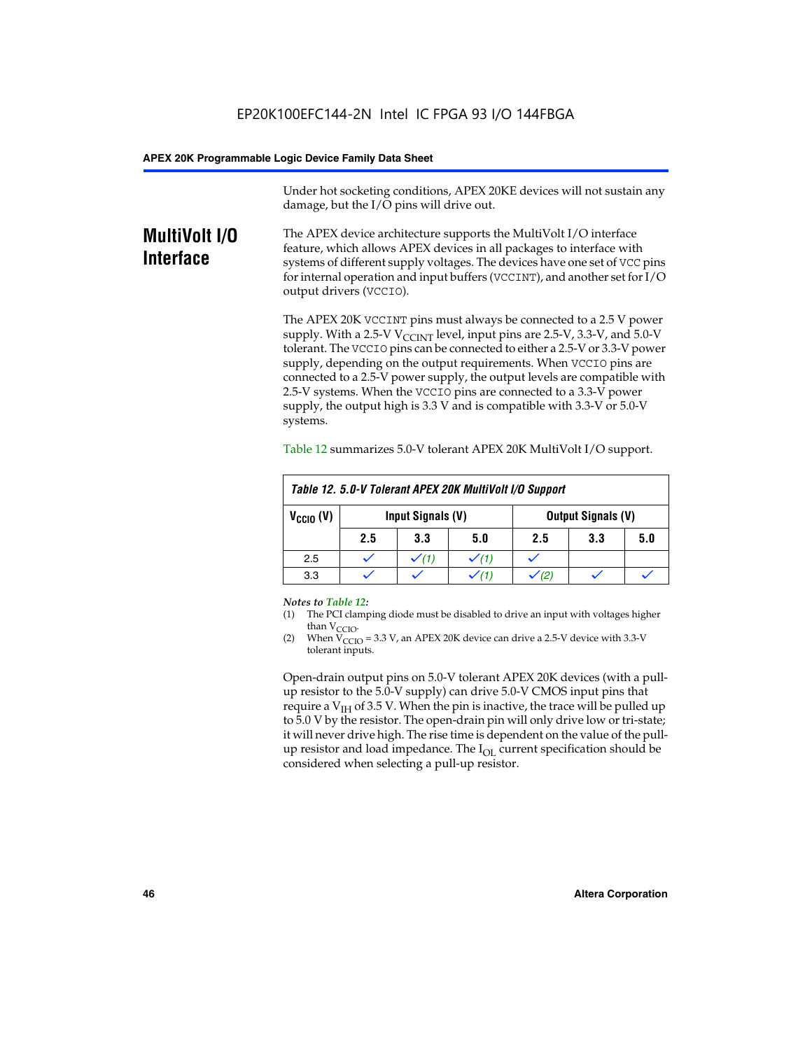Under hot socketing conditions, APEX 20KE devices will not sustain any damage, but the I/O pins will drive out.

## MultiVolt I/O Interface

The APEX device architecture supports the MultiVolt I/O interface feature, which allows APEX devices in all packages to interface with systems of different supply voltages. The devices have one set of VCC pins for internal operation and input buffers (VCCINT), and another set for I/O output drivers (VCCIO).

The APEX 20K VCCINT pins must always be connected to a 2.5 V power supply. With a 2.5-V $V_{CCINT}$ level, input pins are 2.5-V, 3.3-V, and 5.0-V tolerant. The VCCIO pins can be connected to either a 2.5-V or 3.3-V power supply, depending on the output requirements. When VCCIO pins are connected to a 2.5-V power supply, the output levels are compatible with 2.5-V systems. When the VCCIO pins are connected to a 3.3-V power supply, the output high is 3.3 V and is compatible with 3.3-V or 5.0-V systems.

Table 12 summarizes 5.0-V tolerant APEX 20K MultiVolt I/O support.

*Table 12. 5.0-V Tolerant APEX 20K MultiVolt I/O Support*

| $V_{CCIO}$ (V) | Input Signals (V) | | | Output Signals (V) | | |
|---|---|---|---|---|---|---|
| | 2.5 | 3.3 | 5.0 | 2.5 | 3.3 | 5.0 |
| 2.5 | ✓ | ✓ (1) | ✓ (1) | ✓ | | |
| 3.3 | ✓ | ✓ | ✓ (1) | ✓ (2) | ✓ | ✓ |

*Notes to Table 12:*

(1) The PCI clamping diode must be disabled to drive an input with voltages higher than $V_{CCIO}$.

(2) When $V_{CCIO}$ = 3.3 V, an APEX 20K device can drive a 2.5-V device with 3.3-V tolerant inputs.

Open-drain output pins on 5.0-V tolerant APEX 20K devices (with a pull-up resistor to the 5.0-V supply) can drive 5.0-V CMOS input pins that require a $V_{IH}$ of 3.5 V. When the pin is inactive, the trace will be pulled up to 5.0 V by the resistor. The open-drain pin will only drive low or tri-state; it will never drive high. The rise time is dependent on the value of the pull-up resistor and load impedance. The $I_{OL}$ current specification should be considered when selecting a pull-up resistor.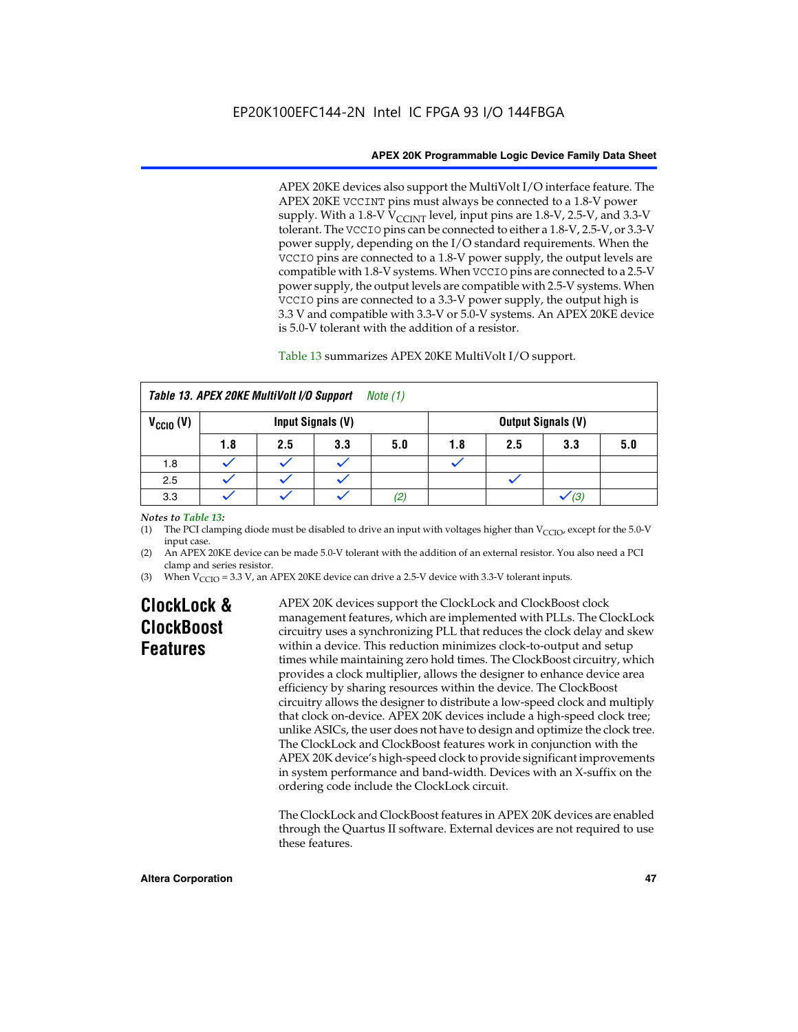APEX 20KE devices also support the MultiVolt I/O interface feature. The APEX 20KE VCCINT pins must always be connected to a 1.8-V power supply. With a 1.8-V $V_{CCINT}$ level, input pins are 1.8-V, 2.5-V, and 3.3-V tolerant. The VCCIO pins can be connected to either a 1.8-V, 2.5-V, or 3.3-V power supply, depending on the I/O standard requirements. When the VCCIO pins are connected to a 1.8-V power supply, the output levels are compatible with 1.8-V systems. When VCCIO pins are connected to a 2.5-V power supply, the output levels are compatible with 2.5-V systems. When VCCIO pins are connected to a 3.3-V power supply, the output high is 3.3 V and compatible with 3.3-V or 5.0-V systems. An APEX 20KE device is 5.0-V tolerant with the addition of a resistor.

Table 13 summarizes APEX 20KE MultiVolt I/O support.

*Table 13. APEX 20KE MultiVolt I/O Support   Note (1)*

| $V_{CCIO}$ (V) | Input Signals (V) | | | | Output Signals (V) | | | |
|---|---|---|---|---|---|---|---|---|
| | 1.8 | 2.5 | 3.3 | 5.0 | 1.8 | 2.5 | 3.3 | 5.0 |
| 1.8 | ✓ | ✓ | ✓ | | ✓ | | | |
| 2.5 | ✓ | ✓ | ✓ | | | ✓ | | |
| 3.3 | ✓ | ✓ | ✓ | (2) | | | ✓ (3) | |

*Notes to Table 13:*

(1) The PCI clamping diode must be disabled to drive an input with voltages higher than $V_{CCIO}$, except for the 5.0-V input case.

(2) An APEX 20KE device can be made 5.0-V tolerant with the addition of an external resistor. You also need a PCI clamp and series resistor.

(3) When $V_{CCIO}$ = 3.3 V, an APEX 20KE device can drive a 2.5-V device with 3.3-V tolerant inputs.

## ClockLock & ClockBoost Features

APEX 20K devices support the ClockLock and ClockBoost clock management features, which are implemented with PLLs. The ClockLock circuitry uses a synchronizing PLL that reduces the clock delay and skew within a device. This reduction minimizes clock-to-output and setup times while maintaining zero hold times. The ClockBoost circuitry, which provides a clock multiplier, allows the designer to enhance device area efficiency by sharing resources within the device. The ClockBoost circuitry allows the designer to distribute a low-speed clock and multiply that clock on-device. APEX 20K devices include a high-speed clock tree; unlike ASICs, the user does not have to design and optimize the clock tree. The ClockLock and ClockBoost features work in conjunction with the APEX 20K device's high-speed clock to provide significant improvements in system performance and band-width. Devices with an X-suffix on the ordering code include the ClockLock circuit.

The ClockLock and ClockBoost features in APEX 20K devices are enabled through the Quartus II software. External devices are not required to use these features.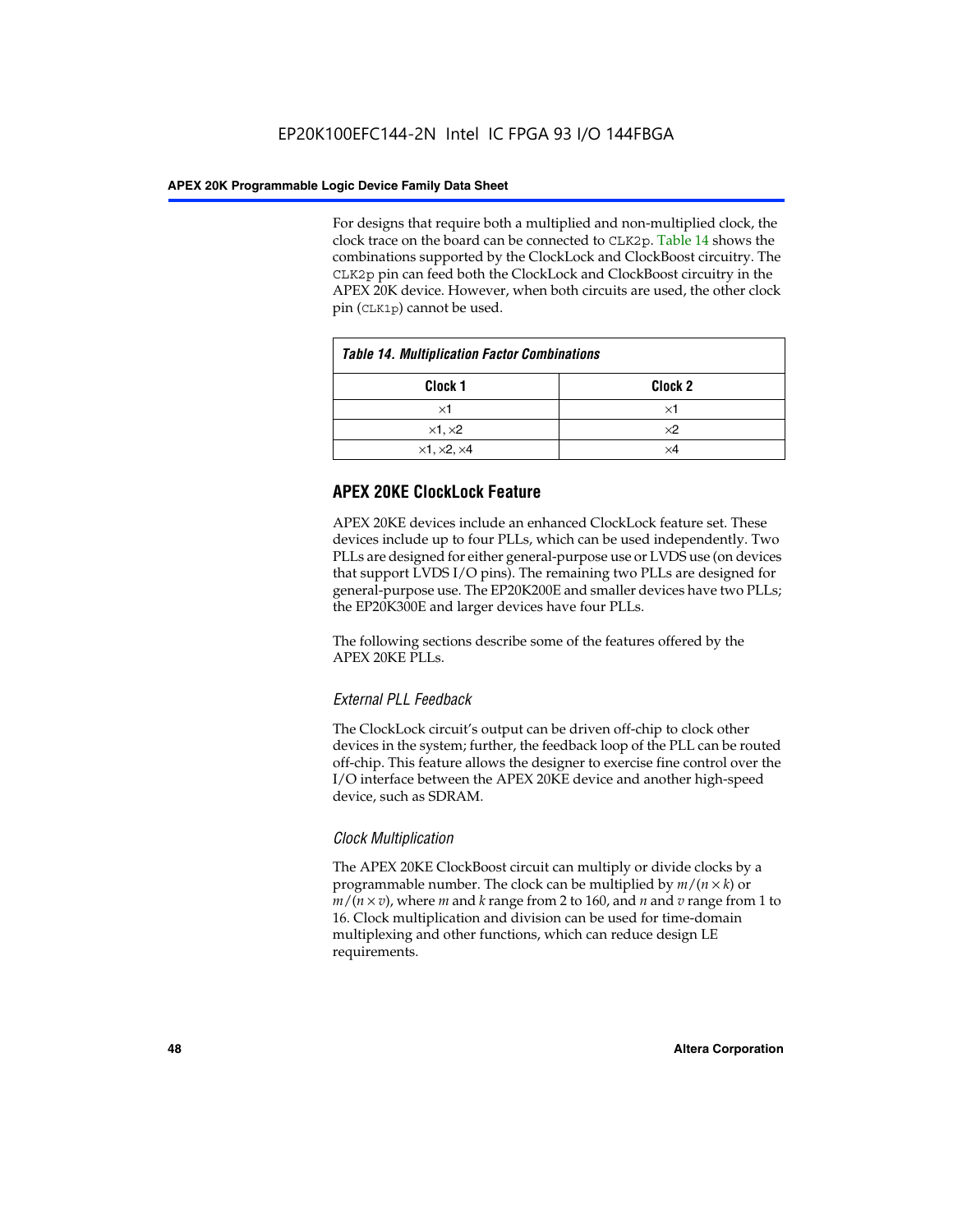For designs that require both a multiplied and non-multiplied clock, the clock trace on the board can be connected to CLK2p. Table 14 shows the combinations supported by the ClockLock and ClockBoost circuitry. The CLK2p pin can feed both the ClockLock and ClockBoost circuitry in the APEX 20K device. However, when both circuits are used, the other clock pin (CLK1p) cannot be used.

*Table 14. Multiplication Factor Combinations*

| Clock 1 | Clock 2 |
|---|---|
| ×1 | ×1 |
| ×1, ×2 | ×2 |
| ×1, ×2, ×4 | ×4 |

## APEX 20KE ClockLock Feature

APEX 20KE devices include an enhanced ClockLock feature set. These devices include up to four PLLs, which can be used independently. Two PLLs are designed for either general-purpose use or LVDS use (on devices that support LVDS I/O pins). The remaining two PLLs are designed for general-purpose use. The EP20K200E and smaller devices have two PLLs; the EP20K300E and larger devices have four PLLs.

The following sections describe some of the features offered by the APEX 20KE PLLs.

### *External PLL Feedback*

The ClockLock circuit's output can be driven off-chip to clock other devices in the system; further, the feedback loop of the PLL can be routed off-chip. This feature allows the designer to exercise fine control over the I/O interface between the APEX 20KE device and another high-speed device, such as SDRAM.

### *Clock Multiplication*

The APEX 20KE ClockBoost circuit can multiply or divide clocks by a programmable number. The clock can be multiplied by $m/(n \times k)$ or $m/(n \times v)$, where $m$ and $k$ range from 2 to 160, and $n$ and $v$ range from 1 to 16. Clock multiplication and division can be used for time-domain multiplexing and other functions, which can reduce design LE requirements.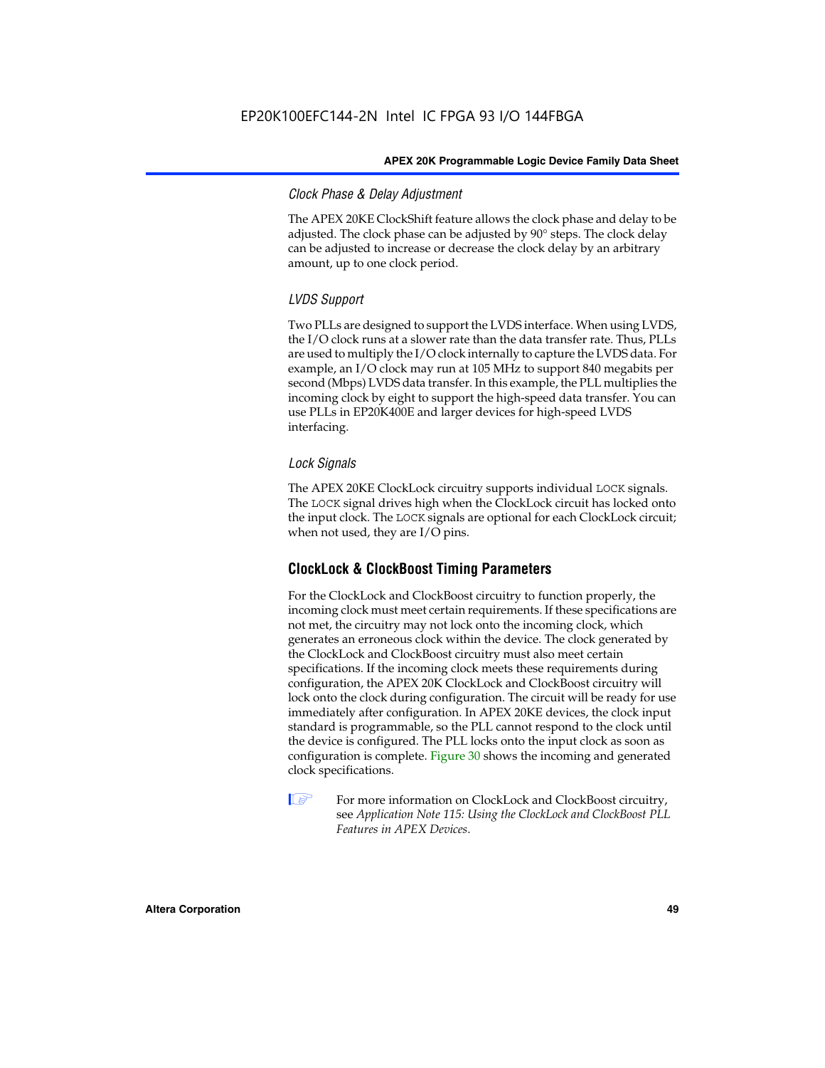### *Clock Phase & Delay Adjustment*

The APEX 20KE ClockShift feature allows the clock phase and delay to be adjusted. The clock phase can be adjusted by 90° steps. The clock delay can be adjusted to increase or decrease the clock delay by an arbitrary amount, up to one clock period.

### *LVDS Support*

Two PLLs are designed to support the LVDS interface. When using LVDS, the I/O clock runs at a slower rate than the data transfer rate. Thus, PLLs are used to multiply the I/O clock internally to capture the LVDS data. For example, an I/O clock may run at 105 MHz to support 840 megabits per second (Mbps) LVDS data transfer. In this example, the PLL multiplies the incoming clock by eight to support the high-speed data transfer. You can use PLLs in EP20K400E and larger devices for high-speed LVDS interfacing.

### *Lock Signals*

The APEX 20KE ClockLock circuitry supports individual `LOCK` signals. The `LOCK` signal drives high when the ClockLock circuit has locked onto the input clock. The `LOCK` signals are optional for each ClockLock circuit; when not used, they are I/O pins.

## ClockLock & ClockBoost Timing Parameters

For the ClockLock and ClockBoost circuitry to function properly, the incoming clock must meet certain requirements. If these specifications are not met, the circuitry may not lock onto the incoming clock, which generates an erroneous clock within the device. The clock generated by the ClockLock and ClockBoost circuitry must also meet certain specifications. If the incoming clock meets these requirements during configuration, the APEX 20K ClockLock and ClockBoost circuitry will lock onto the clock during configuration. The circuit will be ready for use immediately after configuration. In APEX 20KE devices, the clock input standard is programmable, so the PLL cannot respond to the clock until the device is configured. The PLL locks onto the input clock as soon as configuration is complete. Figure 30 shows the incoming and generated clock specifications.

For more information on ClockLock and ClockBoost circuitry, see *Application Note 115: Using the ClockLock and ClockBoost PLL Features in APEX Devices*.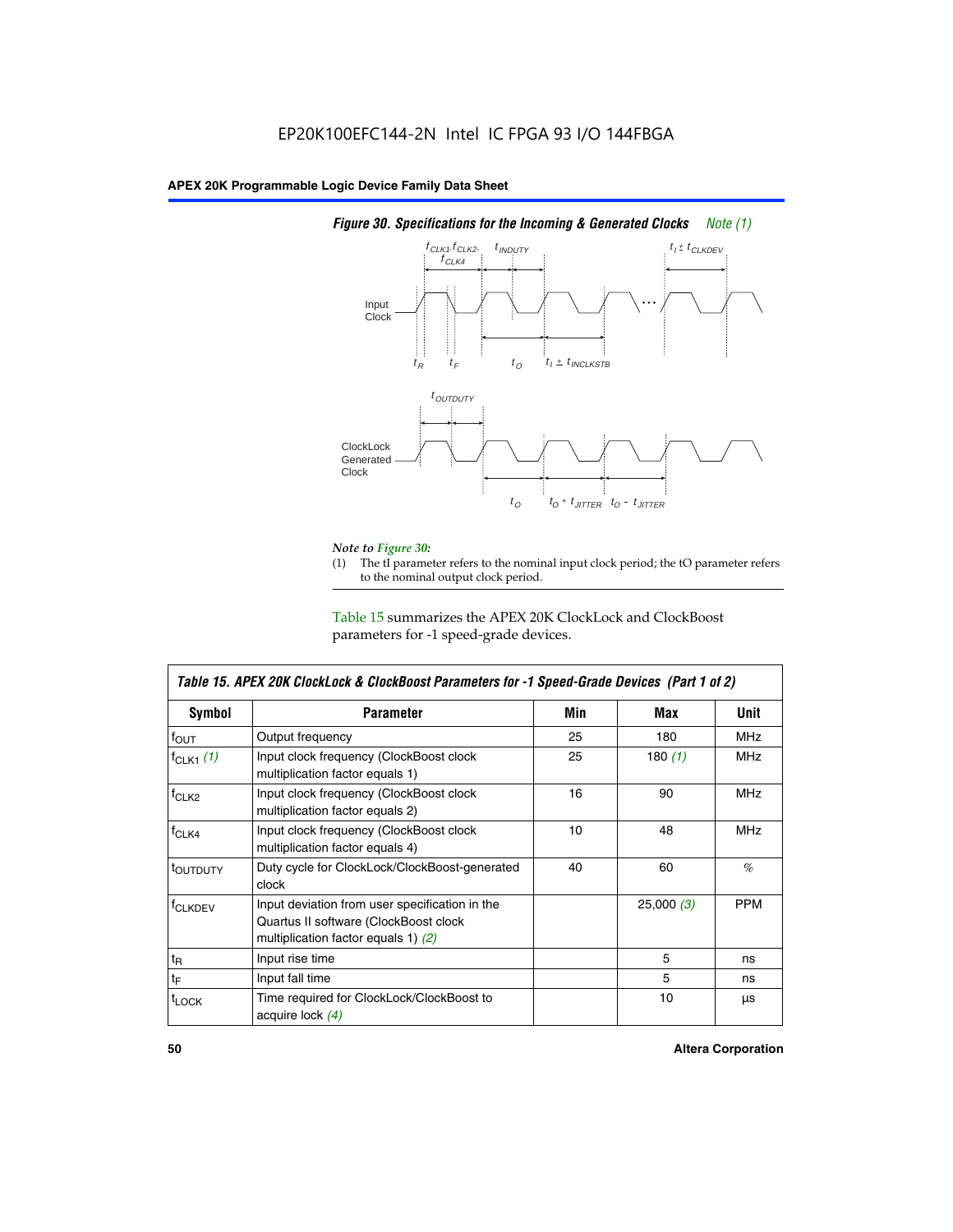EP20K100EFC144-2N Intel IC FPGA 93 I/O 144FBGA

**Figure 30. Specifications for the Incoming & Generated Clocks** *Note (1)*

*Note to Figure 30:*

(1) The tI parameter refers to the nominal input clock period; the tO parameter refers to the nominal output clock period.

Table 15 summarizes the APEX 20K ClockLock and ClockBoost parameters for -1 speed-grade devices.

| Table 15. APEX 20K ClockLock & ClockBoost Parameters for -1 Speed-Grade Devices (Part 1 of 2) | | | | |
|---|---|---|---|---|
| **Symbol** | **Parameter** | **Min** | **Max** | **Unit** |
| $f_{OUT}$ | Output frequency | 25 | 180 | MHz |
| $f_{CLK1}$ *(1)* | Input clock frequency (ClockBoost clock multiplication factor equals 1) | 25 | 180 *(1)* | MHz |
| $f_{CLK2}$ | Input clock frequency (ClockBoost clock multiplication factor equals 2) | 16 | 90 | MHz |
| $f_{CLK4}$ | Input clock frequency (ClockBoost clock multiplication factor equals 4) | 10 | 48 | MHz |
| $t_{OUTDUTY}$ | Duty cycle for ClockLock/ClockBoost-generated clock | 40 | 60 | % |
| $f_{CLKDEV}$ | Input deviation from user specification in the Quartus II software (ClockBoost clock multiplication factor equals 1) *(2)* | | 25,000 *(3)* | PPM |
| $t_R$ | Input rise time | | 5 | ns |
| $t_F$ | Input fall time | | 5 | ns |
| $t_{LOCK}$ | Time required for ClockLock/ClockBoost to acquire lock *(4)* | | 10 | µs |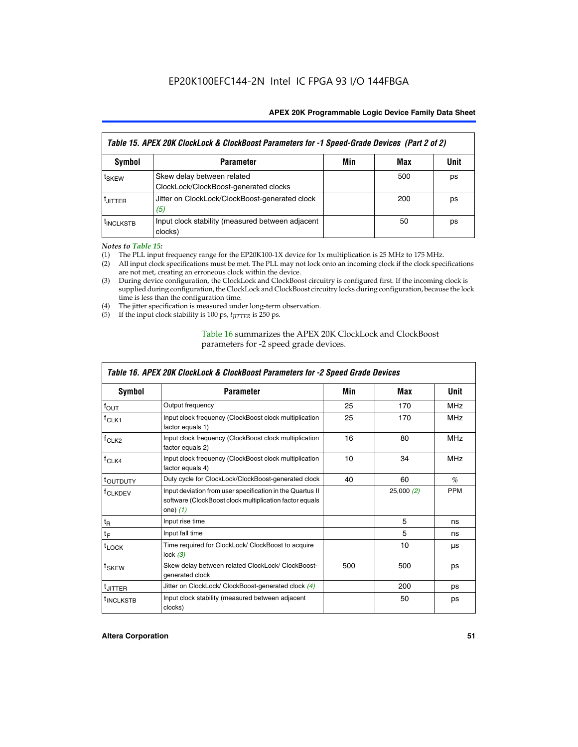| Table 15. APEX 20K ClockLock & ClockBoost Parameters for -1 Speed-Grade Devices (Part 2 of 2) | | | | |
|---|---|---|---|---|
| **Symbol** | **Parameter** | **Min** | **Max** | **Unit** |
| $t_{SKEW}$ | Skew delay between related ClockLock/ClockBoost-generated clocks | | 500 | ps |
| $t_{JITTER}$ | Jitter on ClockLock/ClockBoost-generated clock *(5)* | | 200 | ps |
| $t_{INCLKSTB}$ | Input clock stability (measured between adjacent clocks) | | 50 | ps |

*Notes to Table 15:*

(1) The PLL input frequency range for the EP20K100-1X device for 1x multiplication is 25 MHz to 175 MHz.
(2) All input clock specifications must be met. The PLL may not lock onto an incoming clock if the clock specifications are not met, creating an erroneous clock within the device.
(3) During device configuration, the ClockLock and ClockBoost circuitry is configured first. If the incoming clock is supplied during configuration, the ClockLock and ClockBoost circuitry locks during configuration, because the lock time is less than the configuration time.
(4) The jitter specification is measured under long-term observation.
(5) If the input clock stability is 100 ps, $t_{JITTER}$ is 250 ps.

Table 16 summarizes the APEX 20K ClockLock and ClockBoost parameters for -2 speed grade devices.

| Table 16. APEX 20K ClockLock & ClockBoost Parameters for -2 Speed Grade Devices | | | | |
|---|---|---|---|---|
| **Symbol** | **Parameter** | **Min** | **Max** | **Unit** |
| $f_{OUT}$ | Output frequency | 25 | 170 | MHz |
| $f_{CLK1}$ | Input clock frequency (ClockBoost clock multiplication factor equals 1) | 25 | 170 | MHz |
| $f_{CLK2}$ | Input clock frequency (ClockBoost clock multiplication factor equals 2) | 16 | 80 | MHz |
| $f_{CLK4}$ | Input clock frequency (ClockBoost clock multiplication factor equals 4) | 10 | 34 | MHz |
| $t_{OUTDUTY}$ | Duty cycle for ClockLock/ClockBoost-generated clock | 40 | 60 | % |
| $f_{CLKDEV}$ | Input deviation from user specification in the Quartus II software (ClockBoost clock multiplication factor equals one) *(1)* | | 25,000 *(2)* | PPM |
| $t_R$ | Input rise time | | 5 | ns |
| $t_F$ | Input fall time | | 5 | ns |
| $t_{LOCK}$ | Time required for ClockLock/ ClockBoost to acquire lock *(3)* | | 10 | µs |
| $t_{SKEW}$ | Skew delay between related ClockLock/ ClockBoost-generated clock | 500 | 500 | ps |
| $t_{JITTER}$ | Jitter on ClockLock/ ClockBoost-generated clock *(4)* | | 200 | ps |
| $t_{INCLKSTB}$ | Input clock stability (measured between adjacent clocks) | | 50 | ps |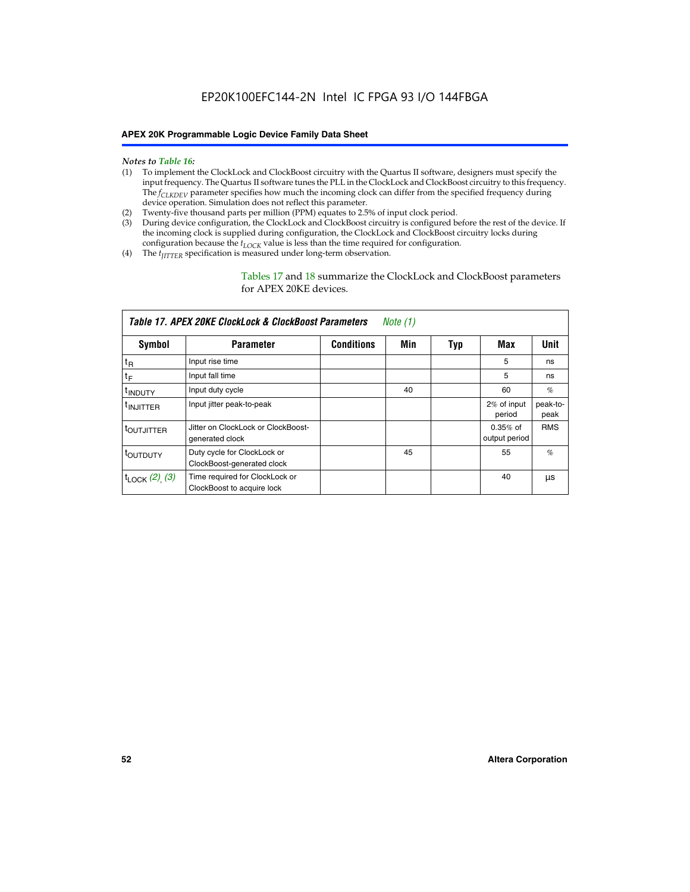*Notes to Table 16:*

(1) To implement the ClockLock and ClockBoost circuitry with the Quartus II software, designers must specify the input frequency. The Quartus II software tunes the PLL in the ClockLock and ClockBoost circuitry to this frequency. The $f_{CLKDEV}$ parameter specifies how much the incoming clock can differ from the specified frequency during device operation. Simulation does not reflect this parameter.

(2) Twenty-five thousand parts per million (PPM) equates to 2.5% of input clock period.

(3) During device configuration, the ClockLock and ClockBoost circuitry is configured before the rest of the device. If the incoming clock is supplied during configuration, the ClockLock and ClockBoost circuitry locks during configuration because the $t_{LOCK}$ value is less than the time required for configuration.

(4) The $t_{JITTER}$ specification is measured under long-term observation.

Tables 17 and 18 summarize the ClockLock and ClockBoost parameters for APEX 20KE devices.

**Table 17. APEX 20KE ClockLock & ClockBoost Parameters** *Note (1)*

| Symbol | Parameter | Conditions | Min | Typ | Max | Unit |
|---|---|---|---|---|---|---|
| $t_R$ | Input rise time | | | | 5 | ns |
| $t_F$ | Input fall time | | | | 5 | ns |
| $t_{INDUTY}$ | Input duty cycle | | 40 | | 60 | % |
| $t_{INJITTER}$ | Input jitter peak-to-peak | | | | 2% of input period | peak-to-peak |
| $t_{OUTJITTER}$ | Jitter on ClockLock or ClockBoost-generated clock | | | | 0.35% of output period | RMS |
| $t_{OUTDUTY}$ | Duty cycle for ClockLock or ClockBoost-generated clock | | 45 | | 55 | % |
| $t_{LOCK}$ *(2), (3)* | Time required for ClockLock or ClockBoost to acquire lock | | | | 40 | µs |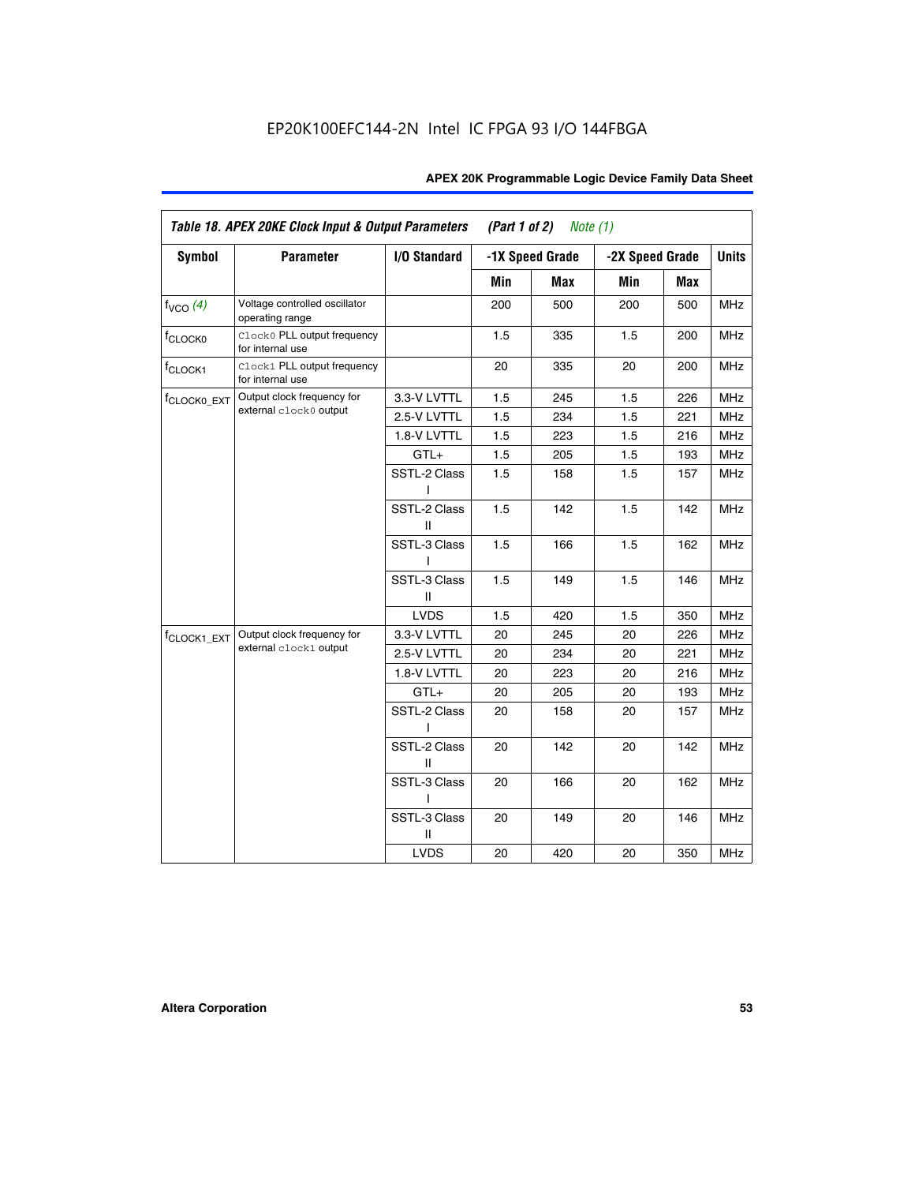**Table 18. APEX 20KE Clock Input & Output Parameters (Part 1 of 2) Note (1)**

| Symbol | Parameter | I/O Standard | -1X Speed Grade | | -2X Speed Grade | | Units |
|---|---|---|---|---|---|---|---|
| | | | Min | Max | Min | Max | |
| $f_{VCO}$ (4) | Voltage controlled oscillator operating range | | 200 | 500 | 200 | 500 | MHz |
| $f_{CLOCK0}$ | `Clock0` PLL output frequency for internal use | | 1.5 | 335 | 1.5 | 200 | MHz |
| $f_{CLOCK1}$ | `Clock1` PLL output frequency for internal use | | 20 | 335 | 20 | 200 | MHz |
| $f_{CLOCK0\_EXT}$ | Output clock frequency for external `clock0` output | 3.3-V LVTTL | 1.5 | 245 | 1.5 | 226 | MHz |
| | | 2.5-V LVTTL | 1.5 | 234 | 1.5 | 221 | MHz |
| | | 1.8-V LVTTL | 1.5 | 223 | 1.5 | 216 | MHz |
| | | GTL+ | 1.5 | 205 | 1.5 | 193 | MHz |
| | | SSTL-2 Class I | 1.5 | 158 | 1.5 | 157 | MHz |
| | | SSTL-2 Class II | 1.5 | 142 | 1.5 | 142 | MHz |
| | | SSTL-3 Class I | 1.5 | 166 | 1.5 | 162 | MHz |
| | | SSTL-3 Class II | 1.5 | 149 | 1.5 | 146 | MHz |
| | | LVDS | 1.5 | 420 | 1.5 | 350 | MHz |
| $f_{CLOCK1\_EXT}$ | Output clock frequency for external `clock1` output | 3.3-V LVTTL | 20 | 245 | 20 | 226 | MHz |
| | | 2.5-V LVTTL | 20 | 234 | 20 | 221 | MHz |
| | | 1.8-V LVTTL | 20 | 223 | 20 | 216 | MHz |
| | | GTL+ | 20 | 205 | 20 | 193 | MHz |
| | | SSTL-2 Class I | 20 | 158 | 20 | 157 | MHz |
| | | SSTL-2 Class II | 20 | 142 | 20 | 142 | MHz |
| | | SSTL-3 Class I | 20 | 166 | 20 | 162 | MHz |
| | | SSTL-3 Class II | 20 | 149 | 20 | 146 | MHz |
| | | LVDS | 20 | 420 | 20 | 350 | MHz |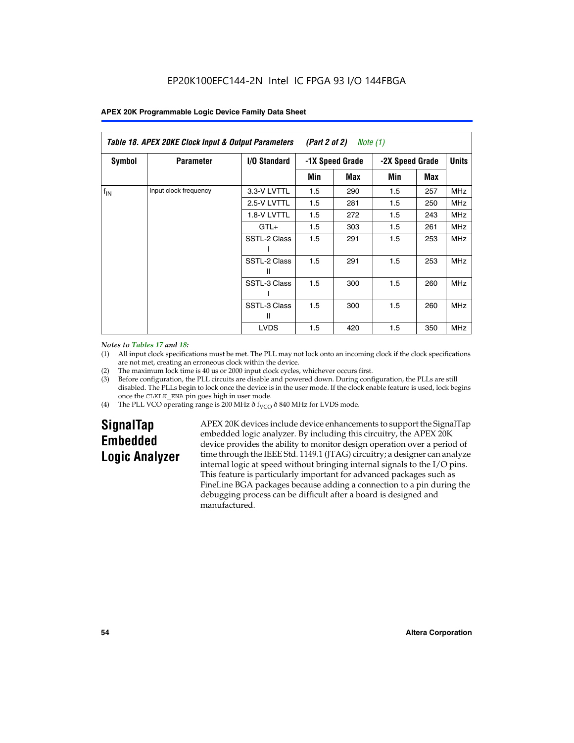EP20K100EFC144-2N Intel IC FPGA 93 I/O 144FBGA

**Table 18. APEX 20KE Clock Input & Output Parameters (Part 2 of 2) Note (1)**

| Symbol | Parameter | I/O Standard | -1X Speed Grade | | -2X Speed Grade | | Units |
|---|---|---|---|---|---|---|---|
| | | | Min | Max | Min | Max | |
| $f_{IN}$ | Input clock frequency | 3.3-V LVTTL | 1.5 | 290 | 1.5 | 257 | MHz |
| | | 2.5-V LVTTL | 1.5 | 281 | 1.5 | 250 | MHz |
| | | 1.8-V LVTTL | 1.5 | 272 | 1.5 | 243 | MHz |
| | | GTL+ | 1.5 | 303 | 1.5 | 261 | MHz |
| | | SSTL-2 Class I | 1.5 | 291 | 1.5 | 253 | MHz |
| | | SSTL-2 Class II | 1.5 | 291 | 1.5 | 253 | MHz |
| | | SSTL-3 Class I | 1.5 | 300 | 1.5 | 260 | MHz |
| | | SSTL-3 Class II | 1.5 | 300 | 1.5 | 260 | MHz |
| | | LVDS | 1.5 | 420 | 1.5 | 350 | MHz |

*Notes to Tables 17 and 18:*

(1) All input clock specifications must be met. The PLL may not lock onto an incoming clock if the clock specifications are not met, creating an erroneous clock within the device.

(2) The maximum lock time is 40 µs or 2000 input clock cycles, whichever occurs first.

(3) Before configuration, the PLL circuits are disable and powered down. During configuration, the PLLs are still disabled. The PLLs begin to lock once the device is in the user mode. If the clock enable feature is used, lock begins once the CLKLK_ENA pin goes high in user mode.

(4) The PLL VCO operating range is 200 MHz ð $f_{VCO}$ ð 840 MHz for LVDS mode.

## SignalTap Embedded Logic Analyzer

APEX 20K devices include device enhancements to support the SignalTap embedded logic analyzer. By including this circuitry, the APEX 20K device provides the ability to monitor design operation over a period of time through the IEEE Std. 1149.1 (JTAG) circuitry; a designer can analyze internal logic at speed without bringing internal signals to the I/O pins. This feature is particularly important for advanced packages such as FineLine BGA packages because adding a connection to a pin during the debugging process can be difficult after a board is designed and manufactured.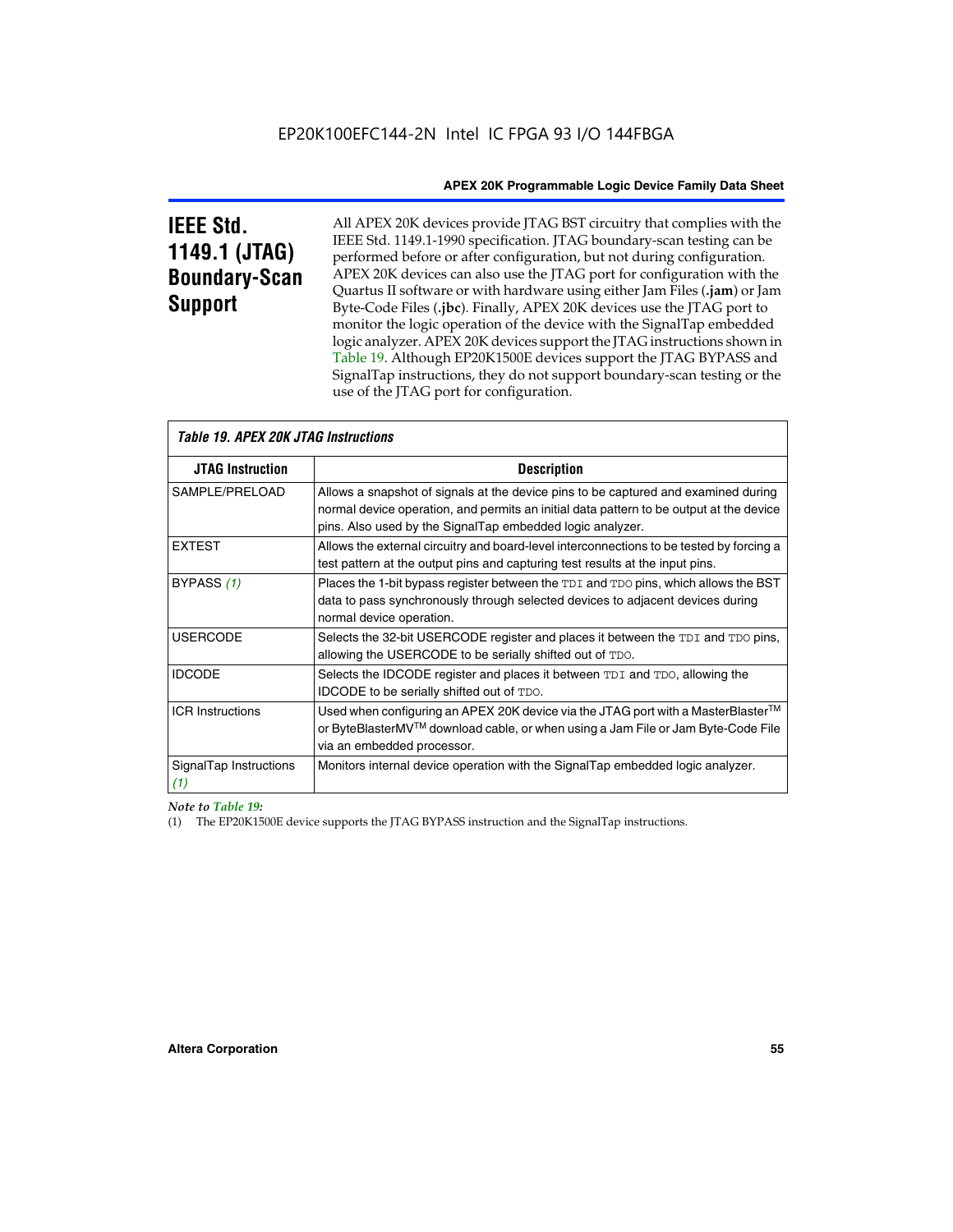# IEEE Std. 1149.1 (JTAG) Boundary-Scan Support

All APEX 20K devices provide JTAG BST circuitry that complies with the IEEE Std. 1149.1-1990 specification. JTAG boundary-scan testing can be performed before or after configuration, but not during configuration. APEX 20K devices can also use the JTAG port for configuration with the Quartus II software or with hardware using either Jam Files (**.jam**) or Jam Byte-Code Files (**.jbc**). Finally, APEX 20K devices use the JTAG port to monitor the logic operation of the device with the SignalTap embedded logic analyzer. APEX 20K devices support the JTAG instructions shown in Table 19. Although EP20K1500E devices support the JTAG BYPASS and SignalTap instructions, they do not support boundary-scan testing or the use of the JTAG port for configuration.

*Table 19. APEX 20K JTAG Instructions*

| JTAG Instruction | Description |
|---|---|
| SAMPLE/PRELOAD | Allows a snapshot of signals at the device pins to be captured and examined during normal device operation, and permits an initial data pattern to be output at the device pins. Also used by the SignalTap embedded logic analyzer. |
| EXTEST | Allows the external circuitry and board-level interconnections to be tested by forcing a test pattern at the output pins and capturing test results at the input pins. |
| BYPASS *(1)* | Places the 1-bit bypass register between the TDI and TDO pins, which allows the BST data to pass synchronously through selected devices to adjacent devices during normal device operation. |
| USERCODE | Selects the 32-bit USERCODE register and places it between the TDI and TDO pins, allowing the USERCODE to be serially shifted out of TDO. |
| IDCODE | Selects the IDCODE register and places it between TDI and TDO, allowing the IDCODE to be serially shifted out of TDO. |
| ICR Instructions | Used when configuring an APEX 20K device via the JTAG port with a MasterBlaster™ or ByteBlasterMV™ download cable, or when using a Jam File or Jam Byte-Code File via an embedded processor. |
| SignalTap Instructions *(1)* | Monitors internal device operation with the SignalTap embedded logic analyzer. |

*Note to Table 19:*

(1) The EP20K1500E device supports the JTAG BYPASS instruction and the SignalTap instructions.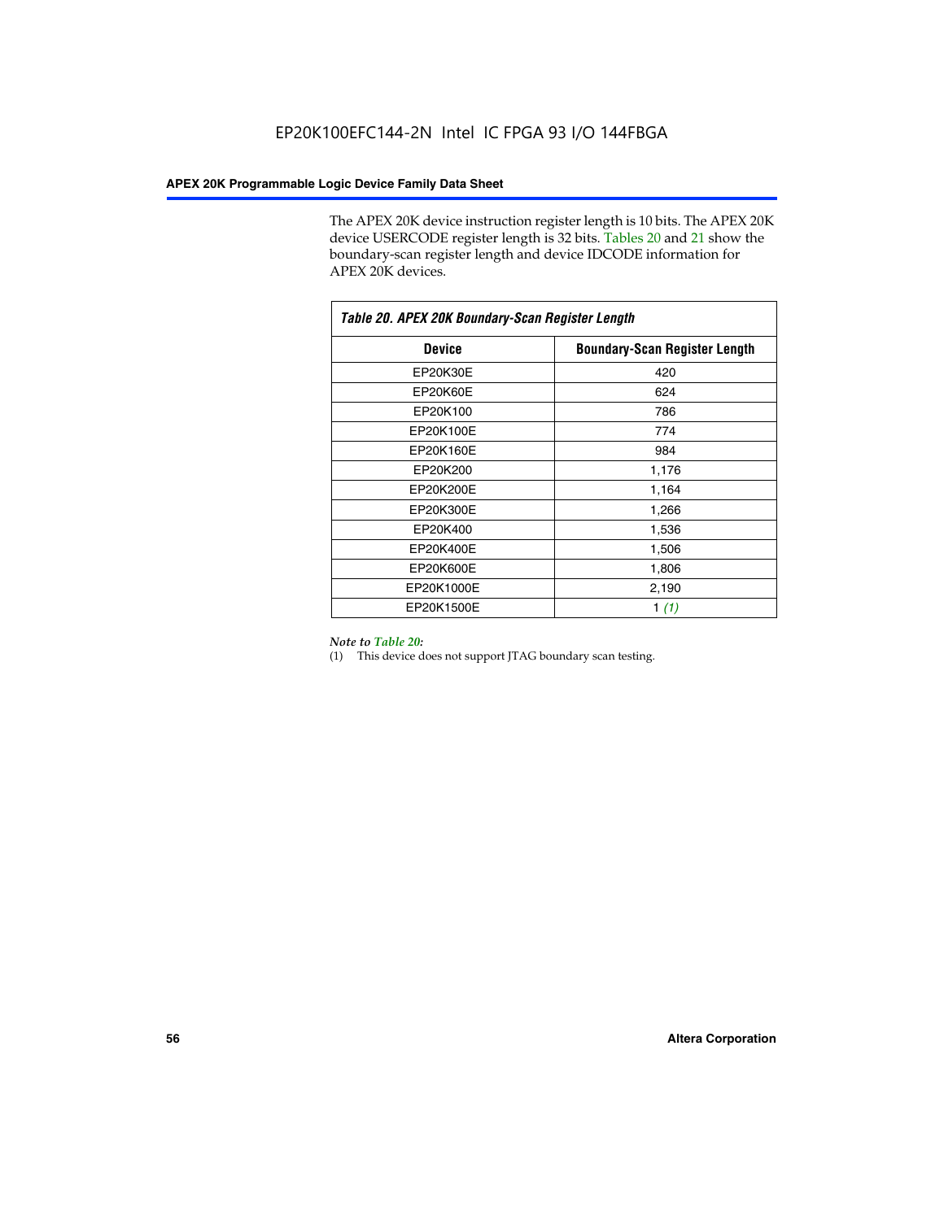The APEX 20K device instruction register length is 10 bits. The APEX 20K device USERCODE register length is 32 bits. Tables 20 and 21 show the boundary-scan register length and device IDCODE information for APEX 20K devices.

*Table 20. APEX 20K Boundary-Scan Register Length*

| Device | Boundary-Scan Register Length |
|---|---|
| EP20K30E | 420 |
| EP20K60E | 624 |
| EP20K100 | 786 |
| EP20K100E | 774 |
| EP20K160E | 984 |
| EP20K200 | 1,176 |
| EP20K200E | 1,164 |
| EP20K300E | 1,266 |
| EP20K400 | 1,536 |
| EP20K400E | 1,506 |
| EP20K600E | 1,806 |
| EP20K1000E | 2,190 |
| EP20K1500E | 1 *(1)* |

*Note to Table 20:*

(1) This device does not support JTAG boundary scan testing.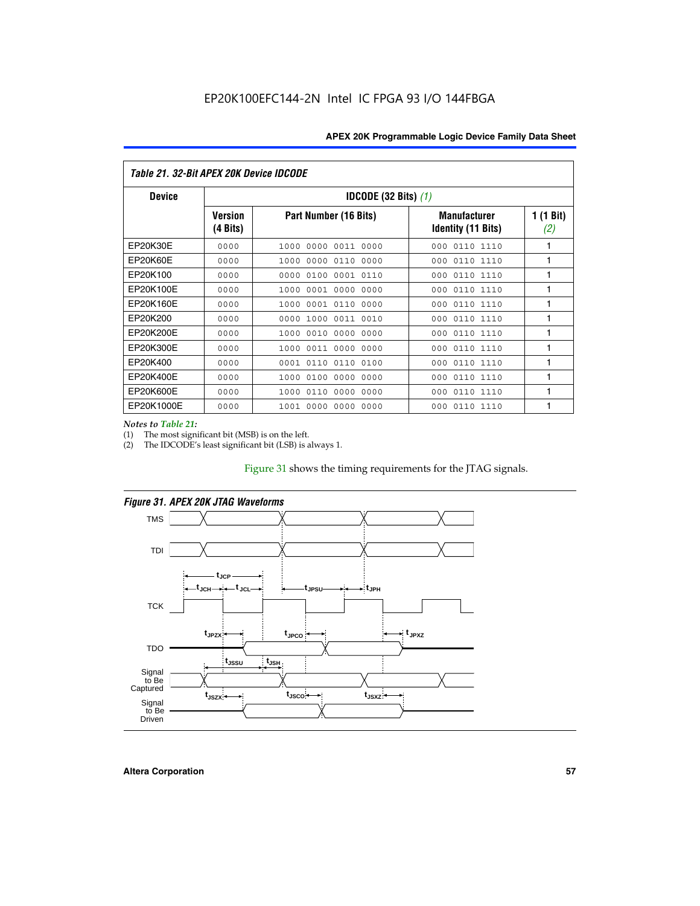| Table 21. 32-Bit APEX 20K Device IDCODE | | | | |
|---|---|---|---|---|
| **Device** | **IDCODE (32 Bits)** *(1)* | | | |
| | **Version (4 Bits)** | **Part Number (16 Bits)** | **Manufacturer Identity (11 Bits)** | **1 (1 Bit)** *(2)* |
| EP20K30E | 0000 | 1000 0000 0011 0000 | 000 0110 1110 | 1 |
| EP20K60E | 0000 | 1000 0000 0110 0000 | 000 0110 1110 | 1 |
| EP20K100 | 0000 | 0000 0100 0001 0110 | 000 0110 1110 | 1 |
| EP20K100E | 0000 | 1000 0001 0000 0000 | 000 0110 1110 | 1 |
| EP20K160E | 0000 | 1000 0001 0110 0000 | 000 0110 1110 | 1 |
| EP20K200 | 0000 | 0000 1000 0011 0010 | 000 0110 1110 | 1 |
| EP20K200E | 0000 | 1000 0010 0000 0000 | 000 0110 1110 | 1 |
| EP20K300E | 0000 | 1000 0011 0000 0000 | 000 0110 1110 | 1 |
| EP20K400 | 0000 | 0001 0110 0110 0100 | 000 0110 1110 | 1 |
| EP20K400E | 0000 | 1000 0100 0000 0000 | 000 0110 1110 | 1 |
| EP20K600E | 0000 | 1000 0110 0000 0000 | 000 0110 1110 | 1 |
| EP20K1000E | 0000 | 1001 0000 0000 0000 | 000 0110 1110 | 1 |

*Notes to Table 21:*

(1) The most significant bit (MSB) is on the left.
(2) The IDCODE's least significant bit (LSB) is always 1.

Figure 31 shows the timing requirements for the JTAG signals.

*Figure 31. APEX 20K JTAG Waveforms*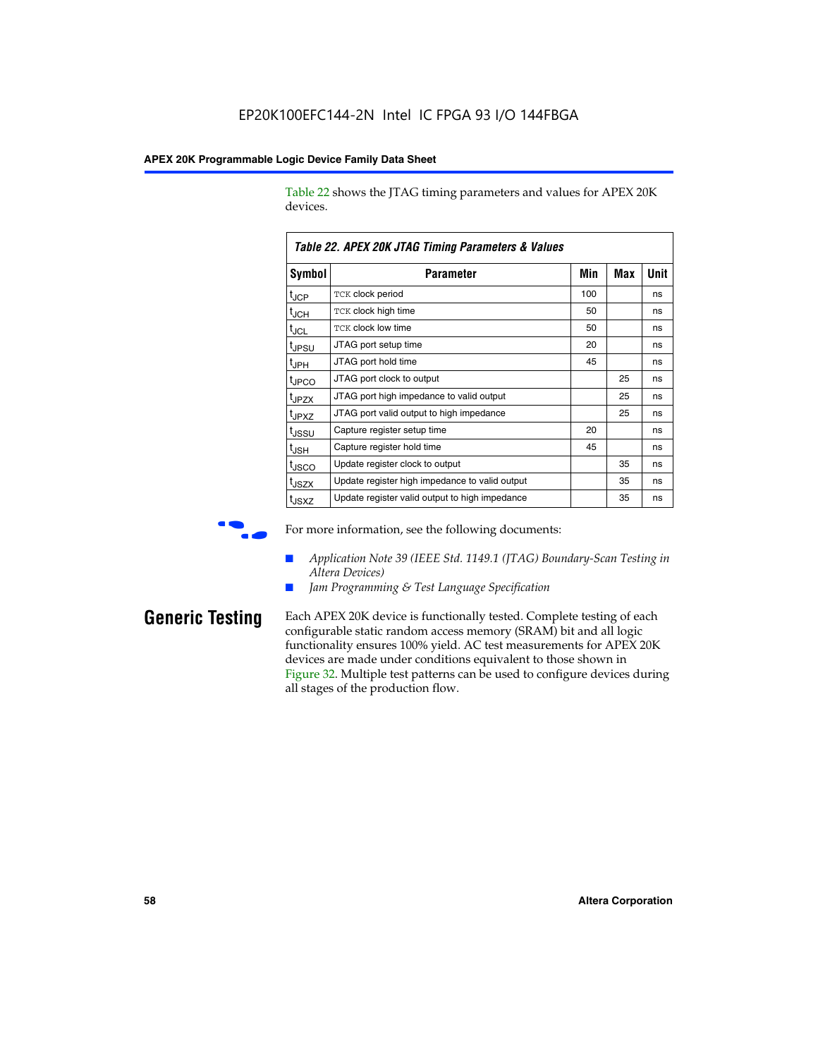Table 22 shows the JTAG timing parameters and values for APEX 20K devices.

**Table 22. APEX 20K JTAG Timing Parameters & Values**

| Symbol | Parameter | Min | Max | Unit |
|---|---|---|---|---|
| $t_{JCP}$ | TCK clock period | 100 | | ns |
| $t_{JCH}$ | TCK clock high time | 50 | | ns |
| $t_{JCL}$ | TCK clock low time | 50 | | ns |
| $t_{JPSU}$ | JTAG port setup time | 20 | | ns |
| $t_{JPH}$ | JTAG port hold time | 45 | | ns |
| $t_{JPCO}$ | JTAG port clock to output | | 25 | ns |
| $t_{JPZX}$ | JTAG port high impedance to valid output | | 25 | ns |
| $t_{JPXZ}$ | JTAG port valid output to high impedance | | 25 | ns |
| $t_{JSSU}$ | Capture register setup time | 20 | | ns |
| $t_{JSH}$ | Capture register hold time | 45 | | ns |
| $t_{JSCO}$ | Update register clock to output | | 35 | ns |
| $t_{JSZX}$ | Update register high impedance to valid output | | 35 | ns |
| $t_{JSXZ}$ | Update register valid output to high impedance | | 35 | ns |

For more information, see the following documents:

- *Application Note 39 (IEEE Std. 1149.1 (JTAG) Boundary-Scan Testing in Altera Devices)*
- *Jam Programming & Test Language Specification*

## Generic Testing

Each APEX 20K device is functionally tested. Complete testing of each configurable static random access memory (SRAM) bit and all logic functionality ensures 100% yield. AC test measurements for APEX 20K devices are made under conditions equivalent to those shown in Figure 32. Multiple test patterns can be used to configure devices during all stages of the production flow.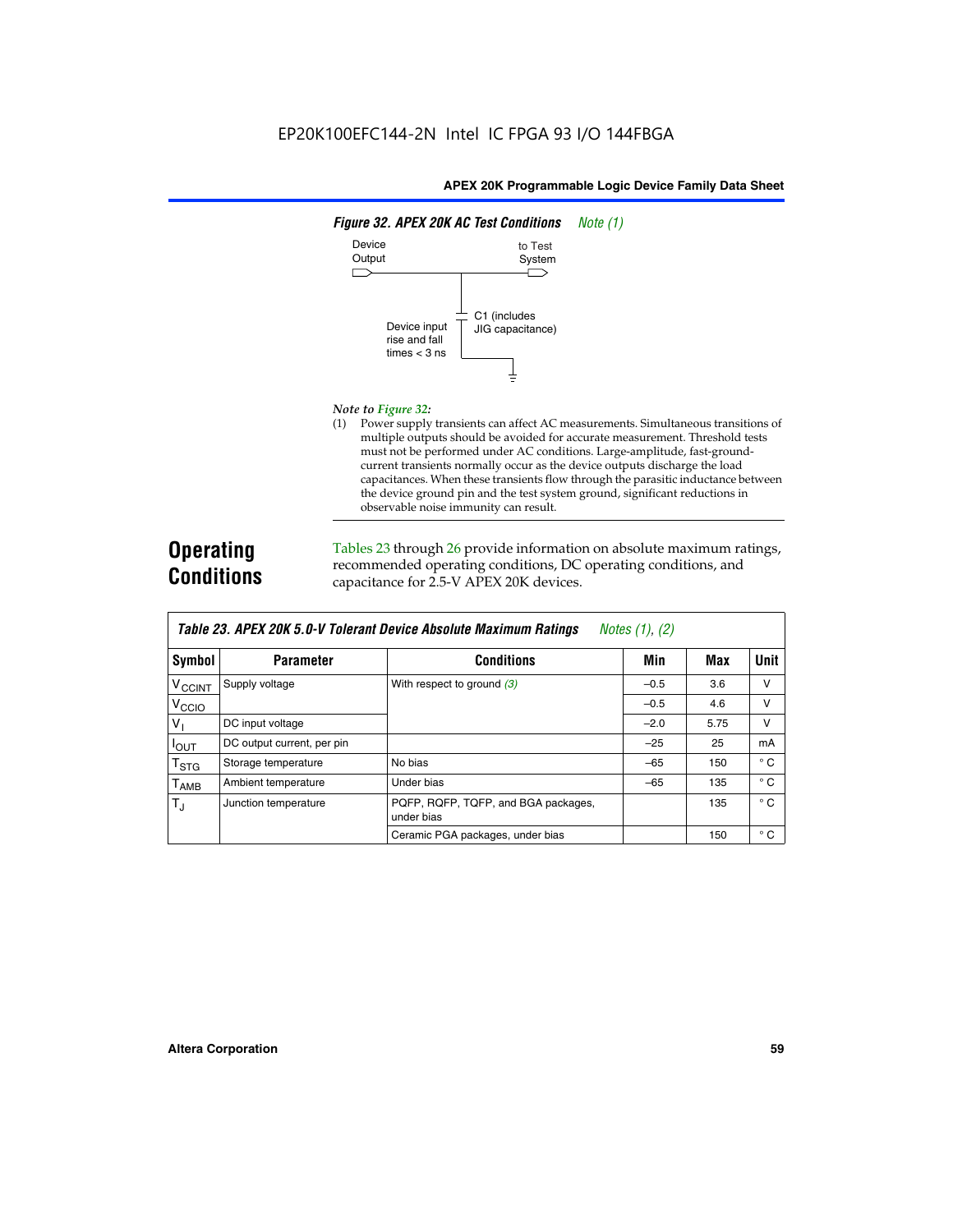**Figure 32. APEX 20K AC Test Conditions** *Note (1)*

Device Output

to Test System

C1 (includes JIG capacitance)

Device input rise and fall times < 3 ns

*Note to Figure 32:*

(1) Power supply transients can affect AC measurements. Simultaneous transitions of multiple outputs should be avoided for accurate measurement. Threshold tests must not be performed under AC conditions. Large-amplitude, fast-ground-current transients normally occur as the device outputs discharge the load capacitances. When these transients flow through the parasitic inductance between the device ground pin and the test system ground, significant reductions in observable noise immunity can result.

# Operating Conditions

Tables 23 through 26 provide information on absolute maximum ratings, recommended operating conditions, DC operating conditions, and capacitance for 2.5-V APEX 20K devices.

**Table 23. APEX 20K 5.0-V Tolerant Device Absolute Maximum Ratings** *Notes (1), (2)*

| Symbol | Parameter | Conditions | Min | Max | Unit |
|---|---|---|---|---|---|
| $V_{CCINT}$ | Supply voltage | With respect to ground *(3)* | –0.5 | 3.6 | V |
| $V_{CCIO}$ | | | –0.5 | 4.6 | V |
| $V_I$ | DC input voltage | | –2.0 | 5.75 | V |
| $I_{OUT}$ | DC output current, per pin | | –25 | 25 | mA |
| $T_{STG}$ | Storage temperature | No bias | –65 | 150 | ° C |
| $T_{AMB}$ | Ambient temperature | Under bias | –65 | 135 | ° C |
| $T_J$ | Junction temperature | PQFP, RQFP, TQFP, and BGA packages, under bias | | 135 | ° C |
| | | Ceramic PGA packages, under bias | | 150 | ° C |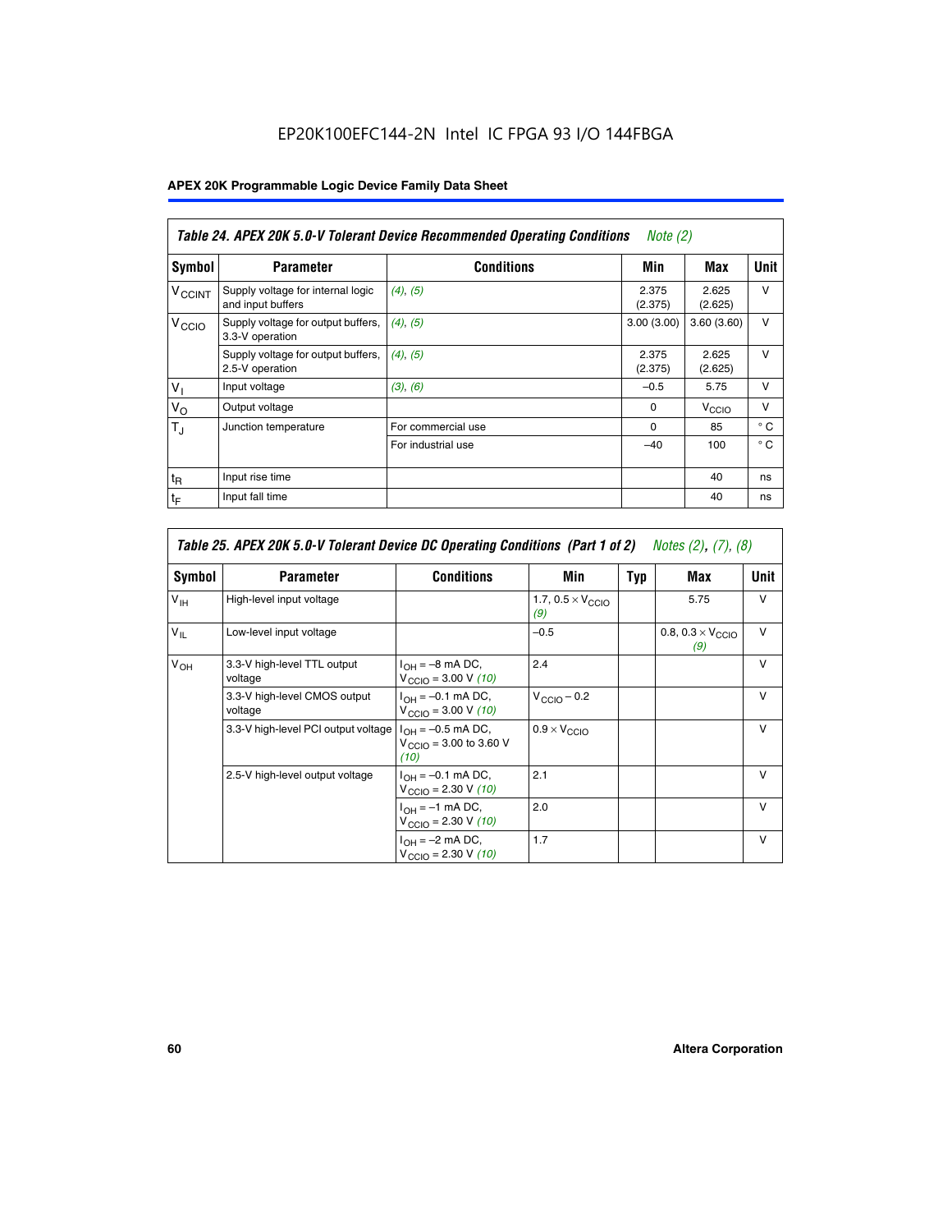EP20K100EFC144-2N Intel IC FPGA 93 I/O 144FBGA

**APEX 20K Programmable Logic Device Family Data Sheet**

*Table 24. APEX 20K 5.0-V Tolerant Device Recommended Operating Conditions Note (2)*

| Symbol | Parameter | Conditions | Min | Max | Unit |
|---|---|---|---|---|---|
| $V_{CCINT}$ | Supply voltage for internal logic and input buffers | (4), (5) | 2.375 (2.375) | 2.625 (2.625) | V |
| $V_{CCIO}$ | Supply voltage for output buffers, 3.3-V operation | (4), (5) | 3.00 (3.00) | 3.60 (3.60) | V |
| | Supply voltage for output buffers, 2.5-V operation | (4), (5) | 2.375 (2.375) | 2.625 (2.625) | V |
| $V_I$ | Input voltage | (3), (6) | –0.5 | 5.75 | V |
| $V_O$ | Output voltage | | 0 | $V_{CCIO}$ | V |
| $T_J$ | Junction temperature | For commercial use | 0 | 85 | ° C |
| | | For industrial use | –40 | 100 | ° C |
| $t_R$ | Input rise time | | | 40 | ns |
| $t_F$ | Input fall time | | | 40 | ns |

*Table 25. APEX 20K 5.0-V Tolerant Device DC Operating Conditions (Part 1 of 2) Notes (2), (7), (8)*

| Symbol | Parameter | Conditions | Min | Typ | Max | Unit |
|---|---|---|---|---|---|---|
| $V_{IH}$ | High-level input voltage | | 1.7, 0.5 × $V_{CCIO}$ (9) | | 5.75 | V |
| $V_{IL}$ | Low-level input voltage | | –0.5 | | 0.8, 0.3 × $V_{CCIO}$ (9) | V |
| $V_{OH}$ | 3.3-V high-level TTL output voltage | $I_{OH}$ = –8 mA DC, $V_{CCIO}$ = 3.00 V (10) | 2.4 | | | V |
| | 3.3-V high-level CMOS output voltage | $I_{OH}$ = –0.1 mA DC, $V_{CCIO}$ = 3.00 V (10) | $V_{CCIO}$ – 0.2 | | | V |
| | 3.3-V high-level PCI output voltage | $I_{OH}$ = –0.5 mA DC, $V_{CCIO}$ = 3.00 to 3.60 V (10) | 0.9 × $V_{CCIO}$ | | | V |
| | 2.5-V high-level output voltage | $I_{OH}$ = –0.1 mA DC, $V_{CCIO}$ = 2.30 V (10) | 2.1 | | | V |
| | | $I_{OH}$ = –1 mA DC, $V_{CCIO}$ = 2.30 V (10) | 2.0 | | | V |
| | | $I_{OH}$ = –2 mA DC, $V_{CCIO}$ = 2.30 V (10) | 1.7 | | | V |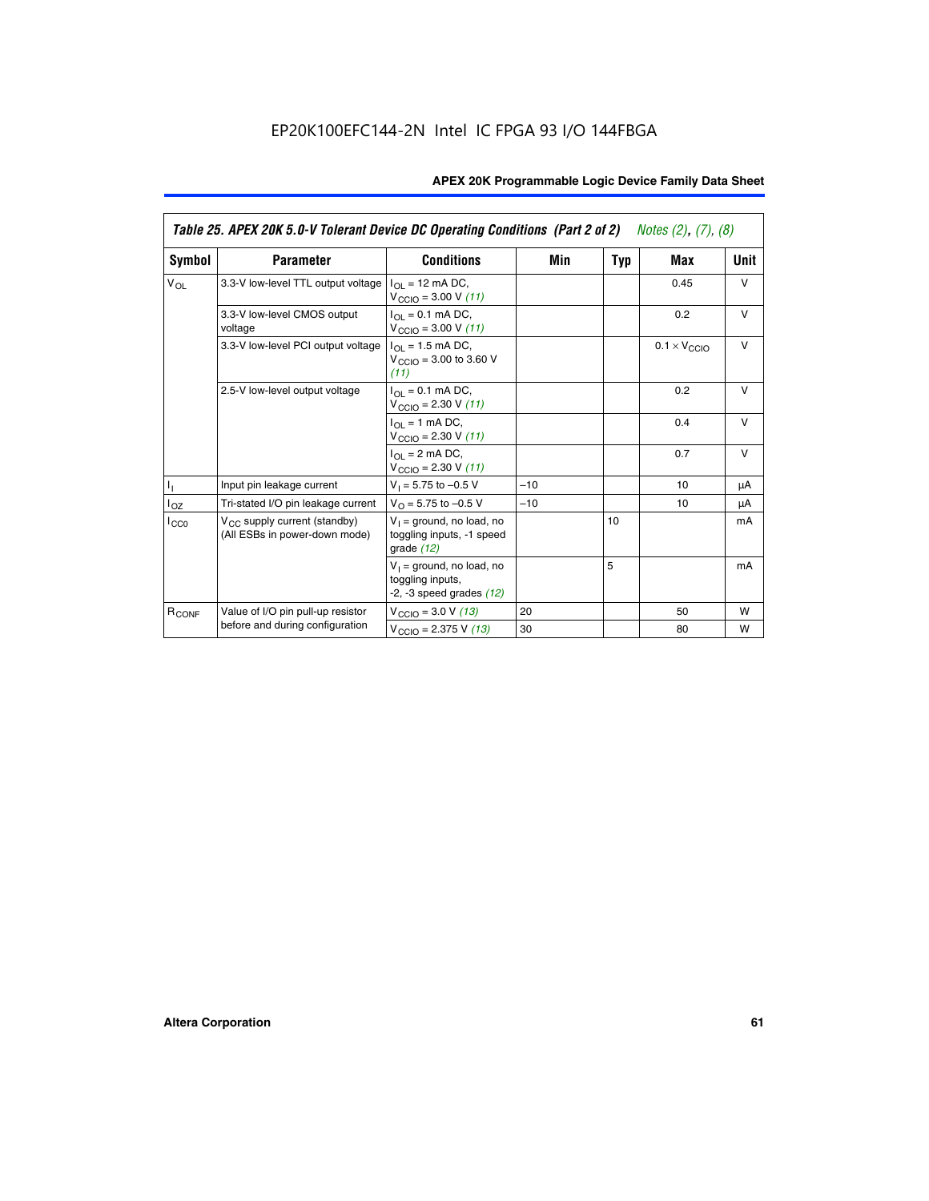**Table 25. APEX 20K 5.0-V Tolerant Device DC Operating Conditions (Part 2 of 2)** *Notes (2), (7), (8)*

| Symbol | Parameter | Conditions | Min | Typ | Max | Unit |
|---|---|---|---|---|---|---|
| $V_{OL}$ | 3.3-V low-level TTL output voltage | $I_{OL}$ = 12 mA DC, $V_{CCIO}$ = 3.00 V *(11)* | | | 0.45 | V |
| | 3.3-V low-level CMOS output voltage | $I_{OL}$ = 0.1 mA DC, $V_{CCIO}$ = 3.00 V *(11)* | | | 0.2 | V |
| | 3.3-V low-level PCI output voltage | $I_{OL}$ = 1.5 mA DC, $V_{CCIO}$ = 3.00 to 3.60 V *(11)* | | | $0.1 \times V_{CCIO}$ | V |
| | 2.5-V low-level output voltage | $I_{OL}$ = 0.1 mA DC, $V_{CCIO}$ = 2.30 V *(11)* | | | 0.2 | V |
| | | $I_{OL}$ = 1 mA DC, $V_{CCIO}$ = 2.30 V *(11)* | | | 0.4 | V |
| | | $I_{OL}$ = 2 mA DC, $V_{CCIO}$ = 2.30 V *(11)* | | | 0.7 | V |
| $I_I$ | Input pin leakage current | $V_I$ = 5.75 to –0.5 V | –10 | | 10 | µA |
| $I_{OZ}$ | Tri-stated I/O pin leakage current | $V_O$ = 5.75 to –0.5 V | –10 | | 10 | µA |
| $I_{CC0}$ | $V_{CC}$ supply current (standby) (All ESBs in power-down mode) | $V_I$ = ground, no load, no toggling inputs, -1 speed grade *(12)* | | 10 | | mA |
| | | $V_I$ = ground, no load, no toggling inputs, -2, -3 speed grades *(12)* | | 5 | | mA |
| $R_{CONF}$ | Value of I/O pin pull-up resistor before and during configuration | $V_{CCIO}$ = 3.0 V *(13)* | 20 | | 50 | W |
| | | $V_{CCIO}$ = 2.375 V *(13)* | 30 | | 80 | W |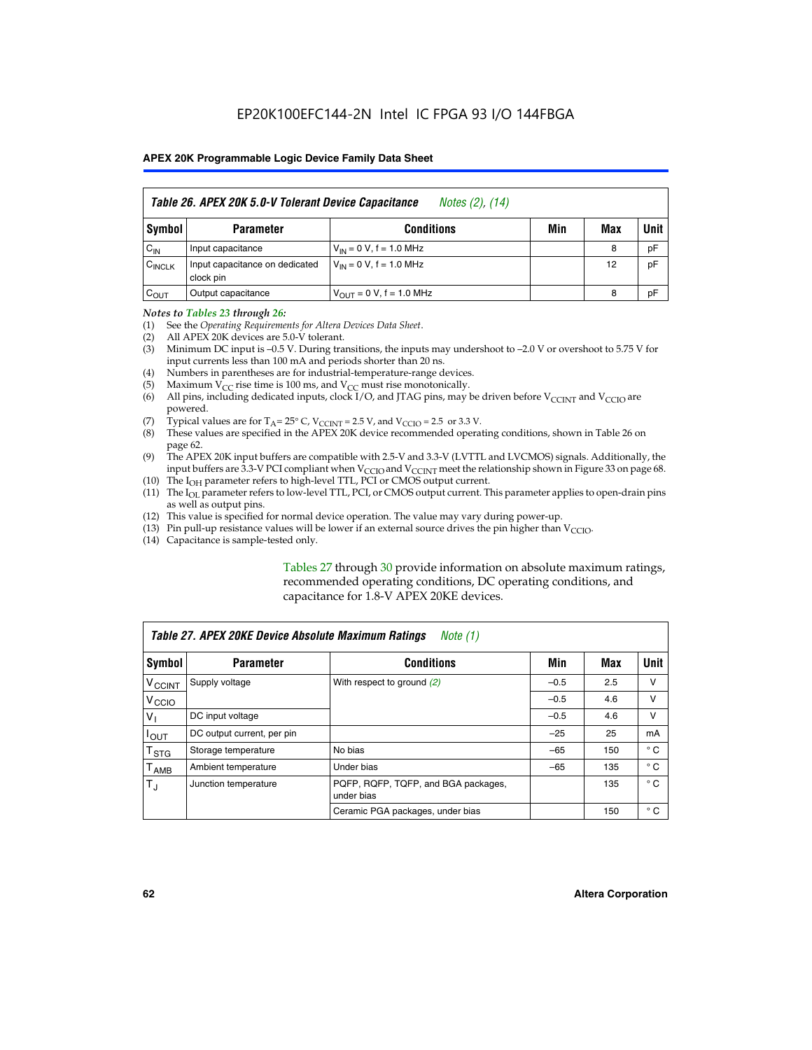**Table 26. APEX 20K 5.0-V Tolerant Device Capacitance** *Notes (2), (14)*

| Symbol | Parameter | Conditions | Min | Max | Unit |
|---|---|---|---|---|---|
| $C_{IN}$ | Input capacitance | $V_{IN}$ = 0 V, f = 1.0 MHz | | 8 | pF |
| $C_{INCLK}$ | Input capacitance on dedicated clock pin | $V_{IN}$ = 0 V, f = 1.0 MHz | | 12 | pF |
| $C_{OUT}$ | Output capacitance | $V_{OUT}$ = 0 V, f = 1.0 MHz | | 8 | pF |

*Notes to Tables 23 through 26:*

(1) See the *Operating Requirements for Altera Devices Data Sheet*.
(2) All APEX 20K devices are 5.0-V tolerant.
(3) Minimum DC input is –0.5 V. During transitions, the inputs may undershoot to –2.0 V or overshoot to 5.75 V for input currents less than 100 mA and periods shorter than 20 ns.
(4) Numbers in parentheses are for industrial-temperature-range devices.
(5) Maximum $V_{CC}$ rise time is 100 ms, and $V_{CC}$ must rise monotonically.
(6) All pins, including dedicated inputs, clock I/O, and JTAG pins, may be driven before $V_{CCINT}$ and $V_{CCIO}$ are powered.
(7) Typical values are for $T_A$ = 25° C, $V_{CCINT}$ = 2.5 V, and $V_{CCIO}$ = 2.5 or 3.3 V.
(8) These values are specified in the APEX 20K device recommended operating conditions, shown in Table 26 on page 62.
(9) The APEX 20K input buffers are compatible with 2.5-V and 3.3-V (LVTTL and LVCMOS) signals. Additionally, the input buffers are 3.3-V PCI compliant when $V_{CCIO}$ and $V_{CCINT}$ meet the relationship shown in Figure 33 on page 68.
(10) The $I_{OH}$ parameter refers to high-level TTL, PCI or CMOS output current.
(11) The $I_{OL}$ parameter refers to low-level TTL, PCI, or CMOS output current. This parameter applies to open-drain pins as well as output pins.
(12) This value is specified for normal device operation. The value may vary during power-up.
(13) Pin pull-up resistance values will be lower if an external source drives the pin higher than $V_{CCIO}$.
(14) Capacitance is sample-tested only.

Tables 27 through 30 provide information on absolute maximum ratings, recommended operating conditions, DC operating conditions, and capacitance for 1.8-V APEX 20KE devices.

**Table 27. APEX 20KE Device Absolute Maximum Ratings** *Note (1)*

| Symbol | Parameter | Conditions | Min | Max | Unit |
|---|---|---|---|---|---|
| $V_{CCINT}$ | Supply voltage | With respect to ground *(2)* | –0.5 | 2.5 | V |
| $V_{CCIO}$ | | | –0.5 | 4.6 | V |
| $V_I$ | DC input voltage | | –0.5 | 4.6 | V |
| $I_{OUT}$ | DC output current, per pin | | –25 | 25 | mA |
| $T_{STG}$ | Storage temperature | No bias | –65 | 150 | ° C |
| $T_{AMB}$ | Ambient temperature | Under bias | –65 | 135 | ° C |
| $T_J$ | Junction temperature | PQFP, RQFP, TQFP, and BGA packages, under bias | | 135 | ° C |
| | | Ceramic PGA packages, under bias | | 150 | ° C |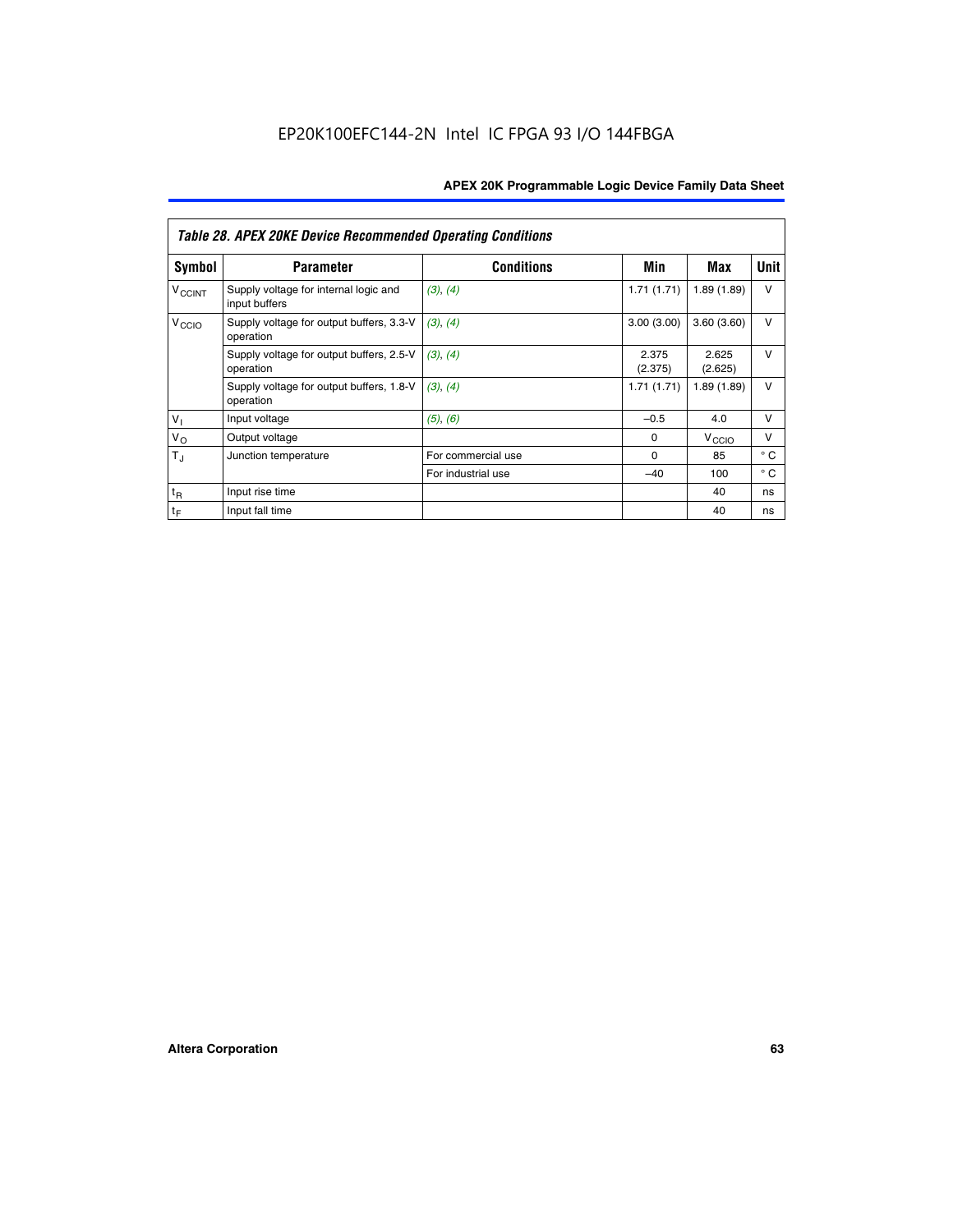*Table 28. APEX 20KE Device Recommended Operating Conditions*

| Symbol | Parameter | Conditions | Min | Max | Unit |
|---|---|---|---|---|---|
| $V_{CCINT}$ | Supply voltage for internal logic and input buffers | *(3), (4)* | 1.71 (1.71) | 1.89 (1.89) | V |
| $V_{CCIO}$ | Supply voltage for output buffers, 3.3-V operation | *(3), (4)* | 3.00 (3.00) | 3.60 (3.60) | V |
| | Supply voltage for output buffers, 2.5-V operation | *(3), (4)* | 2.375 (2.375) | 2.625 (2.625) | V |
| | Supply voltage for output buffers, 1.8-V operation | *(3), (4)* | 1.71 (1.71) | 1.89 (1.89) | V |
| $V_I$ | Input voltage | *(5), (6)* | –0.5 | 4.0 | V |
| $V_O$ | Output voltage | | 0 | $V_{CCIO}$ | V |
| $T_J$ | Junction temperature | For commercial use | 0 | 85 | ° C |
| | | For industrial use | –40 | 100 | ° C |
| $t_R$ | Input rise time | | | 40 | ns |
| $t_F$ | Input fall time | | | 40 | ns |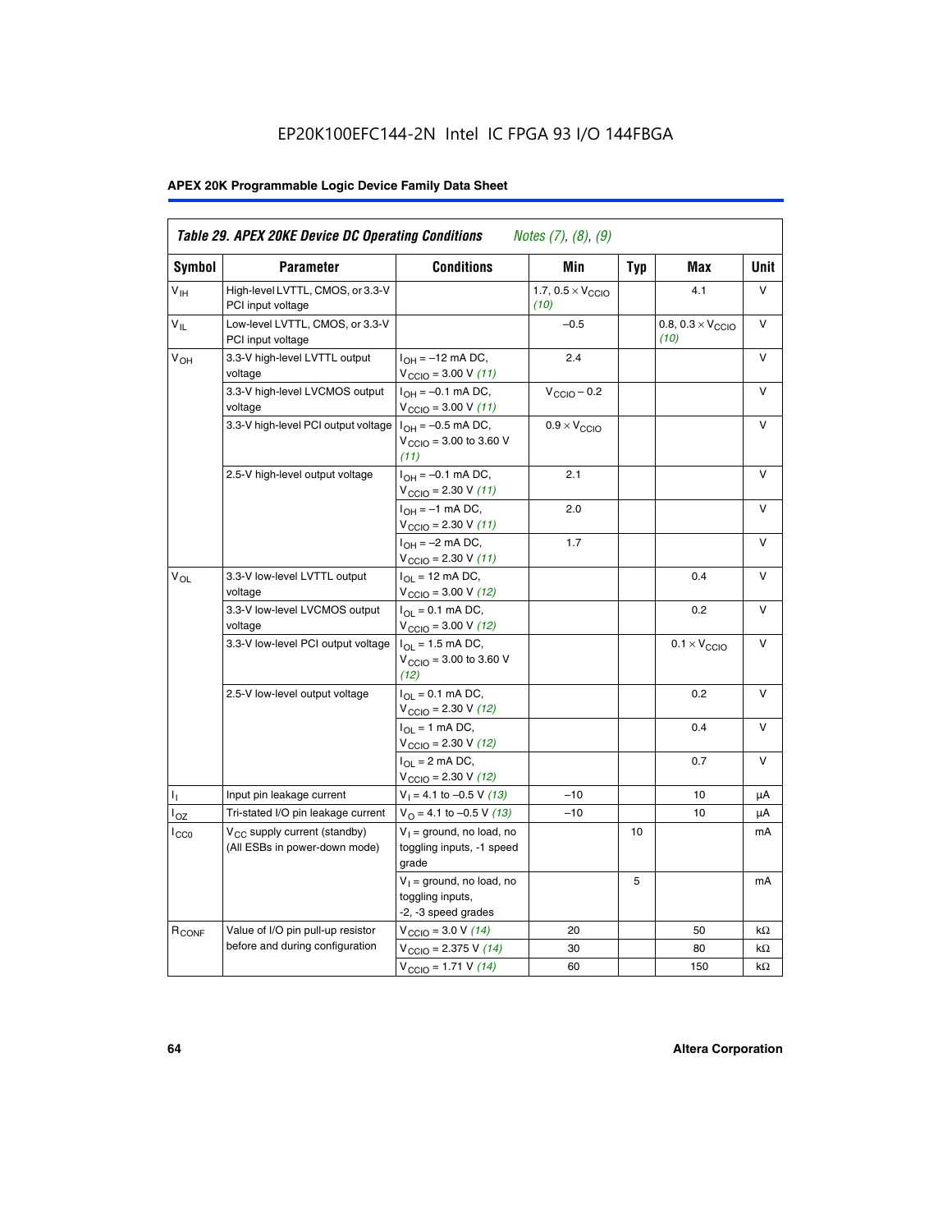EP20K100EFC144-2N Intel IC FPGA 93 I/O 144FBGA

**Table 29. APEX 20KE Device DC Operating Conditions** *Notes (7), (8), (9)*

| Symbol | Parameter | Conditions | Min | Typ | Max | Unit |
|---|---|---|---|---|---|---|
| $V_{IH}$ | High-level LVTTL, CMOS, or 3.3-V PCI input voltage | | 1.7, $0.5 \times V_{CCIO}$ *(10)* | | 4.1 | V |
| $V_{IL}$ | Low-level LVTTL, CMOS, or 3.3-V PCI input voltage | | –0.5 | | 0.8, $0.3 \times V_{CCIO}$ *(10)* | V |
| $V_{OH}$ | 3.3-V high-level LVTTL output voltage | $I_{OH}$ = –12 mA DC, $V_{CCIO}$ = 3.00 V *(11)* | 2.4 | | | V |
| | 3.3-V high-level LVCMOS output voltage | $I_{OH}$ = –0.1 mA DC, $V_{CCIO}$ = 3.00 V *(11)* | $V_{CCIO}$ – 0.2 | | | V |
| | 3.3-V high-level PCI output voltage | $I_{OH}$ = –0.5 mA DC, $V_{CCIO}$ = 3.00 to 3.60 V *(11)* | $0.9 \times V_{CCIO}$ | | | V |
| | 2.5-V high-level output voltage | $I_{OH}$ = –0.1 mA DC, $V_{CCIO}$ = 2.30 V *(11)* | 2.1 | | | V |
| | | $I_{OH}$ = –1 mA DC, $V_{CCIO}$ = 2.30 V *(11)* | 2.0 | | | V |
| | | $I_{OH}$ = –2 mA DC, $V_{CCIO}$ = 2.30 V *(11)* | 1.7 | | | V |
| $V_{OL}$ | 3.3-V low-level LVTTL output voltage | $I_{OL}$ = 12 mA DC, $V_{CCIO}$ = 3.00 V *(12)* | | | 0.4 | V |
| | 3.3-V low-level LVCMOS output voltage | $I_{OL}$ = 0.1 mA DC, $V_{CCIO}$ = 3.00 V *(12)* | | | 0.2 | V |
| | 3.3-V low-level PCI output voltage | $I_{OL}$ = 1.5 mA DC, $V_{CCIO}$ = 3.00 to 3.60 V *(12)* | | | $0.1 \times V_{CCIO}$ | V |
| | 2.5-V low-level output voltage | $I_{OL}$ = 0.1 mA DC, $V_{CCIO}$ = 2.30 V *(12)* | | | 0.2 | V |
| | | $I_{OL}$ = 1 mA DC, $V_{CCIO}$ = 2.30 V *(12)* | | | 0.4 | V |
| | | $I_{OL}$ = 2 mA DC, $V_{CCIO}$ = 2.30 V *(12)* | | | 0.7 | V |
| $I_I$ | Input pin leakage current | $V_I$ = 4.1 to –0.5 V *(13)* | –10 | | 10 | µA |
| $I_{OZ}$ | Tri-stated I/O pin leakage current | $V_O$ = 4.1 to –0.5 V *(13)* | –10 | | 10 | µA |
| $I_{CC0}$ | $V_{CC}$ supply current (standby) (All ESBs in power-down mode) | $V_I$ = ground, no load, no toggling inputs, -1 speed grade | | 10 | | mA |
| | | $V_I$ = ground, no load, no toggling inputs, -2, -3 speed grades | | 5 | | mA |
| $R_{CONF}$ | Value of I/O pin pull-up resistor before and during configuration | $V_{CCIO}$ = 3.0 V *(14)* | 20 | | 50 | kΩ |
| | | $V_{CCIO}$ = 2.375 V *(14)* | 30 | | 80 | kΩ |
| | | $V_{CCIO}$ = 1.71 V *(14)* | 60 | | 150 | kΩ |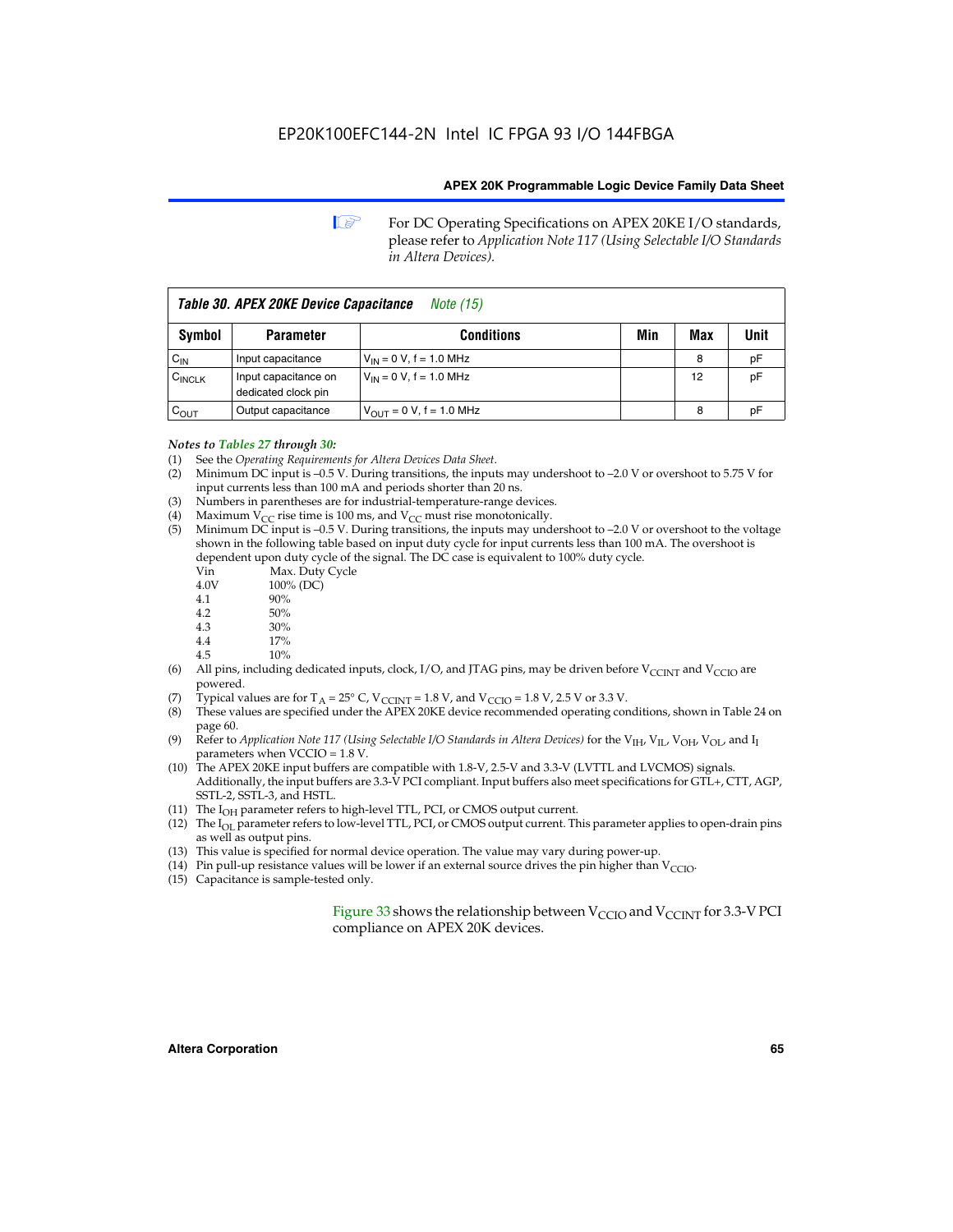For DC Operating Specifications on APEX 20KE I/O standards, please refer to *Application Note 117 (Using Selectable I/O Standards in Altera Devices).*

**Table 30. APEX 20KE Device Capacitance** *Note (15)*

| Symbol | Parameter | Conditions | Min | Max | Unit |
|---|---|---|---|---|---|
| $C_{IN}$ | Input capacitance | $V_{IN}$ = 0 V, f = 1.0 MHz | | 8 | pF |
| $C_{INCLK}$ | Input capacitance on dedicated clock pin | $V_{IN}$ = 0 V, f = 1.0 MHz | | 12 | pF |
| $C_{OUT}$ | Output capacitance | $V_{OUT}$ = 0 V, f = 1.0 MHz | | 8 | pF |

*Notes to Tables 27 through 30:*

(1) See the *Operating Requirements for Altera Devices Data Sheet*.
(2) Minimum DC input is –0.5 V. During transitions, the inputs may undershoot to –2.0 V or overshoot to 5.75 V for input currents less than 100 mA and periods shorter than 20 ns.
(3) Numbers in parentheses are for industrial-temperature-range devices.
(4) Maximum $V_{CC}$ rise time is 100 ms, and $V_{CC}$ must rise monotonically.
(5) Minimum DC input is –0.5 V. During transitions, the inputs may undershoot to –2.0 V or overshoot to the voltage shown in the following table based on input duty cycle for input currents less than 100 mA. The overshoot is dependent upon duty cycle of the signal. The DC case is equivalent to 100% duty cycle.

| Vin | Max. Duty Cycle |
|---|---|
| 4.0V | 100% (DC) |
| 4.1 | 90% |
| 4.2 | 50% |
| 4.3 | 30% |
| 4.4 | 17% |
| 4.5 | 10% |

(6) All pins, including dedicated inputs, clock, I/O, and JTAG pins, may be driven before $V_{CCINT}$ and $V_{CCIO}$ are powered.
(7) Typical values are for $T_A$ = 25° C, $V_{CCINT}$ = 1.8 V, and $V_{CCIO}$ = 1.8 V, 2.5 V or 3.3 V.
(8) These values are specified under the APEX 20KE device recommended operating conditions, shown in Table 24 on page 60.
(9) Refer to *Application Note 117 (Using Selectable I/O Standards in Altera Devices)* for the $V_{IH}$, $V_{IL}$, $V_{OH}$, $V_{OL}$, and $I_I$ parameters when VCCIO = 1.8 V.
(10) The APEX 20KE input buffers are compatible with 1.8-V, 2.5-V and 3.3-V (LVTTL and LVCMOS) signals. Additionally, the input buffers are 3.3-V PCI compliant. Input buffers also meet specifications for GTL+, CTT, AGP, SSTL-2, SSTL-3, and HSTL.
(11) The $I_{OH}$ parameter refers to high-level TTL, PCI, or CMOS output current.
(12) The $I_{OL}$ parameter refers to low-level TTL, PCI, or CMOS output current. This parameter applies to open-drain pins as well as output pins.
(13) This value is specified for normal device operation. The value may vary during power-up.
(14) Pin pull-up resistance values will be lower if an external source drives the pin higher than $V_{CCIO}$.
(15) Capacitance is sample-tested only.

Figure 33 shows the relationship between $V_{CCIO}$ and $V_{CCINT}$ for 3.3-V PCI compliance on APEX 20K devices.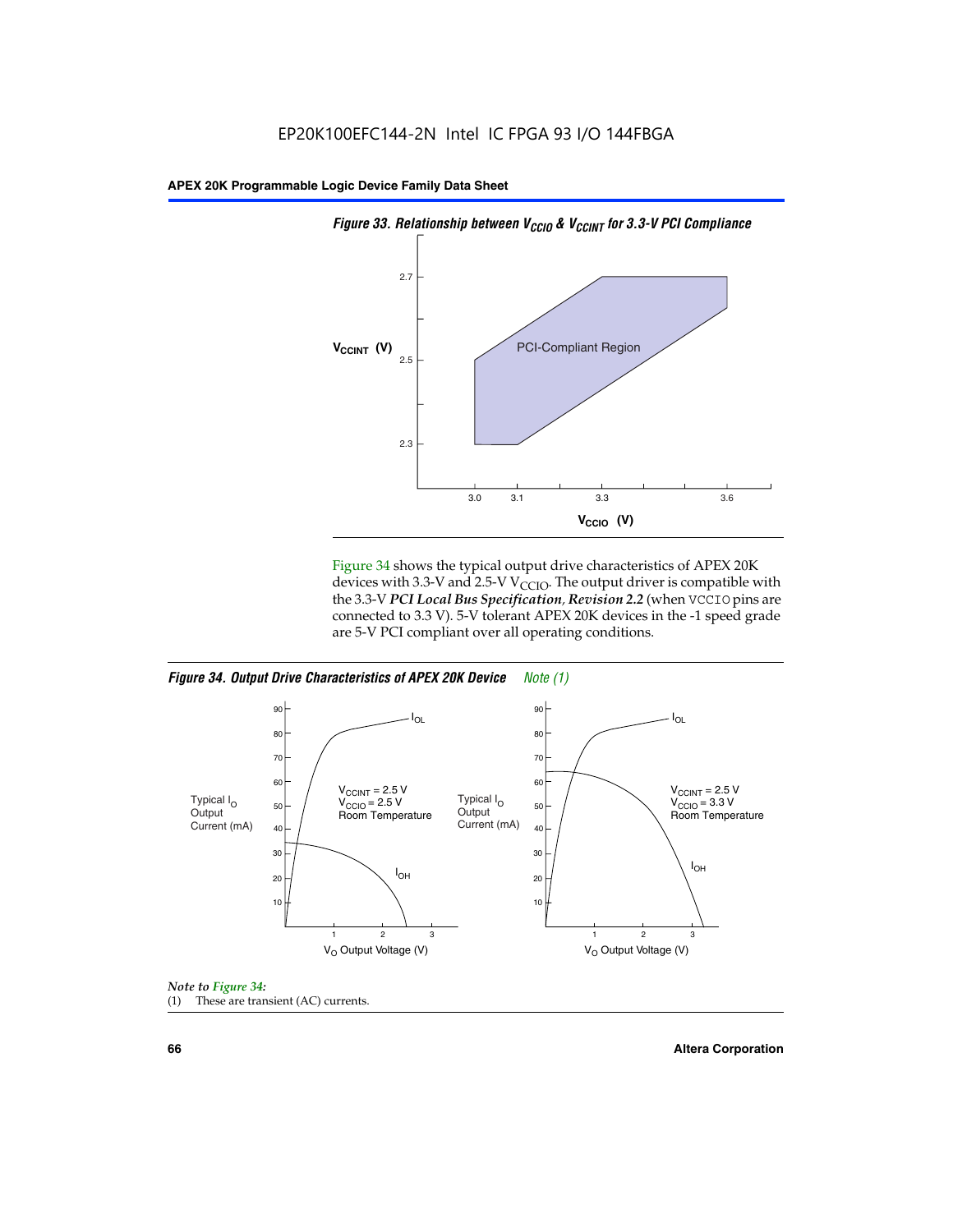*Figure 33. Relationship between $V_{CCIO}$ & $V_{CCINT}$ for 3.3-V PCI Compliance*

Figure 34 shows the typical output drive characteristics of APEX 20K devices with 3.3-V and 2.5-V $V_{CCIO}$. The output driver is compatible with the 3.3-V ***PCI Local Bus Specification, Revision 2.2*** (when VCCIO pins are connected to 3.3 V). 5-V tolerant APEX 20K devices in the -1 speed grade are 5-V PCI compliant over all operating conditions.

*Figure 34. Output Drive Characteristics of APEX 20K Device* *Note (1)*

*Note to Figure 34:*

(1) These are transient (AC) currents.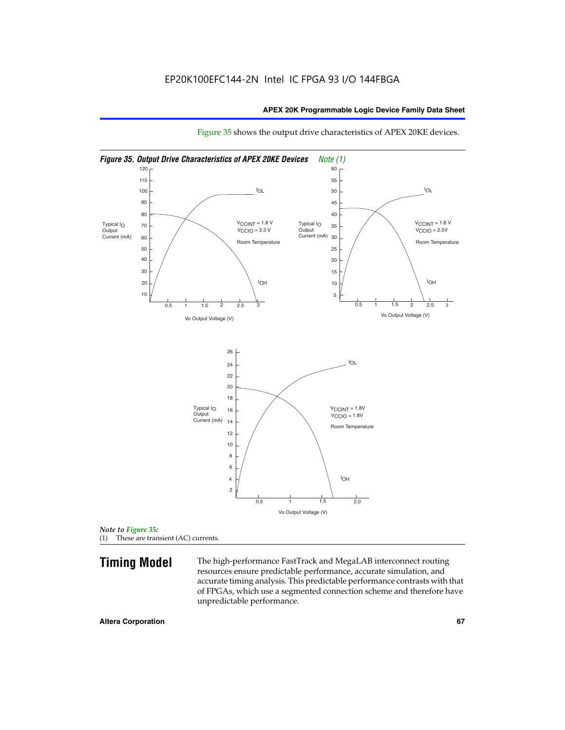Figure 35 shows the output drive characteristics of APEX 20KE devices.

*Figure 35. Output Drive Characteristics of APEX 20KE Devices* *Note (1)*

*Note to Figure 35:*

(1) These are transient (AC) currents.

## Timing Model

The high-performance FastTrack and MegaLAB interconnect routing resources ensure predictable performance, accurate simulation, and accurate timing analysis. This predictable performance contrasts with that of FPGAs, which use a segmented connection scheme and therefore have unpredictable performance.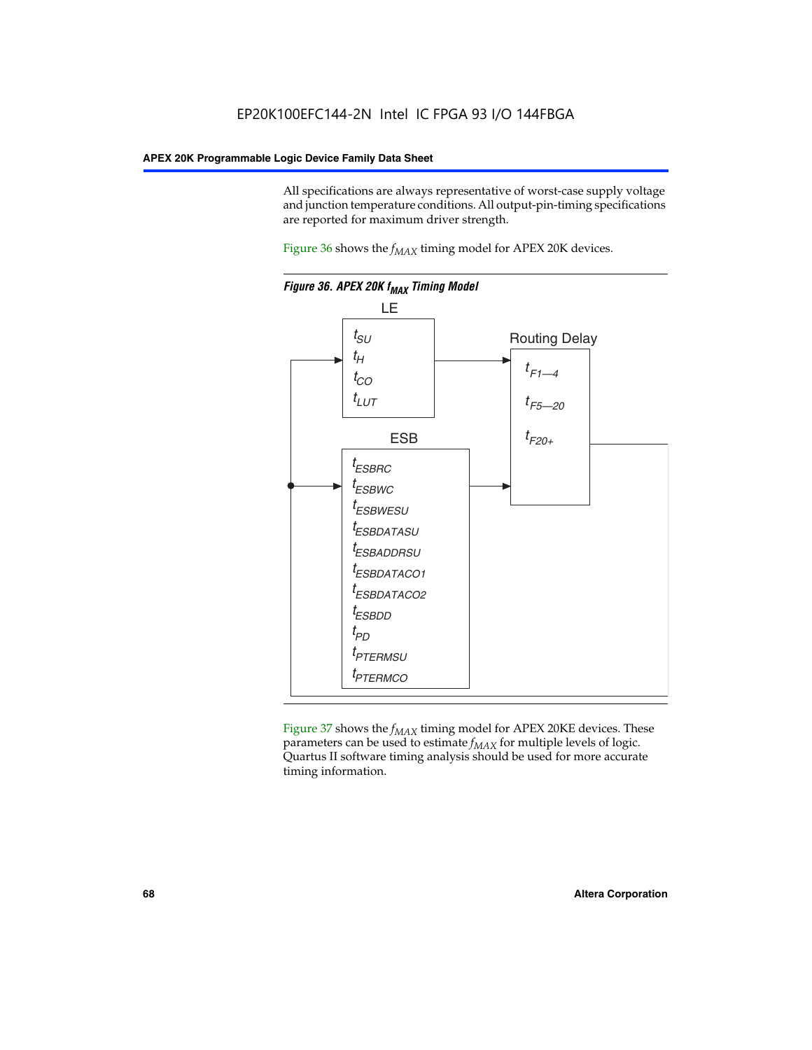All specifications are always representative of worst-case supply voltage and junction temperature conditions. All output-pin-timing specifications are reported for maximum driver strength.

Figure 36 shows the $f_{MAX}$ timing model for APEX 20K devices.

**Figure 36. APEX 20K $f_{MAX}$ Timing Model**

LE

$t_{SU}$
$t_{H}$
$t_{CO}$
$t_{LUT}$

ESB

$t_{ESBRC}$
$t_{ESBWC}$
$t_{ESBWESU}$
$t_{ESBDATASU}$
$t_{ESBADDRSU}$
$t_{ESBDATACO1}$
$t_{ESBDATACO2}$
$t_{ESBDD}$
$t_{PD}$
$t_{PTERMSU}$
$t_{PTERMCO}$

Routing Delay

$t_{F1—4}$
$t_{F5—20}$
$t_{F20+}$

Figure 37 shows the $f_{MAX}$ timing model for APEX 20KE devices. These parameters can be used to estimate $f_{MAX}$ for multiple levels of logic. Quartus II software timing analysis should be used for more accurate timing information.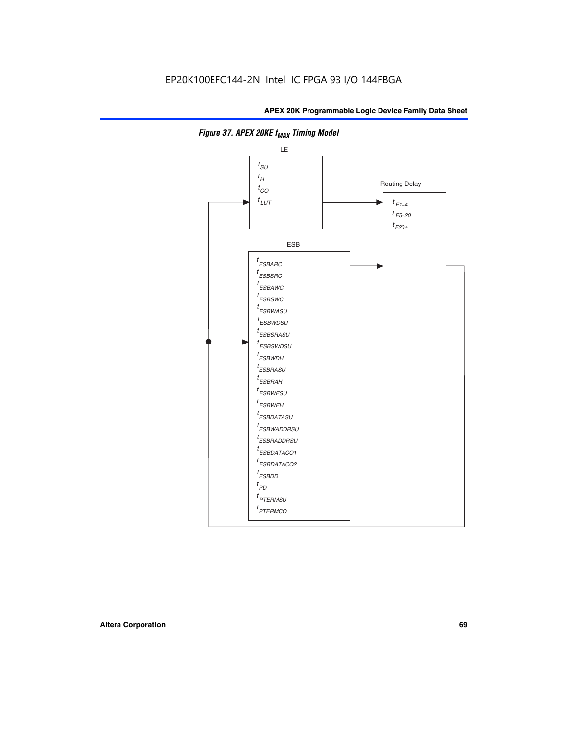**Figure 37. APEX 20KE $f_{MAX}$ Timing Model**

LE

$t_{SU}$
$t_{H}$
$t_{CO}$
$t_{LUT}$

Routing Delay

$t_{F1-4}$
$t_{F5-20}$
$t_{F20+}$

ESB

$t_{ESBARC}$
$t_{ESBSRC}$
$t_{ESBAWC}$
$t_{ESBSWC}$
$t_{ESBWASU}$
$t_{ESBWDSU}$
$t_{ESBSRASU}$
$t_{ESBSWDSU}$
$t_{ESBWDH}$
$t_{ESBRASU}$
$t_{ESBRAH}$
$t_{ESBWESU}$
$t_{ESBWEH}$
$t_{ESBDATASU}$
$t_{ESBWADDRSU}$
$t_{ESBRADDRSU}$
$t_{ESBDATACO1}$
$t_{ESBDATACO2}$
$t_{ESBDD}$
$t_{PD}$
$t_{PTERMSU}$
$t_{PTERMCO}$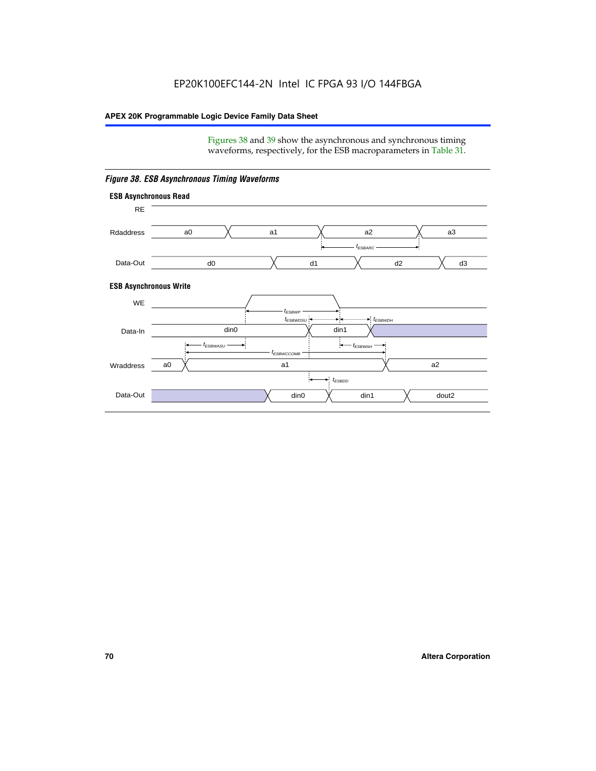Figures 38 and 39 show the asynchronous and synchronous timing waveforms, respectively, for the ESB macroparameters in Table 31.

*Figure 38. ESB Asynchronous Timing Waveforms*

**ESB Asynchronous Read**

RE

Rdaddress: a0, a1, a2, a3

$t_{ESBARC}$

Data-Out: d0, d1, d2, d3

**ESB Asynchronous Write**

WE

$t_{ESBWP}$

$t_{ESBWDSU}$ $t_{ESBWDH}$

Data-In: din0, din1

$t_{ESBWASU}$ $t_{ESBWAH}$

$t_{ESBWCCOMB}$

Wraddress: a0, a1, a2

$t_{ESBDD}$

Data-Out: din0, din1, dout2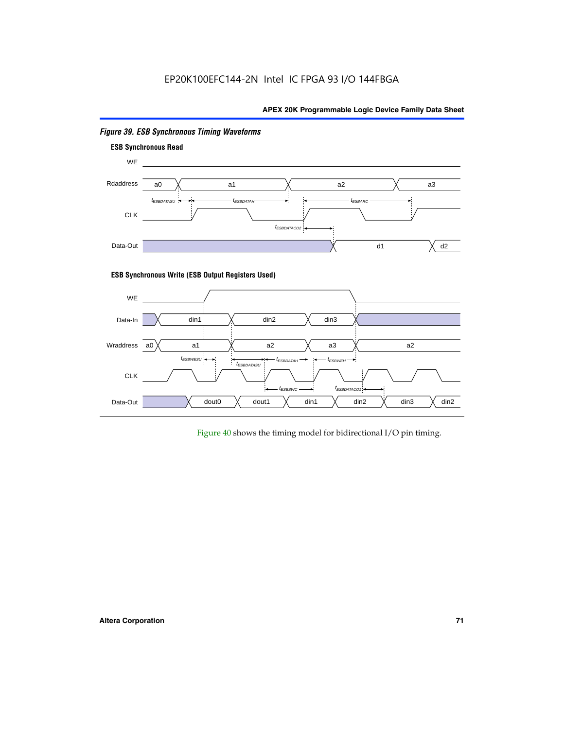*Figure 39. ESB Synchronous Timing Waveforms*

**ESB Synchronous Read**

WE

Rdaddress a0 a1 a2 a3

$t_{ESBDATASU}$ $t_{ESBDATAH}$ $t_{ESBARC}$

CLK

$t_{ESBDATACO2}$

Data-Out d1 d2

**ESB Synchronous Write (ESB Output Registers Used)**

WE

Data-In din1 din2 din3

Wraddress a0 a1 a2 a3 a2

$t_{ESBWESU}$ $t_{ESBDATASU}$ $t_{ESBDATAH}$ $t_{ESBWEH}$

CLK

$t_{ESBSWC}$ $t_{ESBDATACO1}$

Data-Out dout0 dout1 din1 din2 din3 din2

Figure 40 shows the timing model for bidirectional I/O pin timing.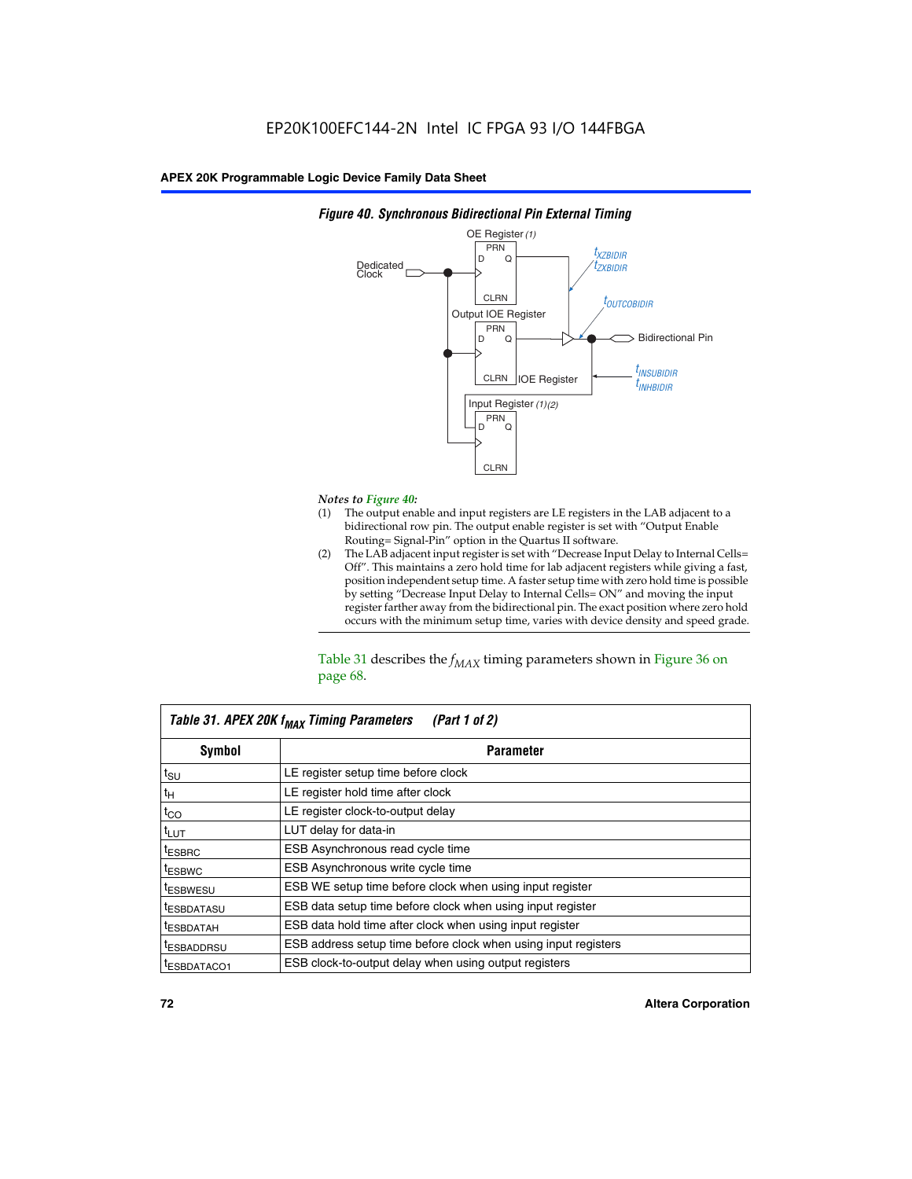*Figure 40. Synchronous Bidirectional Pin External Timing*

*Notes to Figure 40:*

(1) The output enable and input registers are LE registers in the LAB adjacent to a bidirectional row pin. The output enable register is set with "Output Enable Routing= Signal-Pin" option in the Quartus II software.

(2) The LAB adjacent input register is set with "Decrease Input Delay to Internal Cells= Off". This maintains a zero hold time for lab adjacent registers while giving a fast, position independent setup time. A faster setup time with zero hold time is possible by setting "Decrease Input Delay to Internal Cells= ON" and moving the input register farther away from the bidirectional pin. The exact position where zero hold occurs with the minimum setup time, varies with device density and speed grade.

Table 31 describes the $f_{MAX}$ timing parameters shown in Figure 36 on page 68.

**Table 31. APEX 20K $f_{MAX}$ Timing Parameters (Part 1 of 2)**

| Symbol | Parameter |
|---|---|
| $t_{SU}$ | LE register setup time before clock |
| $t_H$ | LE register hold time after clock |
| $t_{CO}$ | LE register clock-to-output delay |
| $t_{LUT}$ | LUT delay for data-in |
| $t_{ESBRC}$ | ESB Asynchronous read cycle time |
| $t_{ESBWC}$ | ESB Asynchronous write cycle time |
| $t_{ESBWESU}$ | ESB WE setup time before clock when using input register |
| $t_{ESBDATASU}$ | ESB data setup time before clock when using input register |
| $t_{ESBDATAH}$ | ESB data hold time after clock when using input register |
| $t_{ESBADDRSU}$ | ESB address setup time before clock when using input registers |
| $t_{ESBDATACO1}$ | ESB clock-to-output delay when using output registers |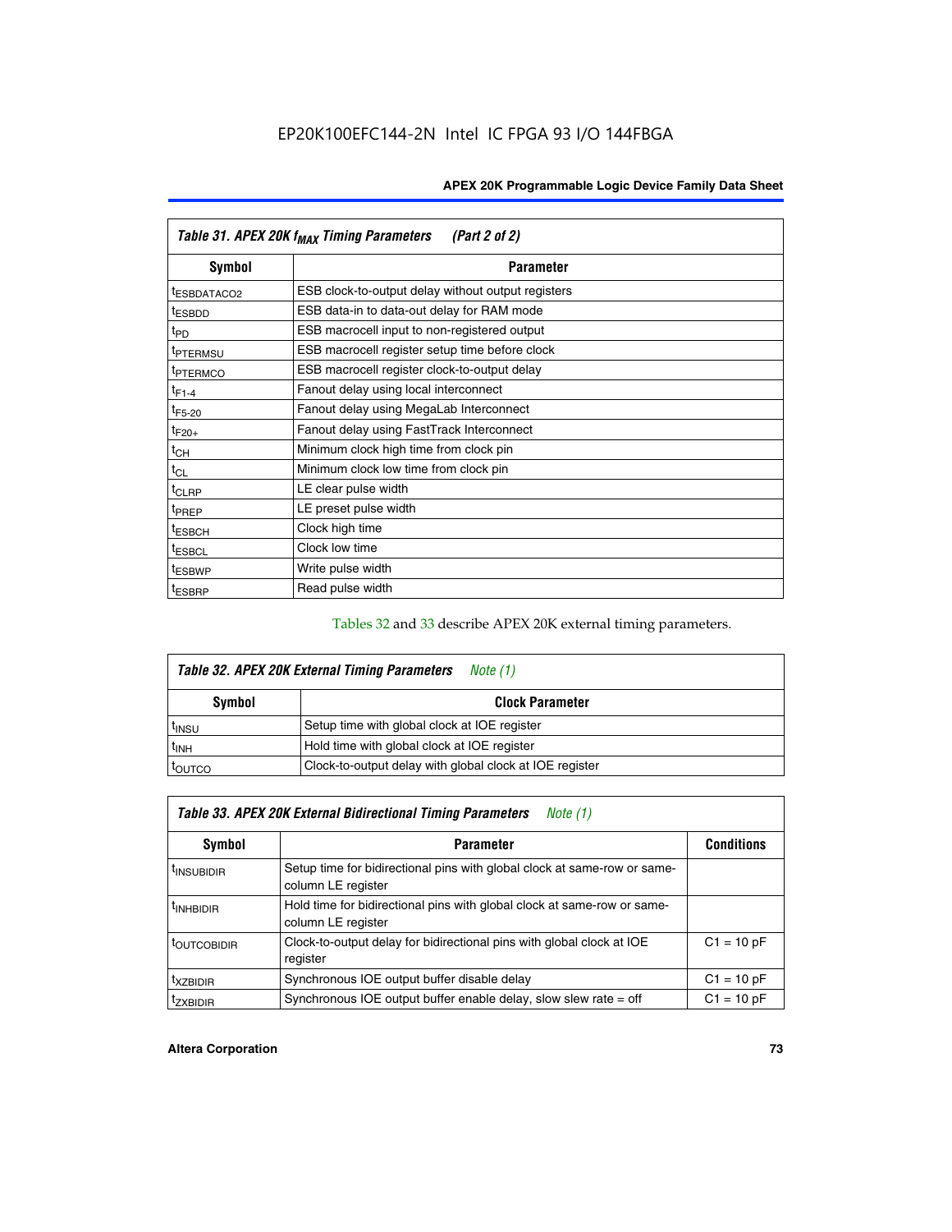| Table 31. APEX 20K $f_{MAX}$ Timing Parameters (Part 2 of 2) | |
|---|---|
| **Symbol** | **Parameter** |
| $t_{ESBDATACO2}$ | ESB clock-to-output delay without output registers |
| $t_{ESBDD}$ | ESB data-in to data-out delay for RAM mode |
| $t_{PD}$ | ESB macrocell input to non-registered output |
| $t_{PTERMSU}$ | ESB macrocell register setup time before clock |
| $t_{PTERMCO}$ | ESB macrocell register clock-to-output delay |
| $t_{F1-4}$ | Fanout delay using local interconnect |
| $t_{F5-20}$ | Fanout delay using MegaLab Interconnect |
| $t_{F20+}$ | Fanout delay using FastTrack Interconnect |
| $t_{CH}$ | Minimum clock high time from clock pin |
| $t_{CL}$ | Minimum clock low time from clock pin |
| $t_{CLRP}$ | LE clear pulse width |
| $t_{PREP}$ | LE preset pulse width |
| $t_{ESBCH}$ | Clock high time |
| $t_{ESBCL}$ | Clock low time |
| $t_{ESBWP}$ | Write pulse width |
| $t_{ESBRP}$ | Read pulse width |

Tables 32 and 33 describe APEX 20K external timing parameters.

| Table 32. APEX 20K External Timing Parameters *Note (1)* | |
|---|---|
| **Symbol** | **Clock Parameter** |
| $t_{INSU}$ | Setup time with global clock at IOE register |
| $t_{INH}$ | Hold time with global clock at IOE register |
| $t_{OUTCO}$ | Clock-to-output delay with global clock at IOE register |

| Table 33. APEX 20K External Bidirectional Timing Parameters *Note (1)* | | |
|---|---|---|
| **Symbol** | **Parameter** | **Conditions** |
| $t_{INSUBIDIR}$ | Setup time for bidirectional pins with global clock at same-row or same-column LE register | |
| $t_{INHBIDIR}$ | Hold time for bidirectional pins with global clock at same-row or same-column LE register | |
| $t_{OUTCOBIDIR}$ | Clock-to-output delay for bidirectional pins with global clock at IOE register | C1 = 10 pF |
| $t_{XZBIDIR}$ | Synchronous IOE output buffer disable delay | C1 = 10 pF |
| $t_{ZXBIDIR}$ | Synchronous IOE output buffer enable delay, slow slew rate = off | C1 = 10 pF |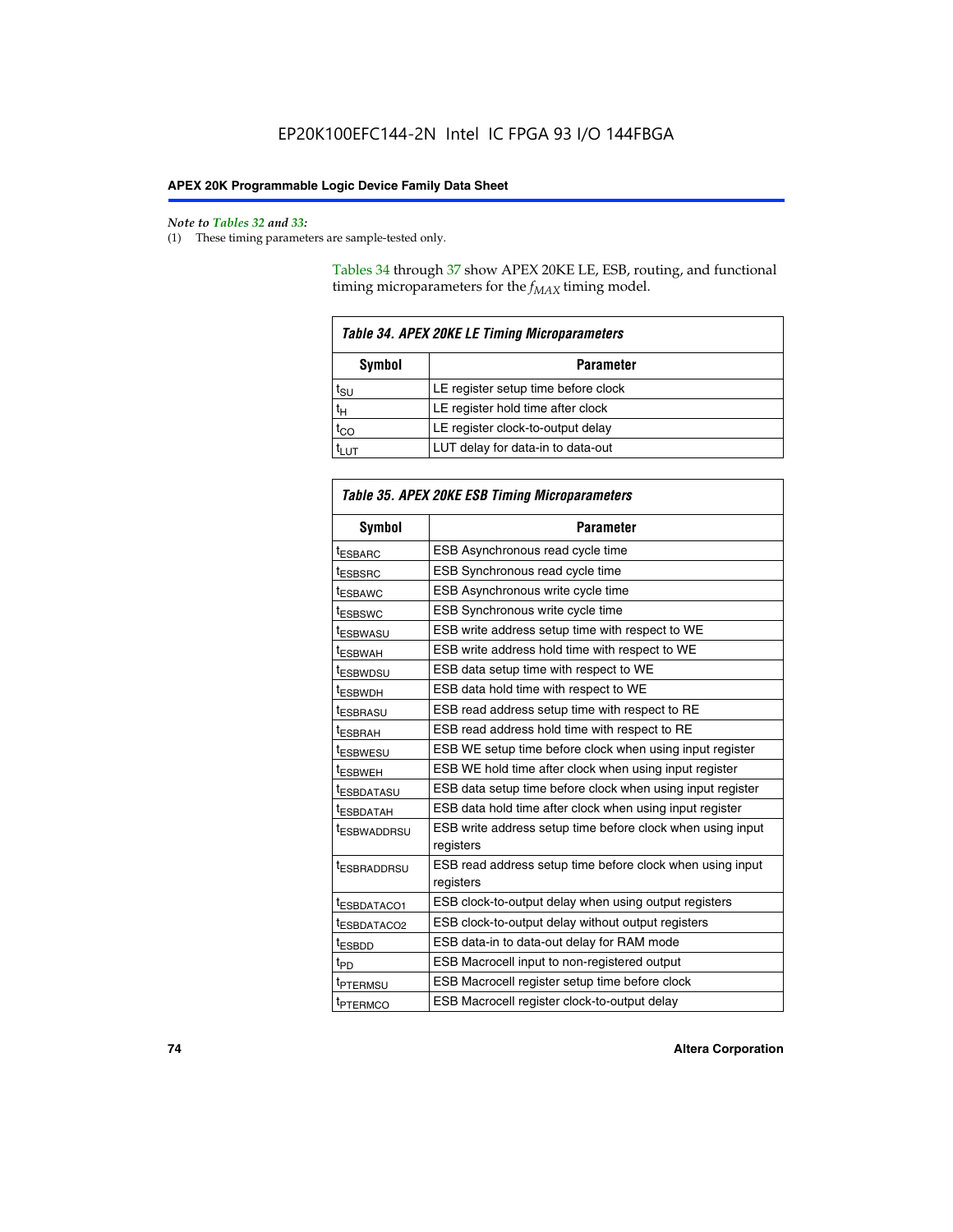*Note to Tables 32 and 33:*

(1) These timing parameters are sample-tested only.

Tables 34 through 37 show APEX 20KE LE, ESB, routing, and functional timing microparameters for the $f_{MAX}$ timing model.

| *Table 34. APEX 20KE LE Timing Microparameters* | |
|---|---|
| **Symbol** | **Parameter** |
| $t_{SU}$ | LE register setup time before clock |
| $t_H$ | LE register hold time after clock |
| $t_{CO}$ | LE register clock-to-output delay |
| $t_{LUT}$ | LUT delay for data-in to data-out |

| *Table 35. APEX 20KE ESB Timing Microparameters* | |
|---|---|
| **Symbol** | **Parameter** |
| $t_{ESBARC}$ | ESB Asynchronous read cycle time |
| $t_{ESBSRC}$ | ESB Synchronous read cycle time |
| $t_{ESBAWC}$ | ESB Asynchronous write cycle time |
| $t_{ESBSWC}$ | ESB Synchronous write cycle time |
| $t_{ESBWASU}$ | ESB write address setup time with respect to WE |
| $t_{ESBWAH}$ | ESB write address hold time with respect to WE |
| $t_{ESBWDSU}$ | ESB data setup time with respect to WE |
| $t_{ESBWDH}$ | ESB data hold time with respect to WE |
| $t_{ESBRASU}$ | ESB read address setup time with respect to RE |
| $t_{ESBRAH}$ | ESB read address hold time with respect to RE |
| $t_{ESBWESU}$ | ESB WE setup time before clock when using input register |
| $t_{ESBWEH}$ | ESB WE hold time after clock when using input register |
| $t_{ESBDATASU}$ | ESB data setup time before clock when using input register |
| $t_{ESBDATAH}$ | ESB data hold time after clock when using input register |
| $t_{ESBWADDRSU}$ | ESB write address setup time before clock when using input registers |
| $t_{ESBRADDRSU}$ | ESB read address setup time before clock when using input registers |
| $t_{ESBDATACO1}$ | ESB clock-to-output delay when using output registers |
| $t_{ESBDATACO2}$ | ESB clock-to-output delay without output registers |
| $t_{ESBDD}$ | ESB data-in to data-out delay for RAM mode |
| $t_{PD}$ | ESB Macrocell input to non-registered output |
| $t_{PTERMSU}$ | ESB Macrocell register setup time before clock |
| $t_{PTERMCO}$ | ESB Macrocell register clock-to-output delay |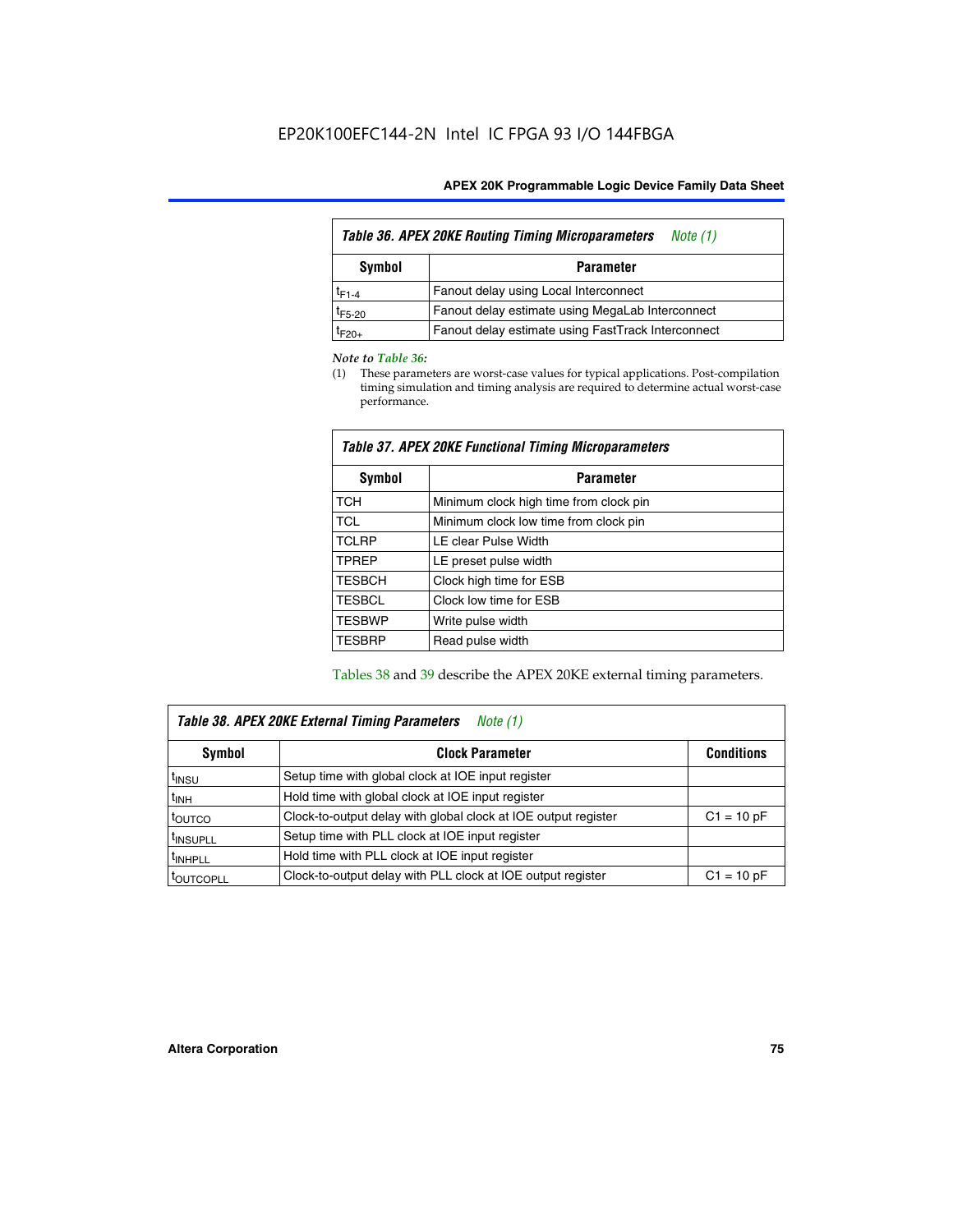EP20K100EFC144-2N Intel IC FPGA 93 I/O 144FBGA

| *Table 36. APEX 20KE Routing Timing Microparameters* *Note (1)* | |
|---|---|
| **Symbol** | **Parameter** |
| $t_{F1-4}$ | Fanout delay using Local Interconnect |
| $t_{F5-20}$ | Fanout delay estimate using MegaLab Interconnect |
| $t_{F20+}$ | Fanout delay estimate using FastTrack Interconnect |

*Note to Table 36:*

(1) These parameters are worst-case values for typical applications. Post-compilation timing simulation and timing analysis are required to determine actual worst-case performance.

| *Table 37. APEX 20KE Functional Timing Microparameters* | |
|---|---|
| **Symbol** | **Parameter** |
| TCH | Minimum clock high time from clock pin |
| TCL | Minimum clock low time from clock pin |
| TCLRP | LE clear Pulse Width |
| TPREP | LE preset pulse width |
| TESBCH | Clock high time for ESB |
| TESBCL | Clock low time for ESB |
| TESBWP | Write pulse width |
| TESBRP | Read pulse width |

Tables 38 and 39 describe the APEX 20KE external timing parameters.

| *Table 38. APEX 20KE External Timing Parameters* *Note (1)* | | |
|---|---|---|
| **Symbol** | **Clock Parameter** | **Conditions** |
| $t_{INSU}$ | Setup time with global clock at IOE input register | |
| $t_{INH}$ | Hold time with global clock at IOE input register | |
| $t_{OUTCO}$ | Clock-to-output delay with global clock at IOE output register | C1 = 10 pF |
| $t_{INSUPLL}$ | Setup time with PLL clock at IOE input register | |
| $t_{INHPLL}$ | Hold time with PLL clock at IOE input register | |
| $t_{OUTCOPLL}$ | Clock-to-output delay with PLL clock at IOE output register | C1 = 10 pF |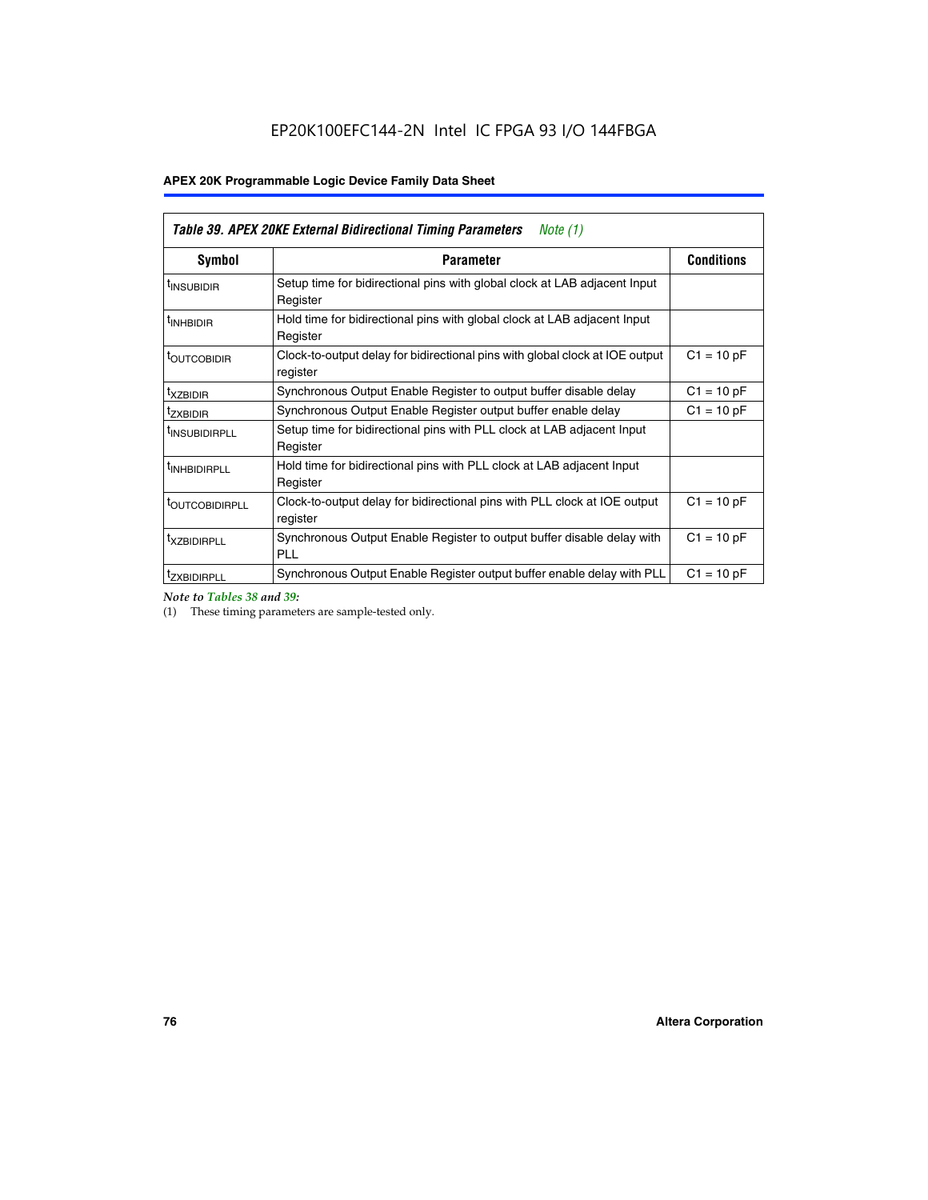**Table 39. APEX 20KE External Bidirectional Timing Parameters** *Note (1)*

| Symbol | Parameter | Conditions |
|---|---|---|
| $t_{INSUBIDIR}$ | Setup time for bidirectional pins with global clock at LAB adjacent Input Register | |
| $t_{INHBIDIR}$ | Hold time for bidirectional pins with global clock at LAB adjacent Input Register | |
| $t_{OUTCOBIDIR}$ | Clock-to-output delay for bidirectional pins with global clock at IOE output register | C1 = 10 pF |
| $t_{XZBIDIR}$ | Synchronous Output Enable Register to output buffer disable delay | C1 = 10 pF |
| $t_{ZXBIDIR}$ | Synchronous Output Enable Register output buffer enable delay | C1 = 10 pF |
| $t_{INSUBIDIRPLL}$ | Setup time for bidirectional pins with PLL clock at LAB adjacent Input Register | |
| $t_{INHBIDIRPLL}$ | Hold time for bidirectional pins with PLL clock at LAB adjacent Input Register | |
| $t_{OUTCOBIDIRPLL}$ | Clock-to-output delay for bidirectional pins with PLL clock at IOE output register | C1 = 10 pF |
| $t_{XZBIDIRPLL}$ | Synchronous Output Enable Register to output buffer disable delay with PLL | C1 = 10 pF |
| $t_{ZXBIDIRPLL}$ | Synchronous Output Enable Register output buffer enable delay with PLL | C1 = 10 pF |

*Note to Tables 38 and 39:*

(1) These timing parameters are sample-tested only.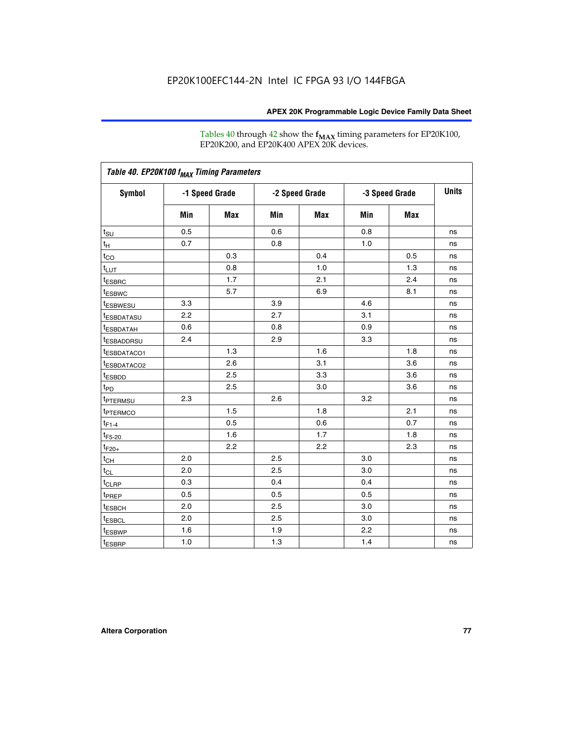Tables 40 through 42 show the $f_{MAX}$ timing parameters for EP20K100, EP20K200, and EP20K400 APEX 20K devices.

**Table 40. EP20K100 $f_{MAX}$ Timing Parameters**

| Symbol | -1 Speed Grade | | -2 Speed Grade | | -3 Speed Grade | | Units |
|---|---|---|---|---|---|---|---|
| | Min | Max | Min | Max | Min | Max | |
| $t_{SU}$ | 0.5 | | 0.6 | | 0.8 | | ns |
| $t_{H}$ | 0.7 | | 0.8 | | 1.0 | | ns |
| $t_{CO}$ | | 0.3 | | 0.4 | | 0.5 | ns |
| $t_{LUT}$ | | 0.8 | | 1.0 | | 1.3 | ns |
| $t_{ESBRC}$ | | 1.7 | | 2.1 | | 2.4 | ns |
| $t_{ESBWC}$ | | 5.7 | | 6.9 | | 8.1 | ns |
| $t_{ESBWESU}$ | 3.3 | | 3.9 | | 4.6 | | ns |
| $t_{ESBDATASU}$ | 2.2 | | 2.7 | | 3.1 | | ns |
| $t_{ESBDATAH}$ | 0.6 | | 0.8 | | 0.9 | | ns |
| $t_{ESBADDRSU}$ | 2.4 | | 2.9 | | 3.3 | | ns |
| $t_{ESBDATACO1}$ | | 1.3 | | 1.6 | | 1.8 | ns |
| $t_{ESBDATACO2}$ | | 2.6 | | 3.1 | | 3.6 | ns |
| $t_{ESBDD}$ | | 2.5 | | 3.3 | | 3.6 | ns |
| $t_{PD}$ | | 2.5 | | 3.0 | | 3.6 | ns |
| $t_{PTERMSU}$ | 2.3 | | 2.6 | | 3.2 | | ns |
| $t_{PTERMCO}$ | | 1.5 | | 1.8 | | 2.1 | ns |
| $t_{F1-4}$ | | 0.5 | | 0.6 | | 0.7 | ns |
| $t_{F5-20}$ | | 1.6 | | 1.7 | | 1.8 | ns |
| $t_{F20+}$ | | 2.2 | | 2.2 | | 2.3 | ns |
| $t_{CH}$ | 2.0 | | 2.5 | | 3.0 | | ns |
| $t_{CL}$ | 2.0 | | 2.5 | | 3.0 | | ns |
| $t_{CLRP}$ | 0.3 | | 0.4 | | 0.4 | | ns |
| $t_{PREP}$ | 0.5 | | 0.5 | | 0.5 | | ns |
| $t_{ESBCH}$ | 2.0 | | 2.5 | | 3.0 | | ns |
| $t_{ESBCL}$ | 2.0 | | 2.5 | | 3.0 | | ns |
| $t_{ESBWP}$ | 1.6 | | 1.9 | | 2.2 | | ns |
| $t_{ESBRP}$ | 1.0 | | 1.3 | | 1.4 | | ns |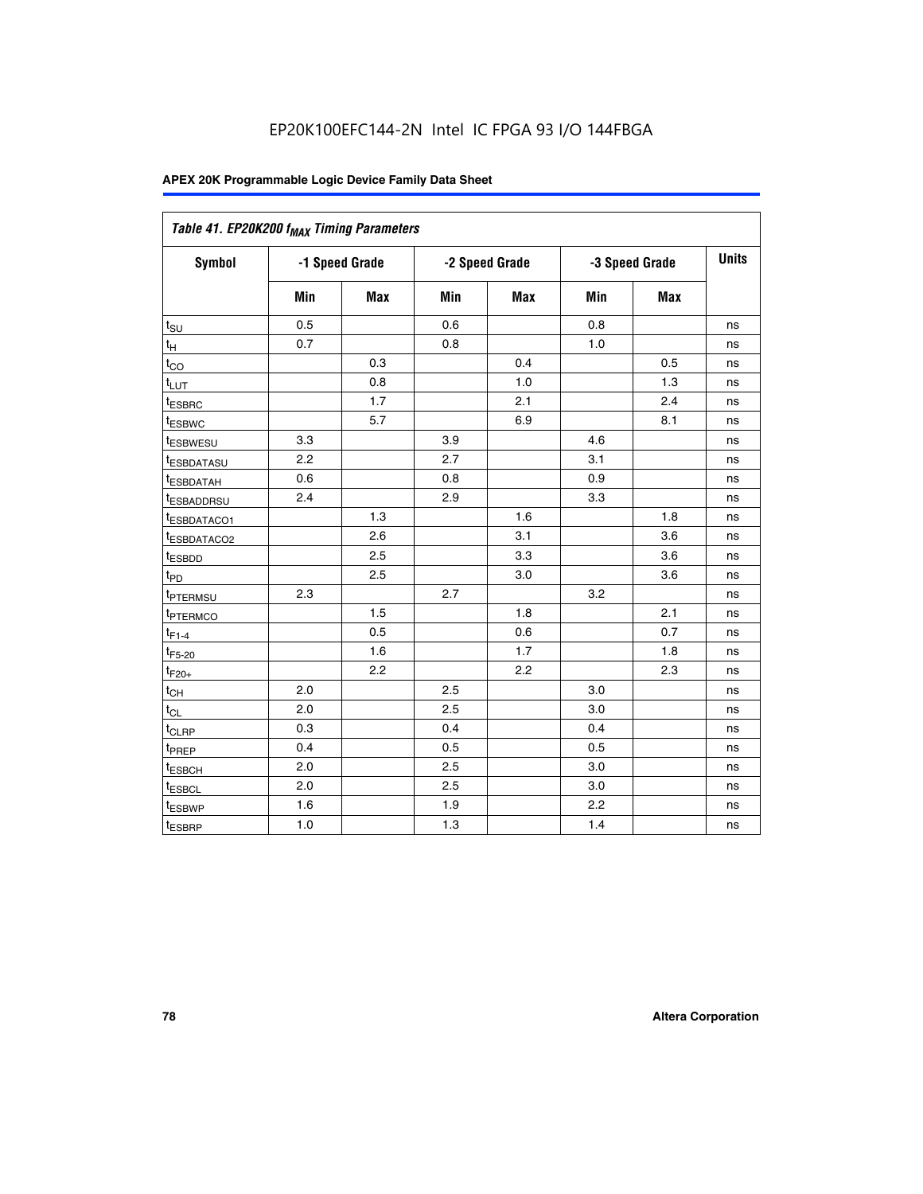EP20K100EFC144-2N Intel IC FPGA 93 I/O 144FBGA

| Table 41. EP20K200 $f_{MAX}$ Timing Parameters | | | | | | | |
|---|---|---|---|---|---|---|---|
| Symbol | -1 Speed Grade | | -2 Speed Grade | | -3 Speed Grade | | Units |
| | Min | Max | Min | Max | Min | Max | |
| $t_{SU}$ | 0.5 | | 0.6 | | 0.8 | | ns |
| $t_H$ | 0.7 | | 0.8 | | 1.0 | | ns |
| $t_{CO}$ | | 0.3 | | 0.4 | | 0.5 | ns |
| $t_{LUT}$ | | 0.8 | | 1.0 | | 1.3 | ns |
| $t_{ESBRC}$ | | 1.7 | | 2.1 | | 2.4 | ns |
| $t_{ESBWC}$ | | 5.7 | | 6.9 | | 8.1 | ns |
| $t_{ESBWESU}$ | 3.3 | | 3.9 | | 4.6 | | ns |
| $t_{ESBDATASU}$ | 2.2 | | 2.7 | | 3.1 | | ns |
| $t_{ESBDATAH}$ | 0.6 | | 0.8 | | 0.9 | | ns |
| $t_{ESBADDRSU}$ | 2.4 | | 2.9 | | 3.3 | | ns |
| $t_{ESBDATACO1}$ | | 1.3 | | 1.6 | | 1.8 | ns |
| $t_{ESBDATACO2}$ | | 2.6 | | 3.1 | | 3.6 | ns |
| $t_{ESBDD}$ | | 2.5 | | 3.3 | | 3.6 | ns |
| $t_{PD}$ | | 2.5 | | 3.0 | | 3.6 | ns |
| $t_{PTERMSU}$ | 2.3 | | 2.7 | | 3.2 | | ns |
| $t_{PTERMCO}$ | | 1.5 | | 1.8 | | 2.1 | ns |
| $t_{F1-4}$ | | 0.5 | | 0.6 | | 0.7 | ns |
| $t_{F5-20}$ | | 1.6 | | 1.7 | | 1.8 | ns |
| $t_{F20+}$ | | 2.2 | | 2.2 | | 2.3 | ns |
| $t_{CH}$ | 2.0 | | 2.5 | | 3.0 | | ns |
| $t_{CL}$ | 2.0 | | 2.5 | | 3.0 | | ns |
| $t_{CLRP}$ | 0.3 | | 0.4 | | 0.4 | | ns |
| $t_{PREP}$ | 0.4 | | 0.5 | | 0.5 | | ns |
| $t_{ESBCH}$ | 2.0 | | 2.5 | | 3.0 | | ns |
| $t_{ESBCL}$ | 2.0 | | 2.5 | | 3.0 | | ns |
| $t_{ESBWP}$ | 1.6 | | 1.9 | | 2.2 | | ns |
| $t_{ESBRP}$ | 1.0 | | 1.3 | | 1.4 | | ns |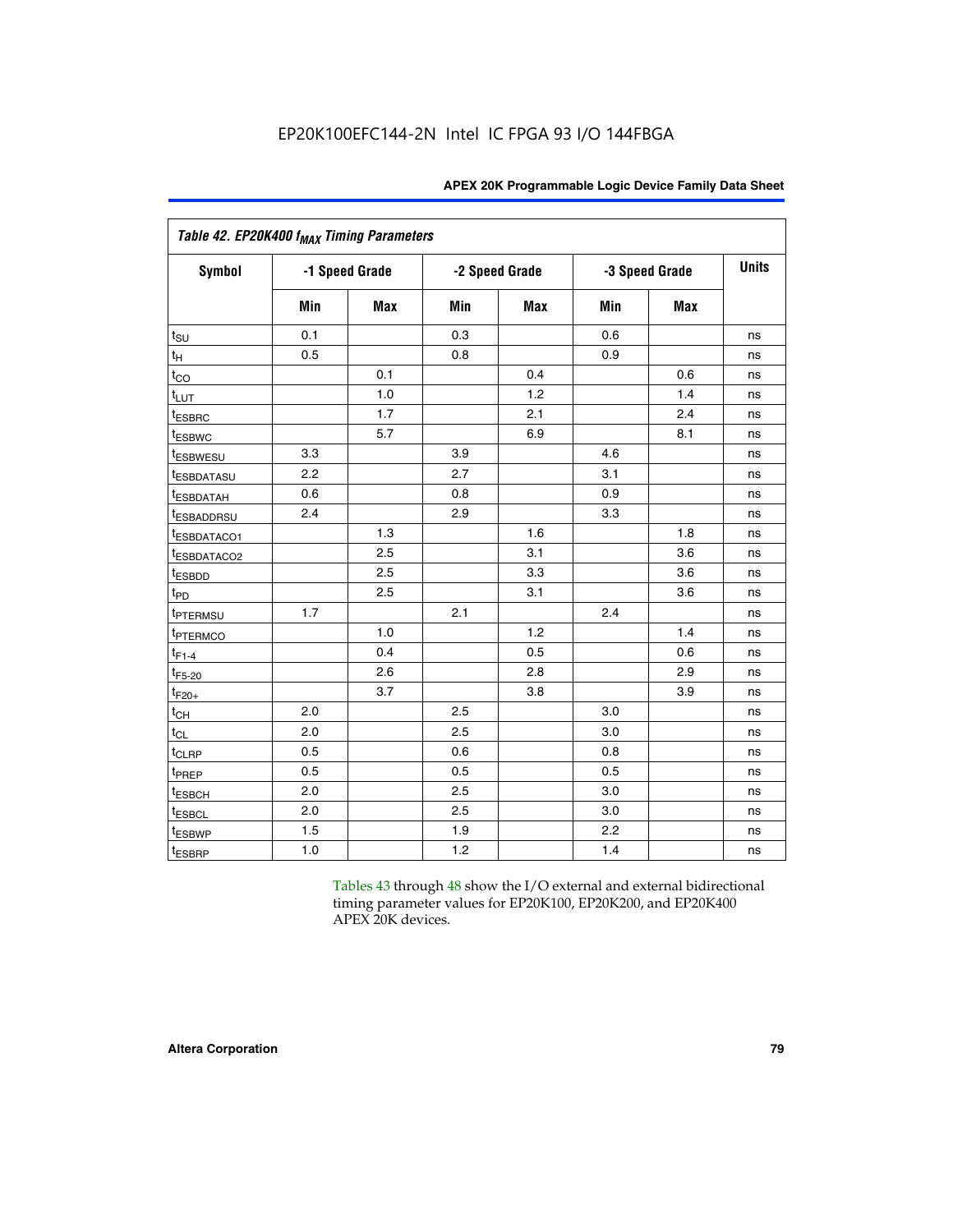Table 42. EP20K400 $f_{MAX}$ Timing Parameters

| Symbol | -1 Speed Grade | | -2 Speed Grade | | -3 Speed Grade | | Units |
|---|---|---|---|---|---|---|---|
| | Min | Max | Min | Max | Min | Max | |
| $t_{SU}$ | 0.1 | | 0.3 | | 0.6 | | ns |
| $t_{H}$ | 0.5 | | 0.8 | | 0.9 | | ns |
| $t_{CO}$ | | 0.1 | | 0.4 | | 0.6 | ns |
| $t_{LUT}$ | | 1.0 | | 1.2 | | 1.4 | ns |
| $t_{ESBRC}$ | | 1.7 | | 2.1 | | 2.4 | ns |
| $t_{ESBWC}$ | | 5.7 | | 6.9 | | 8.1 | ns |
| $t_{ESBWESU}$ | 3.3 | | 3.9 | | 4.6 | | ns |
| $t_{ESBDATASU}$ | 2.2 | | 2.7 | | 3.1 | | ns |
| $t_{ESBDATAH}$ | 0.6 | | 0.8 | | 0.9 | | ns |
| $t_{ESBADDRSU}$ | 2.4 | | 2.9 | | 3.3 | | ns |
| $t_{ESBDATACO1}$ | | 1.3 | | 1.6 | | 1.8 | ns |
| $t_{ESBDATACO2}$ | | 2.5 | | 3.1 | | 3.6 | ns |
| $t_{ESBDD}$ | | 2.5 | | 3.3 | | 3.6 | ns |
| $t_{PD}$ | | 2.5 | | 3.1 | | 3.6 | ns |
| $t_{PTERMSU}$ | 1.7 | | 2.1 | | 2.4 | | ns |
| $t_{PTERMCO}$ | | 1.0 | | 1.2 | | 1.4 | ns |
| $t_{F1-4}$ | | 0.4 | | 0.5 | | 0.6 | ns |
| $t_{F5-20}$ | | 2.6 | | 2.8 | | 2.9 | ns |
| $t_{F20+}$ | | 3.7 | | 3.8 | | 3.9 | ns |
| $t_{CH}$ | 2.0 | | 2.5 | | 3.0 | | ns |
| $t_{CL}$ | 2.0 | | 2.5 | | 3.0 | | ns |
| $t_{CLRP}$ | 0.5 | | 0.6 | | 0.8 | | ns |
| $t_{PREP}$ | 0.5 | | 0.5 | | 0.5 | | ns |
| $t_{ESBCH}$ | 2.0 | | 2.5 | | 3.0 | | ns |
| $t_{ESBCL}$ | 2.0 | | 2.5 | | 3.0 | | ns |
| $t_{ESBWP}$ | 1.5 | | 1.9 | | 2.2 | | ns |
| $t_{ESBRP}$ | 1.0 | | 1.2 | | 1.4 | | ns |

Tables 43 through 48 show the I/O external and external bidirectional timing parameter values for EP20K100, EP20K200, and EP20K400 APEX 20K devices.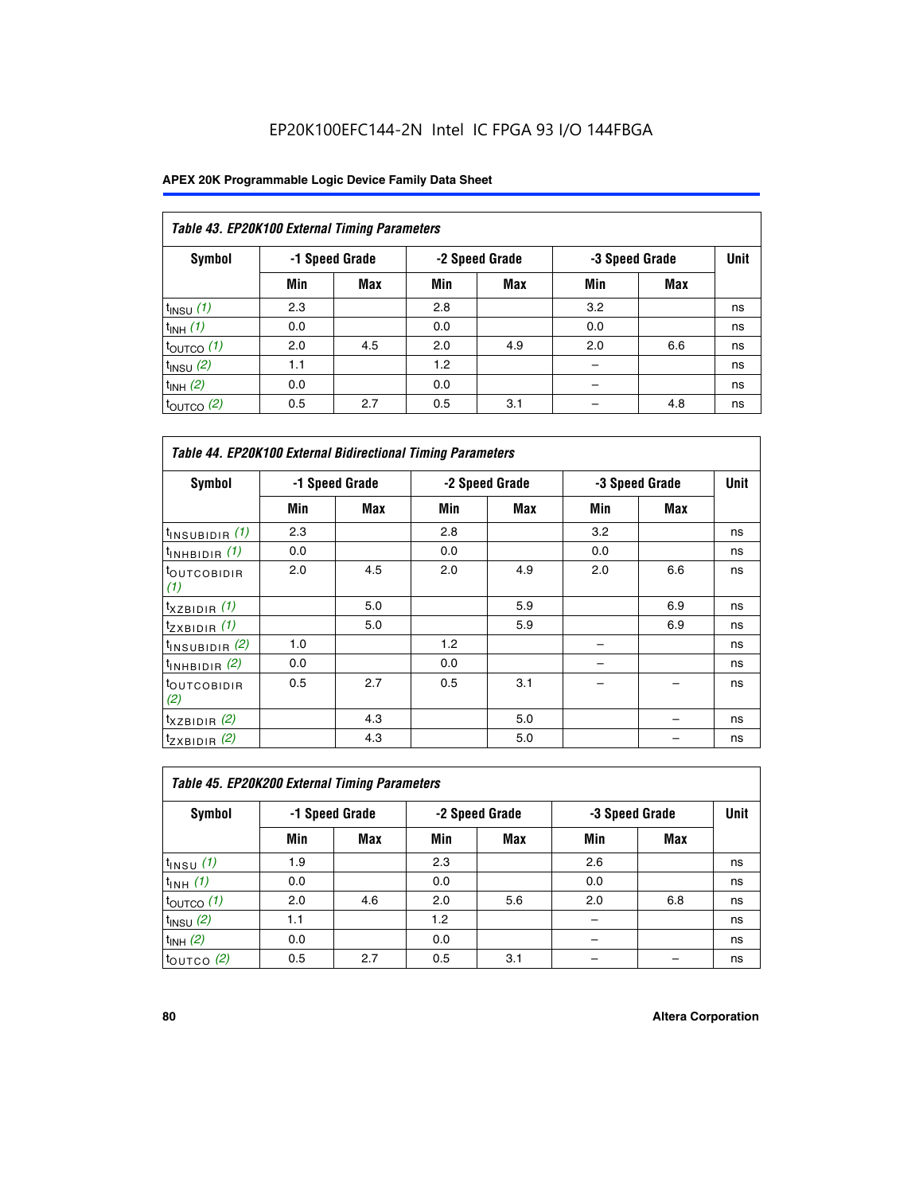EP20K100EFC144-2N Intel IC FPGA 93 I/O 144FBGA

**Table 43. EP20K100 External Timing Parameters**

| Symbol | -1 Speed Grade | | -2 Speed Grade | | -3 Speed Grade | | Unit |
|---|---|---|---|---|---|---|---|
| | Min | Max | Min | Max | Min | Max | |
| $t_{INSU}$ *(1)* | 2.3 | | 2.8 | | 3.2 | | ns |
| $t_{INH}$ *(1)* | 0.0 | | 0.0 | | 0.0 | | ns |
| $t_{OUTCO}$ *(1)* | 2.0 | 4.5 | 2.0 | 4.9 | 2.0 | 6.6 | ns |
| $t_{INSU}$ *(2)* | 1.1 | | 1.2 | | – | | ns |
| $t_{INH}$ *(2)* | 0.0 | | 0.0 | | – | | ns |
| $t_{OUTCO}$ *(2)* | 0.5 | 2.7 | 0.5 | 3.1 | – | 4.8 | ns |

**Table 44. EP20K100 External Bidirectional Timing Parameters**

| Symbol | -1 Speed Grade | | -2 Speed Grade | | -3 Speed Grade | | Unit |
|---|---|---|---|---|---|---|---|
| | Min | Max | Min | Max | Min | Max | |
| $t_{INSUBIDIR}$ *(1)* | 2.3 | | 2.8 | | 3.2 | | ns |
| $t_{INHBIDIR}$ *(1)* | 0.0 | | 0.0 | | 0.0 | | ns |
| $t_{OUTCOBIDIR}$ *(1)* | 2.0 | 4.5 | 2.0 | 4.9 | 2.0 | 6.6 | ns |
| $t_{XZBIDIR}$ *(1)* | | 5.0 | | 5.9 | | 6.9 | ns |
| $t_{ZXBIDIR}$ *(1)* | | 5.0 | | 5.9 | | 6.9 | ns |
| $t_{INSUBIDIR}$ *(2)* | 1.0 | | 1.2 | | – | | ns |
| $t_{INHBIDIR}$ *(2)* | 0.0 | | 0.0 | | – | | ns |
| $t_{OUTCOBIDIR}$ *(2)* | 0.5 | 2.7 | 0.5 | 3.1 | – | – | ns |
| $t_{XZBIDIR}$ *(2)* | | 4.3 | | 5.0 | | – | ns |
| $t_{ZXBIDIR}$ *(2)* | | 4.3 | | 5.0 | | – | ns |

**Table 45. EP20K200 External Timing Parameters**

| Symbol | -1 Speed Grade | | -2 Speed Grade | | -3 Speed Grade | | Unit |
|---|---|---|---|---|---|---|---|
| | Min | Max | Min | Max | Min | Max | |
| $t_{INSU}$ *(1)* | 1.9 | | 2.3 | | 2.6 | | ns |
| $t_{INH}$ *(1)* | 0.0 | | 0.0 | | 0.0 | | ns |
| $t_{OUTCO}$ *(1)* | 2.0 | 4.6 | 2.0 | 5.6 | 2.0 | 6.8 | ns |
| $t_{INSU}$ *(2)* | 1.1 | | 1.2 | | – | | ns |
| $t_{INH}$ *(2)* | 0.0 | | 0.0 | | – | | ns |
| $t_{OUTCO}$ *(2)* | 0.5 | 2.7 | 0.5 | 3.1 | – | – | ns |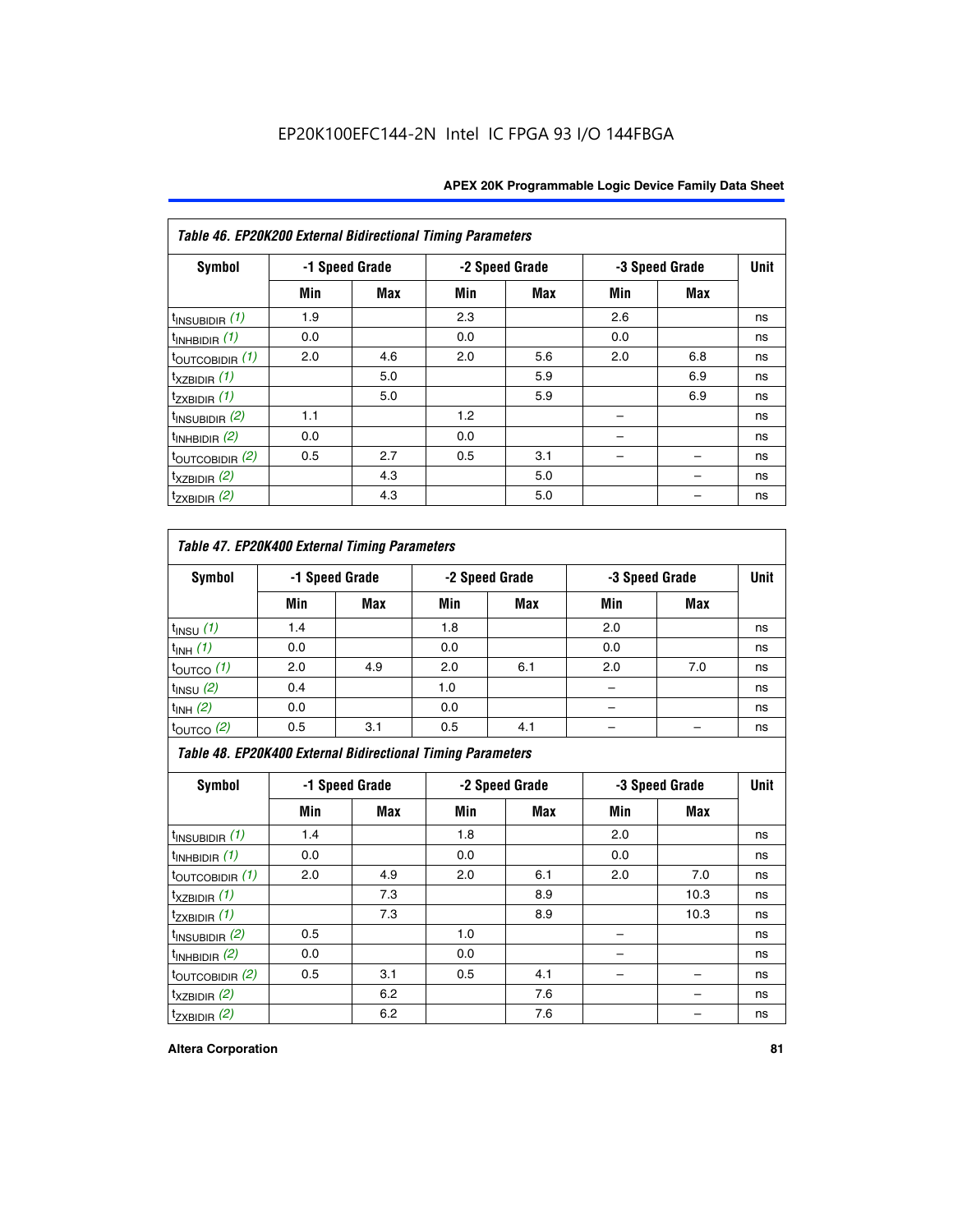Table 46. EP20K200 External Bidirectional Timing Parameters

| Symbol | -1 Speed Grade | | -2 Speed Grade | | -3 Speed Grade | | Unit |
|---|---|---|---|---|---|---|---|
| | Min | Max | Min | Max | Min | Max | |
| $t_{INSUBIDIR}$ (1) | 1.9 | | 2.3 | | 2.6 | | ns |
| $t_{INHBIDIR}$ (1) | 0.0 | | 0.0 | | 0.0 | | ns |
| $t_{OUTCOBIDIR}$ (1) | 2.0 | 4.6 | 2.0 | 5.6 | 2.0 | 6.8 | ns |
| $t_{XZBIDIR}$ (1) | | 5.0 | | 5.9 | | 6.9 | ns |
| $t_{ZXBIDIR}$ (1) | | 5.0 | | 5.9 | | 6.9 | ns |
| $t_{INSUBIDIR}$ (2) | 1.1 | | 1.2 | | – | | ns |
| $t_{INHBIDIR}$ (2) | 0.0 | | 0.0 | | – | | ns |
| $t_{OUTCOBIDIR}$ (2) | 0.5 | 2.7 | 0.5 | 3.1 | – | – | ns |
| $t_{XZBIDIR}$ (2) | | 4.3 | | 5.0 | | – | ns |
| $t_{ZXBIDIR}$ (2) | | 4.3 | | 5.0 | | – | ns |

Table 47. EP20K400 External Timing Parameters

| Symbol | -1 Speed Grade | | -2 Speed Grade | | -3 Speed Grade | | Unit |
|---|---|---|---|---|---|---|---|
| | Min | Max | Min | Max | Min | Max | |
| $t_{INSU}$ (1) | 1.4 | | 1.8 | | 2.0 | | ns |
| $t_{INH}$ (1) | 0.0 | | 0.0 | | 0.0 | | ns |
| $t_{OUTCO}$ (1) | 2.0 | 4.9 | 2.0 | 6.1 | 2.0 | 7.0 | ns |
| $t_{INSU}$ (2) | 0.4 | | 1.0 | | – | | ns |
| $t_{INH}$ (2) | 0.0 | | 0.0 | | – | | ns |
| $t_{OUTCO}$ (2) | 0.5 | 3.1 | 0.5 | 4.1 | – | – | ns |

Table 48. EP20K400 External Bidirectional Timing Parameters

| Symbol | -1 Speed Grade | | -2 Speed Grade | | -3 Speed Grade | | Unit |
|---|---|---|---|---|---|---|---|
| | Min | Max | Min | Max | Min | Max | |
| $t_{INSUBIDIR}$ (1) | 1.4 | | 1.8 | | 2.0 | | ns |
| $t_{INHBIDIR}$ (1) | 0.0 | | 0.0 | | 0.0 | | ns |
| $t_{OUTCOBIDIR}$ (1) | 2.0 | 4.9 | 2.0 | 6.1 | 2.0 | 7.0 | ns |
| $t_{XZBIDIR}$ (1) | | 7.3 | | 8.9 | | 10.3 | ns |
| $t_{ZXBIDIR}$ (1) | | 7.3 | | 8.9 | | 10.3 | ns |
| $t_{INSUBIDIR}$ (2) | 0.5 | | 1.0 | | – | | ns |
| $t_{INHBIDIR}$ (2) | 0.0 | | 0.0 | | – | | ns |
| $t_{OUTCOBIDIR}$ (2) | 0.5 | 3.1 | 0.5 | 4.1 | – | – | ns |
| $t_{XZBIDIR}$ (2) | | 6.2 | | 7.6 | | – | ns |
| $t_{ZXBIDIR}$ (2) | | 6.2 | | 7.6 | | – | ns |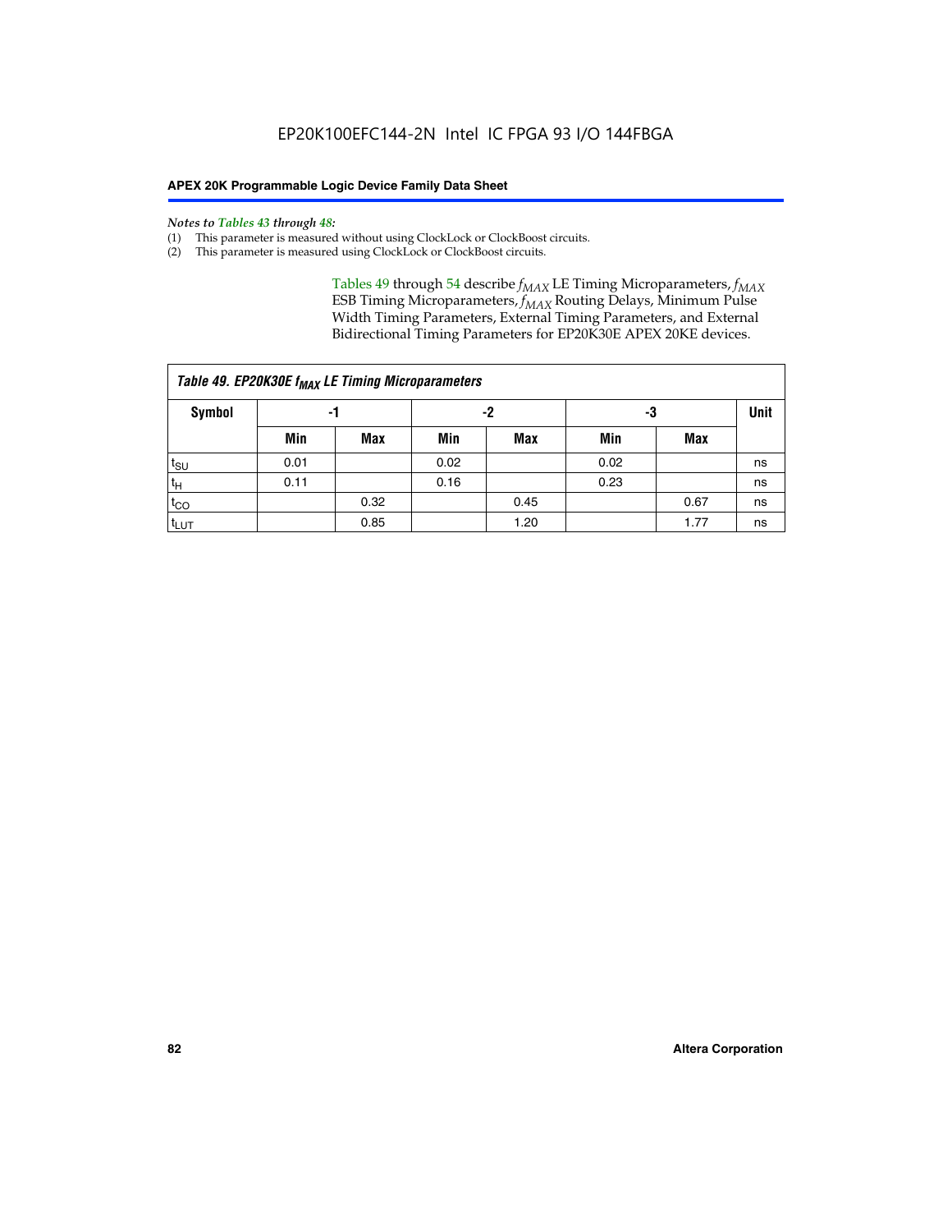*Notes to Tables 43 through 48:*

(1) This parameter is measured without using ClockLock or ClockBoost circuits.
(2) This parameter is measured using ClockLock or ClockBoost circuits.

Tables 49 through 54 describe $f_{MAX}$ LE Timing Microparameters, $f_{MAX}$ ESB Timing Microparameters, $f_{MAX}$ Routing Delays, Minimum Pulse Width Timing Parameters, External Timing Parameters, and External Bidirectional Timing Parameters for EP20K30E APEX 20KE devices.

| Table 49. EP20K30E $f_{MAX}$ LE Timing Microparameters | | | | | | | |
|---|---|---|---|---|---|---|---|
| Symbol | -1 | | -2 | | -3 | | Unit |
| | Min | Max | Min | Max | Min | Max | |
| $t_{SU}$ | 0.01 | | 0.02 | | 0.02 | | ns |
| $t_H$ | 0.11 | | 0.16 | | 0.23 | | ns |
| $t_{CO}$ | | 0.32 | | 0.45 | | 0.67 | ns |
| $t_{LUT}$ | | 0.85 | | 1.20 | | 1.77 | ns |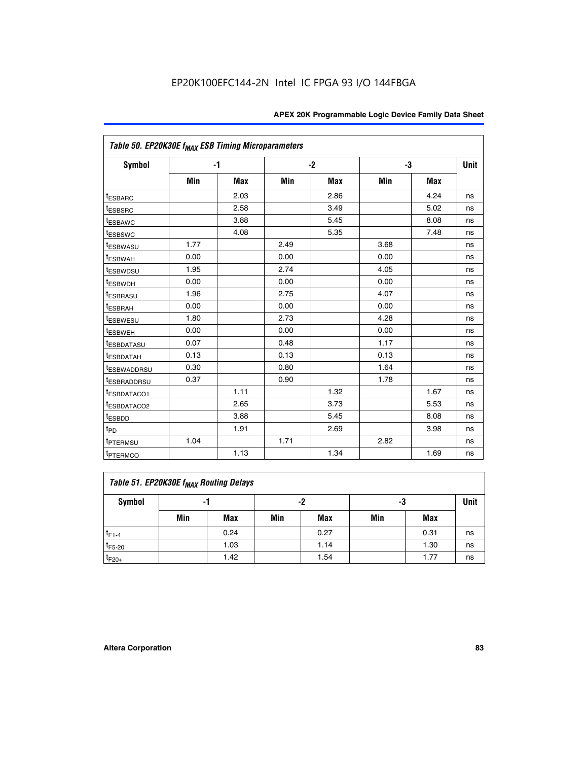| Table 50. EP20K30E $f_{MAX}$ ESB Timing Microparameters | | | | | | | |
|---|---|---|---|---|---|---|---|
| Symbol | -1 | | -2 | | -3 | | Unit |
| | Min | Max | Min | Max | Min | Max | |
| $t_{ESBARC}$ | | 2.03 | | 2.86 | | 4.24 | ns |
| $t_{ESBSRC}$ | | 2.58 | | 3.49 | | 5.02 | ns |
| $t_{ESBAWC}$ | | 3.88 | | 5.45 | | 8.08 | ns |
| $t_{ESBSWC}$ | | 4.08 | | 5.35 | | 7.48 | ns |
| $t_{ESBWASU}$ | 1.77 | | 2.49 | | 3.68 | | ns |
| $t_{ESBWAH}$ | 0.00 | | 0.00 | | 0.00 | | ns |
| $t_{ESBWDSU}$ | 1.95 | | 2.74 | | 4.05 | | ns |
| $t_{ESBWDH}$ | 0.00 | | 0.00 | | 0.00 | | ns |
| $t_{ESBRASU}$ | 1.96 | | 2.75 | | 4.07 | | ns |
| $t_{ESBRAH}$ | 0.00 | | 0.00 | | 0.00 | | ns |
| $t_{ESBWESU}$ | 1.80 | | 2.73 | | 4.28 | | ns |
| $t_{ESBWEH}$ | 0.00 | | 0.00 | | 0.00 | | ns |
| $t_{ESBDATASU}$ | 0.07 | | 0.48 | | 1.17 | | ns |
| $t_{ESBDATAH}$ | 0.13 | | 0.13 | | 0.13 | | ns |
| $t_{ESBWADDRSU}$ | 0.30 | | 0.80 | | 1.64 | | ns |
| $t_{ESBRADDRSU}$ | 0.37 | | 0.90 | | 1.78 | | ns |
| $t_{ESBDATACO1}$ | | 1.11 | | 1.32 | | 1.67 | ns |
| $t_{ESBDATACO2}$ | | 2.65 | | 3.73 | | 5.53 | ns |
| $t_{ESBDD}$ | | 3.88 | | 5.45 | | 8.08 | ns |
| $t_{PD}$ | | 1.91 | | 2.69 | | 3.98 | ns |
| $t_{PTERMSU}$ | 1.04 | | 1.71 | | 2.82 | | ns |
| $t_{PTERMCO}$ | | 1.13 | | 1.34 | | 1.69 | ns |

| Table 51. EP20K30E $f_{MAX}$ Routing Delays | | | | | | | |
|---|---|---|---|---|---|---|---|
| Symbol | -1 | | -2 | | -3 | | Unit |
| | Min | Max | Min | Max | Min | Max | |
| $t_{F1-4}$ | | 0.24 | | 0.27 | | 0.31 | ns |
| $t_{F5-20}$ | | 1.03 | | 1.14 | | 1.30 | ns |
| $t_{F20+}$ | | 1.42 | | 1.54 | | 1.77 | ns |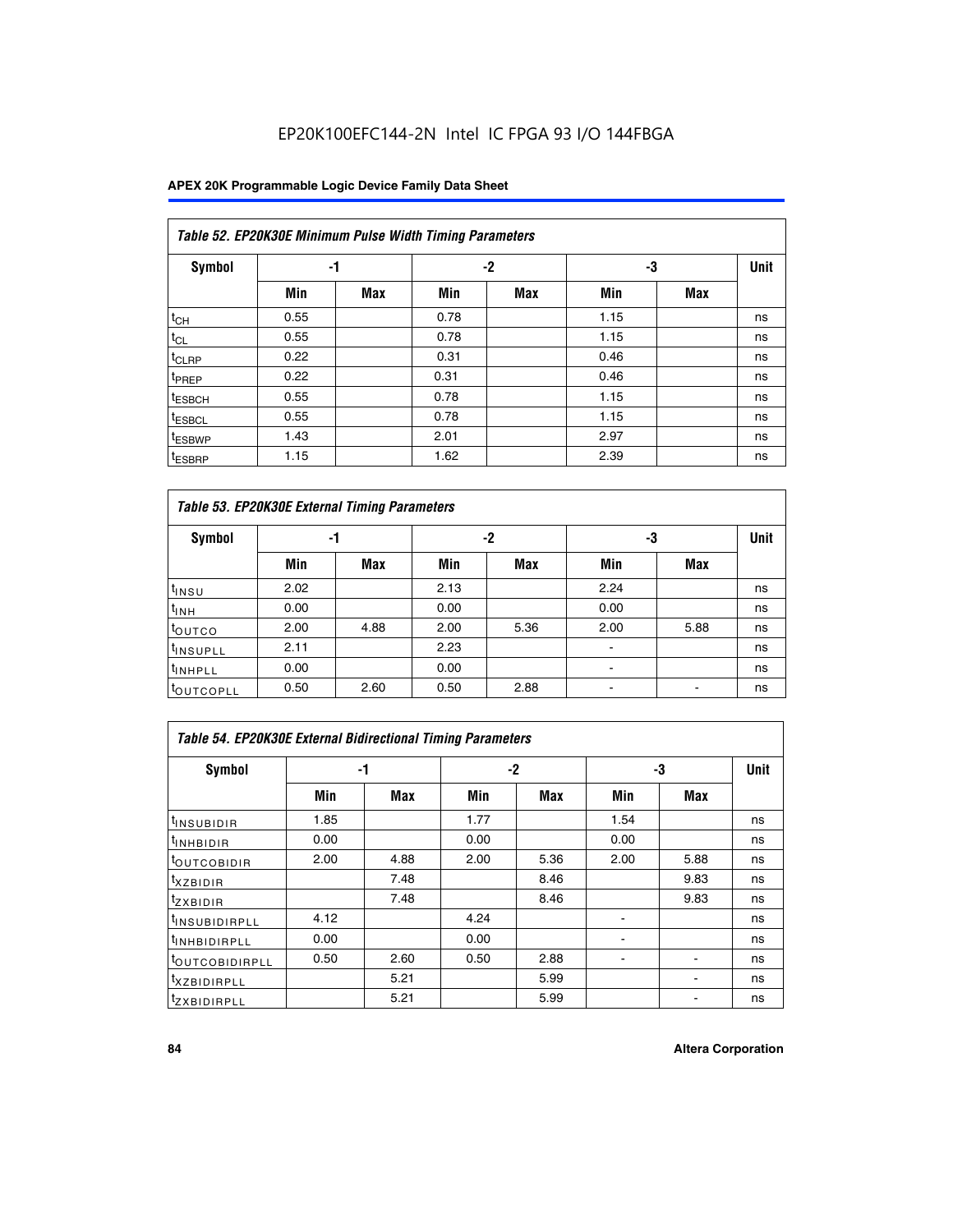**Table 52. EP20K30E Minimum Pulse Width Timing Parameters**

| Symbol | -1 | | -2 | | -3 | | Unit |
|---|---|---|---|---|---|---|---|
| | Min | Max | Min | Max | Min | Max | |
| $t_{CH}$ | 0.55 | | 0.78 | | 1.15 | | ns |
| $t_{CL}$ | 0.55 | | 0.78 | | 1.15 | | ns |
| $t_{CLRP}$ | 0.22 | | 0.31 | | 0.46 | | ns |
| $t_{PREP}$ | 0.22 | | 0.31 | | 0.46 | | ns |
| $t_{ESBCH}$ | 0.55 | | 0.78 | | 1.15 | | ns |
| $t_{ESBCL}$ | 0.55 | | 0.78 | | 1.15 | | ns |
| $t_{ESBWP}$ | 1.43 | | 2.01 | | 2.97 | | ns |
| $t_{ESBRP}$ | 1.15 | | 1.62 | | 2.39 | | ns |

**Table 53. EP20K30E External Timing Parameters**

| Symbol | -1 | | -2 | | -3 | | Unit |
|---|---|---|---|---|---|---|---|
| | Min | Max | Min | Max | Min | Max | |
| $t_{INSU}$ | 2.02 | | 2.13 | | 2.24 | | ns |
| $t_{INH}$ | 0.00 | | 0.00 | | 0.00 | | ns |
| $t_{OUTCO}$ | 2.00 | 4.88 | 2.00 | 5.36 | 2.00 | 5.88 | ns |
| $t_{INSUPLL}$ | 2.11 | | 2.23 | | - | | ns |
| $t_{INHPLL}$ | 0.00 | | 0.00 | | - | | ns |
| $t_{OUTCOPLL}$ | 0.50 | 2.60 | 0.50 | 2.88 | - | - | ns |

**Table 54. EP20K30E External Bidirectional Timing Parameters**

| Symbol | -1 | | -2 | | -3 | | Unit |
|---|---|---|---|---|---|---|---|
| | Min | Max | Min | Max | Min | Max | |
| $t_{INSUBIDIR}$ | 1.85 | | 1.77 | | 1.54 | | ns |
| $t_{INHBIDIR}$ | 0.00 | | 0.00 | | 0.00 | | ns |
| $t_{OUTCOBIDIR}$ | 2.00 | 4.88 | 2.00 | 5.36 | 2.00 | 5.88 | ns |
| $t_{XZBIDIR}$ | | 7.48 | | 8.46 | | 9.83 | ns |
| $t_{ZXBIDIR}$ | | 7.48 | | 8.46 | | 9.83 | ns |
| $t_{INSUBIDIRPLL}$ | 4.12 | | 4.24 | | - | | ns |
| $t_{INHBIDIRPLL}$ | 0.00 | | 0.00 | | - | | ns |
| $t_{OUTCOBIDIRPLL}$ | 0.50 | 2.60 | 0.50 | 2.88 | - | - | ns |
| $t_{XZBIDIRPLL}$ | | 5.21 | | 5.99 | | - | ns |
| $t_{ZXBIDIRPLL}$ | | 5.21 | | 5.99 | | - | ns |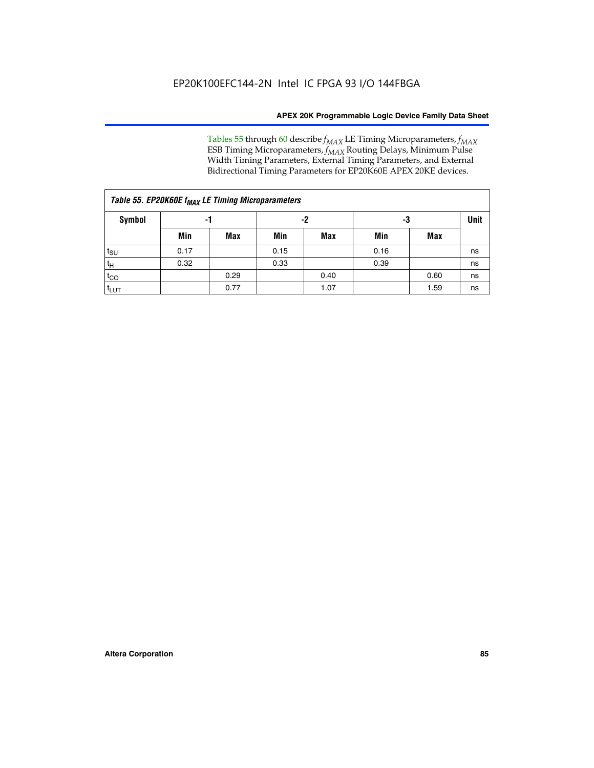Tables 55 through 60 describe $f_{MAX}$ LE Timing Microparameters, $f_{MAX}$ ESB Timing Microparameters, $f_{MAX}$ Routing Delays, Minimum Pulse Width Timing Parameters, External Timing Parameters, and External Bidirectional Timing Parameters for EP20K60E APEX 20KE devices.

| *Table 55. EP20K60E $f_{MAX}$ LE Timing Microparameters* | | | | | | | |
|---|---|---|---|---|---|---|---|
| **Symbol** | **-1** | | **-2** | | **-3** | | **Unit** |
| | **Min** | **Max** | **Min** | **Max** | **Min** | **Max** | |
| $t_{SU}$ | 0.17 | | 0.15 | | 0.16 | | ns |
| $t_H$ | 0.32 | | 0.33 | | 0.39 | | ns |
| $t_{CO}$ | | 0.29 | | 0.40 | | 0.60 | ns |
| $t_{LUT}$ | | 0.77 | | 1.07 | | 1.59 | ns |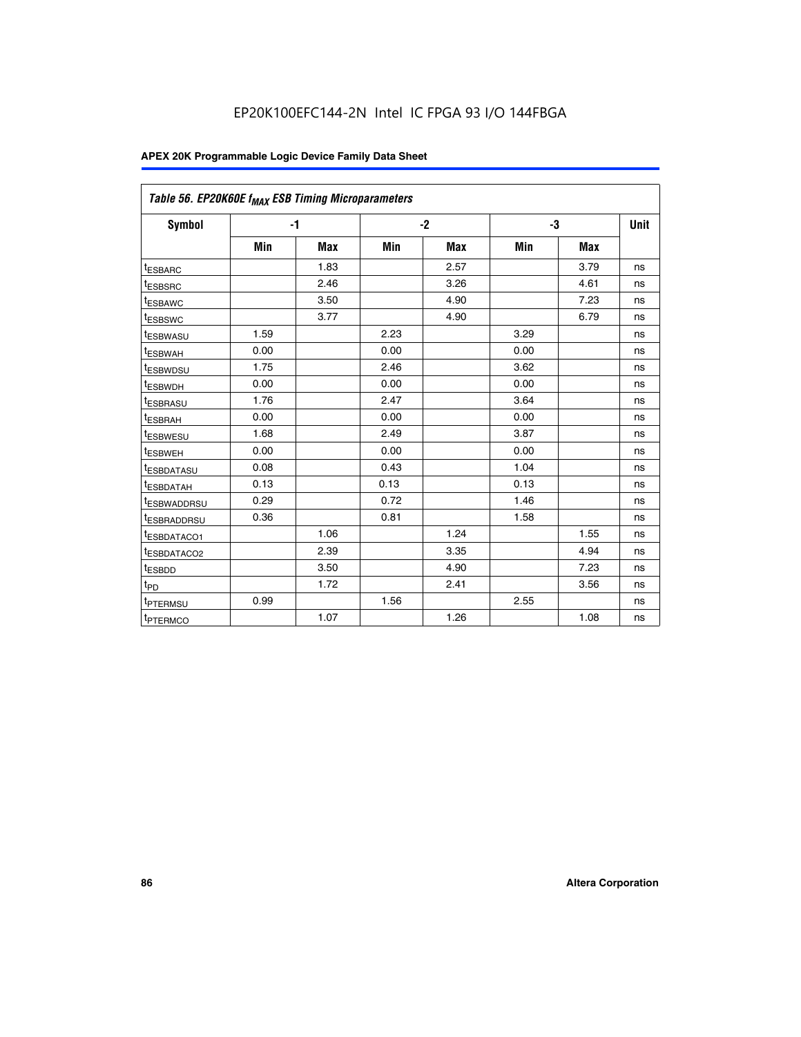EP20K100EFC144-2N Intel IC FPGA 93 I/O 144FBGA

| *Table 56. EP20K60E $f_{MAX}$ ESB Timing Microparameters* | | | | | | | |
|---|---|---|---|---|---|---|---|
| **Symbol** | **-1** | | **-2** | | **-3** | | **Unit** |
| | **Min** | **Max** | **Min** | **Max** | **Min** | **Max** | |
| $t_{ESBARC}$ | | 1.83 | | 2.57 | | 3.79 | ns |
| $t_{ESBSRC}$ | | 2.46 | | 3.26 | | 4.61 | ns |
| $t_{ESBAWC}$ | | 3.50 | | 4.90 | | 7.23 | ns |
| $t_{ESBSWC}$ | | 3.77 | | 4.90 | | 6.79 | ns |
| $t_{ESBWASU}$ | 1.59 | | 2.23 | | 3.29 | | ns |
| $t_{ESBWAH}$ | 0.00 | | 0.00 | | 0.00 | | ns |
| $t_{ESBWDSU}$ | 1.75 | | 2.46 | | 3.62 | | ns |
| $t_{ESBWDH}$ | 0.00 | | 0.00 | | 0.00 | | ns |
| $t_{ESBRASU}$ | 1.76 | | 2.47 | | 3.64 | | ns |
| $t_{ESBRAH}$ | 0.00 | | 0.00 | | 0.00 | | ns |
| $t_{ESBWESU}$ | 1.68 | | 2.49 | | 3.87 | | ns |
| $t_{ESBWEH}$ | 0.00 | | 0.00 | | 0.00 | | ns |
| $t_{ESBDATASU}$ | 0.08 | | 0.43 | | 1.04 | | ns |
| $t_{ESBDATAH}$ | 0.13 | | 0.13 | | 0.13 | | ns |
| $t_{ESBWADDRSU}$ | 0.29 | | 0.72 | | 1.46 | | ns |
| $t_{ESBRADDRSU}$ | 0.36 | | 0.81 | | 1.58 | | ns |
| $t_{ESBDATACO1}$ | | 1.06 | | 1.24 | | 1.55 | ns |
| $t_{ESBDATACO2}$ | | 2.39 | | 3.35 | | 4.94 | ns |
| $t_{ESBDD}$ | | 3.50 | | 4.90 | | 7.23 | ns |
| $t_{PD}$ | | 1.72 | | 2.41 | | 3.56 | ns |
| $t_{PTERMSU}$ | 0.99 | | 1.56 | | 2.55 | | ns |
| $t_{PTERMCO}$ | | 1.07 | | 1.26 | | 1.08 | ns |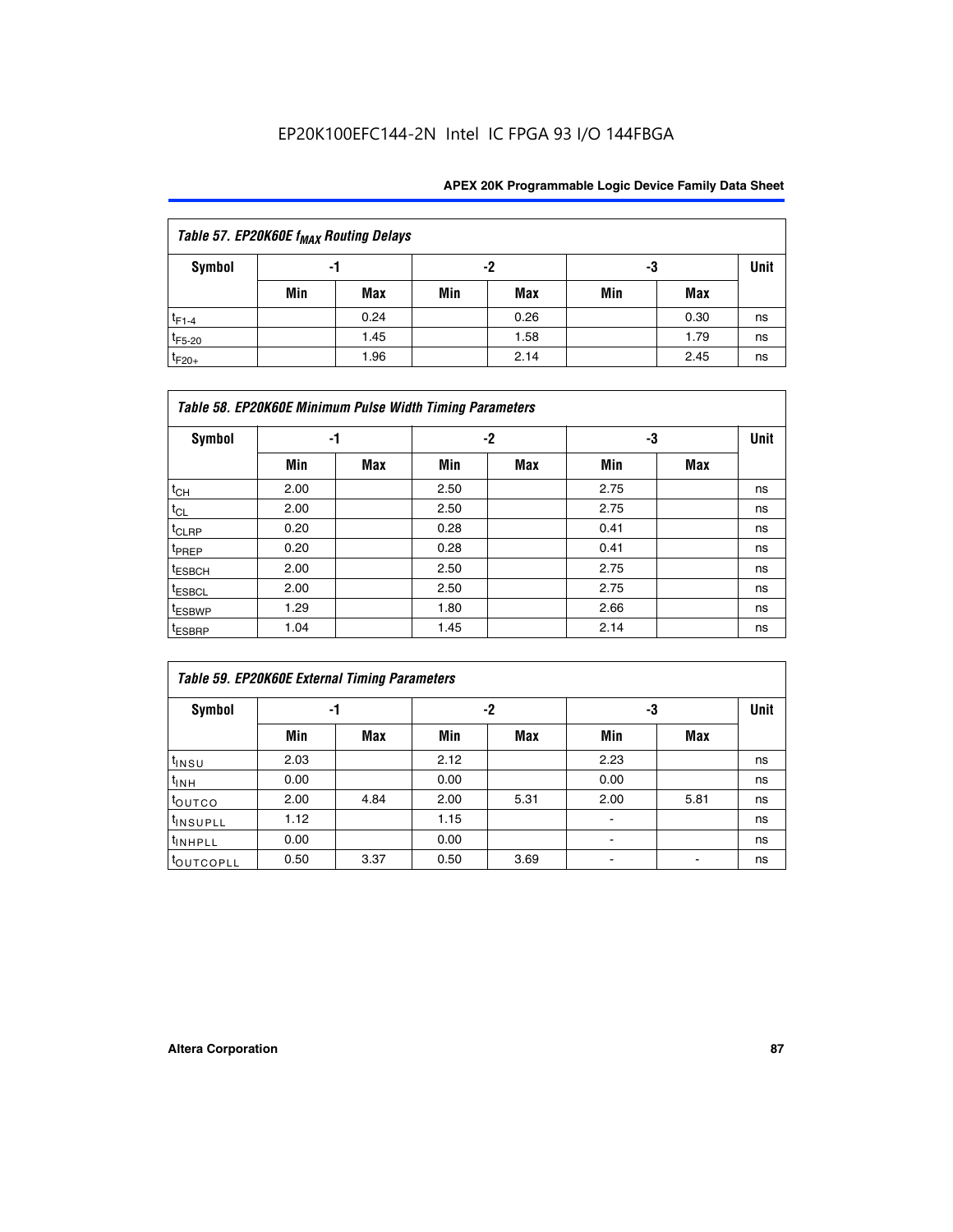*Table 57. EP20K60E $f_{MAX}$ Routing Delays*

| Symbol | -1 | | -2 | | -3 | | Unit |
|---|---|---|---|---|---|---|---|
| | Min | Max | Min | Max | Min | Max | |
| $t_{F1-4}$ | | 0.24 | | 0.26 | | 0.30 | ns |
| $t_{F5-20}$ | | 1.45 | | 1.58 | | 1.79 | ns |
| $t_{F20+}$ | | 1.96 | | 2.14 | | 2.45 | ns |

*Table 58. EP20K60E Minimum Pulse Width Timing Parameters*

| Symbol | -1 | | -2 | | -3 | | Unit |
|---|---|---|---|---|---|---|---|
| | Min | Max | Min | Max | Min | Max | |
| $t_{CH}$ | 2.00 | | 2.50 | | 2.75 | | ns |
| $t_{CL}$ | 2.00 | | 2.50 | | 2.75 | | ns |
| $t_{CLRP}$ | 0.20 | | 0.28 | | 0.41 | | ns |
| $t_{PREP}$ | 0.20 | | 0.28 | | 0.41 | | ns |
| $t_{ESBCH}$ | 2.00 | | 2.50 | | 2.75 | | ns |
| $t_{ESBCL}$ | 2.00 | | 2.50 | | 2.75 | | ns |
| $t_{ESBWP}$ | 1.29 | | 1.80 | | 2.66 | | ns |
| $t_{ESBRP}$ | 1.04 | | 1.45 | | 2.14 | | ns |

*Table 59. EP20K60E External Timing Parameters*

| Symbol | -1 | | -2 | | -3 | | Unit |
|---|---|---|---|---|---|---|---|
| | Min | Max | Min | Max | Min | Max | |
| $t_{INSU}$ | 2.03 | | 2.12 | | 2.23 | | ns |
| $t_{INH}$ | 0.00 | | 0.00 | | 0.00 | | ns |
| $t_{OUTCO}$ | 2.00 | 4.84 | 2.00 | 5.31 | 2.00 | 5.81 | ns |
| $t_{INSUPLL}$ | 1.12 | | 1.15 | | - | | ns |
| $t_{INHPLL}$ | 0.00 | | 0.00 | | - | | ns |
| $t_{OUTCOPLL}$ | 0.50 | 3.37 | 0.50 | 3.69 | - | - | ns |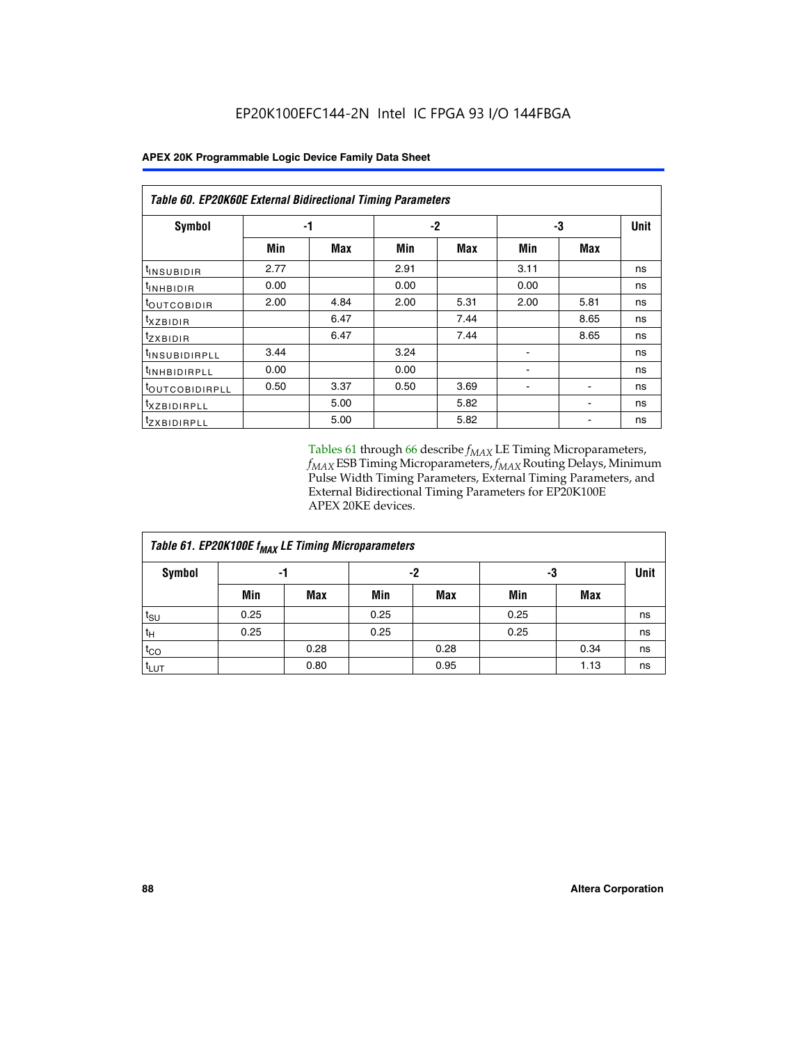EP20K100EFC144-2N Intel IC FPGA 93 I/O 144FBGA

| Table 60. EP20K60E External Bidirectional Timing Parameters | | | | | | | |
|---|---|---|---|---|---|---|---|
| Symbol | -1 | | -2 | | -3 | | Unit |
| | Min | Max | Min | Max | Min | Max | |
| $t_{INSUBIDIR}$ | 2.77 | | 2.91 | | 3.11 | | ns |
| $t_{INHBIDIR}$ | 0.00 | | 0.00 | | 0.00 | | ns |
| $t_{OUTCOBIDIR}$ | 2.00 | 4.84 | 2.00 | 5.31 | 2.00 | 5.81 | ns |
| $t_{XZBIDIR}$ | | 6.47 | | 7.44 | | 8.65 | ns |
| $t_{ZXBIDIR}$ | | 6.47 | | 7.44 | | 8.65 | ns |
| $t_{INSUBIDIRPLL}$ | 3.44 | | 3.24 | | - | | ns |
| $t_{INHBIDIRPLL}$ | 0.00 | | 0.00 | | - | | ns |
| $t_{OUTCOBIDIRPLL}$ | 0.50 | 3.37 | 0.50 | 3.69 | - | - | ns |
| $t_{XZBIDIRPLL}$ | | 5.00 | | 5.82 | | - | ns |
| $t_{ZXBIDIRPLL}$ | | 5.00 | | 5.82 | | - | ns |

Tables 61 through 66 describe $f_{MAX}$ LE Timing Microparameters, $f_{MAX}$ ESB Timing Microparameters, $f_{MAX}$ Routing Delays, Minimum Pulse Width Timing Parameters, External Timing Parameters, and External Bidirectional Timing Parameters for EP20K100E APEX 20KE devices.

| Table 61. EP20K100E $f_{MAX}$ LE Timing Microparameters | | | | | | | |
|---|---|---|---|---|---|---|---|
| Symbol | -1 | | -2 | | -3 | | Unit |
| | Min | Max | Min | Max | Min | Max | |
| $t_{SU}$ | 0.25 | | 0.25 | | 0.25 | | ns |
| $t_{H}$ | 0.25 | | 0.25 | | 0.25 | | ns |
| $t_{CO}$ | | 0.28 | | 0.28 | | 0.34 | ns |
| $t_{LUT}$ | | 0.80 | | 0.95 | | 1.13 | ns |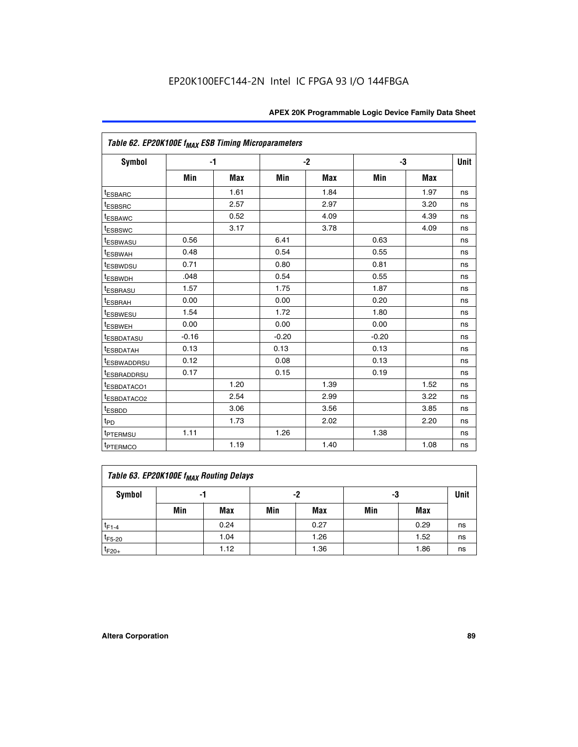### Table 62. EP20K100E $f_{MAX}$ ESB Timing Microparameters

| Symbol | -1 | | -2 | | -3 | | Unit |
|---|---|---|---|---|---|---|---|
| | Min | Max | Min | Max | Min | Max | |
| $t_{ESBARC}$ | | 1.61 | | 1.84 | | 1.97 | ns |
| $t_{ESBSRC}$ | | 2.57 | | 2.97 | | 3.20 | ns |
| $t_{ESBAWC}$ | | 0.52 | | 4.09 | | 4.39 | ns |
| $t_{ESBSWC}$ | | 3.17 | | 3.78 | | 4.09 | ns |
| $t_{ESBWASU}$ | 0.56 | | 6.41 | | 0.63 | | ns |
| $t_{ESBWAH}$ | 0.48 | | 0.54 | | 0.55 | | ns |
| $t_{ESBWDSU}$ | 0.71 | | 0.80 | | 0.81 | | ns |
| $t_{ESBWDH}$ | .048 | | 0.54 | | 0.55 | | ns |
| $t_{ESBRASU}$ | 1.57 | | 1.75 | | 1.87 | | ns |
| $t_{ESBRAH}$ | 0.00 | | 0.00 | | 0.20 | | ns |
| $t_{ESBWESU}$ | 1.54 | | 1.72 | | 1.80 | | ns |
| $t_{ESBWEH}$ | 0.00 | | 0.00 | | 0.00 | | ns |
| $t_{ESBDATASU}$ | -0.16 | | -0.20 | | -0.20 | | ns |
| $t_{ESBDATAH}$ | 0.13 | | 0.13 | | 0.13 | | ns |
| $t_{ESBWADDRSU}$ | 0.12 | | 0.08 | | 0.13 | | ns |
| $t_{ESBRADDRSU}$ | 0.17 | | 0.15 | | 0.19 | | ns |
| $t_{ESBDATACO1}$ | | 1.20 | | 1.39 | | 1.52 | ns |
| $t_{ESBDATACO2}$ | | 2.54 | | 2.99 | | 3.22 | ns |
| $t_{ESBDD}$ | | 3.06 | | 3.56 | | 3.85 | ns |
| $t_{PD}$ | | 1.73 | | 2.02 | | 2.20 | ns |
| $t_{PTERMSU}$ | 1.11 | | 1.26 | | 1.38 | | ns |
| $t_{PTERMCO}$ | | 1.19 | | 1.40 | | 1.08 | ns |

### Table 63. EP20K100E $f_{MAX}$ Routing Delays

| Symbol | -1 | | -2 | | -3 | | Unit |
|---|---|---|---|---|---|---|---|
| | Min | Max | Min | Max | Min | Max | |
| $t_{F1-4}$ | | 0.24 | | 0.27 | | 0.29 | ns |
| $t_{F5-20}$ | | 1.04 | | 1.26 | | 1.52 | ns |
| $t_{F20+}$ | | 1.12 | | 1.36 | | 1.86 | ns |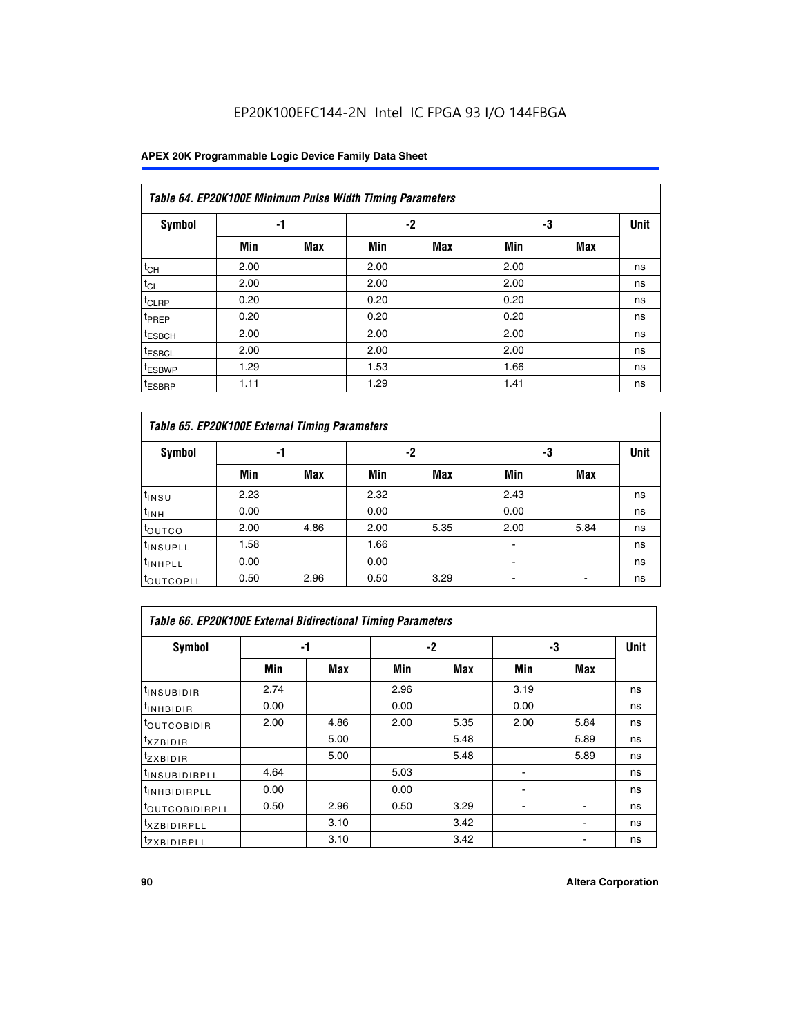# EP20K100EFC144-2N Intel IC FPGA 93 I/O 144FBGA

| Table 64. EP20K100E Minimum Pulse Width Timing Parameters | | | | | | | |
|---|---|---|---|---|---|---|---|
| Symbol | -1 | | -2 | | -3 | | Unit |
| | Min | Max | Min | Max | Min | Max | |
| $t_{CH}$ | 2.00 | | 2.00 | | 2.00 | | ns |
| $t_{CL}$ | 2.00 | | 2.00 | | 2.00 | | ns |
| $t_{CLRP}$ | 0.20 | | 0.20 | | 0.20 | | ns |
| $t_{PREP}$ | 0.20 | | 0.20 | | 0.20 | | ns |
| $t_{ESBCH}$ | 2.00 | | 2.00 | | 2.00 | | ns |
| $t_{ESBCL}$ | 2.00 | | 2.00 | | 2.00 | | ns |
| $t_{ESBWP}$ | 1.29 | | 1.53 | | 1.66 | | ns |
| $t_{ESBRP}$ | 1.11 | | 1.29 | | 1.41 | | ns |

| Table 65. EP20K100E External Timing Parameters | | | | | | | |
|---|---|---|---|---|---|---|---|
| Symbol | -1 | | -2 | | -3 | | Unit |
| | Min | Max | Min | Max | Min | Max | |
| $t_{INSU}$ | 2.23 | | 2.32 | | 2.43 | | ns |
| $t_{INH}$ | 0.00 | | 0.00 | | 0.00 | | ns |
| $t_{OUTCO}$ | 2.00 | 4.86 | 2.00 | 5.35 | 2.00 | 5.84 | ns |
| $t_{INSUPLL}$ | 1.58 | | 1.66 | | - | | ns |
| $t_{INHPLL}$ | 0.00 | | 0.00 | | - | | ns |
| $t_{OUTCOPLL}$ | 0.50 | 2.96 | 0.50 | 3.29 | - | - | ns |

| Table 66. EP20K100E External Bidirectional Timing Parameters | | | | | | | |
|---|---|---|---|---|---|---|---|
| Symbol | -1 | | -2 | | -3 | | Unit |
| | Min | Max | Min | Max | Min | Max | |
| $t_{INSUBIDIR}$ | 2.74 | | 2.96 | | 3.19 | | ns |
| $t_{INHBIDIR}$ | 0.00 | | 0.00 | | 0.00 | | ns |
| $t_{OUTCOBIDIR}$ | 2.00 | 4.86 | 2.00 | 5.35 | 2.00 | 5.84 | ns |
| $t_{XZBIDIR}$ | | 5.00 | | 5.48 | | 5.89 | ns |
| $t_{ZXBIDIR}$ | | 5.00 | | 5.48 | | 5.89 | ns |
| $t_{INSUBIDIRPLL}$ | 4.64 | | 5.03 | | - | | ns |
| $t_{INHBIDIRPLL}$ | 0.00 | | 0.00 | | - | | ns |
| $t_{OUTCOBIDIRPLL}$ | 0.50 | 2.96 | 0.50 | 3.29 | - | - | ns |
| $t_{XZBIDIRPLL}$ | | 3.10 | | 3.42 | | - | ns |
| $t_{ZXBIDIRPLL}$ | | 3.10 | | 3.42 | | - | ns |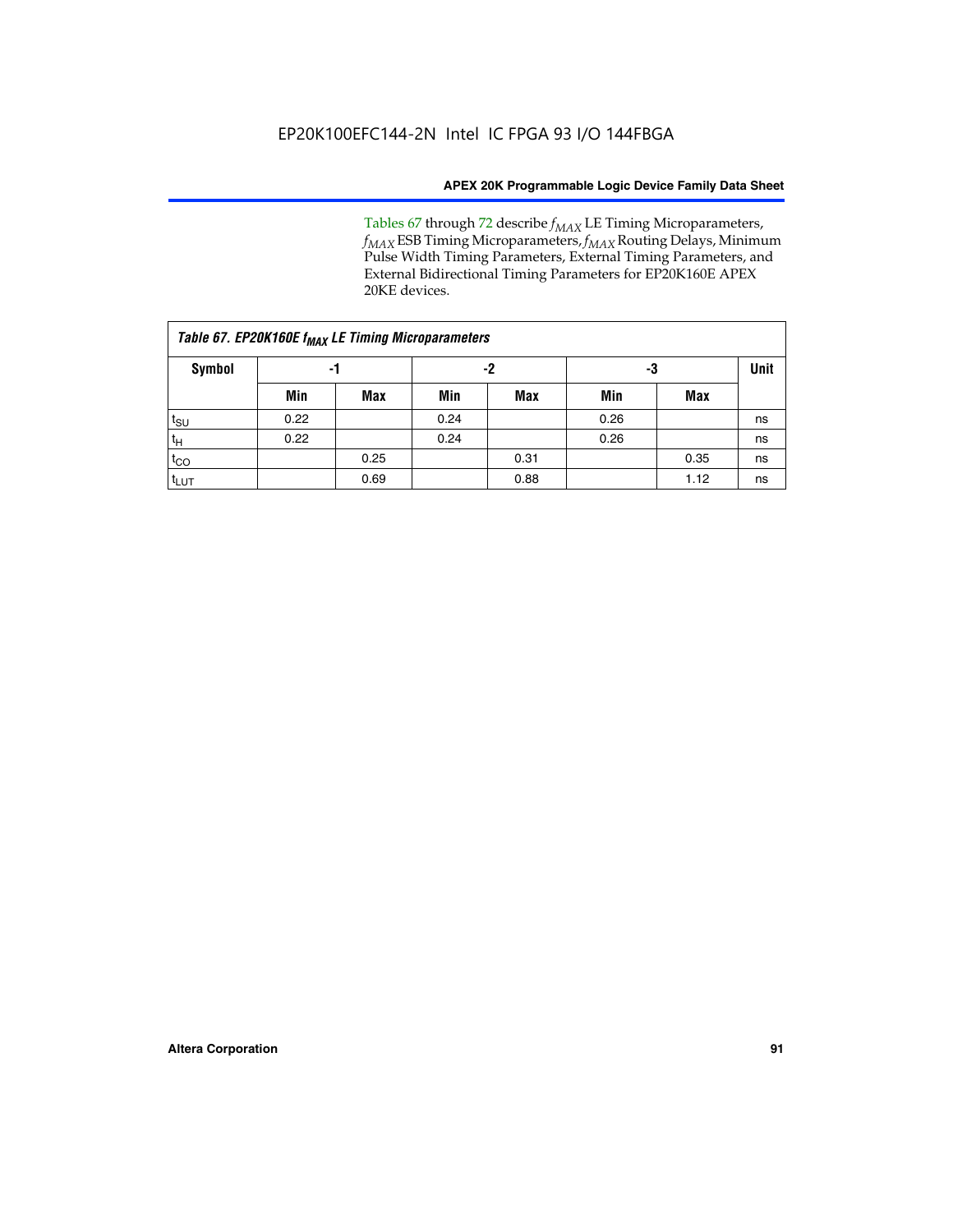Tables 67 through 72 describe $f_{MAX}$ LE Timing Microparameters, $f_{MAX}$ ESB Timing Microparameters, $f_{MAX}$ Routing Delays, Minimum Pulse Width Timing Parameters, External Timing Parameters, and External Bidirectional Timing Parameters for EP20K160E APEX 20KE devices.

*Table 67. EP20K160E $f_{MAX}$ LE Timing Microparameters*

| Symbol | -1 | | -2 | | -3 | | Unit |
|---|---|---|---|---|---|---|---|
| | Min | Max | Min | Max | Min | Max | |
| $t_{SU}$ | 0.22 | | 0.24 | | 0.26 | | ns |
| $t_{H}$ | 0.22 | | 0.24 | | 0.26 | | ns |
| $t_{CO}$ | | 0.25 | | 0.31 | | 0.35 | ns |
| $t_{LUT}$ | | 0.69 | | 0.88 | | 1.12 | ns |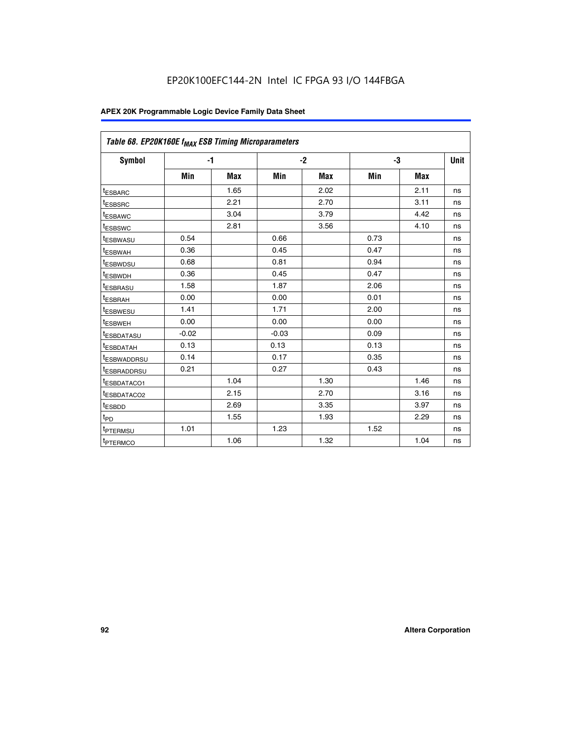EP20K100EFC144-2N Intel IC FPGA 93 I/O 144FBGA

| Table 68. EP20K160E $f_{MAX}$ ESB Timing Microparameters | | | | | | | |
|---|---|---|---|---|---|---|---|
| Symbol | -1 | | -2 | | -3 | | Unit |
| | Min | Max | Min | Max | Min | Max | |
| $t_{ESBARC}$ | | 1.65 | | 2.02 | | 2.11 | ns |
| $t_{ESBSRC}$ | | 2.21 | | 2.70 | | 3.11 | ns |
| $t_{ESBAWC}$ | | 3.04 | | 3.79 | | 4.42 | ns |
| $t_{ESBSWC}$ | | 2.81 | | 3.56 | | 4.10 | ns |
| $t_{ESBWASU}$ | 0.54 | | 0.66 | | 0.73 | | ns |
| $t_{ESBWAH}$ | 0.36 | | 0.45 | | 0.47 | | ns |
| $t_{ESBWDSU}$ | 0.68 | | 0.81 | | 0.94 | | ns |
| $t_{ESBWDH}$ | 0.36 | | 0.45 | | 0.47 | | ns |
| $t_{ESBRASU}$ | 1.58 | | 1.87 | | 2.06 | | ns |
| $t_{ESBRAH}$ | 0.00 | | 0.00 | | 0.01 | | ns |
| $t_{ESBWESU}$ | 1.41 | | 1.71 | | 2.00 | | ns |
| $t_{ESBWEH}$ | 0.00 | | 0.00 | | 0.00 | | ns |
| $t_{ESBDATASU}$ | -0.02 | | -0.03 | | 0.09 | | ns |
| $t_{ESBDATAH}$ | 0.13 | | 0.13 | | 0.13 | | ns |
| $t_{ESBWADDRSU}$ | 0.14 | | 0.17 | | 0.35 | | ns |
| $t_{ESBRADDRSU}$ | 0.21 | | 0.27 | | 0.43 | | ns |
| $t_{ESBDATACO1}$ | | 1.04 | | 1.30 | | 1.46 | ns |
| $t_{ESBDATACO2}$ | | 2.15 | | 2.70 | | 3.16 | ns |
| $t_{ESBDD}$ | | 2.69 | | 3.35 | | 3.97 | ns |
| $t_{PD}$ | | 1.55 | | 1.93 | | 2.29 | ns |
| $t_{PTERMSU}$ | 1.01 | | 1.23 | | 1.52 | | ns |
| $t_{PTERMCO}$ | | 1.06 | | 1.32 | | 1.04 | ns |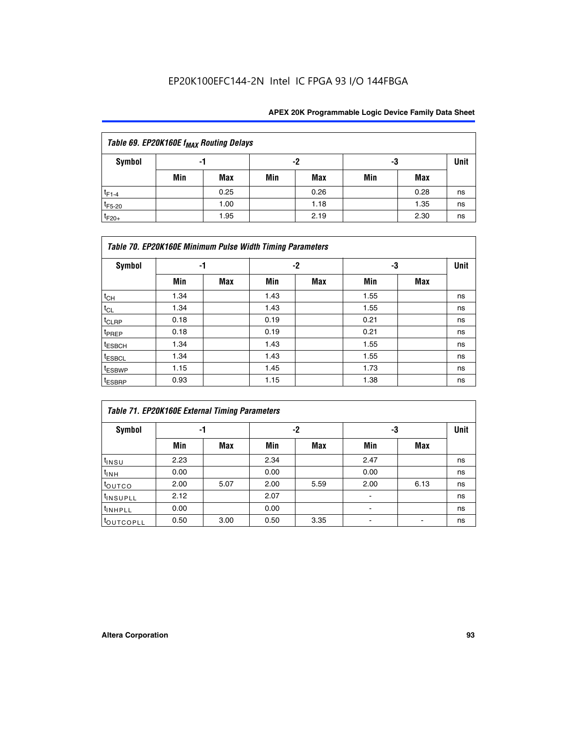| *Table 69. EP20K160E $f_{MAX}$ Routing Delays* | | | | | | | |
|---|---|---|---|---|---|---|---|
| **Symbol** | **-1** | | **-2** | | **-3** | | **Unit** |
| | **Min** | **Max** | **Min** | **Max** | **Min** | **Max** | |
| $t_{F1-4}$ | | 0.25 | | 0.26 | | 0.28 | ns |
| $t_{F5-20}$ | | 1.00 | | 1.18 | | 1.35 | ns |
| $t_{F20+}$ | | 1.95 | | 2.19 | | 2.30 | ns |

| *Table 70. EP20K160E Minimum Pulse Width Timing Parameters* | | | | | | | |
|---|---|---|---|---|---|---|---|
| **Symbol** | **-1** | | **-2** | | **-3** | | **Unit** |
| | **Min** | **Max** | **Min** | **Max** | **Min** | **Max** | |
| $t_{CH}$ | 1.34 | | 1.43 | | 1.55 | | ns |
| $t_{CL}$ | 1.34 | | 1.43 | | 1.55 | | ns |
| $t_{CLRP}$ | 0.18 | | 0.19 | | 0.21 | | ns |
| $t_{PREP}$ | 0.18 | | 0.19 | | 0.21 | | ns |
| $t_{ESBCH}$ | 1.34 | | 1.43 | | 1.55 | | ns |
| $t_{ESBCL}$ | 1.34 | | 1.43 | | 1.55 | | ns |
| $t_{ESBWP}$ | 1.15 | | 1.45 | | 1.73 | | ns |
| $t_{ESBRP}$ | 0.93 | | 1.15 | | 1.38 | | ns |

| *Table 71. EP20K160E External Timing Parameters* | | | | | | | |
|---|---|---|---|---|---|---|---|
| **Symbol** | **-1** | | **-2** | | **-3** | | **Unit** |
| | **Min** | **Max** | **Min** | **Max** | **Min** | **Max** | |
| $t_{INSU}$ | 2.23 | | 2.34 | | 2.47 | | ns |
| $t_{INH}$ | 0.00 | | 0.00 | | 0.00 | | ns |
| $t_{OUTCO}$ | 2.00 | 5.07 | 2.00 | 5.59 | 2.00 | 6.13 | ns |
| $t_{INSUPLL}$ | 2.12 | | 2.07 | | - | | ns |
| $t_{INHPLL}$ | 0.00 | | 0.00 | | - | | ns |
| $t_{OUTCOPLL}$ | 0.50 | 3.00 | 0.50 | 3.35 | - | - | ns |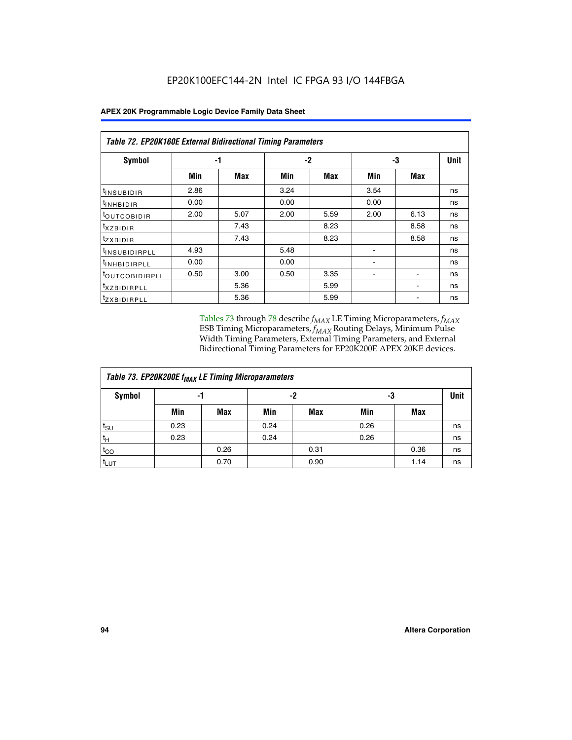**Table 72. EP20K160E External Bidirectional Timing Parameters**

| Symbol | -1 | | -2 | | -3 | | Unit |
|---|---|---|---|---|---|---|---|
| | Min | Max | Min | Max | Min | Max | |
| $t_{INSUBIDIR}$ | 2.86 | | 3.24 | | 3.54 | | ns |
| $t_{INHBIDIR}$ | 0.00 | | 0.00 | | 0.00 | | ns |
| $t_{OUTCOBIDIR}$ | 2.00 | 5.07 | 2.00 | 5.59 | 2.00 | 6.13 | ns |
| $t_{XZBIDIR}$ | | 7.43 | | 8.23 | | 8.58 | ns |
| $t_{ZXBIDIR}$ | | 7.43 | | 8.23 | | 8.58 | ns |
| $t_{INSUBIDIRPLL}$ | 4.93 | | 5.48 | | - | | ns |
| $t_{INHBIDIRPLL}$ | 0.00 | | 0.00 | | - | | ns |
| $t_{OUTCOBIDIRPLL}$ | 0.50 | 3.00 | 0.50 | 3.35 | - | - | ns |
| $t_{XZBIDIRPLL}$ | | 5.36 | | 5.99 | | - | ns |
| $t_{ZXBIDIRPLL}$ | | 5.36 | | 5.99 | | - | ns |

Tables 73 through 78 describe $f_{MAX}$ LE Timing Microparameters, $f_{MAX}$ ESB Timing Microparameters, $f_{MAX}$ Routing Delays, Minimum Pulse Width Timing Parameters, External Timing Parameters, and External Bidirectional Timing Parameters for EP20K200E APEX 20KE devices.

**Table 73. EP20K200E $f_{MAX}$ LE Timing Microparameters**

| Symbol | -1 | | -2 | | -3 | | Unit |
|---|---|---|---|---|---|---|---|
| | Min | Max | Min | Max | Min | Max | |
| $t_{SU}$ | 0.23 | | 0.24 | | 0.26 | | ns |
| $t_{H}$ | 0.23 | | 0.24 | | 0.26 | | ns |
| $t_{CO}$ | | 0.26 | | 0.31 | | 0.36 | ns |
| $t_{LUT}$ | | 0.70 | | 0.90 | | 1.14 | ns |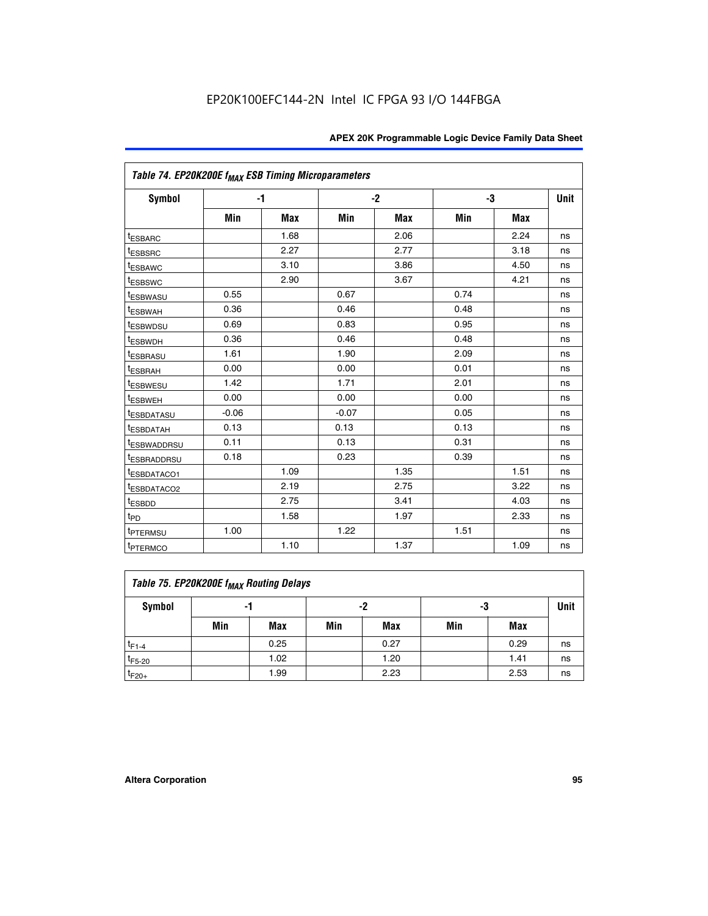EP20K100EFC144-2N Intel IC FPGA 93 I/O 144FBGA

| *Table 74. EP20K200E $f_{MAX}$ ESB Timing Microparameters* | | | | | | | |
|---|---|---|---|---|---|---|---|
| **Symbol** | **-1** | | **-2** | | **-3** | | **Unit** |
| | **Min** | **Max** | **Min** | **Max** | **Min** | **Max** | |
| $t_{ESBARC}$ | | 1.68 | | 2.06 | | 2.24 | ns |
| $t_{ESBSRC}$ | | 2.27 | | 2.77 | | 3.18 | ns |
| $t_{ESBAWC}$ | | 3.10 | | 3.86 | | 4.50 | ns |
| $t_{ESBSWC}$ | | 2.90 | | 3.67 | | 4.21 | ns |
| $t_{ESBWASU}$ | 0.55 | | 0.67 | | 0.74 | | ns |
| $t_{ESBWAH}$ | 0.36 | | 0.46 | | 0.48 | | ns |
| $t_{ESBWDSU}$ | 0.69 | | 0.83 | | 0.95 | | ns |
| $t_{ESBWDH}$ | 0.36 | | 0.46 | | 0.48 | | ns |
| $t_{ESBRASU}$ | 1.61 | | 1.90 | | 2.09 | | ns |
| $t_{ESBRAH}$ | 0.00 | | 0.00 | | 0.01 | | ns |
| $t_{ESBWESU}$ | 1.42 | | 1.71 | | 2.01 | | ns |
| $t_{ESBWEH}$ | 0.00 | | 0.00 | | 0.00 | | ns |
| $t_{ESBDATASU}$ | -0.06 | | -0.07 | | 0.05 | | ns |
| $t_{ESBDATAH}$ | 0.13 | | 0.13 | | 0.13 | | ns |
| $t_{ESBWADDRSU}$ | 0.11 | | 0.13 | | 0.31 | | ns |
| $t_{ESBRADDRSU}$ | 0.18 | | 0.23 | | 0.39 | | ns |
| $t_{ESBDATACO1}$ | | 1.09 | | 1.35 | | 1.51 | ns |
| $t_{ESBDATACO2}$ | | 2.19 | | 2.75 | | 3.22 | ns |
| $t_{ESBDD}$ | | 2.75 | | 3.41 | | 4.03 | ns |
| $t_{PD}$ | | 1.58 | | 1.97 | | 2.33 | ns |
| $t_{PTERMSU}$ | 1.00 | | 1.22 | | 1.51 | | ns |
| $t_{PTERMCO}$ | | 1.10 | | 1.37 | | 1.09 | ns |

| *Table 75. EP20K200E $f_{MAX}$ Routing Delays* | | | | | | | |
|---|---|---|---|---|---|---|---|
| **Symbol** | **-1** | | **-2** | | **-3** | | **Unit** |
| | **Min** | **Max** | **Min** | **Max** | **Min** | **Max** | |
| $t_{F1-4}$ | | 0.25 | | 0.27 | | 0.29 | ns |
| $t_{F5-20}$ | | 1.02 | | 1.20 | | 1.41 | ns |
| $t_{F20+}$ | | 1.99 | | 2.23 | | 2.53 | ns |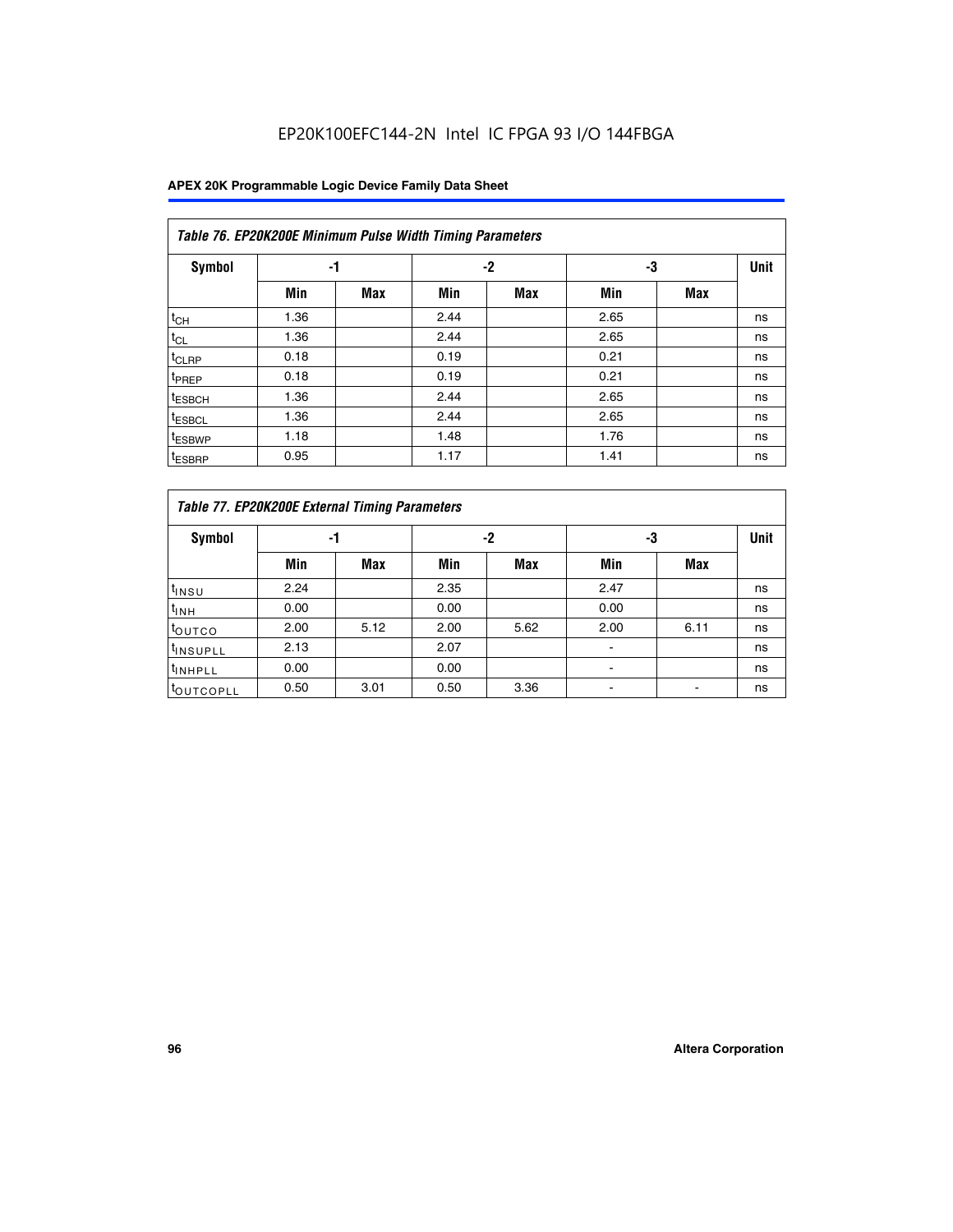EP20K100EFC144-2N Intel IC FPGA 93 I/O 144FBGA

| Table 76. EP20K200E Minimum Pulse Width Timing Parameters | | | | | | | |
|---|---|---|---|---|---|---|---|
| Symbol | -1 | | -2 | | -3 | | Unit |
| | Min | Max | Min | Max | Min | Max | |
| $t_{CH}$ | 1.36 | | 2.44 | | 2.65 | | ns |
| $t_{CL}$ | 1.36 | | 2.44 | | 2.65 | | ns |
| $t_{CLRP}$ | 0.18 | | 0.19 | | 0.21 | | ns |
| $t_{PREP}$ | 0.18 | | 0.19 | | 0.21 | | ns |
| $t_{ESBCH}$ | 1.36 | | 2.44 | | 2.65 | | ns |
| $t_{ESBCL}$ | 1.36 | | 2.44 | | 2.65 | | ns |
| $t_{ESBWP}$ | 1.18 | | 1.48 | | 1.76 | | ns |
| $t_{ESBRP}$ | 0.95 | | 1.17 | | 1.41 | | ns |

| Table 77. EP20K200E External Timing Parameters | | | | | | | |
|---|---|---|---|---|---|---|---|
| Symbol | -1 | | -2 | | -3 | | Unit |
| | Min | Max | Min | Max | Min | Max | |
| $t_{INSU}$ | 2.24 | | 2.35 | | 2.47 | | ns |
| $t_{INH}$ | 0.00 | | 0.00 | | 0.00 | | ns |
| $t_{OUTCO}$ | 2.00 | 5.12 | 2.00 | 5.62 | 2.00 | 6.11 | ns |
| $t_{INSUPLL}$ | 2.13 | | 2.07 | | - | | ns |
| $t_{INHPLL}$ | 0.00 | | 0.00 | | - | | ns |
| $t_{OUTCOPLL}$ | 0.50 | 3.01 | 0.50 | 3.36 | - | - | ns |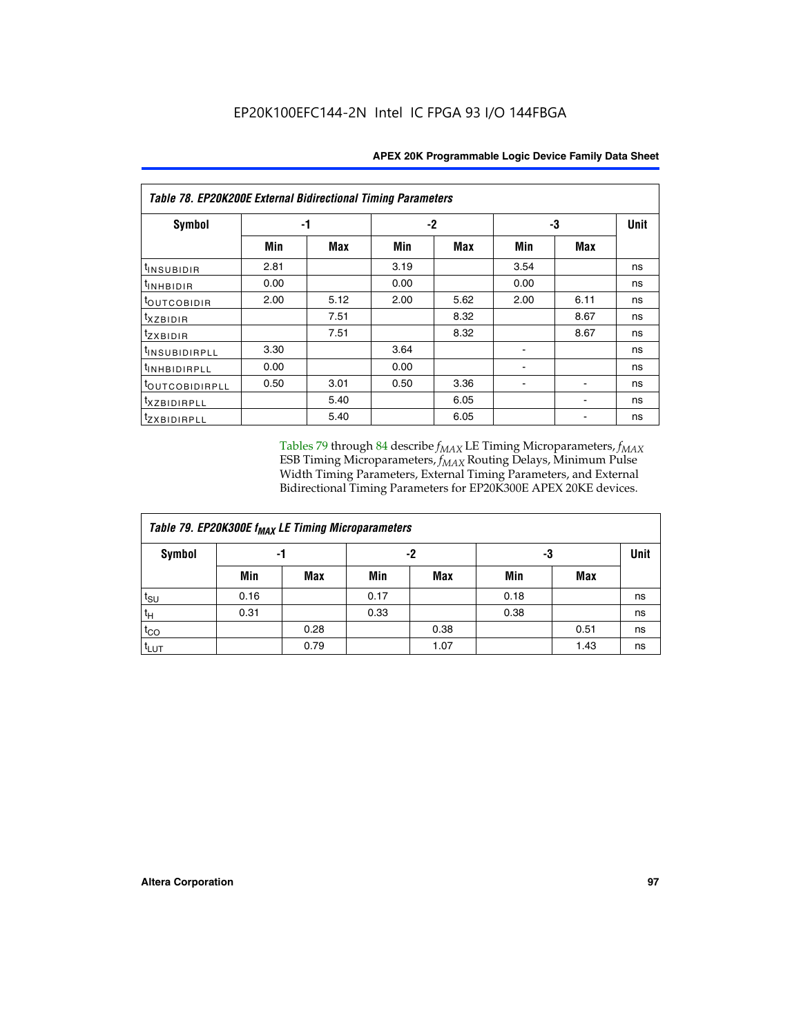| Table 78. EP20K200E External Bidirectional Timing Parameters | | | | | | | |
|---|---|---|---|---|---|---|---|
| Symbol | -1 | | -2 | | -3 | | Unit |
| | Min | Max | Min | Max | Min | Max | |
| $t_{INSUBIDIR}$ | 2.81 | | 3.19 | | 3.54 | | ns |
| $t_{INHBIDIR}$ | 0.00 | | 0.00 | | 0.00 | | ns |
| $t_{OUTCOBIDIR}$ | 2.00 | 5.12 | 2.00 | 5.62 | 2.00 | 6.11 | ns |
| $t_{XZBIDIR}$ | | 7.51 | | 8.32 | | 8.67 | ns |
| $t_{ZXBIDIR}$ | | 7.51 | | 8.32 | | 8.67 | ns |
| $t_{INSUBIDIRPLL}$ | 3.30 | | 3.64 | | - | | ns |
| $t_{INHBIDIRPLL}$ | 0.00 | | 0.00 | | - | | ns |
| $t_{OUTCOBIDIRPLL}$ | 0.50 | 3.01 | 0.50 | 3.36 | - | - | ns |
| $t_{XZBIDIRPLL}$ | | 5.40 | | 6.05 | | - | ns |
| $t_{ZXBIDIRPLL}$ | | 5.40 | | 6.05 | | - | ns |

Tables 79 through 84 describe $f_{MAX}$ LE Timing Microparameters, $f_{MAX}$ ESB Timing Microparameters, $f_{MAX}$ Routing Delays, Minimum Pulse Width Timing Parameters, External Timing Parameters, and External Bidirectional Timing Parameters for EP20K300E APEX 20KE devices.

| Table 79. EP20K300E $f_{MAX}$ LE Timing Microparameters | | | | | | | |
|---|---|---|---|---|---|---|---|
| Symbol | -1 | | -2 | | -3 | | Unit |
| | Min | Max | Min | Max | Min | Max | |
| $t_{SU}$ | 0.16 | | 0.17 | | 0.18 | | ns |
| $t_{H}$ | 0.31 | | 0.33 | | 0.38 | | ns |
| $t_{CO}$ | | 0.28 | | 0.38 | | 0.51 | ns |
| $t_{LUT}$ | | 0.79 | | 1.07 | | 1.43 | ns |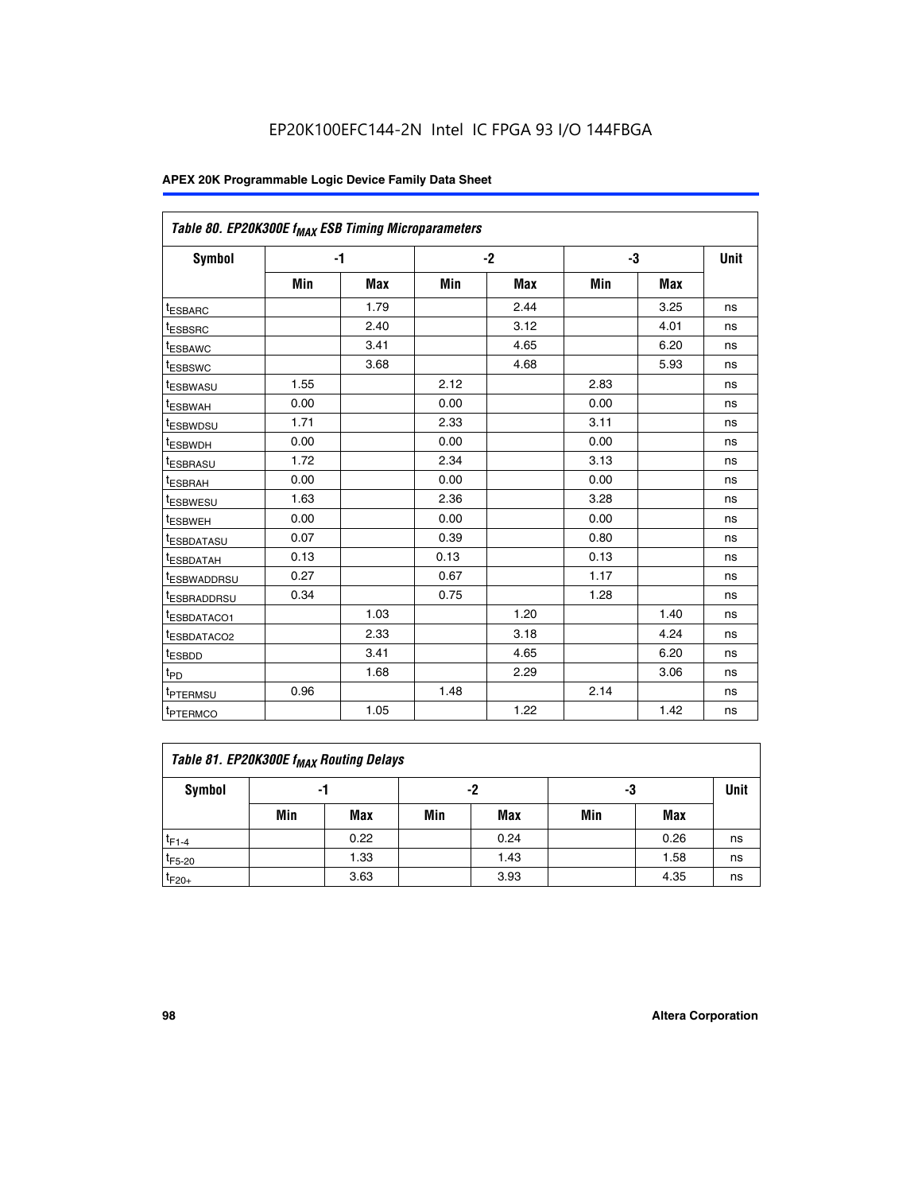| Table 80. EP20K300E $f_{MAX}$ ESB Timing Microparameters | | | | | | | |
|---|---|---|---|---|---|---|---|
| Symbol | -1 | | -2 | | -3 | | Unit |
| | Min | Max | Min | Max | Min | Max | |
| $t_{ESBARC}$ | | 1.79 | | 2.44 | | 3.25 | ns |
| $t_{ESBSRC}$ | | 2.40 | | 3.12 | | 4.01 | ns |
| $t_{ESBAWC}$ | | 3.41 | | 4.65 | | 6.20 | ns |
| $t_{ESBSWC}$ | | 3.68 | | 4.68 | | 5.93 | ns |
| $t_{ESBWASU}$ | 1.55 | | 2.12 | | 2.83 | | ns |
| $t_{ESBWAH}$ | 0.00 | | 0.00 | | 0.00 | | ns |
| $t_{ESBWDSU}$ | 1.71 | | 2.33 | | 3.11 | | ns |
| $t_{ESBWDH}$ | 0.00 | | 0.00 | | 0.00 | | ns |
| $t_{ESBRASU}$ | 1.72 | | 2.34 | | 3.13 | | ns |
| $t_{ESBRAH}$ | 0.00 | | 0.00 | | 0.00 | | ns |
| $t_{ESBWESU}$ | 1.63 | | 2.36 | | 3.28 | | ns |
| $t_{ESBWEH}$ | 0.00 | | 0.00 | | 0.00 | | ns |
| $t_{ESBDATASU}$ | 0.07 | | 0.39 | | 0.80 | | ns |
| $t_{ESBDATAH}$ | 0.13 | | 0.13 | | 0.13 | | ns |
| $t_{ESBWADDRSU}$ | 0.27 | | 0.67 | | 1.17 | | ns |
| $t_{ESBRADDRSU}$ | 0.34 | | 0.75 | | 1.28 | | ns |
| $t_{ESBDATACO1}$ | | 1.03 | | 1.20 | | 1.40 | ns |
| $t_{ESBDATACO2}$ | | 2.33 | | 3.18 | | 4.24 | ns |
| $t_{ESBDD}$ | | 3.41 | | 4.65 | | 6.20 | ns |
| $t_{PD}$ | | 1.68 | | 2.29 | | 3.06 | ns |
| $t_{PTERMSU}$ | 0.96 | | 1.48 | | 2.14 | | ns |
| $t_{PTERMCO}$ | | 1.05 | | 1.22 | | 1.42 | ns |

| Table 81. EP20K300E $f_{MAX}$ Routing Delays | | | | | | | |
|---|---|---|---|---|---|---|---|
| Symbol | -1 | | -2 | | -3 | | Unit |
| | Min | Max | Min | Max | Min | Max | |
| $t_{F1-4}$ | | 0.22 | | 0.24 | | 0.26 | ns |
| $t_{F5-20}$ | | 1.33 | | 1.43 | | 1.58 | ns |
| $t_{F20+}$ | | 3.63 | | 3.93 | | 4.35 | ns |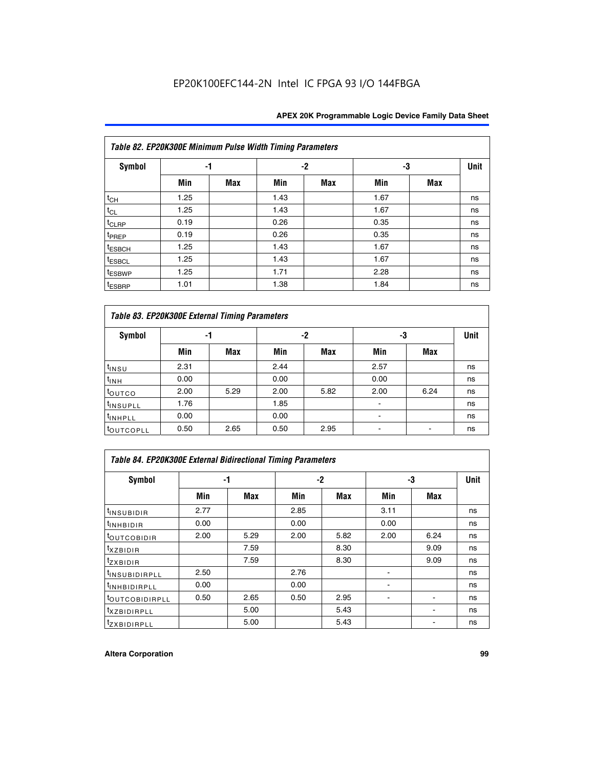| Table 82. EP20K300E Minimum Pulse Width Timing Parameters | | | | | | | |
|---|---|---|---|---|---|---|---|
| Symbol | -1 | | -2 | | -3 | | Unit |
| | Min | Max | Min | Max | Min | Max | |
| $t_{CH}$ | 1.25 | | 1.43 | | 1.67 | | ns |
| $t_{CL}$ | 1.25 | | 1.43 | | 1.67 | | ns |
| $t_{CLRP}$ | 0.19 | | 0.26 | | 0.35 | | ns |
| $t_{PREP}$ | 0.19 | | 0.26 | | 0.35 | | ns |
| $t_{ESBCH}$ | 1.25 | | 1.43 | | 1.67 | | ns |
| $t_{ESBCL}$ | 1.25 | | 1.43 | | 1.67 | | ns |
| $t_{ESBWP}$ | 1.25 | | 1.71 | | 2.28 | | ns |
| $t_{ESBRP}$ | 1.01 | | 1.38 | | 1.84 | | ns |

| Table 83. EP20K300E External Timing Parameters | | | | | | | |
|---|---|---|---|---|---|---|---|
| Symbol | -1 | | -2 | | -3 | | Unit |
| | Min | Max | Min | Max | Min | Max | |
| $t_{INSU}$ | 2.31 | | 2.44 | | 2.57 | | ns |
| $t_{INH}$ | 0.00 | | 0.00 | | 0.00 | | ns |
| $t_{OUTCO}$ | 2.00 | 5.29 | 2.00 | 5.82 | 2.00 | 6.24 | ns |
| $t_{INSUPLL}$ | 1.76 | | 1.85 | | - | | ns |
| $t_{INHPLL}$ | 0.00 | | 0.00 | | - | | ns |
| $t_{OUTCOPLL}$ | 0.50 | 2.65 | 0.50 | 2.95 | - | - | ns |

| Table 84. EP20K300E External Bidirectional Timing Parameters | | | | | | | |
|---|---|---|---|---|---|---|---|
| Symbol | -1 | | -2 | | -3 | | Unit |
| | Min | Max | Min | Max | Min | Max | |
| $t_{INSUBIDIR}$ | 2.77 | | 2.85 | | 3.11 | | ns |
| $t_{INHBIDIR}$ | 0.00 | | 0.00 | | 0.00 | | ns |
| $t_{OUTCOBIDIR}$ | 2.00 | 5.29 | 2.00 | 5.82 | 2.00 | 6.24 | ns |
| $t_{XZBIDIR}$ | | 7.59 | | 8.30 | | 9.09 | ns |
| $t_{ZXBIDIR}$ | | 7.59 | | 8.30 | | 9.09 | ns |
| $t_{INSUBIDIRPLL}$ | 2.50 | | 2.76 | | - | | ns |
| $t_{INHBIDIRPLL}$ | 0.00 | | 0.00 | | - | | ns |
| $t_{OUTCOBIDIRPLL}$ | 0.50 | 2.65 | 0.50 | 2.95 | - | - | ns |
| $t_{XZBIDIRPLL}$ | | 5.00 | | 5.43 | | - | ns |
| $t_{ZXBIDIRPLL}$ | | 5.00 | | 5.43 | | - | ns |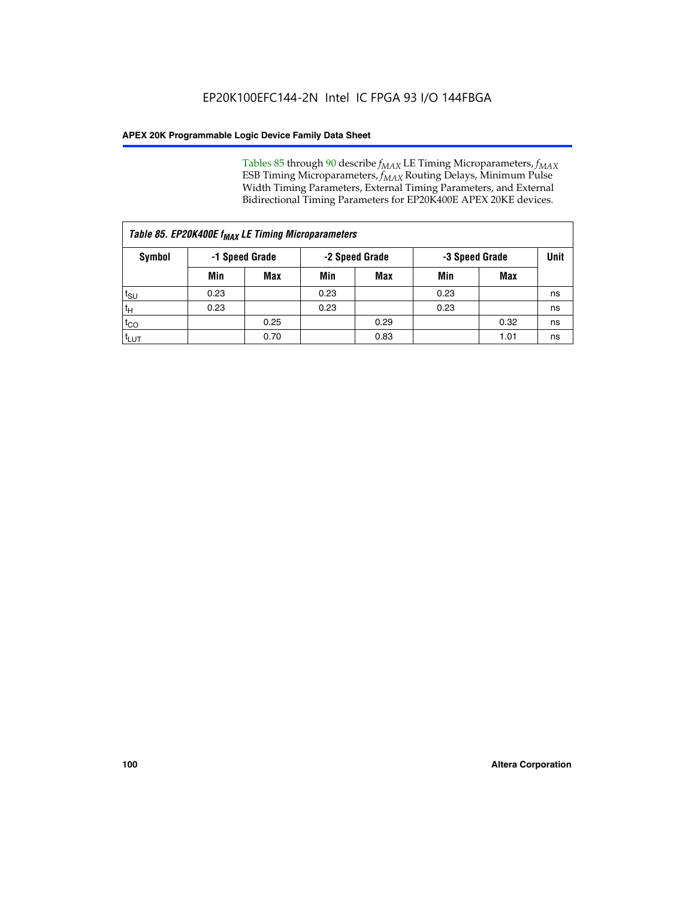Tables 85 through 90 describe $f_{MAX}$ LE Timing Microparameters, $f_{MAX}$ ESB Timing Microparameters, $f_{MAX}$ Routing Delays, Minimum Pulse Width Timing Parameters, External Timing Parameters, and External Bidirectional Timing Parameters for EP20K400E APEX 20KE devices.

| *Table 85. EP20K400E $f_{MAX}$ LE Timing Microparameters* | | | | | | | |
|---|---|---|---|---|---|---|---|
| **Symbol** | **-1 Speed Grade** | | **-2 Speed Grade** | | **-3 Speed Grade** | | **Unit** |
| | **Min** | **Max** | **Min** | **Max** | **Min** | **Max** | |
| $t_{SU}$ | 0.23 | | 0.23 | | 0.23 | | ns |
| $t_H$ | 0.23 | | 0.23 | | 0.23 | | ns |
| $t_{CO}$ | | 0.25 | | 0.29 | | 0.32 | ns |
| $t_{LUT}$ | | 0.70 | | 0.83 | | 1.01 | ns |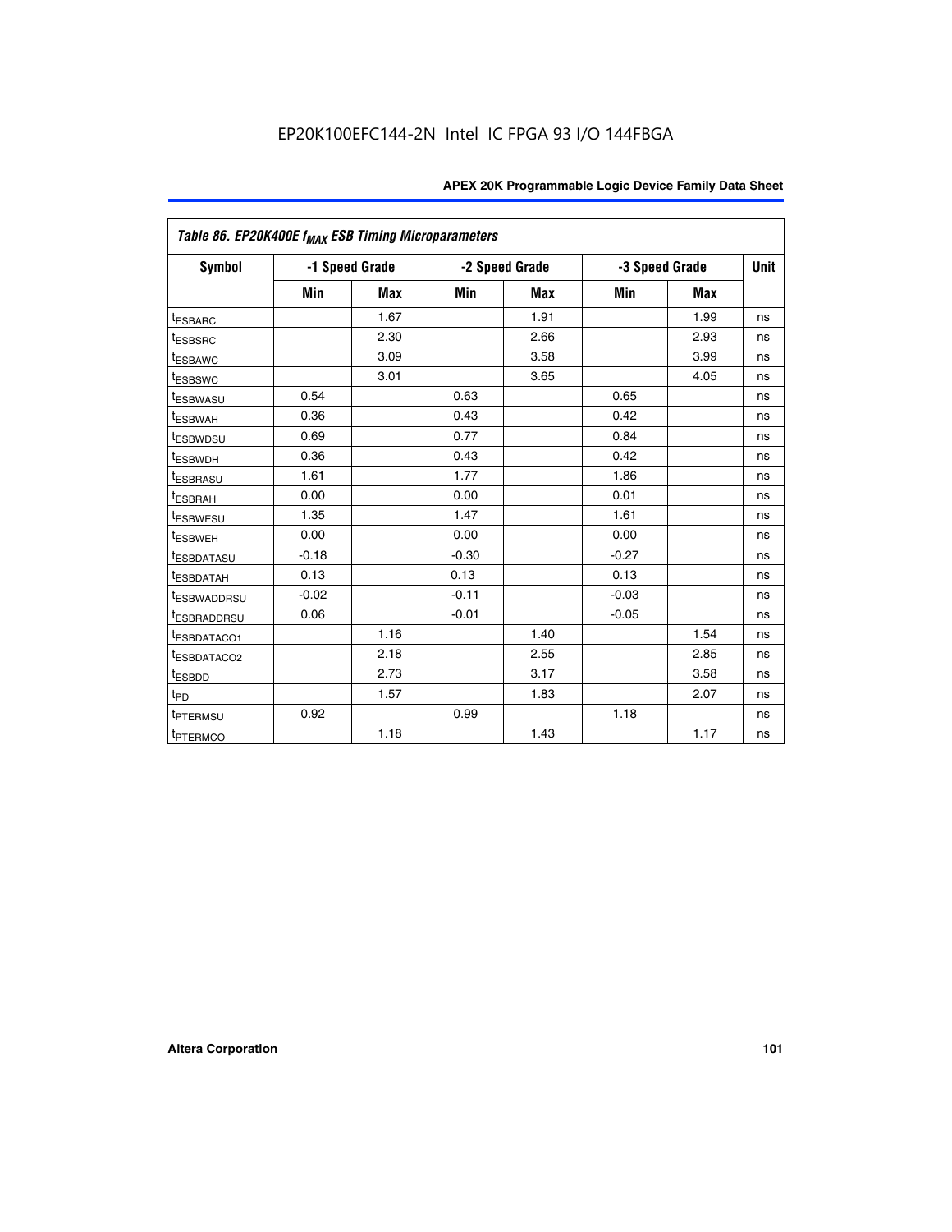EP20K100EFC144-2N Intel IC FPGA 93 I/O 144FBGA

| Table 86. EP20K400E $f_{MAX}$ ESB Timing Microparameters | | | | | | | |
|---|---|---|---|---|---|---|---|
| Symbol | -1 Speed Grade | | -2 Speed Grade | | -3 Speed Grade | | Unit |
| | Min | Max | Min | Max | Min | Max | |
| $t_{ESBARC}$ | | 1.67 | | 1.91 | | 1.99 | ns |
| $t_{ESBSRC}$ | | 2.30 | | 2.66 | | 2.93 | ns |
| $t_{ESBAWC}$ | | 3.09 | | 3.58 | | 3.99 | ns |
| $t_{ESBSWC}$ | | 3.01 | | 3.65 | | 4.05 | ns |
| $t_{ESBWASU}$ | 0.54 | | 0.63 | | 0.65 | | ns |
| $t_{ESBWAH}$ | 0.36 | | 0.43 | | 0.42 | | ns |
| $t_{ESBWDSU}$ | 0.69 | | 0.77 | | 0.84 | | ns |
| $t_{ESBWDH}$ | 0.36 | | 0.43 | | 0.42 | | ns |
| $t_{ESBRASU}$ | 1.61 | | 1.77 | | 1.86 | | ns |
| $t_{ESBRAH}$ | 0.00 | | 0.00 | | 0.01 | | ns |
| $t_{ESBWESU}$ | 1.35 | | 1.47 | | 1.61 | | ns |
| $t_{ESBWEH}$ | 0.00 | | 0.00 | | 0.00 | | ns |
| $t_{ESBDATASU}$ | -0.18 | | -0.30 | | -0.27 | | ns |
| $t_{ESBDATAH}$ | 0.13 | | 0.13 | | 0.13 | | ns |
| $t_{ESBWADDRSU}$ | -0.02 | | -0.11 | | -0.03 | | ns |
| $t_{ESBRADDRSU}$ | 0.06 | | -0.01 | | -0.05 | | ns |
| $t_{ESBDATACO1}$ | | 1.16 | | 1.40 | | 1.54 | ns |
| $t_{ESBDATACO2}$ | | 2.18 | | 2.55 | | 2.85 | ns |
| $t_{ESBDD}$ | | 2.73 | | 3.17 | | 3.58 | ns |
| $t_{PD}$ | | 1.57 | | 1.83 | | 2.07 | ns |
| $t_{PTERMSU}$ | 0.92 | | 0.99 | | 1.18 | | ns |
| $t_{PTERMCO}$ | | 1.18 | | 1.43 | | 1.17 | ns |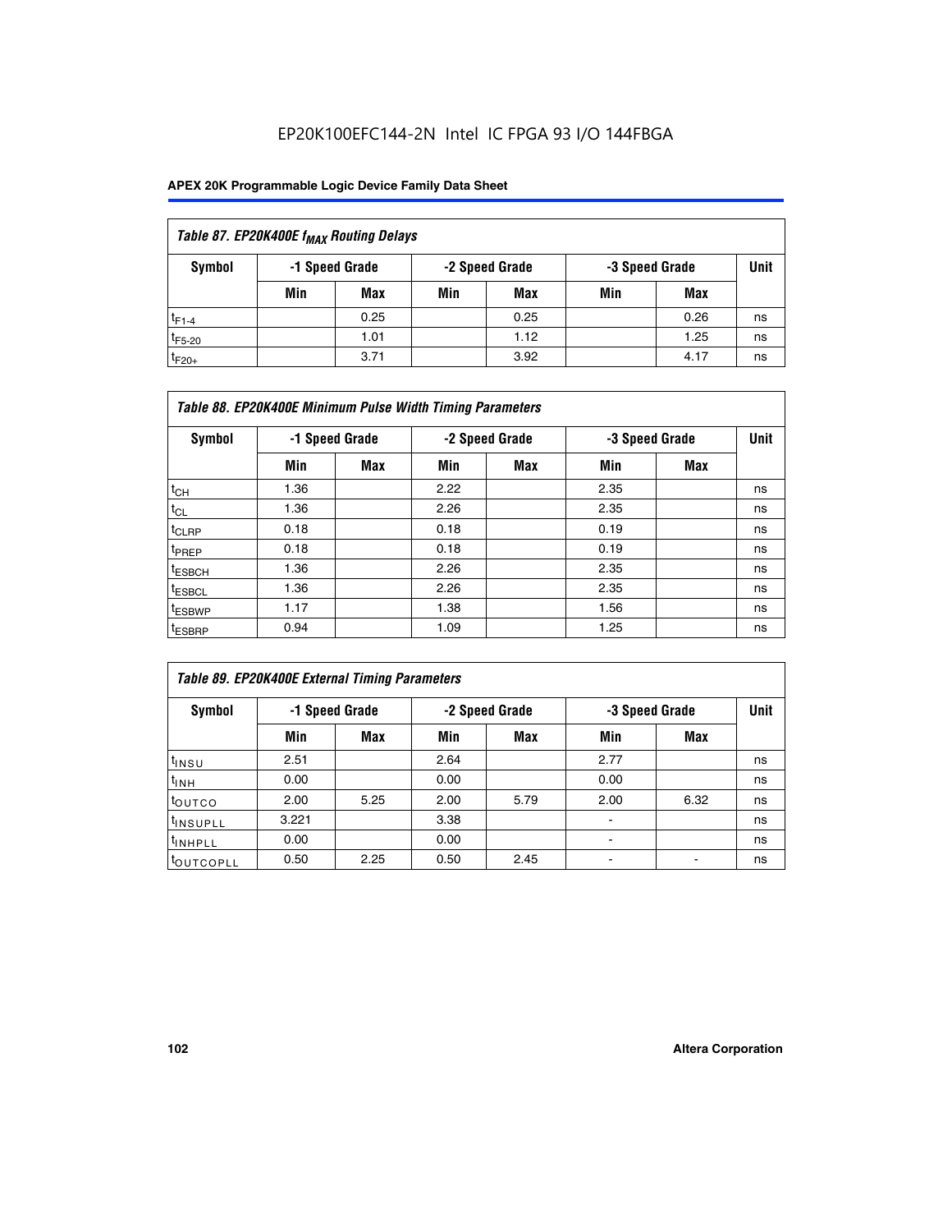EP20K100EFC144-2N Intel IC FPGA 93 I/O 144FBGA

| Table 87. EP20K400E $f_{MAX}$ Routing Delays | | | | | | | |
|---|---|---|---|---|---|---|---|
| Symbol | -1 Speed Grade | | -2 Speed Grade | | -3 Speed Grade | | Unit |
| | Min | Max | Min | Max | Min | Max | |
| $t_{F1-4}$ | | 0.25 | | 0.25 | | 0.26 | ns |
| $t_{F5-20}$ | | 1.01 | | 1.12 | | 1.25 | ns |
| $t_{F20+}$ | | 3.71 | | 3.92 | | 4.17 | ns |

| Table 88. EP20K400E Minimum Pulse Width Timing Parameters | | | | | | | |
|---|---|---|---|---|---|---|---|
| Symbol | -1 Speed Grade | | -2 Speed Grade | | -3 Speed Grade | | Unit |
| | Min | Max | Min | Max | Min | Max | |
| $t_{CH}$ | 1.36 | | 2.22 | | 2.35 | | ns |
| $t_{CL}$ | 1.36 | | 2.26 | | 2.35 | | ns |
| $t_{CLRP}$ | 0.18 | | 0.18 | | 0.19 | | ns |
| $t_{PREP}$ | 0.18 | | 0.18 | | 0.19 | | ns |
| $t_{ESBCH}$ | 1.36 | | 2.26 | | 2.35 | | ns |
| $t_{ESBCL}$ | 1.36 | | 2.26 | | 2.35 | | ns |
| $t_{ESBWP}$ | 1.17 | | 1.38 | | 1.56 | | ns |
| $t_{ESBRP}$ | 0.94 | | 1.09 | | 1.25 | | ns |

| Table 89. EP20K400E External Timing Parameters | | | | | | | |
|---|---|---|---|---|---|---|---|
| Symbol | -1 Speed Grade | | -2 Speed Grade | | -3 Speed Grade | | Unit |
| | Min | Max | Min | Max | Min | Max | |
| $t_{INSU}$ | 2.51 | | 2.64 | | 2.77 | | ns |
| $t_{INH}$ | 0.00 | | 0.00 | | 0.00 | | ns |
| $t_{OUTCO}$ | 2.00 | 5.25 | 2.00 | 5.79 | 2.00 | 6.32 | ns |
| $t_{INSUPLL}$ | 3.221 | | 3.38 | | - | | ns |
| $t_{INHPLL}$ | 0.00 | | 0.00 | | - | | ns |
| $t_{OUTCOPLL}$ | 0.50 | 2.25 | 0.50 | 2.45 | - | - | ns |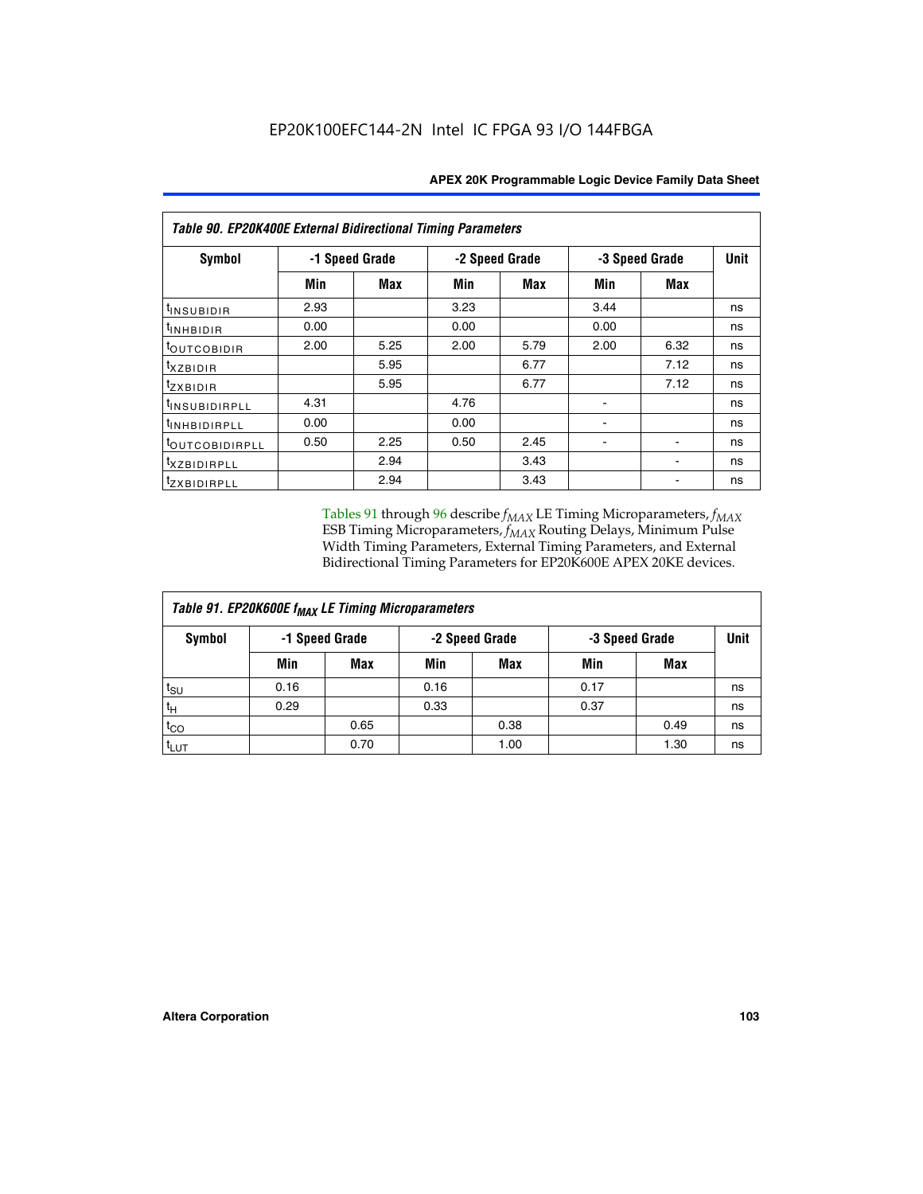**Table 90. EP20K400E External Bidirectional Timing Parameters**

| Symbol | -1 Speed Grade | | -2 Speed Grade | | -3 Speed Grade | | Unit |
|---|---|---|---|---|---|---|---|
| | Min | Max | Min | Max | Min | Max | |
| $t_{INSUBIDIR}$ | 2.93 | | 3.23 | | 3.44 | | ns |
| $t_{INHBIDIR}$ | 0.00 | | 0.00 | | 0.00 | | ns |
| $t_{OUTCOBIDIR}$ | 2.00 | 5.25 | 2.00 | 5.79 | 2.00 | 6.32 | ns |
| $t_{XZBIDIR}$ | | 5.95 | | 6.77 | | 7.12 | ns |
| $t_{ZXBIDIR}$ | | 5.95 | | 6.77 | | 7.12 | ns |
| $t_{INSUBIDIRPLL}$ | 4.31 | | 4.76 | | - | | ns |
| $t_{INHBIDIRPLL}$ | 0.00 | | 0.00 | | - | | ns |
| $t_{OUTCOBIDIRPLL}$ | 0.50 | 2.25 | 0.50 | 2.45 | - | - | ns |
| $t_{XZBIDIRPLL}$ | | 2.94 | | 3.43 | | - | ns |
| $t_{ZXBIDIRPLL}$ | | 2.94 | | 3.43 | | - | ns |

Tables 91 through 96 describe $f_{MAX}$ LE Timing Microparameters, $f_{MAX}$ ESB Timing Microparameters, $f_{MAX}$ Routing Delays, Minimum Pulse Width Timing Parameters, External Timing Parameters, and External Bidirectional Timing Parameters for EP20K600E APEX 20KE devices.

**Table 91. EP20K600E $f_{MAX}$ LE Timing Microparameters**

| Symbol | -1 Speed Grade | | -2 Speed Grade | | -3 Speed Grade | | Unit |
|---|---|---|---|---|---|---|---|
| | Min | Max | Min | Max | Min | Max | |
| $t_{SU}$ | 0.16 | | 0.16 | | 0.17 | | ns |
| $t_H$ | 0.29 | | 0.33 | | 0.37 | | ns |
| $t_{CO}$ | | 0.65 | | 0.38 | | 0.49 | ns |
| $t_{LUT}$ | | 0.70 | | 1.00 | | 1.30 | ns |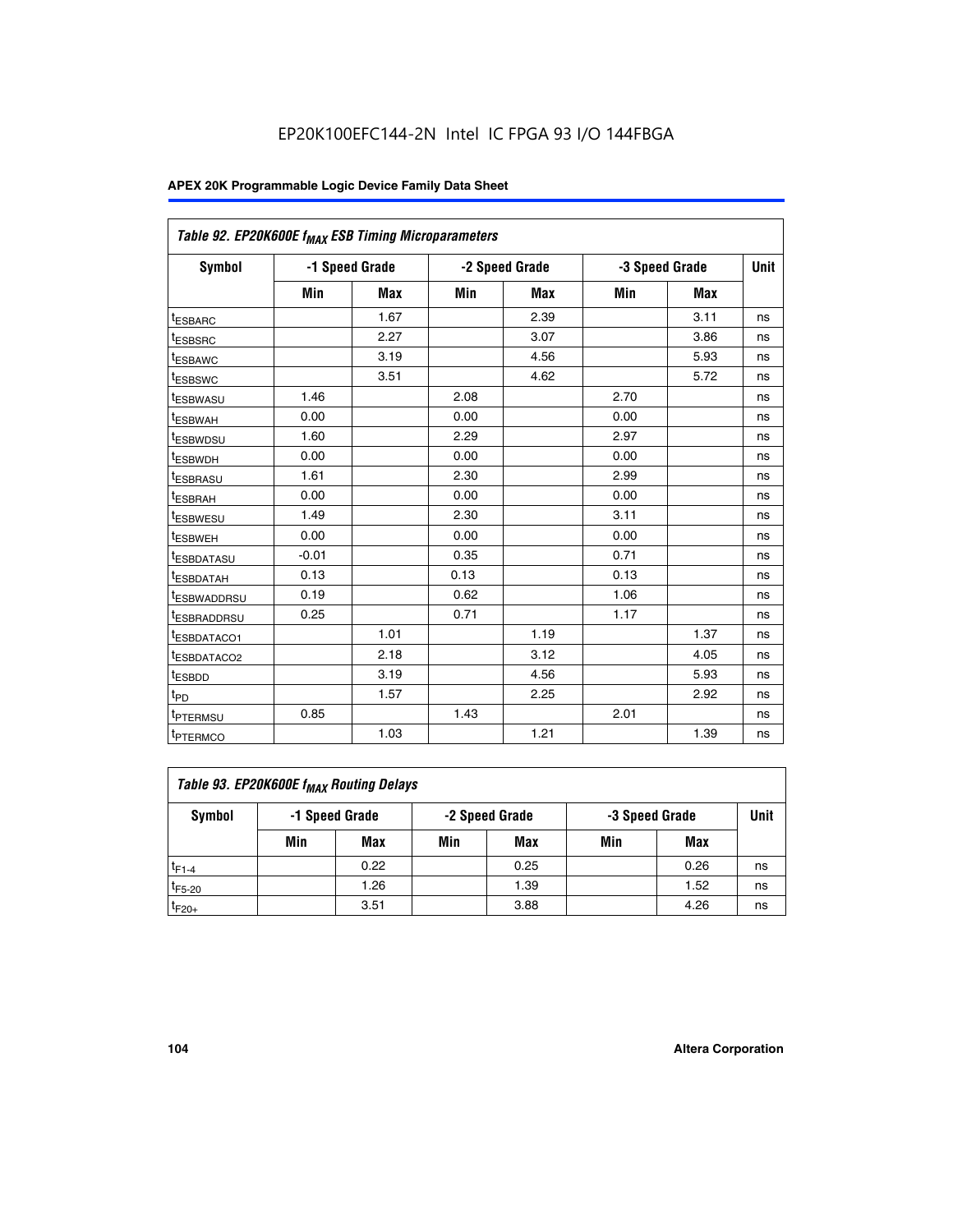Table 92. EP20K600E $f_{MAX}$ ESB Timing Microparameters

| Symbol | -1 Speed Grade | | -2 Speed Grade | | -3 Speed Grade | | Unit |
|---|---|---|---|---|---|---|---|
| | Min | Max | Min | Max | Min | Max | |
| $t_{ESBARC}$ | | 1.67 | | 2.39 | | 3.11 | ns |
| $t_{ESBSRC}$ | | 2.27 | | 3.07 | | 3.86 | ns |
| $t_{ESBAWC}$ | | 3.19 | | 4.56 | | 5.93 | ns |
| $t_{ESBSWC}$ | | 3.51 | | 4.62 | | 5.72 | ns |
| $t_{ESBWASU}$ | 1.46 | | 2.08 | | 2.70 | | ns |
| $t_{ESBWAH}$ | 0.00 | | 0.00 | | 0.00 | | ns |
| $t_{ESBWDSU}$ | 1.60 | | 2.29 | | 2.97 | | ns |
| $t_{ESBWDH}$ | 0.00 | | 0.00 | | 0.00 | | ns |
| $t_{ESBRASU}$ | 1.61 | | 2.30 | | 2.99 | | ns |
| $t_{ESBRAH}$ | 0.00 | | 0.00 | | 0.00 | | ns |
| $t_{ESBWESU}$ | 1.49 | | 2.30 | | 3.11 | | ns |
| $t_{ESBWEH}$ | 0.00 | | 0.00 | | 0.00 | | ns |
| $t_{ESBDATASU}$ | -0.01 | | 0.35 | | 0.71 | | ns |
| $t_{ESBDATAH}$ | 0.13 | | 0.13 | | 0.13 | | ns |
| $t_{ESBWADDRSU}$ | 0.19 | | 0.62 | | 1.06 | | ns |
| $t_{ESBRADDRSU}$ | 0.25 | | 0.71 | | 1.17 | | ns |
| $t_{ESBDATACO1}$ | | 1.01 | | 1.19 | | 1.37 | ns |
| $t_{ESBDATACO2}$ | | 2.18 | | 3.12 | | 4.05 | ns |
| $t_{ESBDD}$ | | 3.19 | | 4.56 | | 5.93 | ns |
| $t_{PD}$ | | 1.57 | | 2.25 | | 2.92 | ns |
| $t_{PTERMSU}$ | 0.85 | | 1.43 | | 2.01 | | ns |
| $t_{PTERMCO}$ | | 1.03 | | 1.21 | | 1.39 | ns |

Table 93. EP20K600E $f_{MAX}$ Routing Delays

| Symbol | -1 Speed Grade | | -2 Speed Grade | | -3 Speed Grade | | Unit |
|---|---|---|---|---|---|---|---|
| | Min | Max | Min | Max | Min | Max | |
| $t_{F1-4}$ | | 0.22 | | 0.25 | | 0.26 | ns |
| $t_{F5-20}$ | | 1.26 | | 1.39 | | 1.52 | ns |
| $t_{F20+}$ | | 3.51 | | 3.88 | | 4.26 | ns |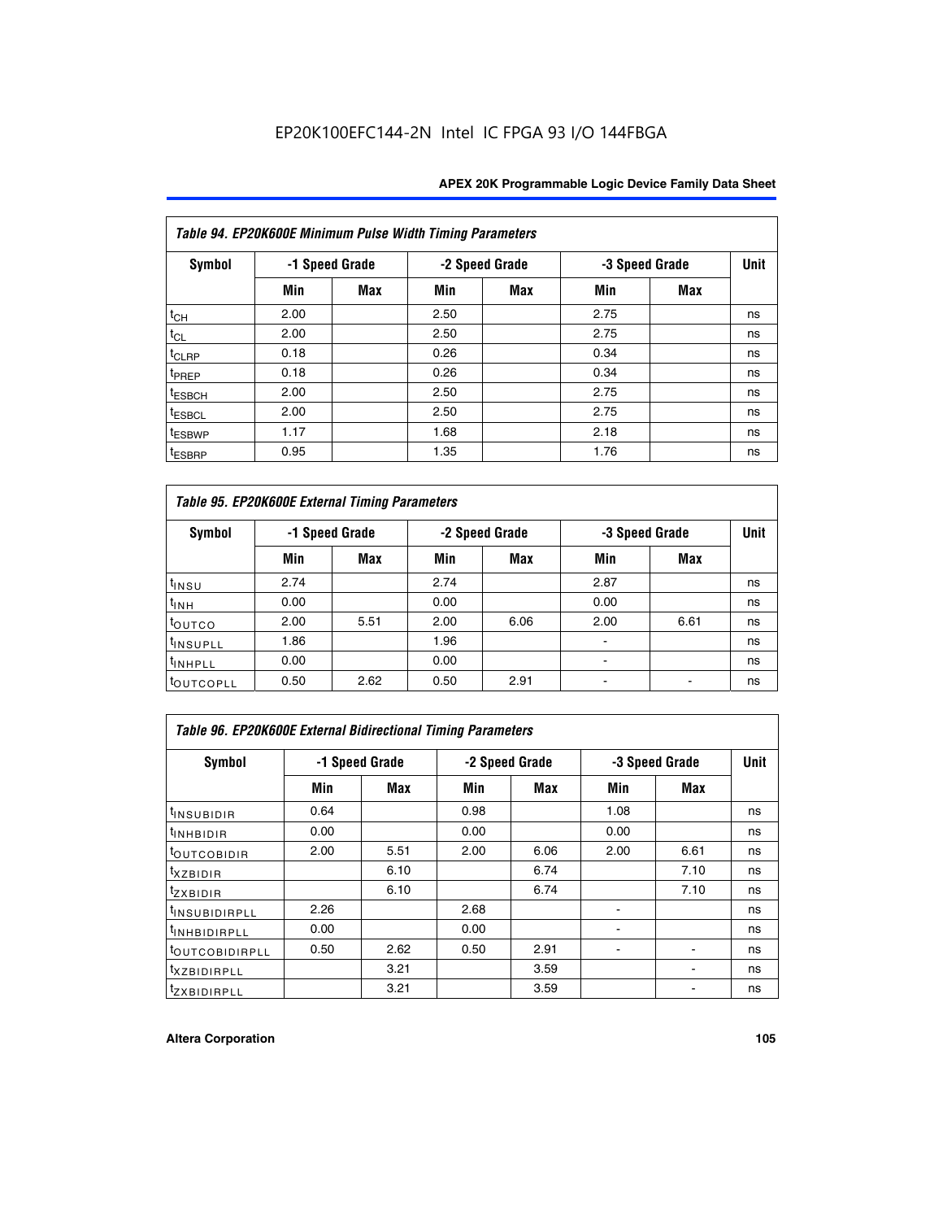Table 94. EP20K600E Minimum Pulse Width Timing Parameters

| Symbol | -1 Speed Grade | | -2 Speed Grade | | -3 Speed Grade | | Unit |
|---|---|---|---|---|---|---|---|
| | Min | Max | Min | Max | Min | Max | |
| $t_{CH}$ | 2.00 | | 2.50 | | 2.75 | | ns |
| $t_{CL}$ | 2.00 | | 2.50 | | 2.75 | | ns |
| $t_{CLRP}$ | 0.18 | | 0.26 | | 0.34 | | ns |
| $t_{PREP}$ | 0.18 | | 0.26 | | 0.34 | | ns |
| $t_{ESBCH}$ | 2.00 | | 2.50 | | 2.75 | | ns |
| $t_{ESBCL}$ | 2.00 | | 2.50 | | 2.75 | | ns |
| $t_{ESBWP}$ | 1.17 | | 1.68 | | 2.18 | | ns |
| $t_{ESBRP}$ | 0.95 | | 1.35 | | 1.76 | | ns |

Table 95. EP20K600E External Timing Parameters

| Symbol | -1 Speed Grade | | -2 Speed Grade | | -3 Speed Grade | | Unit |
|---|---|---|---|---|---|---|---|
| | Min | Max | Min | Max | Min | Max | |
| $t_{INSU}$ | 2.74 | | 2.74 | | 2.87 | | ns |
| $t_{INH}$ | 0.00 | | 0.00 | | 0.00 | | ns |
| $t_{OUTCO}$ | 2.00 | 5.51 | 2.00 | 6.06 | 2.00 | 6.61 | ns |
| $t_{INSUPLL}$ | 1.86 | | 1.96 | | - | | ns |
| $t_{INHPLL}$ | 0.00 | | 0.00 | | - | | ns |
| $t_{OUTCOPLL}$ | 0.50 | 2.62 | 0.50 | 2.91 | - | - | ns |

Table 96. EP20K600E External Bidirectional Timing Parameters

| Symbol | -1 Speed Grade | | -2 Speed Grade | | -3 Speed Grade | | Unit |
|---|---|---|---|---|---|---|---|
| | Min | Max | Min | Max | Min | Max | |
| $t_{INSUBIDIR}$ | 0.64 | | 0.98 | | 1.08 | | ns |
| $t_{INHBIDIR}$ | 0.00 | | 0.00 | | 0.00 | | ns |
| $t_{OUTCOBIDIR}$ | 2.00 | 5.51 | 2.00 | 6.06 | 2.00 | 6.61 | ns |
| $t_{XZBIDIR}$ | | 6.10 | | 6.74 | | 7.10 | ns |
| $t_{ZXBIDIR}$ | | 6.10 | | 6.74 | | 7.10 | ns |
| $t_{INSUBIDIRPLL}$ | 2.26 | | 2.68 | | - | | ns |
| $t_{INHBIDIRPLL}$ | 0.00 | | 0.00 | | - | | ns |
| $t_{OUTCOBIDIRPLL}$ | 0.50 | 2.62 | 0.50 | 2.91 | - | - | ns |
| $t_{XZBIDIRPLL}$ | | 3.21 | | 3.59 | | - | ns |
| $t_{ZXBIDIRPLL}$ | | 3.21 | | 3.59 | | - | ns |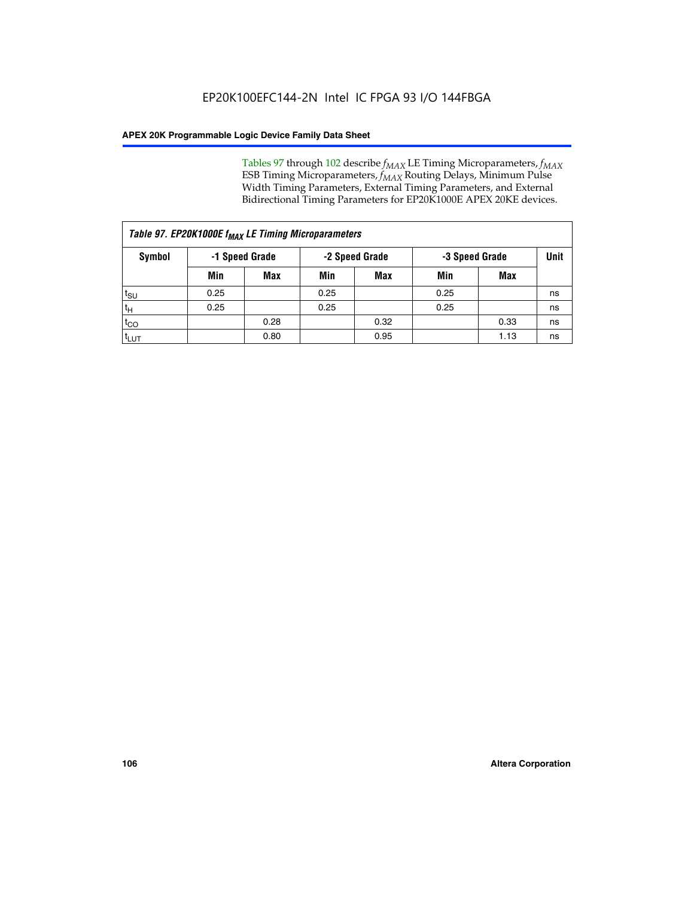Tables 97 through 102 describe $f_{MAX}$ LE Timing Microparameters, $f_{MAX}$ ESB Timing Microparameters, $f_{MAX}$ Routing Delays, Minimum Pulse Width Timing Parameters, External Timing Parameters, and External Bidirectional Timing Parameters for EP20K1000E APEX 20KE devices.

*Table 97. EP20K1000E $f_{MAX}$ LE Timing Microparameters*

| Symbol | -1 Speed Grade | | -2 Speed Grade | | -3 Speed Grade | | Unit |
|---|---|---|---|---|---|---|---|
| | Min | Max | Min | Max | Min | Max | |
| $t_{SU}$ | 0.25 | | 0.25 | | 0.25 | | ns |
| $t_H$ | 0.25 | | 0.25 | | 0.25 | | ns |
| $t_{CO}$ | | 0.28 | | 0.32 | | 0.33 | ns |
| $t_{LUT}$ | | 0.80 | | 0.95 | | 1.13 | ns |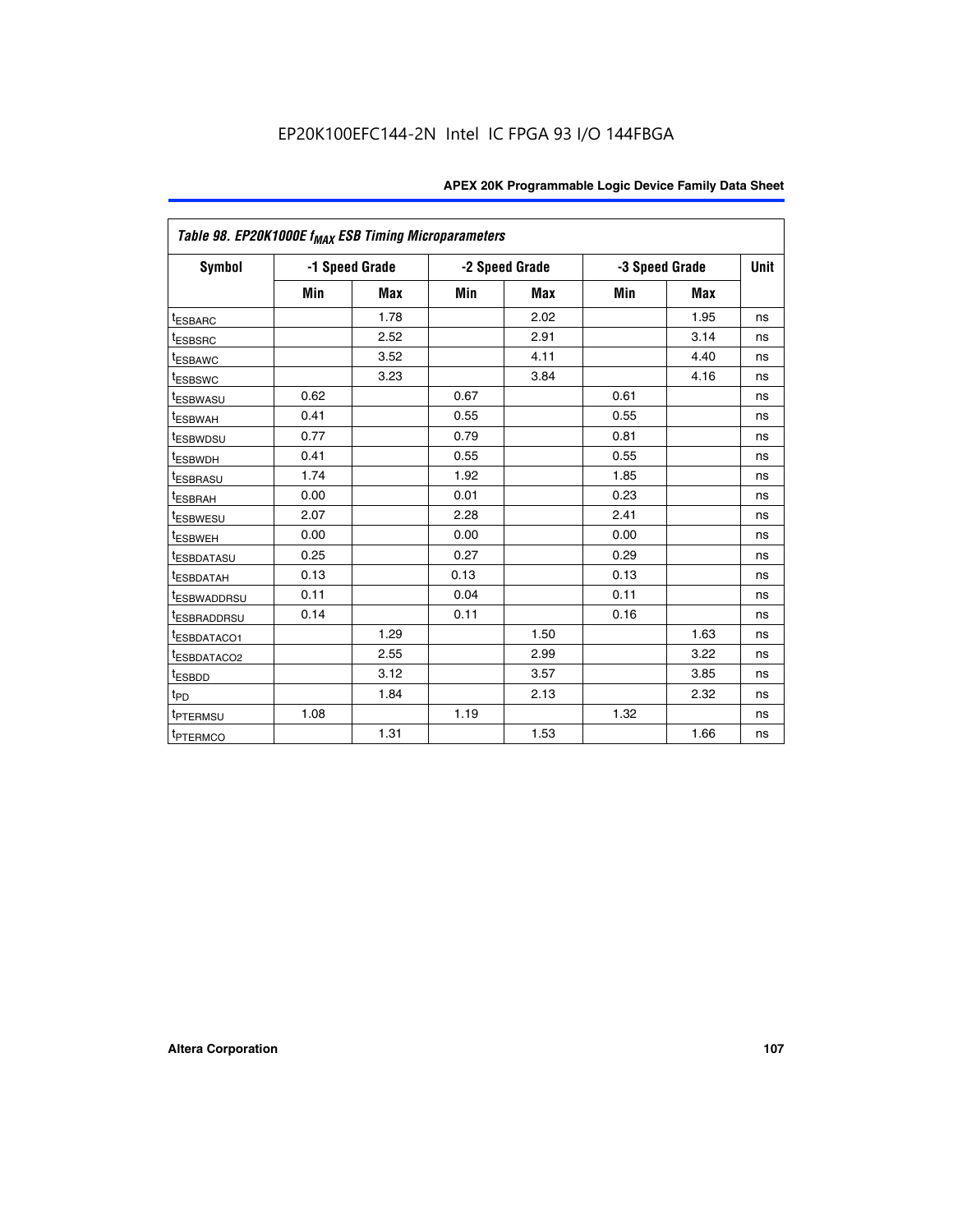EP20K100EFC144-2N Intel IC FPGA 93 I/O 144FBGA

| Table 98. EP20K1000E $f_{MAX}$ ESB Timing Microparameters | | | | | | | |
|---|---|---|---|---|---|---|---|
| **Symbol** | **-1 Speed Grade** | | **-2 Speed Grade** | | **-3 Speed Grade** | | **Unit** |
| | **Min** | **Max** | **Min** | **Max** | **Min** | **Max** | |
| $t_{ESBARC}$ | | 1.78 | | 2.02 | | 1.95 | ns |
| $t_{ESBSRC}$ | | 2.52 | | 2.91 | | 3.14 | ns |
| $t_{ESBAWC}$ | | 3.52 | | 4.11 | | 4.40 | ns |
| $t_{ESBSWC}$ | | 3.23 | | 3.84 | | 4.16 | ns |
| $t_{ESBWASU}$ | 0.62 | | 0.67 | | 0.61 | | ns |
| $t_{ESBWAH}$ | 0.41 | | 0.55 | | 0.55 | | ns |
| $t_{ESBWDSU}$ | 0.77 | | 0.79 | | 0.81 | | ns |
| $t_{ESBWDH}$ | 0.41 | | 0.55 | | 0.55 | | ns |
| $t_{ESBRASU}$ | 1.74 | | 1.92 | | 1.85 | | ns |
| $t_{ESBRAH}$ | 0.00 | | 0.01 | | 0.23 | | ns |
| $t_{ESBWESU}$ | 2.07 | | 2.28 | | 2.41 | | ns |
| $t_{ESBWEH}$ | 0.00 | | 0.00 | | 0.00 | | ns |
| $t_{ESBDATASU}$ | 0.25 | | 0.27 | | 0.29 | | ns |
| $t_{ESBDATAH}$ | 0.13 | | 0.13 | | 0.13 | | ns |
| $t_{ESBWADDRSU}$ | 0.11 | | 0.04 | | 0.11 | | ns |
| $t_{ESBRADDRSU}$ | 0.14 | | 0.11 | | 0.16 | | ns |
| $t_{ESBDATACO1}$ | | 1.29 | | 1.50 | | 1.63 | ns |
| $t_{ESBDATACO2}$ | | 2.55 | | 2.99 | | 3.22 | ns |
| $t_{ESBDD}$ | | 3.12 | | 3.57 | | 3.85 | ns |
| $t_{PD}$ | | 1.84 | | 2.13 | | 2.32 | ns |
| $t_{PTERMSU}$ | 1.08 | | 1.19 | | 1.32 | | ns |
| $t_{PTERMCO}$ | | 1.31 | | 1.53 | | 1.66 | ns |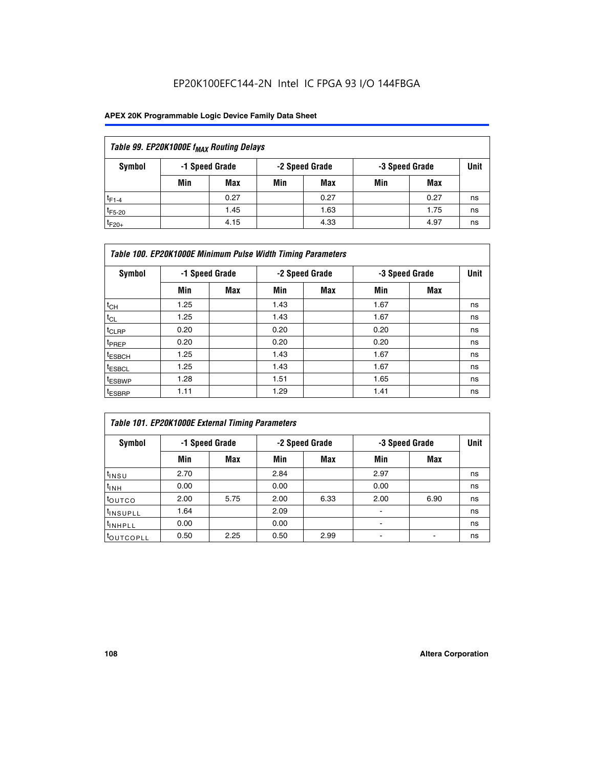EP20K100EFC144-2N Intel IC FPGA 93 I/O 144FBGA

| Table 99. EP20K1000E $f_{MAX}$ Routing Delays | | | | | | | |
|---|---|---|---|---|---|---|---|
| Symbol | -1 Speed Grade | | -2 Speed Grade | | -3 Speed Grade | | Unit |
| | Min | Max | Min | Max | Min | Max | |
| $t_{F1-4}$ | | 0.27 | | 0.27 | | 0.27 | ns |
| $t_{F5-20}$ | | 1.45 | | 1.63 | | 1.75 | ns |
| $t_{F20+}$ | | 4.15 | | 4.33 | | 4.97 | ns |

| Table 100. EP20K1000E Minimum Pulse Width Timing Parameters | | | | | | | |
|---|---|---|---|---|---|---|---|
| Symbol | -1 Speed Grade | | -2 Speed Grade | | -3 Speed Grade | | Unit |
| | Min | Max | Min | Max | Min | Max | |
| $t_{CH}$ | 1.25 | | 1.43 | | 1.67 | | ns |
| $t_{CL}$ | 1.25 | | 1.43 | | 1.67 | | ns |
| $t_{CLRP}$ | 0.20 | | 0.20 | | 0.20 | | ns |
| $t_{PREP}$ | 0.20 | | 0.20 | | 0.20 | | ns |
| $t_{ESBCH}$ | 1.25 | | 1.43 | | 1.67 | | ns |
| $t_{ESBCL}$ | 1.25 | | 1.43 | | 1.67 | | ns |
| $t_{ESBWP}$ | 1.28 | | 1.51 | | 1.65 | | ns |
| $t_{ESBRP}$ | 1.11 | | 1.29 | | 1.41 | | ns |

| Table 101. EP20K1000E External Timing Parameters | | | | | | | |
|---|---|---|---|---|---|---|---|
| Symbol | -1 Speed Grade | | -2 Speed Grade | | -3 Speed Grade | | Unit |
| | Min | Max | Min | Max | Min | Max | |
| $t_{INSU}$ | 2.70 | | 2.84 | | 2.97 | | ns |
| $t_{INH}$ | 0.00 | | 0.00 | | 0.00 | | ns |
| $t_{OUTCO}$ | 2.00 | 5.75 | 2.00 | 6.33 | 2.00 | 6.90 | ns |
| $t_{INSUPLL}$ | 1.64 | | 2.09 | | - | | ns |
| $t_{INHPLL}$ | 0.00 | | 0.00 | | - | | ns |
| $t_{OUTCOPLL}$ | 0.50 | 2.25 | 0.50 | 2.99 | - | - | ns |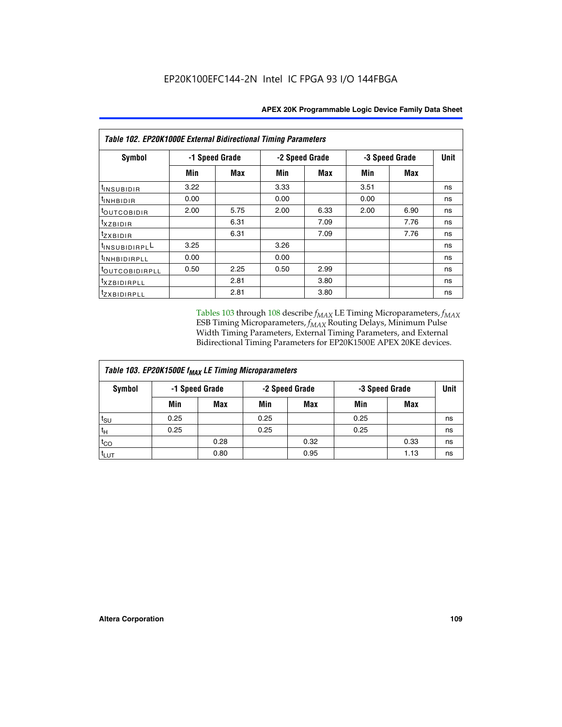| Table 102. EP20K1000E External Bidirectional Timing Parameters | | | | | | | |
|---|---|---|---|---|---|---|---|
| Symbol | -1 Speed Grade | | -2 Speed Grade | | -3 Speed Grade | | Unit |
| | Min | Max | Min | Max | Min | Max | |
| $t_{INSUBIDIR}$ | 3.22 | | 3.33 | | 3.51 | | ns |
| $t_{INHBIDIR}$ | 0.00 | | 0.00 | | 0.00 | | ns |
| $t_{OUTCOBIDIR}$ | 2.00 | 5.75 | 2.00 | 6.33 | 2.00 | 6.90 | ns |
| $t_{XZBIDIR}$ | | 6.31 | | 7.09 | | 7.76 | ns |
| $t_{ZXBIDIR}$ | | 6.31 | | 7.09 | | 7.76 | ns |
| $t_{INSUBIDIRPLL}$ | 3.25 | | 3.26 | | | | ns |
| $t_{INHBIDIRPLL}$ | 0.00 | | 0.00 | | | | ns |
| $t_{OUTCOBIDIRPLL}$ | 0.50 | 2.25 | 0.50 | 2.99 | | | ns |
| $t_{XZBIDIRPLL}$ | | 2.81 | | 3.80 | | | ns |
| $t_{ZXBIDIRPLL}$ | | 2.81 | | 3.80 | | | ns |

Tables 103 through 108 describe $f_{MAX}$ LE Timing Microparameters, $f_{MAX}$ ESB Timing Microparameters, $f_{MAX}$ Routing Delays, Minimum Pulse Width Timing Parameters, External Timing Parameters, and External Bidirectional Timing Parameters for EP20K1500E APEX 20KE devices.

| Table 103. EP20K1500E $f_{MAX}$ LE Timing Microparameters | | | | | | | |
|---|---|---|---|---|---|---|---|
| Symbol | -1 Speed Grade | | -2 Speed Grade | | -3 Speed Grade | | Unit |
| | Min | Max | Min | Max | Min | Max | |
| $t_{SU}$ | 0.25 | | 0.25 | | 0.25 | | ns |
| $t_H$ | 0.25 | | 0.25 | | 0.25 | | ns |
| $t_{CO}$ | | 0.28 | | 0.32 | | 0.33 | ns |
| $t_{LUT}$ | | 0.80 | | 0.95 | | 1.13 | ns |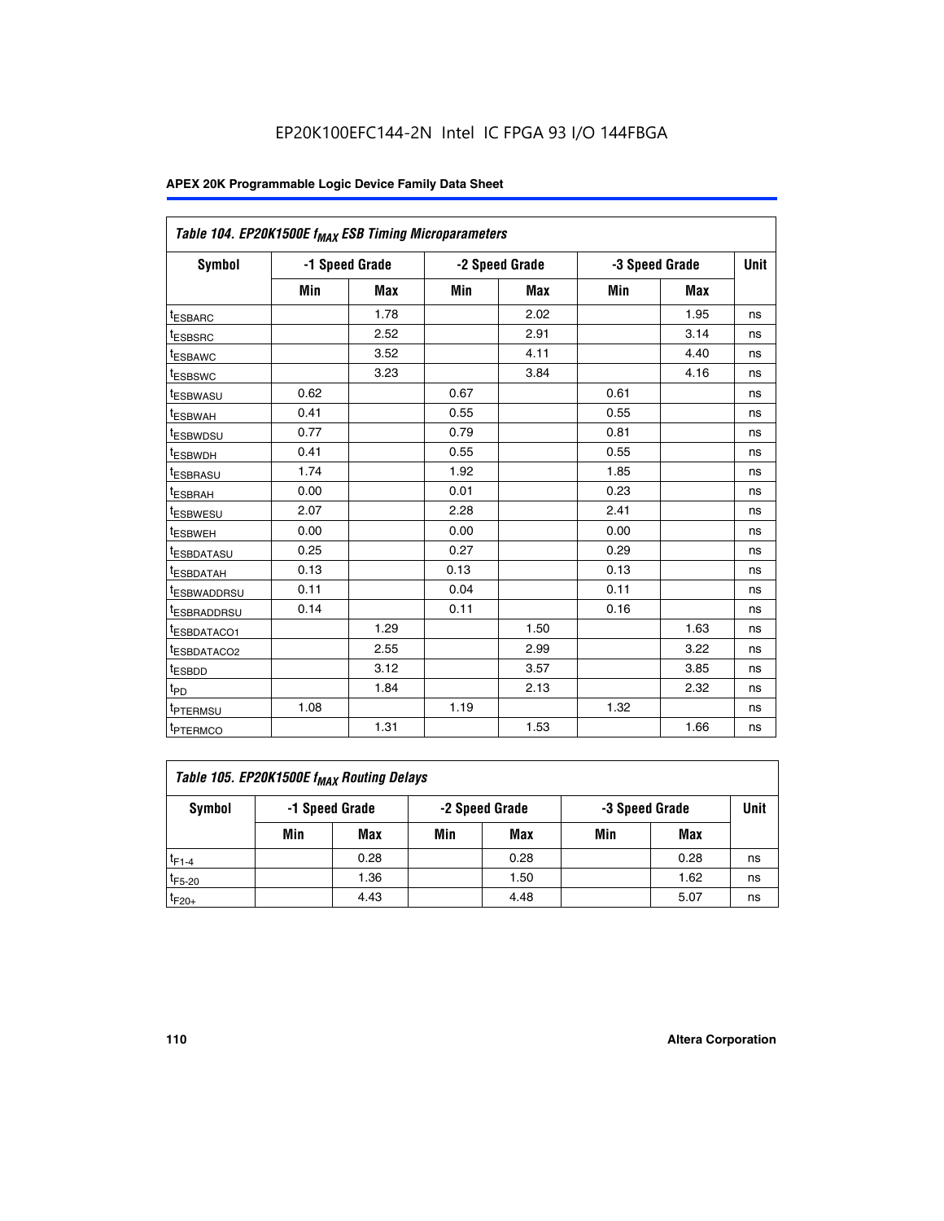EP20K100EFC144-2N Intel IC FPGA 93 I/O 144FBGA

| Table 104. EP20K1500E $f_{MAX}$ ESB Timing Microparameters | | | | | | | |
|---|---|---|---|---|---|---|---|
| Symbol | -1 Speed Grade | | -2 Speed Grade | | -3 Speed Grade | | Unit |
| | Min | Max | Min | Max | Min | Max | |
| $t_{ESBARC}$ | | 1.78 | | 2.02 | | 1.95 | ns |
| $t_{ESBSRC}$ | | 2.52 | | 2.91 | | 3.14 | ns |
| $t_{ESBAWC}$ | | 3.52 | | 4.11 | | 4.40 | ns |
| $t_{ESBSWC}$ | | 3.23 | | 3.84 | | 4.16 | ns |
| $t_{ESBWASU}$ | 0.62 | | 0.67 | | 0.61 | | ns |
| $t_{ESBWAH}$ | 0.41 | | 0.55 | | 0.55 | | ns |
| $t_{ESBWDSU}$ | 0.77 | | 0.79 | | 0.81 | | ns |
| $t_{ESBWDH}$ | 0.41 | | 0.55 | | 0.55 | | ns |
| $t_{ESBRASU}$ | 1.74 | | 1.92 | | 1.85 | | ns |
| $t_{ESBRAH}$ | 0.00 | | 0.01 | | 0.23 | | ns |
| $t_{ESBWESU}$ | 2.07 | | 2.28 | | 2.41 | | ns |
| $t_{ESBWEH}$ | 0.00 | | 0.00 | | 0.00 | | ns |
| $t_{ESBDATASU}$ | 0.25 | | 0.27 | | 0.29 | | ns |
| $t_{ESBDATAH}$ | 0.13 | | 0.13 | | 0.13 | | ns |
| $t_{ESBWADDRSU}$ | 0.11 | | 0.04 | | 0.11 | | ns |
| $t_{ESBRADDRSU}$ | 0.14 | | 0.11 | | 0.16 | | ns |
| $t_{ESBDATACO1}$ | | 1.29 | | 1.50 | | 1.63 | ns |
| $t_{ESBDATACO2}$ | | 2.55 | | 2.99 | | 3.22 | ns |
| $t_{ESBDD}$ | | 3.12 | | 3.57 | | 3.85 | ns |
| $t_{PD}$ | | 1.84 | | 2.13 | | 2.32 | ns |
| $t_{PTERMSU}$ | 1.08 | | 1.19 | | 1.32 | | ns |
| $t_{PTERMCO}$ | | 1.31 | | 1.53 | | 1.66 | ns |

| Table 105. EP20K1500E $f_{MAX}$ Routing Delays | | | | | | | |
|---|---|---|---|---|---|---|---|
| Symbol | -1 Speed Grade | | -2 Speed Grade | | -3 Speed Grade | | Unit |
| | Min | Max | Min | Max | Min | Max | |
| $t_{F1-4}$ | | 0.28 | | 0.28 | | 0.28 | ns |
| $t_{F5-20}$ | | 1.36 | | 1.50 | | 1.62 | ns |
| $t_{F20+}$ | | 4.43 | | 4.48 | | 5.07 | ns |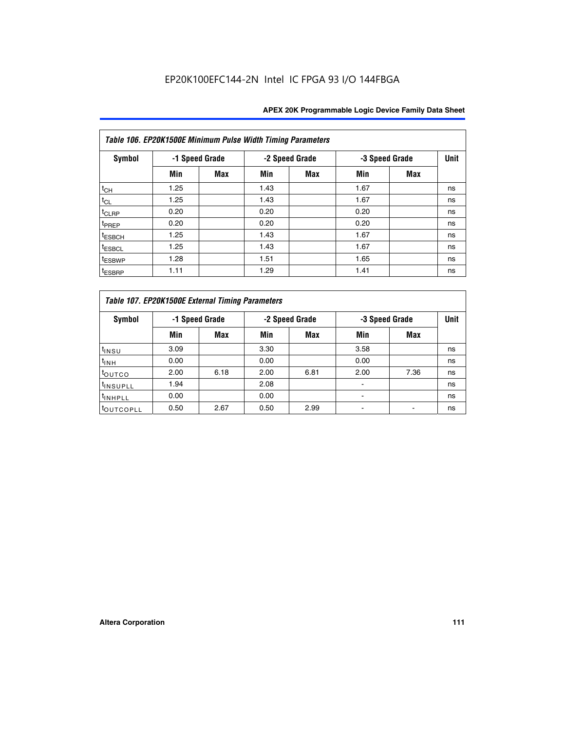EP20K100EFC144-2N Intel IC FPGA 93 I/O 144FBGA

| Table 106. EP20K1500E Minimum Pulse Width Timing Parameters | | | | | | | |
|---|---|---|---|---|---|---|---|
| Symbol | -1 Speed Grade | | -2 Speed Grade | | -3 Speed Grade | | Unit |
| | Min | Max | Min | Max | Min | Max | |
| $t_{CH}$ | 1.25 | | 1.43 | | 1.67 | | ns |
| $t_{CL}$ | 1.25 | | 1.43 | | 1.67 | | ns |
| $t_{CLRP}$ | 0.20 | | 0.20 | | 0.20 | | ns |
| $t_{PREP}$ | 0.20 | | 0.20 | | 0.20 | | ns |
| $t_{ESBCH}$ | 1.25 | | 1.43 | | 1.67 | | ns |
| $t_{ESBCL}$ | 1.25 | | 1.43 | | 1.67 | | ns |
| $t_{ESBWP}$ | 1.28 | | 1.51 | | 1.65 | | ns |
| $t_{ESBRP}$ | 1.11 | | 1.29 | | 1.41 | | ns |

| Table 107. EP20K1500E External Timing Parameters | | | | | | | |
|---|---|---|---|---|---|---|---|
| Symbol | -1 Speed Grade | | -2 Speed Grade | | -3 Speed Grade | | Unit |
| | Min | Max | Min | Max | Min | Max | |
| $t_{INSU}$ | 3.09 | | 3.30 | | 3.58 | | ns |
| $t_{INH}$ | 0.00 | | 0.00 | | 0.00 | | ns |
| $t_{OUTCO}$ | 2.00 | 6.18 | 2.00 | 6.81 | 2.00 | 7.36 | ns |
| $t_{INSUPLL}$ | 1.94 | | 2.08 | | - | | ns |
| $t_{INHPLL}$ | 0.00 | | 0.00 | | - | | ns |
| $t_{OUTCOPLL}$ | 0.50 | 2.67 | 0.50 | 2.99 | - | - | ns |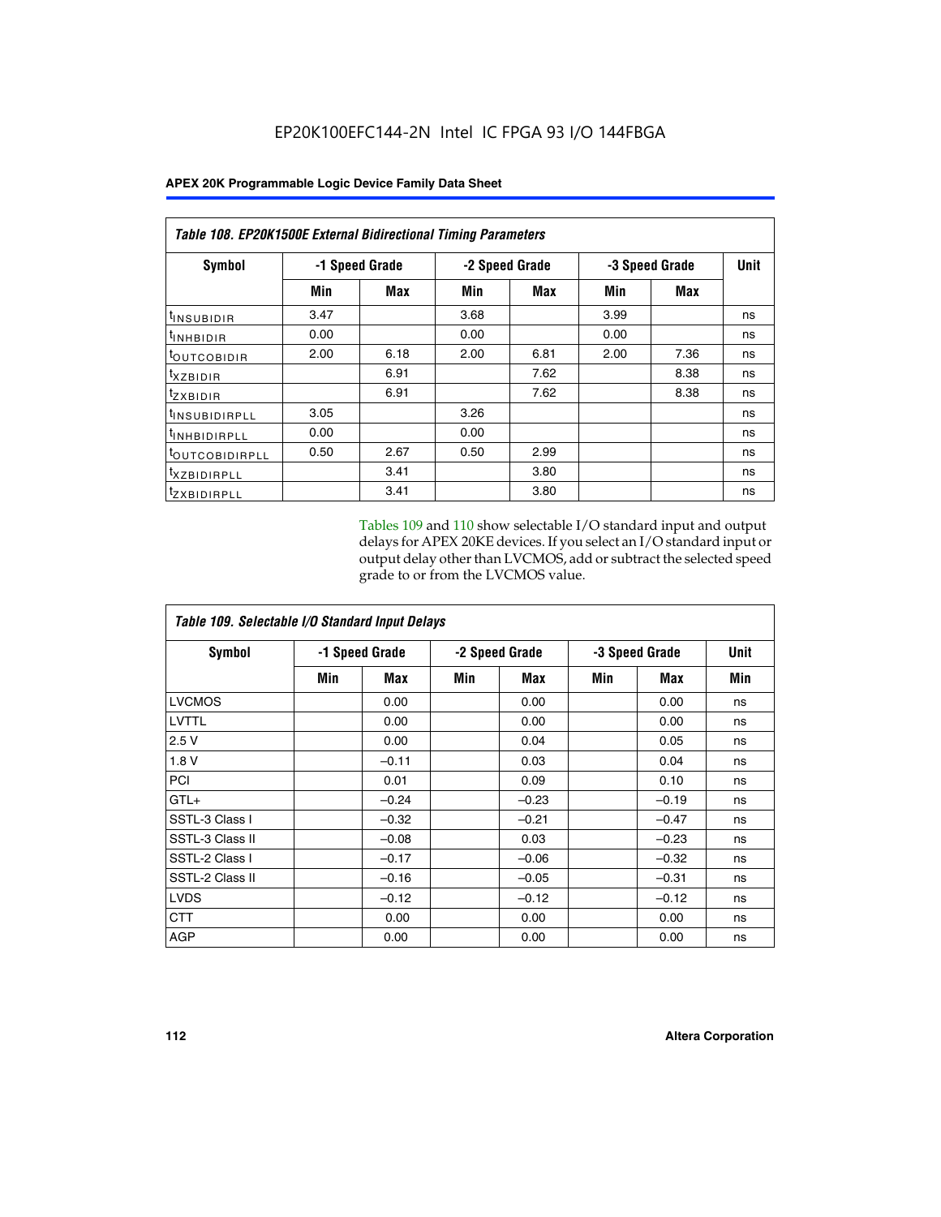EP20K100EFC144-2N Intel IC FPGA 93 I/O 144FBGA

**APEX 20K Programmable Logic Device Family Data Sheet**

| *Table 108. EP20K1500E External Bidirectional Timing Parameters* | | | | | | | |
|---|---|---|---|---|---|---|---|
| **Symbol** | **-1 Speed Grade** | | **-2 Speed Grade** | | **-3 Speed Grade** | | **Unit** |
| | **Min** | **Max** | **Min** | **Max** | **Min** | **Max** | |
| $t_{INSUBIDIR}$ | 3.47 | | 3.68 | | 3.99 | | ns |
| $t_{INHBIDIR}$ | 0.00 | | 0.00 | | 0.00 | | ns |
| $t_{OUTCOBIDIR}$ | 2.00 | 6.18 | 2.00 | 6.81 | 2.00 | 7.36 | ns |
| $t_{XZBIDIR}$ | | 6.91 | | 7.62 | | 8.38 | ns |
| $t_{ZXBIDIR}$ | | 6.91 | | 7.62 | | 8.38 | ns |
| $t_{INSUBIDIRPLL}$ | 3.05 | | 3.26 | | | | ns |
| $t_{INHBIDIRPLL}$ | 0.00 | | 0.00 | | | | ns |
| $t_{OUTCOBIDIRPLL}$ | 0.50 | 2.67 | 0.50 | 2.99 | | | ns |
| $t_{XZBIDIRPLL}$ | | 3.41 | | 3.80 | | | ns |
| $t_{ZXBIDIRPLL}$ | | 3.41 | | 3.80 | | | ns |

Tables 109 and 110 show selectable I/O standard input and output delays for APEX 20KE devices. If you select an I/O standard input or output delay other than LVCMOS, add or subtract the selected speed grade to or from the LVCMOS value.

| *Table 109. Selectable I/O Standard Input Delays* | | | | | | | |
|---|---|---|---|---|---|---|---|
| **Symbol** | **-1 Speed Grade** | | **-2 Speed Grade** | | **-3 Speed Grade** | | **Unit** |
| | **Min** | **Max** | **Min** | **Max** | **Min** | **Max** | **Min** |
| LVCMOS | | 0.00 | | 0.00 | | 0.00 | ns |
| LVTTL | | 0.00 | | 0.00 | | 0.00 | ns |
| 2.5 V | | 0.00 | | 0.04 | | 0.05 | ns |
| 1.8 V | | –0.11 | | 0.03 | | 0.04 | ns |
| PCI | | 0.01 | | 0.09 | | 0.10 | ns |
| GTL+ | | –0.24 | | –0.23 | | –0.19 | ns |
| SSTL-3 Class I | | –0.32 | | –0.21 | | –0.47 | ns |
| SSTL-3 Class II | | –0.08 | | 0.03 | | –0.23 | ns |
| SSTL-2 Class I | | –0.17 | | –0.06 | | –0.32 | ns |
| SSTL-2 Class II | | –0.16 | | –0.05 | | –0.31 | ns |
| LVDS | | –0.12 | | –0.12 | | –0.12 | ns |
| CTT | | 0.00 | | 0.00 | | 0.00 | ns |
| AGP | | 0.00 | | 0.00 | | 0.00 | ns |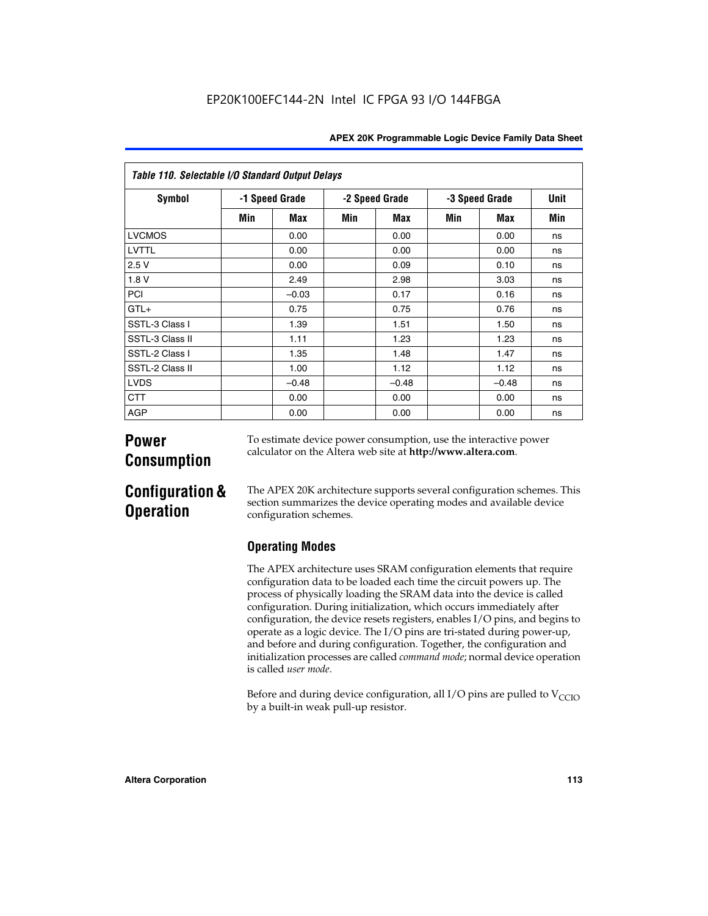| Table 110. Selectable I/O Standard Output Delays | | | | | | | |
|---|---|---|---|---|---|---|---|
| Symbol | -1 Speed Grade | | -2 Speed Grade | | -3 Speed Grade | | Unit |
| | Min | Max | Min | Max | Min | Max | Min |
| LVCMOS | | 0.00 | | 0.00 | | 0.00 | ns |
| LVTTL | | 0.00 | | 0.00 | | 0.00 | ns |
| 2.5 V | | 0.00 | | 0.09 | | 0.10 | ns |
| 1.8 V | | 2.49 | | 2.98 | | 3.03 | ns |
| PCI | | –0.03 | | 0.17 | | 0.16 | ns |
| GTL+ | | 0.75 | | 0.75 | | 0.76 | ns |
| SSTL-3 Class I | | 1.39 | | 1.51 | | 1.50 | ns |
| SSTL-3 Class II | | 1.11 | | 1.23 | | 1.23 | ns |
| SSTL-2 Class I | | 1.35 | | 1.48 | | 1.47 | ns |
| SSTL-2 Class II | | 1.00 | | 1.12 | | 1.12 | ns |
| LVDS | | –0.48 | | –0.48 | | –0.48 | ns |
| CTT | | 0.00 | | 0.00 | | 0.00 | ns |
| AGP | | 0.00 | | 0.00 | | 0.00 | ns |

# Power Consumption

To estimate device power consumption, use the interactive power calculator on the Altera web site at **http://www.altera.com**.

# Configuration & Operation

The APEX 20K architecture supports several configuration schemes. This section summarizes the device operating modes and available device configuration schemes.

## Operating Modes

The APEX architecture uses SRAM configuration elements that require configuration data to be loaded each time the circuit powers up. The process of physically loading the SRAM data into the device is called configuration. During initialization, which occurs immediately after configuration, the device resets registers, enables I/O pins, and begins to operate as a logic device. The I/O pins are tri-stated during power-up, and before and during configuration. Together, the configuration and initialization processes are called *command mode*; normal device operation is called *user mode*.

Before and during device configuration, all I/O pins are pulled to $V_{CCIO}$ by a built-in weak pull-up resistor.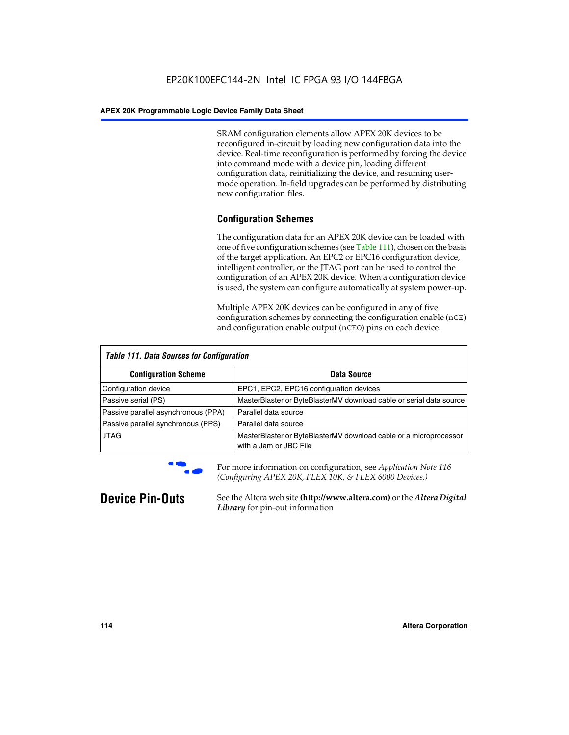SRAM configuration elements allow APEX 20K devices to be reconfigured in-circuit by loading new configuration data into the device. Real-time reconfiguration is performed by forcing the device into command mode with a device pin, loading different configuration data, reinitializing the device, and resuming user-mode operation. In-field upgrades can be performed by distributing new configuration files.

### Configuration Schemes

The configuration data for an APEX 20K device can be loaded with one of five configuration schemes (see Table 111), chosen on the basis of the target application. An EPC2 or EPC16 configuration device, intelligent controller, or the JTAG port can be used to control the configuration of an APEX 20K device. When a configuration device is used, the system can configure automatically at system power-up.

Multiple APEX 20K devices can be configured in any of five configuration schemes by connecting the configuration enable (`nCE`) and configuration enable output (`nCEO`) pins on each device.

*Table 111. Data Sources for Configuration*

| Configuration Scheme | Data Source |
|---|---|
| Configuration device | EPC1, EPC2, EPC16 configuration devices |
| Passive serial (PS) | MasterBlaster or ByteBlasterMV download cable or serial data source |
| Passive parallel asynchronous (PPA) | Parallel data source |
| Passive parallel synchronous (PPS) | Parallel data source |
| JTAG | MasterBlaster or ByteBlasterMV download cable or a microprocessor with a Jam or JBC File |

For more information on configuration, see *Application Note 116 (Configuring APEX 20K, FLEX 10K, & FLEX 6000 Devices.)*

## Device Pin-Outs

See the Altera web site **(http://www.altera.com)** or the ***Altera Digital Library*** for pin-out information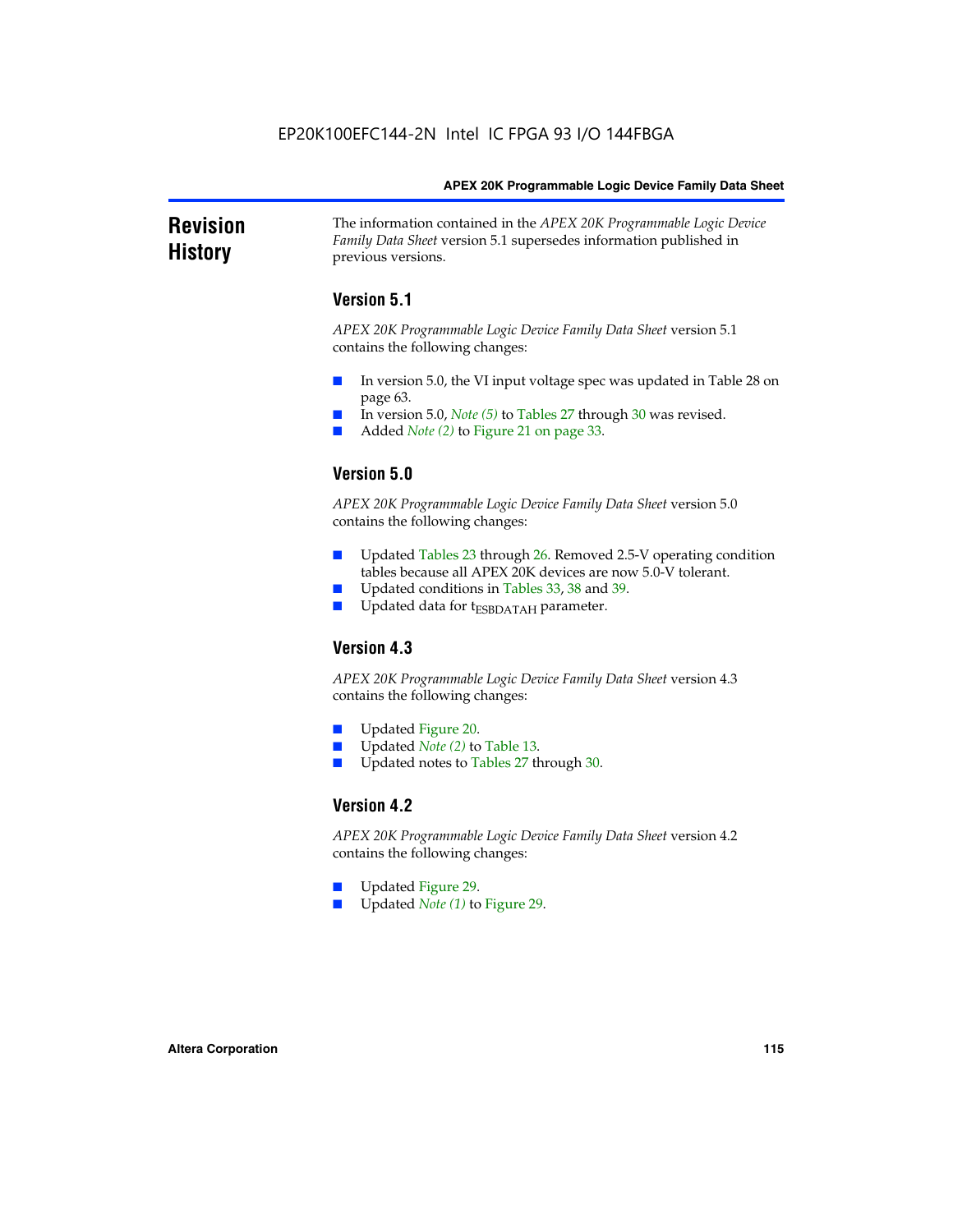# Revision History

The information contained in the *APEX 20K Programmable Logic Device Family Data Sheet* version 5.1 supersedes information published in previous versions.

## Version 5.1

*APEX 20K Programmable Logic Device Family Data Sheet* version 5.1 contains the following changes:

- In version 5.0, the VI input voltage spec was updated in Table 28 on page 63.
- In version 5.0, *Note (5)* to Tables 27 through 30 was revised.
- Added *Note (2)* to Figure 21 on page 33.

## Version 5.0

*APEX 20K Programmable Logic Device Family Data Sheet* version 5.0 contains the following changes:

- Updated Tables 23 through 26. Removed 2.5-V operating condition tables because all APEX 20K devices are now 5.0-V tolerant.
- Updated conditions in Tables 33, 38 and 39.
- Updated data for $t_{ESBDATAH}$ parameter.

## Version 4.3

*APEX 20K Programmable Logic Device Family Data Sheet* version 4.3 contains the following changes:

- Updated Figure 20.
- Updated *Note (2)* to Table 13.
- Updated notes to Tables 27 through 30.

## Version 4.2

*APEX 20K Programmable Logic Device Family Data Sheet* version 4.2 contains the following changes:

- Updated Figure 29.
- Updated *Note (1)* to Figure 29.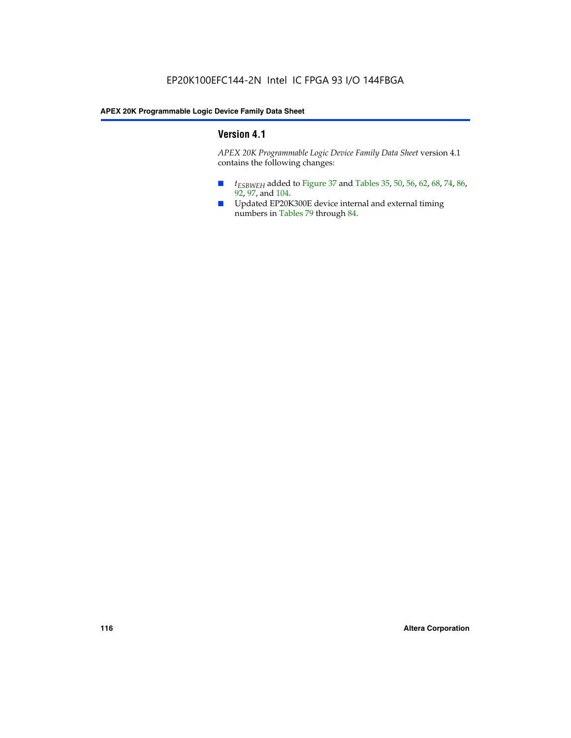## Version 4.1

*APEX 20K Programmable Logic Device Family Data Sheet* version 4.1 contains the following changes:

- $t_{ESBWEH}$ added to Figure 37 and Tables 35, 50, 56, 62, 68, 74, 86, 92, 97, and 104.
- Updated EP20K300E device internal and external timing numbers in Tables 79 through 84.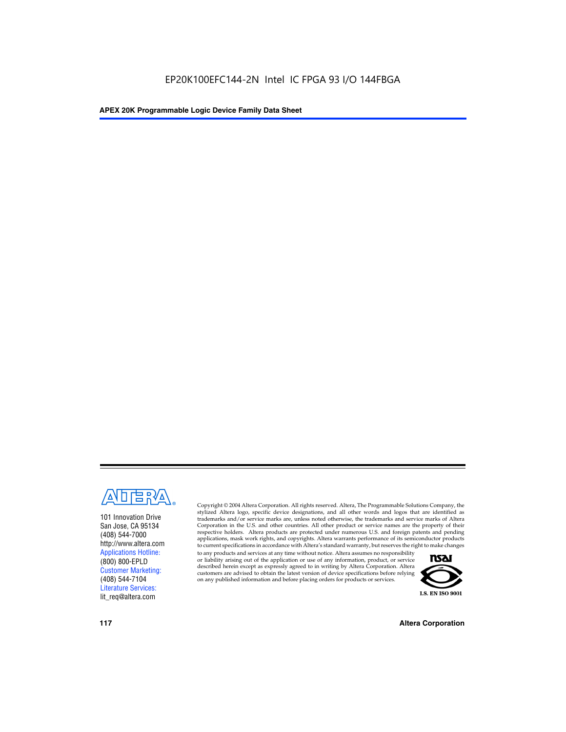101 Innovation Drive
San Jose, CA 95134
(408) 544-7000
http://www.altera.com
Applications Hotline:
(800) 800-EPLD
Customer Marketing:
(408) 544-7104
Literature Services:
lit_req@altera.com

Copyright © 2004 Altera Corporation. All rights reserved. Altera, The Programmable Solutions Company, the stylized Altera logo, specific device designations, and all other words and logos that are identified as trademarks and/or service marks are, unless noted otherwise, the trademarks and service marks of Altera Corporation in the U.S. and other countries. All other product or service names are the property of their respective holders. Altera products are protected under numerous U.S. and foreign patents and pending applications, mask work rights, and copyrights. Altera warrants performance of its semiconductor products to current specifications in accordance with Altera's standard warranty, but reserves the right to make changes to any products and services at any time without notice. Altera assumes no responsibility or liability arising out of the application or use of any information, product, or service described herein except as expressly agreed to in writing by Altera Corporation. Altera customers are advised to obtain the latest version of device specifications before relying on any published information and before placing orders for products or services.

I.S. EN ISO 9001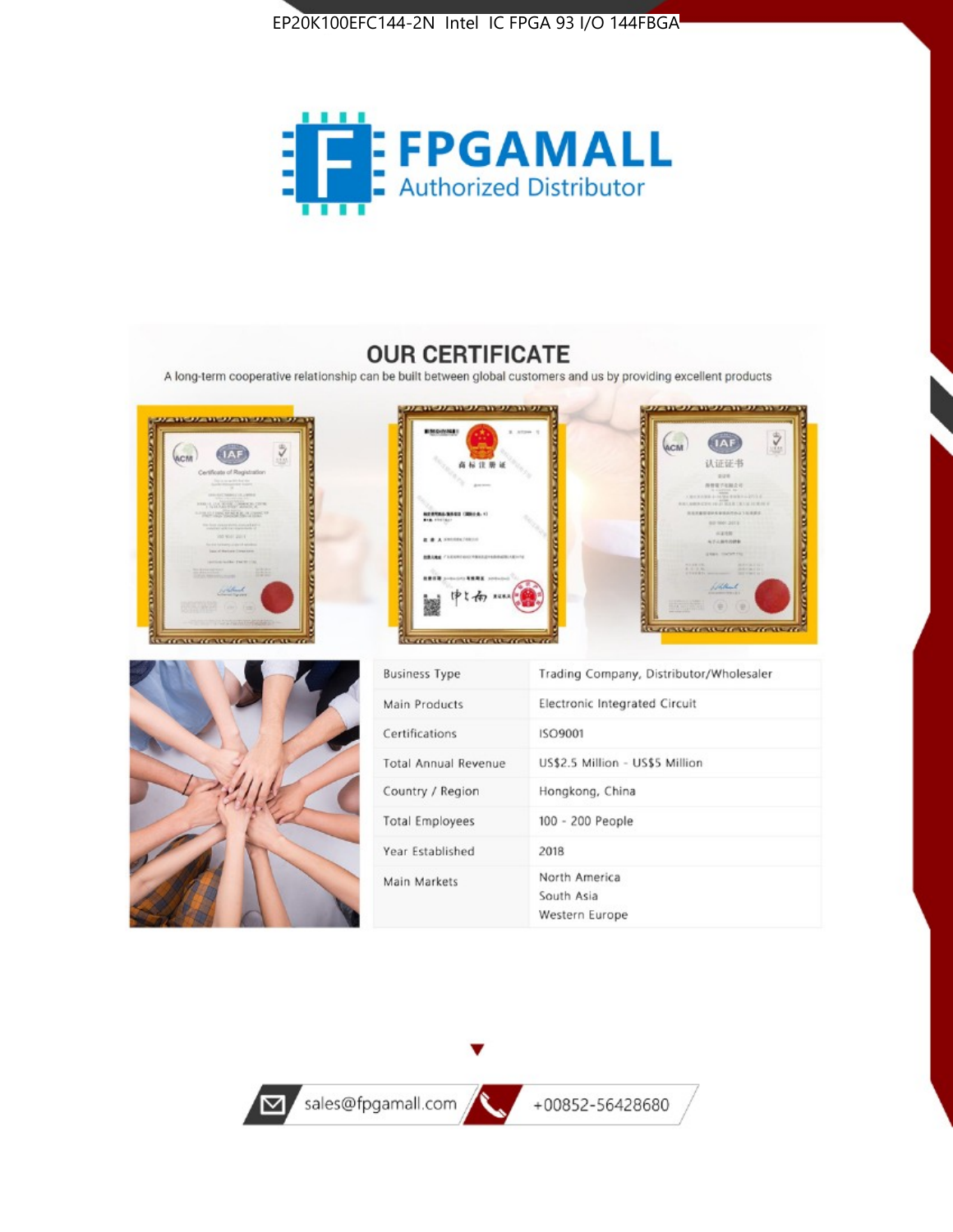FPGAMALL
Authorized Distributor

## OUR CERTIFICATE

A long-term cooperative relationship can be built between global customers and us by providing excellent products

| | |
|---|---|
| Business Type | Trading Company, Distributor/Wholesaler |
| Main Products | Electronic Integrated Circuit |
| Certifications | ISO9001 |
| Total Annual Revenue | US$2.5 Million - US$5 Million |
| Country / Region | Hongkong, China |
| Total Employees | 100 - 200 People |
| Year Established | 2018 |
| Main Markets | North America<br>South Asia<br>Western Europe |

sales@fpgamall.com

+00852-56428680